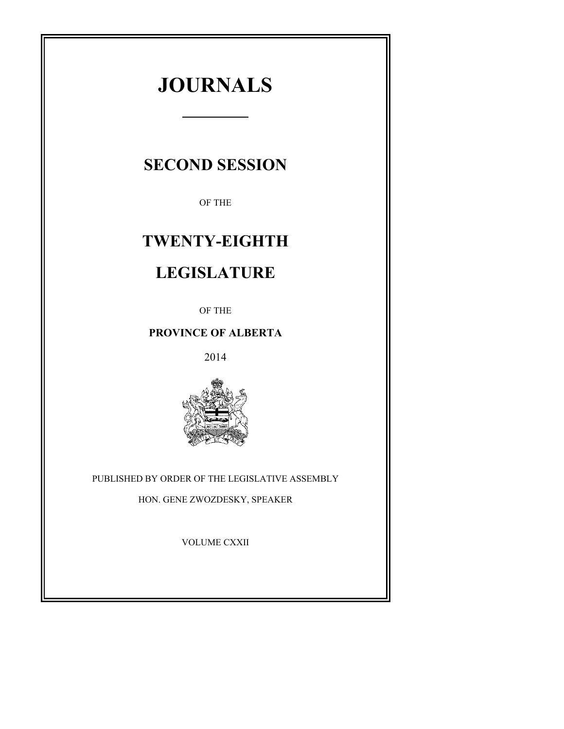# JOURNALS

## SECOND SESSION

OF THE

## TWENTY-EIGHTH

## LEGISLATURE

OF THE

**PROVINCE OF ALBERTA**

2014

PUBLISHED BY ORDER OF THE LEGISLATIVE ASSEMBLY

HON. GENE ZWOZDESKY, SPEAKER

VOLUME CXXII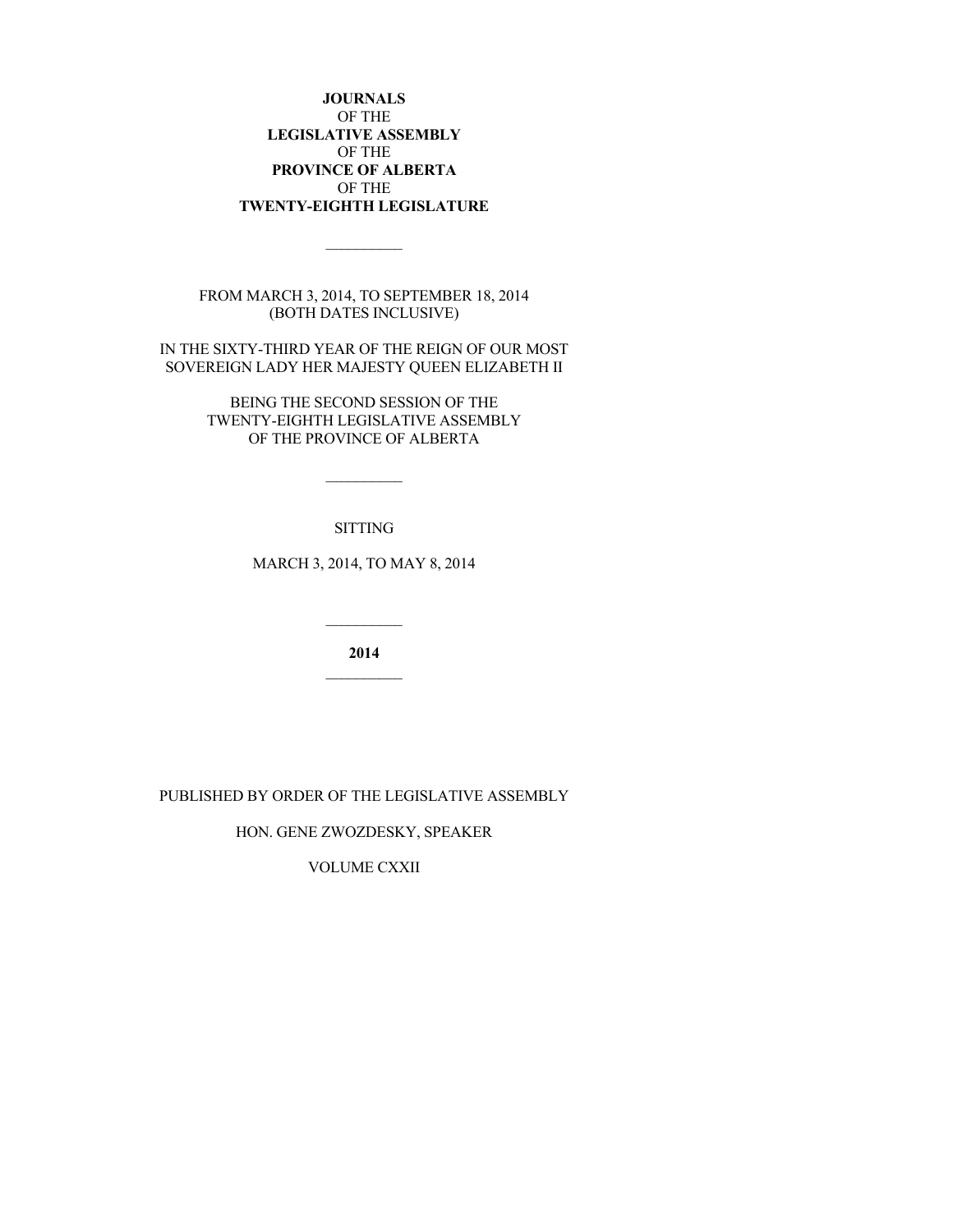**JOURNALS**
OF THE
**LEGISLATIVE ASSEMBLY**
OF THE
**PROVINCE OF ALBERTA**
OF THE
**TWENTY-EIGHTH LEGISLATURE**

---

FROM MARCH 3, 2014, TO SEPTEMBER 18, 2014
(BOTH DATES INCLUSIVE)

IN THE SIXTY-THIRD YEAR OF THE REIGN OF OUR MOST SOVEREIGN LADY HER MAJESTY QUEEN ELIZABETH II

BEING THE SECOND SESSION OF THE TWENTY-EIGHTH LEGISLATIVE ASSEMBLY OF THE PROVINCE OF ALBERTA

---

SITTING

MARCH 3, 2014, TO MAY 8, 2014

---

**2014**

---

PUBLISHED BY ORDER OF THE LEGISLATIVE ASSEMBLY

HON. GENE ZWOZDESKY, SPEAKER

VOLUME CXXII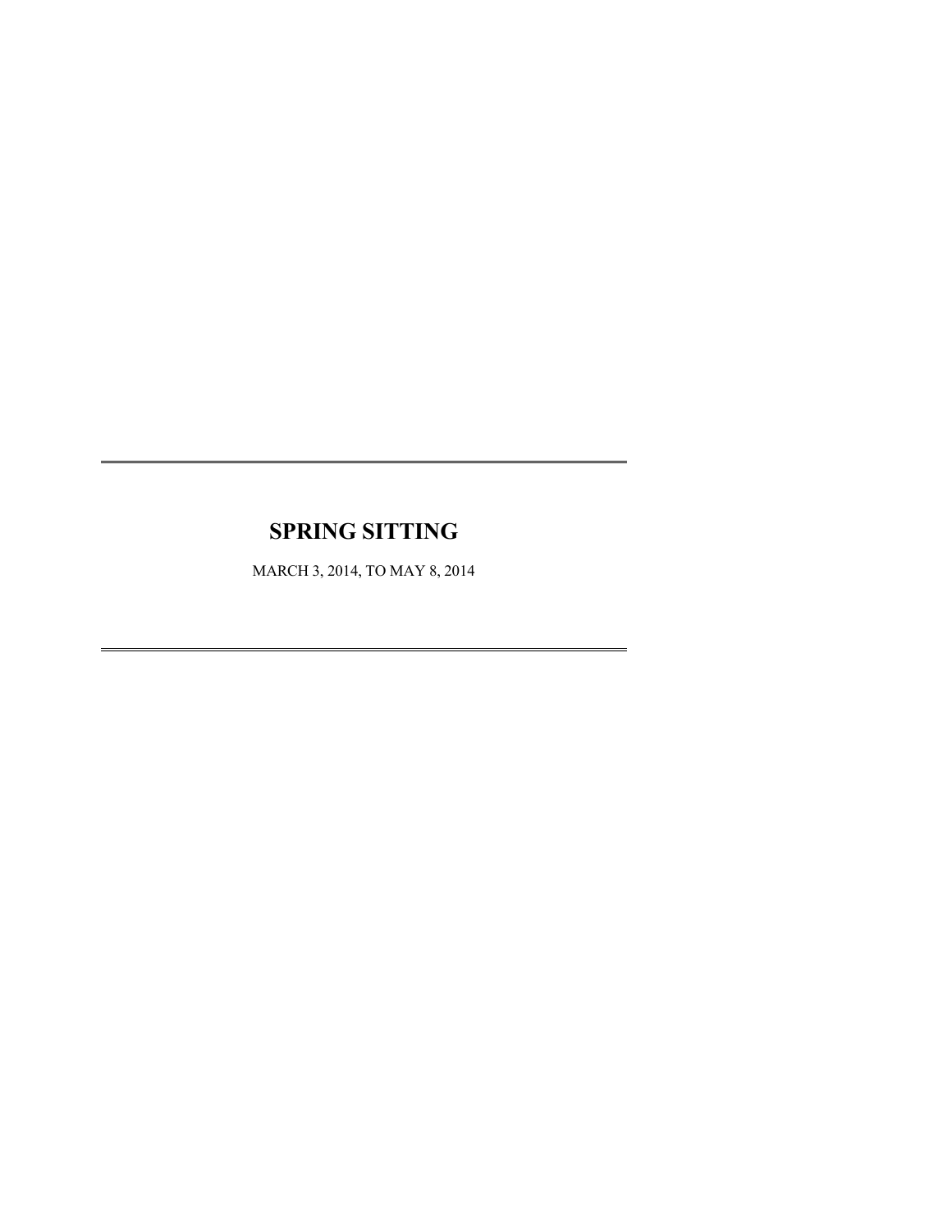# SPRING SITTING

MARCH 3, 2014, TO MAY 8, 2014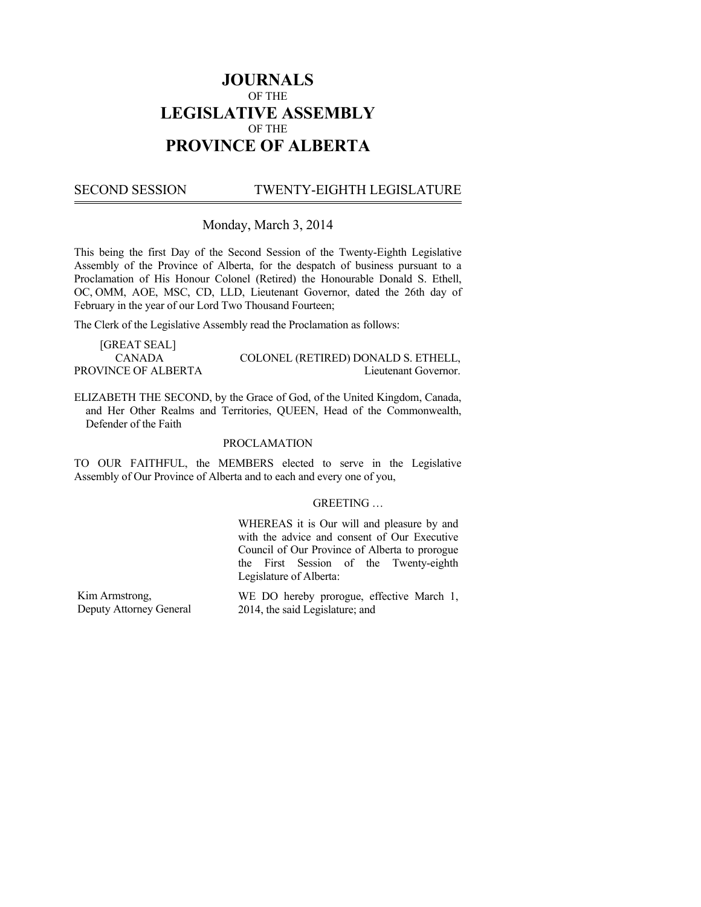# JOURNALS
OF THE
# LEGISLATIVE ASSEMBLY
OF THE
# PROVINCE OF ALBERTA

SECOND SESSION TWENTY-EIGHTH LEGISLATURE

Monday, March 3, 2014

This being the first Day of the Second Session of the Twenty-Eighth Legislative Assembly of the Province of Alberta, for the despatch of business pursuant to a Proclamation of His Honour Colonel (Retired) the Honourable Donald S. Ethell, OC, OMM, AOE, MSC, CD, LLD, Lieutenant Governor, dated the 26th day of February in the year of our Lord Two Thousand Fourteen;

The Clerk of the Legislative Assembly read the Proclamation as follows:

[GREAT SEAL]
CANADA
PROVINCE OF ALBERTA

COLONEL (RETIRED) DONALD S. ETHELL,
Lieutenant Governor.

ELIZABETH THE SECOND, by the Grace of God, of the United Kingdom, Canada, and Her Other Realms and Territories, QUEEN, Head of the Commonwealth, Defender of the Faith

PROCLAMATION

TO OUR FAITHFUL, the MEMBERS elected to serve in the Legislative Assembly of Our Province of Alberta and to each and every one of you,

GREETING …

WHEREAS it is Our will and pleasure by and with the advice and consent of Our Executive Council of Our Province of Alberta to prorogue the First Session of the Twenty-eighth Legislature of Alberta:

Kim Armstrong,
Deputy Attorney General

WE DO hereby prorogue, effective March 1, 2014, the said Legislature; and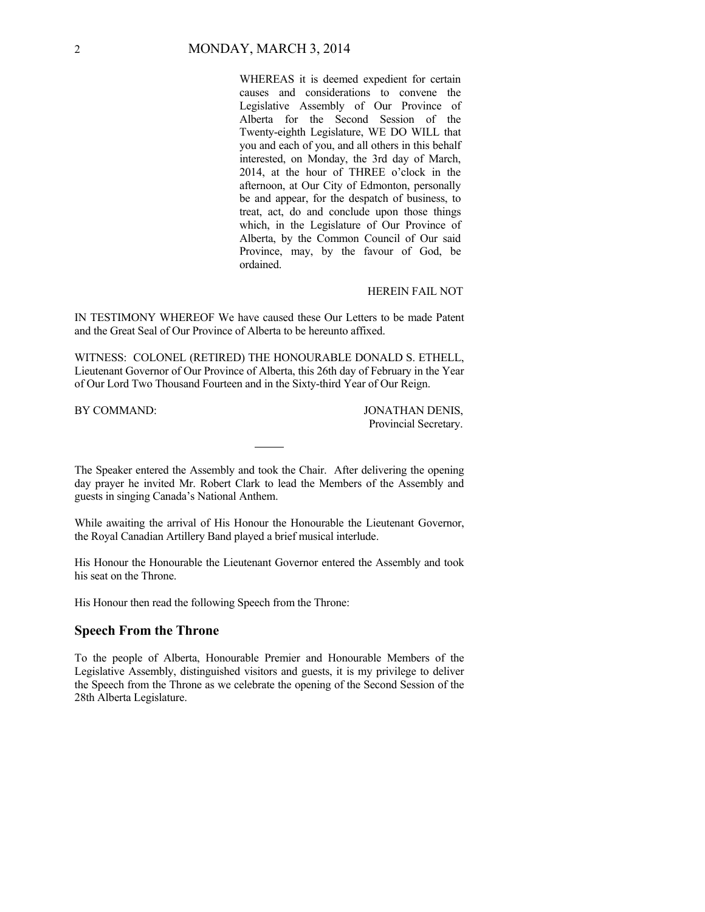WHEREAS it is deemed expedient for certain causes and considerations to convene the Legislative Assembly of Our Province of Alberta for the Second Session of the Twenty-eighth Legislature, WE DO WILL that you and each of you, and all others in this behalf interested, on Monday, the 3rd day of March, 2014, at the hour of THREE o'clock in the afternoon, at Our City of Edmonton, personally be and appear, for the despatch of business, to treat, act, do and conclude upon those things which, in the Legislature of Our Province of Alberta, by the Common Council of Our said Province, may, by the favour of God, be ordained.

HEREIN FAIL NOT

IN TESTIMONY WHEREOF We have caused these Our Letters to be made Patent and the Great Seal of Our Province of Alberta to be hereunto affixed.

WITNESS: COLONEL (RETIRED) THE HONOURABLE DONALD S. ETHELL, Lieutenant Governor of Our Province of Alberta, this 26th day of February in the Year of Our Lord Two Thousand Fourteen and in the Sixty-third Year of Our Reign.

BY COMMAND: JONATHAN DENIS, Provincial Secretary.

---

The Speaker entered the Assembly and took the Chair. After delivering the opening day prayer he invited Mr. Robert Clark to lead the Members of the Assembly and guests in singing Canada's National Anthem.

While awaiting the arrival of His Honour the Honourable the Lieutenant Governor, the Royal Canadian Artillery Band played a brief musical interlude.

His Honour the Honourable the Lieutenant Governor entered the Assembly and took his seat on the Throne.

His Honour then read the following Speech from the Throne:

## Speech From the Throne

To the people of Alberta, Honourable Premier and Honourable Members of the Legislative Assembly, distinguished visitors and guests, it is my privilege to deliver the Speech from the Throne as we celebrate the opening of the Second Session of the 28th Alberta Legislature.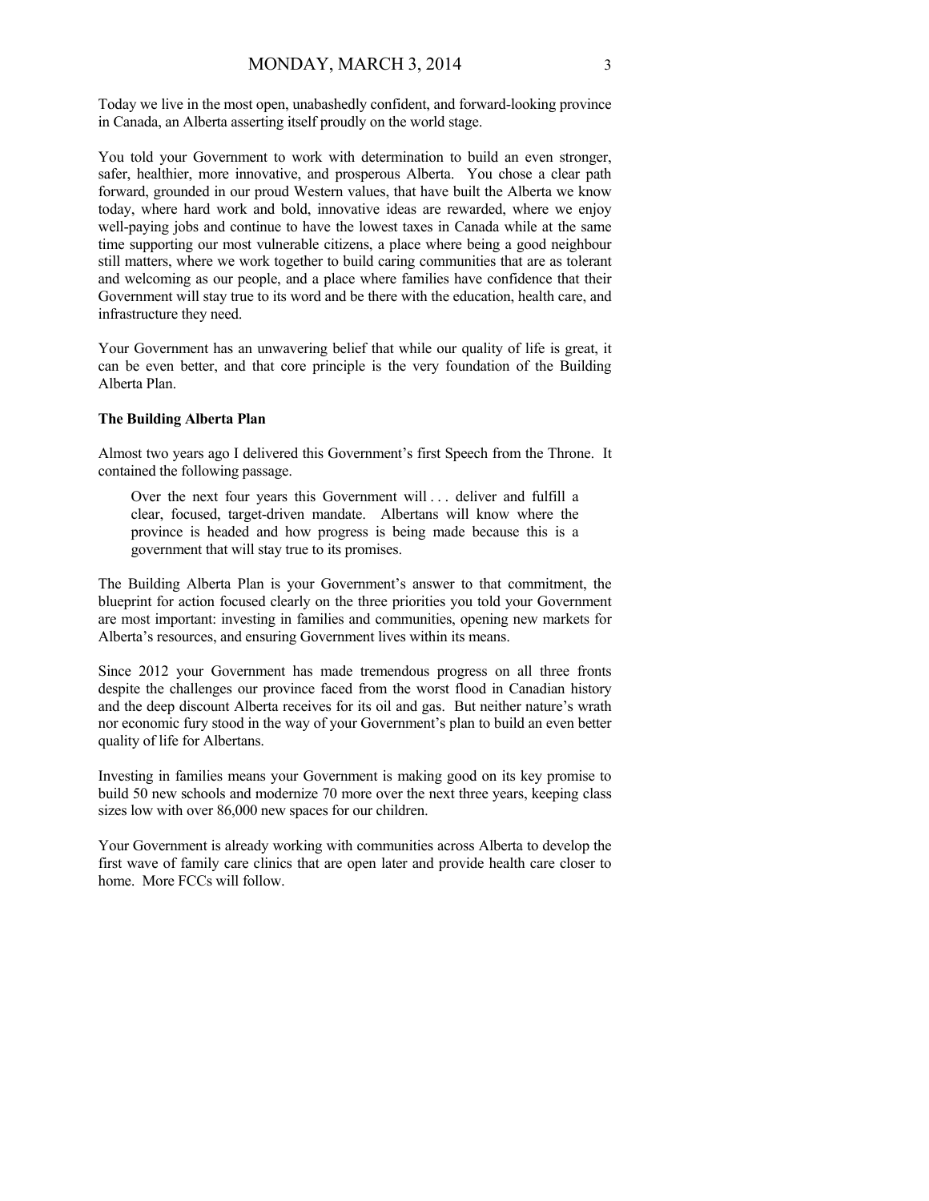Today we live in the most open, unabashedly confident, and forward-looking province in Canada, an Alberta asserting itself proudly on the world stage.

You told your Government to work with determination to build an even stronger, safer, healthier, more innovative, and prosperous Alberta. You chose a clear path forward, grounded in our proud Western values, that have built the Alberta we know today, where hard work and bold, innovative ideas are rewarded, where we enjoy well-paying jobs and continue to have the lowest taxes in Canada while at the same time supporting our most vulnerable citizens, a place where being a good neighbour still matters, where we work together to build caring communities that are as tolerant and welcoming as our people, and a place where families have confidence that their Government will stay true to its word and be there with the education, health care, and infrastructure they need.

Your Government has an unwavering belief that while our quality of life is great, it can be even better, and that core principle is the very foundation of the Building Alberta Plan.

**The Building Alberta Plan**

Almost two years ago I delivered this Government's first Speech from the Throne. It contained the following passage.

> Over the next four years this Government will . . . deliver and fulfill a clear, focused, target-driven mandate. Albertans will know where the province is headed and how progress is being made because this is a government that will stay true to its promises.

The Building Alberta Plan is your Government's answer to that commitment, the blueprint for action focused clearly on the three priorities you told your Government are most important: investing in families and communities, opening new markets for Alberta's resources, and ensuring Government lives within its means.

Since 2012 your Government has made tremendous progress on all three fronts despite the challenges our province faced from the worst flood in Canadian history and the deep discount Alberta receives for its oil and gas. But neither nature's wrath nor economic fury stood in the way of your Government's plan to build an even better quality of life for Albertans.

Investing in families means your Government is making good on its key promise to build 50 new schools and modernize 70 more over the next three years, keeping class sizes low with over 86,000 new spaces for our children.

Your Government is already working with communities across Alberta to develop the first wave of family care clinics that are open later and provide health care closer to home. More FCCs will follow.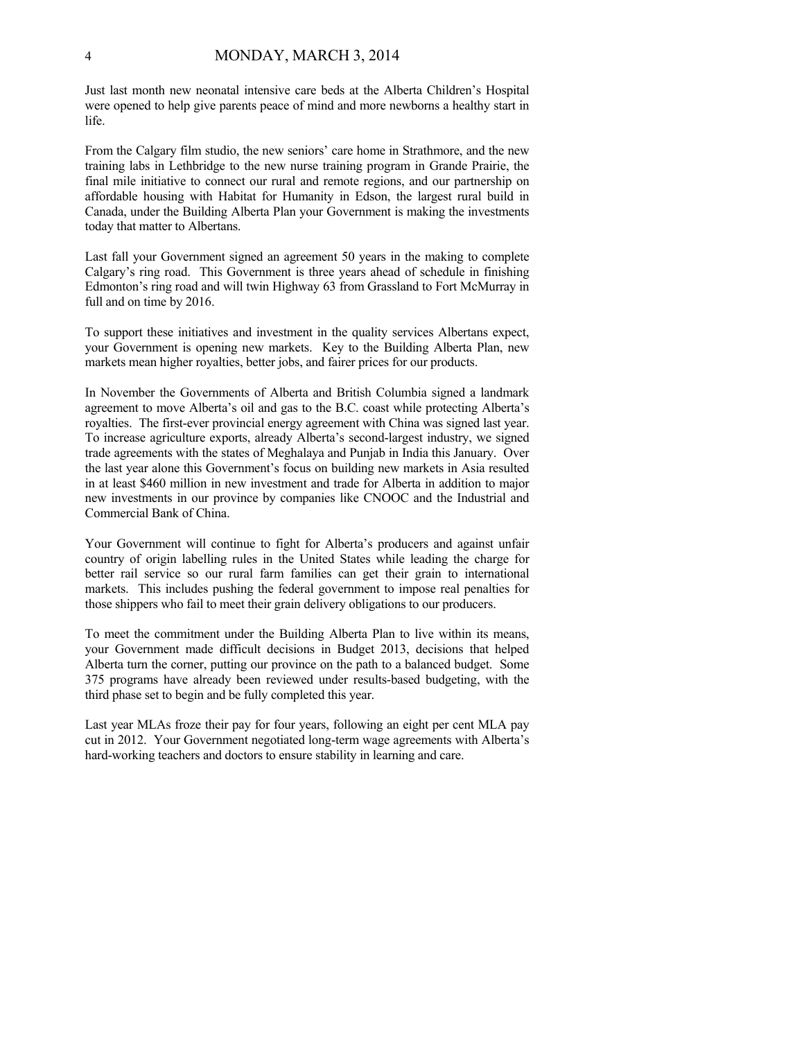Just last month new neonatal intensive care beds at the Alberta Children's Hospital were opened to help give parents peace of mind and more newborns a healthy start in life.

From the Calgary film studio, the new seniors' care home in Strathmore, and the new training labs in Lethbridge to the new nurse training program in Grande Prairie, the final mile initiative to connect our rural and remote regions, and our partnership on affordable housing with Habitat for Humanity in Edson, the largest rural build in Canada, under the Building Alberta Plan your Government is making the investments today that matter to Albertans.

Last fall your Government signed an agreement 50 years in the making to complete Calgary's ring road. This Government is three years ahead of schedule in finishing Edmonton's ring road and will twin Highway 63 from Grassland to Fort McMurray in full and on time by 2016.

To support these initiatives and investment in the quality services Albertans expect, your Government is opening new markets. Key to the Building Alberta Plan, new markets mean higher royalties, better jobs, and fairer prices for our products.

In November the Governments of Alberta and British Columbia signed a landmark agreement to move Alberta's oil and gas to the B.C. coast while protecting Alberta's royalties. The first-ever provincial energy agreement with China was signed last year. To increase agriculture exports, already Alberta's second-largest industry, we signed trade agreements with the states of Meghalaya and Punjab in India this January. Over the last year alone this Government's focus on building new markets in Asia resulted in at least $460 million in new investment and trade for Alberta in addition to major new investments in our province by companies like CNOOC and the Industrial and Commercial Bank of China.

Your Government will continue to fight for Alberta's producers and against unfair country of origin labelling rules in the United States while leading the charge for better rail service so our rural farm families can get their grain to international markets. This includes pushing the federal government to impose real penalties for those shippers who fail to meet their grain delivery obligations to our producers.

To meet the commitment under the Building Alberta Plan to live within its means, your Government made difficult decisions in Budget 2013, decisions that helped Alberta turn the corner, putting our province on the path to a balanced budget. Some 375 programs have already been reviewed under results-based budgeting, with the third phase set to begin and be fully completed this year.

Last year MLAs froze their pay for four years, following an eight per cent MLA pay cut in 2012. Your Government negotiated long-term wage agreements with Alberta's hard-working teachers and doctors to ensure stability in learning and care.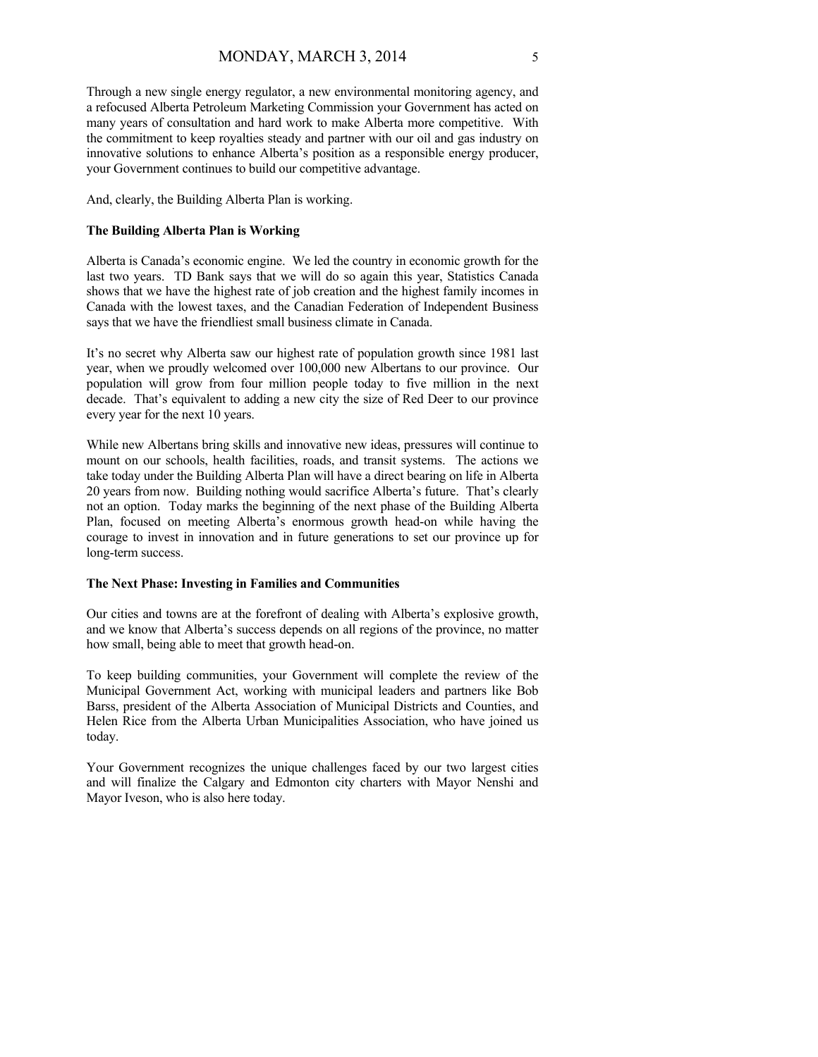Through a new single energy regulator, a new environmental monitoring agency, and a refocused Alberta Petroleum Marketing Commission your Government has acted on many years of consultation and hard work to make Alberta more competitive. With the commitment to keep royalties steady and partner with our oil and gas industry on innovative solutions to enhance Alberta's position as a responsible energy producer, your Government continues to build our competitive advantage.

And, clearly, the Building Alberta Plan is working.

**The Building Alberta Plan is Working**

Alberta is Canada's economic engine. We led the country in economic growth for the last two years. TD Bank says that we will do so again this year, Statistics Canada shows that we have the highest rate of job creation and the highest family incomes in Canada with the lowest taxes, and the Canadian Federation of Independent Business says that we have the friendliest small business climate in Canada.

It's no secret why Alberta saw our highest rate of population growth since 1981 last year, when we proudly welcomed over 100,000 new Albertans to our province. Our population will grow from four million people today to five million in the next decade. That's equivalent to adding a new city the size of Red Deer to our province every year for the next 10 years.

While new Albertans bring skills and innovative new ideas, pressures will continue to mount on our schools, health facilities, roads, and transit systems. The actions we take today under the Building Alberta Plan will have a direct bearing on life in Alberta 20 years from now. Building nothing would sacrifice Alberta's future. That's clearly not an option. Today marks the beginning of the next phase of the Building Alberta Plan, focused on meeting Alberta's enormous growth head-on while having the courage to invest in innovation and in future generations to set our province up for long-term success.

**The Next Phase: Investing in Families and Communities**

Our cities and towns are at the forefront of dealing with Alberta's explosive growth, and we know that Alberta's success depends on all regions of the province, no matter how small, being able to meet that growth head-on.

To keep building communities, your Government will complete the review of the Municipal Government Act, working with municipal leaders and partners like Bob Barss, president of the Alberta Association of Municipal Districts and Counties, and Helen Rice from the Alberta Urban Municipalities Association, who have joined us today.

Your Government recognizes the unique challenges faced by our two largest cities and will finalize the Calgary and Edmonton city charters with Mayor Nenshi and Mayor Iveson, who is also here today.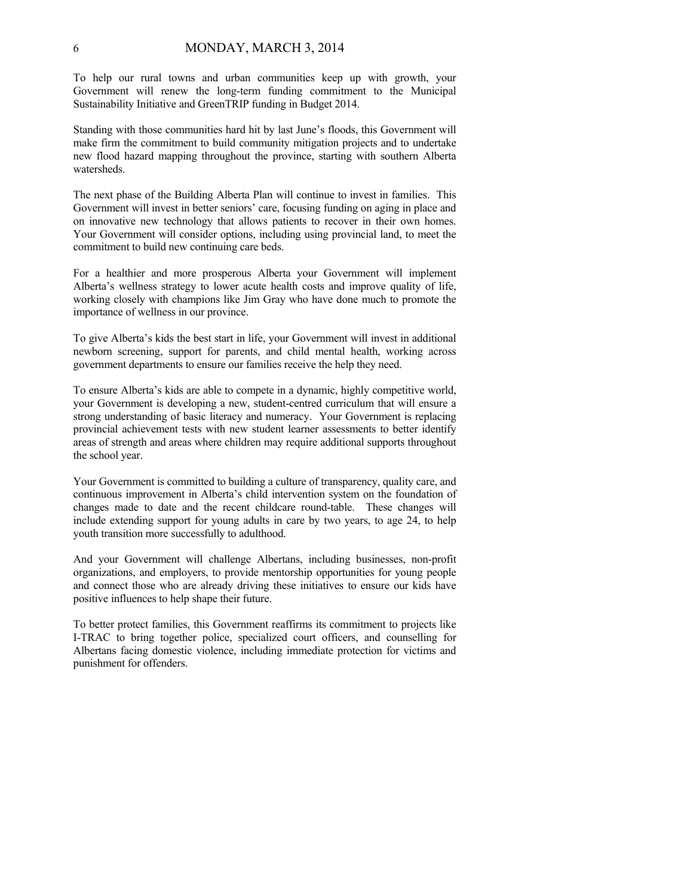To help our rural towns and urban communities keep up with growth, your Government will renew the long-term funding commitment to the Municipal Sustainability Initiative and GreenTRIP funding in Budget 2014.

Standing with those communities hard hit by last June's floods, this Government will make firm the commitment to build community mitigation projects and to undertake new flood hazard mapping throughout the province, starting with southern Alberta watersheds.

The next phase of the Building Alberta Plan will continue to invest in families. This Government will invest in better seniors' care, focusing funding on aging in place and on innovative new technology that allows patients to recover in their own homes. Your Government will consider options, including using provincial land, to meet the commitment to build new continuing care beds.

For a healthier and more prosperous Alberta your Government will implement Alberta's wellness strategy to lower acute health costs and improve quality of life, working closely with champions like Jim Gray who have done much to promote the importance of wellness in our province.

To give Alberta's kids the best start in life, your Government will invest in additional newborn screening, support for parents, and child mental health, working across government departments to ensure our families receive the help they need.

To ensure Alberta's kids are able to compete in a dynamic, highly competitive world, your Government is developing a new, student-centred curriculum that will ensure a strong understanding of basic literacy and numeracy. Your Government is replacing provincial achievement tests with new student learner assessments to better identify areas of strength and areas where children may require additional supports throughout the school year.

Your Government is committed to building a culture of transparency, quality care, and continuous improvement in Alberta's child intervention system on the foundation of changes made to date and the recent childcare round-table. These changes will include extending support for young adults in care by two years, to age 24, to help youth transition more successfully to adulthood.

And your Government will challenge Albertans, including businesses, non-profit organizations, and employers, to provide mentorship opportunities for young people and connect those who are already driving these initiatives to ensure our kids have positive influences to help shape their future.

To better protect families, this Government reaffirms its commitment to projects like I-TRAC to bring together police, specialized court officers, and counselling for Albertans facing domestic violence, including immediate protection for victims and punishment for offenders.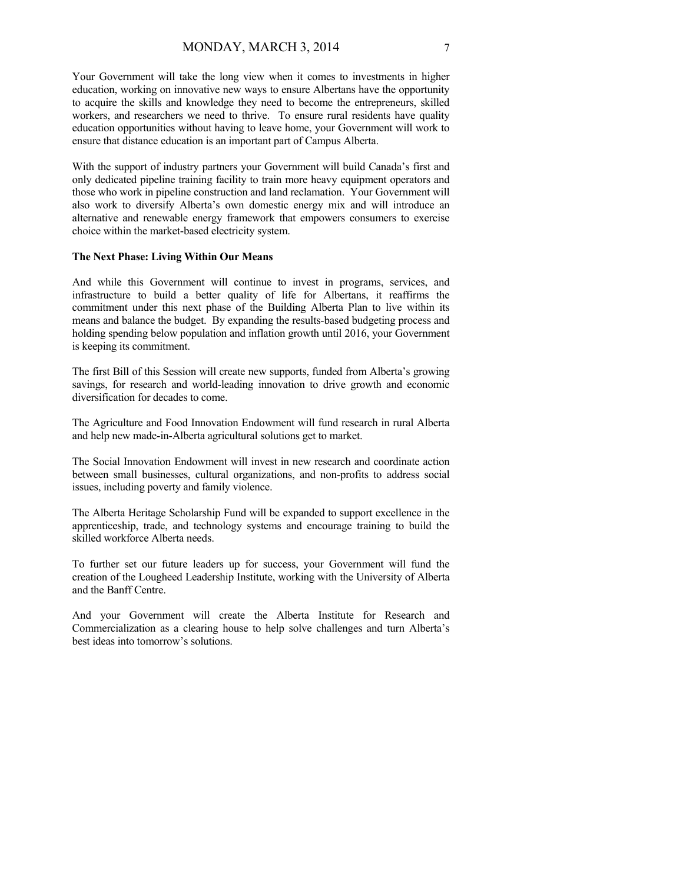Your Government will take the long view when it comes to investments in higher education, working on innovative new ways to ensure Albertans have the opportunity to acquire the skills and knowledge they need to become the entrepreneurs, skilled workers, and researchers we need to thrive. To ensure rural residents have quality education opportunities without having to leave home, your Government will work to ensure that distance education is an important part of Campus Alberta.

With the support of industry partners your Government will build Canada's first and only dedicated pipeline training facility to train more heavy equipment operators and those who work in pipeline construction and land reclamation. Your Government will also work to diversify Alberta's own domestic energy mix and will introduce an alternative and renewable energy framework that empowers consumers to exercise choice within the market-based electricity system.

**The Next Phase: Living Within Our Means**

And while this Government will continue to invest in programs, services, and infrastructure to build a better quality of life for Albertans, it reaffirms the commitment under this next phase of the Building Alberta Plan to live within its means and balance the budget. By expanding the results-based budgeting process and holding spending below population and inflation growth until 2016, your Government is keeping its commitment.

The first Bill of this Session will create new supports, funded from Alberta's growing savings, for research and world-leading innovation to drive growth and economic diversification for decades to come.

The Agriculture and Food Innovation Endowment will fund research in rural Alberta and help new made-in-Alberta agricultural solutions get to market.

The Social Innovation Endowment will invest in new research and coordinate action between small businesses, cultural organizations, and non-profits to address social issues, including poverty and family violence.

The Alberta Heritage Scholarship Fund will be expanded to support excellence in the apprenticeship, trade, and technology systems and encourage training to build the skilled workforce Alberta needs.

To further set our future leaders up for success, your Government will fund the creation of the Lougheed Leadership Institute, working with the University of Alberta and the Banff Centre.

And your Government will create the Alberta Institute for Research and Commercialization as a clearing house to help solve challenges and turn Alberta's best ideas into tomorrow's solutions.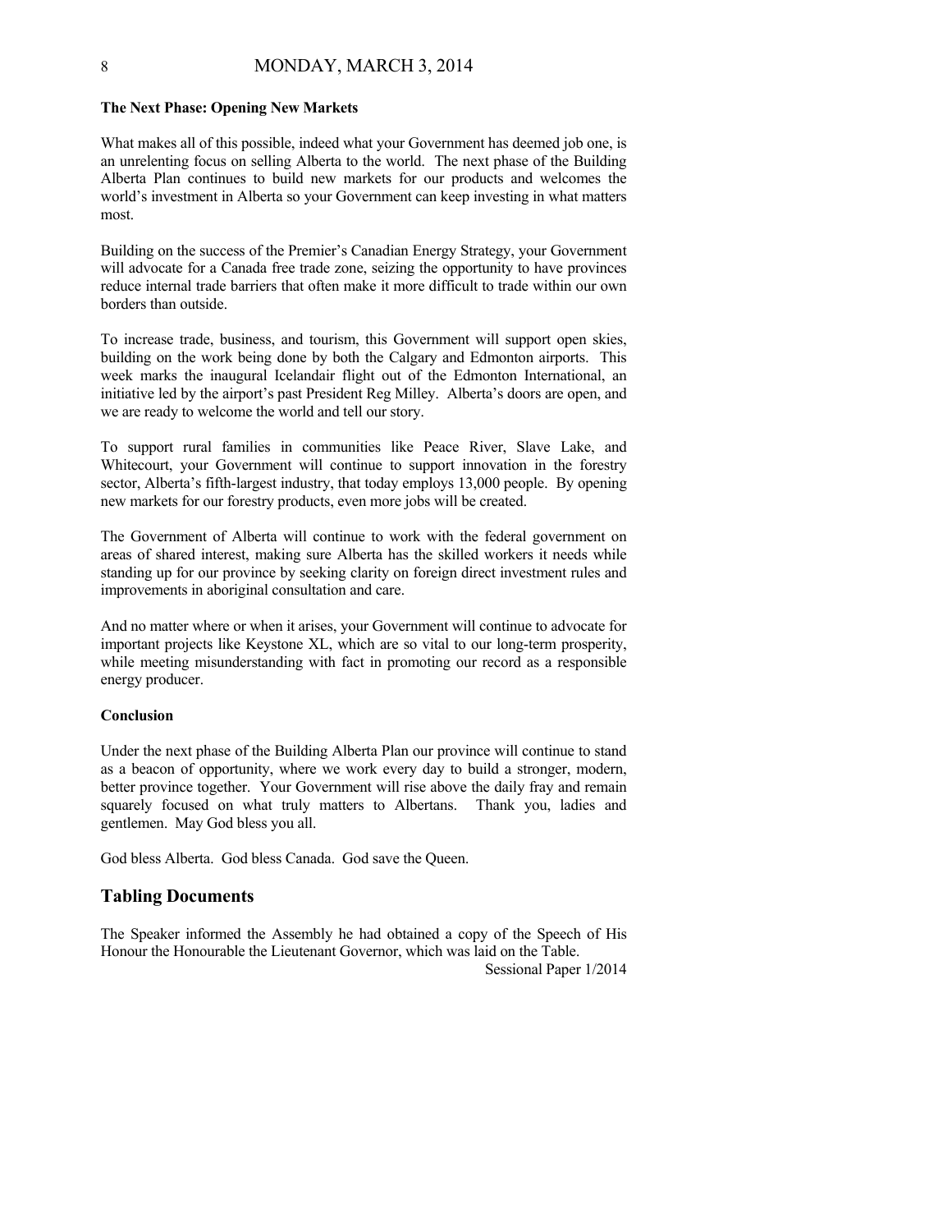**The Next Phase: Opening New Markets**

What makes all of this possible, indeed what your Government has deemed job one, is an unrelenting focus on selling Alberta to the world. The next phase of the Building Alberta Plan continues to build new markets for our products and welcomes the world's investment in Alberta so your Government can keep investing in what matters most.

Building on the success of the Premier's Canadian Energy Strategy, your Government will advocate for a Canada free trade zone, seizing the opportunity to have provinces reduce internal trade barriers that often make it more difficult to trade within our own borders than outside.

To increase trade, business, and tourism, this Government will support open skies, building on the work being done by both the Calgary and Edmonton airports. This week marks the inaugural Icelandair flight out of the Edmonton International, an initiative led by the airport's past President Reg Milley. Alberta's doors are open, and we are ready to welcome the world and tell our story.

To support rural families in communities like Peace River, Slave Lake, and Whitecourt, your Government will continue to support innovation in the forestry sector, Alberta's fifth-largest industry, that today employs 13,000 people. By opening new markets for our forestry products, even more jobs will be created.

The Government of Alberta will continue to work with the federal government on areas of shared interest, making sure Alberta has the skilled workers it needs while standing up for our province by seeking clarity on foreign direct investment rules and improvements in aboriginal consultation and care.

And no matter where or when it arises, your Government will continue to advocate for important projects like Keystone XL, which are so vital to our long-term prosperity, while meeting misunderstanding with fact in promoting our record as a responsible energy producer.

**Conclusion**

Under the next phase of the Building Alberta Plan our province will continue to stand as a beacon of opportunity, where we work every day to build a stronger, modern, better province together. Your Government will rise above the daily fray and remain squarely focused on what truly matters to Albertans. Thank you, ladies and gentlemen. May God bless you all.

God bless Alberta. God bless Canada. God save the Queen.

## Tabling Documents

The Speaker informed the Assembly he had obtained a copy of the Speech of His Honour the Honourable the Lieutenant Governor, which was laid on the Table.

Sessional Paper 1/2014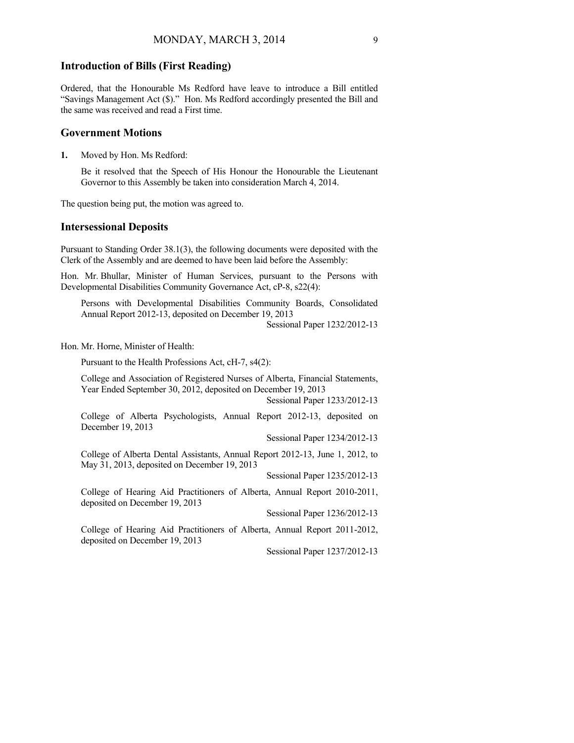## Introduction of Bills (First Reading)

Ordered, that the Honourable Ms Redford have leave to introduce a Bill entitled "Savings Management Act ($)." Hon. Ms Redford accordingly presented the Bill and the same was received and read a First time.

## Government Motions

**1.** Moved by Hon. Ms Redford:

Be it resolved that the Speech of His Honour the Honourable the Lieutenant Governor to this Assembly be taken into consideration March 4, 2014.

The question being put, the motion was agreed to.

## Intersessional Deposits

Pursuant to Standing Order 38.1(3), the following documents were deposited with the Clerk of the Assembly and are deemed to have been laid before the Assembly:

Hon. Mr. Bhullar, Minister of Human Services, pursuant to the Persons with Developmental Disabilities Community Governance Act, cP-8, s22(4):

Persons with Developmental Disabilities Community Boards, Consolidated Annual Report 2012-13, deposited on December 19, 2013

Sessional Paper 1232/2012-13

Hon. Mr. Horne, Minister of Health:

Pursuant to the Health Professions Act, cH-7, s4(2):

College and Association of Registered Nurses of Alberta, Financial Statements, Year Ended September 30, 2012, deposited on December 19, 2013

Sessional Paper 1233/2012-13

College of Alberta Psychologists, Annual Report 2012-13, deposited on December 19, 2013

Sessional Paper 1234/2012-13

College of Alberta Dental Assistants, Annual Report 2012-13, June 1, 2012, to May 31, 2013, deposited on December 19, 2013

Sessional Paper 1235/2012-13

College of Hearing Aid Practitioners of Alberta, Annual Report 2010-2011, deposited on December 19, 2013

Sessional Paper 1236/2012-13

College of Hearing Aid Practitioners of Alberta, Annual Report 2011-2012, deposited on December 19, 2013

Sessional Paper 1237/2012-13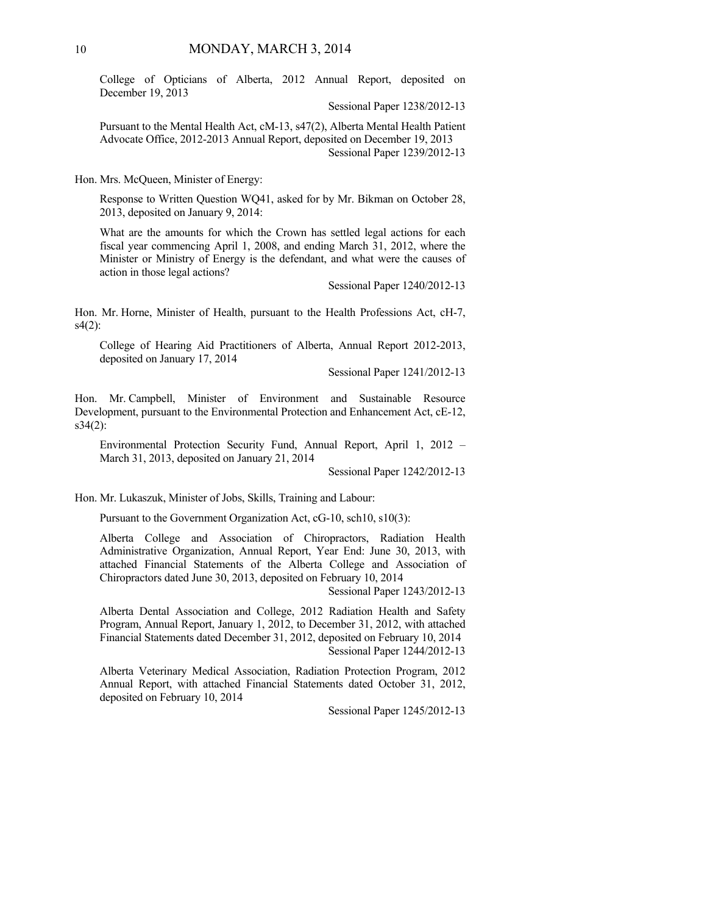College of Opticians of Alberta, 2012 Annual Report, deposited on December 19, 2013

Sessional Paper 1238/2012-13

Pursuant to the Mental Health Act, cM-13, s47(2), Alberta Mental Health Patient Advocate Office, 2012-2013 Annual Report, deposited on December 19, 2013

Sessional Paper 1239/2012-13

Hon. Mrs. McQueen, Minister of Energy:

Response to Written Question WQ41, asked for by Mr. Bikman on October 28, 2013, deposited on January 9, 2014:

What are the amounts for which the Crown has settled legal actions for each fiscal year commencing April 1, 2008, and ending March 31, 2012, where the Minister or Ministry of Energy is the defendant, and what were the causes of action in those legal actions?

Sessional Paper 1240/2012-13

Hon. Mr. Horne, Minister of Health, pursuant to the Health Professions Act, cH-7, s4(2):

College of Hearing Aid Practitioners of Alberta, Annual Report 2012-2013, deposited on January 17, 2014

Sessional Paper 1241/2012-13

Hon. Mr. Campbell, Minister of Environment and Sustainable Resource Development, pursuant to the Environmental Protection and Enhancement Act, cE-12, s34(2):

Environmental Protection Security Fund, Annual Report, April 1, 2012 – March 31, 2013, deposited on January 21, 2014

Sessional Paper 1242/2012-13

Hon. Mr. Lukaszuk, Minister of Jobs, Skills, Training and Labour:

Pursuant to the Government Organization Act, cG-10, sch10, s10(3):

Alberta College and Association of Chiropractors, Radiation Health Administrative Organization, Annual Report, Year End: June 30, 2013, with attached Financial Statements of the Alberta College and Association of Chiropractors dated June 30, 2013, deposited on February 10, 2014

Sessional Paper 1243/2012-13

Alberta Dental Association and College, 2012 Radiation Health and Safety Program, Annual Report, January 1, 2012, to December 31, 2012, with attached Financial Statements dated December 31, 2012, deposited on February 10, 2014

Sessional Paper 1244/2012-13

Alberta Veterinary Medical Association, Radiation Protection Program, 2012 Annual Report, with attached Financial Statements dated October 31, 2012, deposited on February 10, 2014

Sessional Paper 1245/2012-13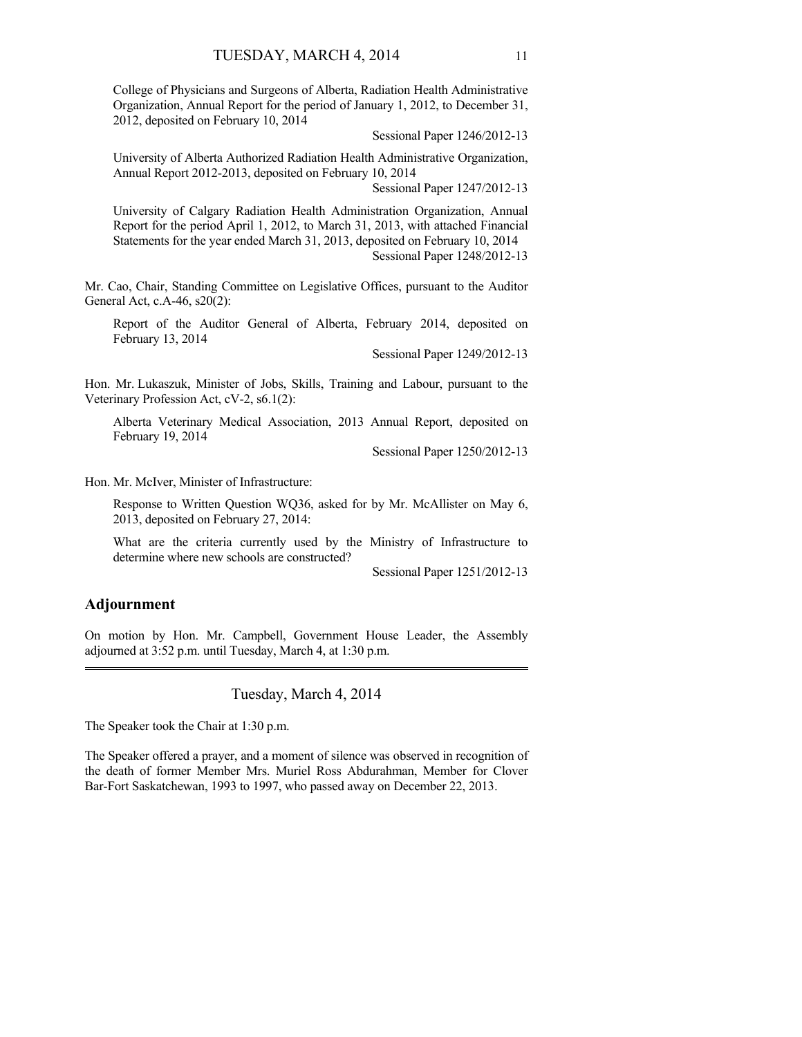College of Physicians and Surgeons of Alberta, Radiation Health Administrative Organization, Annual Report for the period of January 1, 2012, to December 31, 2012, deposited on February 10, 2014

Sessional Paper 1246/2012-13

University of Alberta Authorized Radiation Health Administrative Organization, Annual Report 2012-2013, deposited on February 10, 2014

Sessional Paper 1247/2012-13

University of Calgary Radiation Health Administration Organization, Annual Report for the period April 1, 2012, to March 31, 2013, with attached Financial Statements for the year ended March 31, 2013, deposited on February 10, 2014

Sessional Paper 1248/2012-13

Mr. Cao, Chair, Standing Committee on Legislative Offices, pursuant to the Auditor General Act, c.A-46, s20(2):

Report of the Auditor General of Alberta, February 2014, deposited on February 13, 2014

Sessional Paper 1249/2012-13

Hon. Mr. Lukaszuk, Minister of Jobs, Skills, Training and Labour, pursuant to the Veterinary Profession Act, cV-2, s6.1(2):

Alberta Veterinary Medical Association, 2013 Annual Report, deposited on February 19, 2014

Sessional Paper 1250/2012-13

Hon. Mr. McIver, Minister of Infrastructure:

Response to Written Question WQ36, asked for by Mr. McAllister on May 6, 2013, deposited on February 27, 2014:

What are the criteria currently used by the Ministry of Infrastructure to determine where new schools are constructed?

Sessional Paper 1251/2012-13

## Adjournment

On motion by Hon. Mr. Campbell, Government House Leader, the Assembly adjourned at 3:52 p.m. until Tuesday, March 4, at 1:30 p.m.

---

Tuesday, March 4, 2014

The Speaker took the Chair at 1:30 p.m.

The Speaker offered a prayer, and a moment of silence was observed in recognition of the death of former Member Mrs. Muriel Ross Abdurahman, Member for Clover Bar-Fort Saskatchewan, 1993 to 1997, who passed away on December 22, 2013.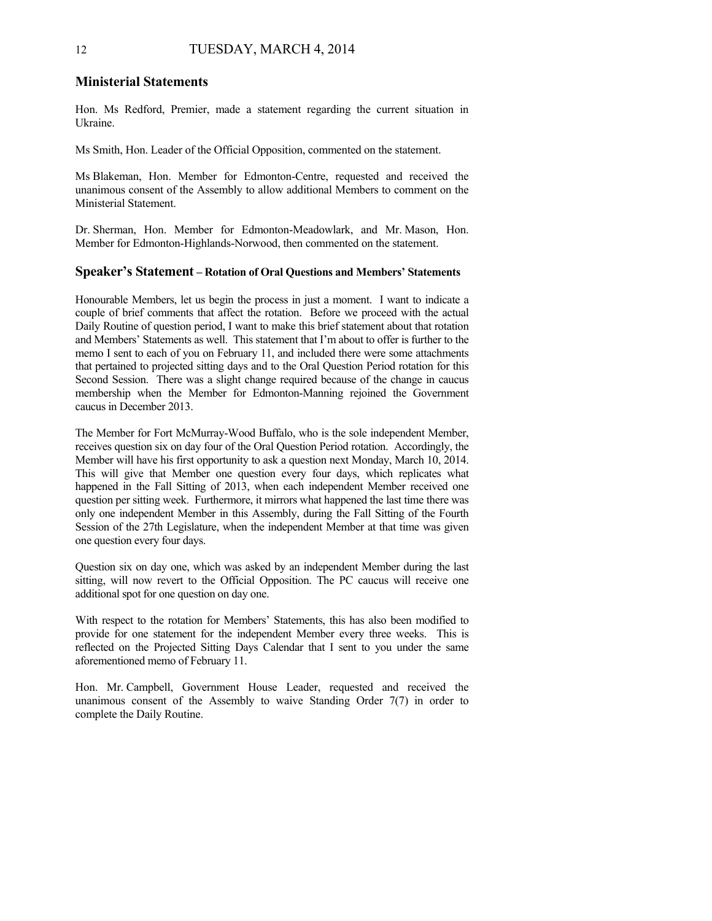## Ministerial Statements

Hon. Ms Redford, Premier, made a statement regarding the current situation in Ukraine.

Ms Smith, Hon. Leader of the Official Opposition, commented on the statement.

Ms Blakeman, Hon. Member for Edmonton-Centre, requested and received the unanimous consent of the Assembly to allow additional Members to comment on the Ministerial Statement.

Dr. Sherman, Hon. Member for Edmonton-Meadowlark, and Mr. Mason, Hon. Member for Edmonton-Highlands-Norwood, then commented on the statement.

## Speaker's Statement – Rotation of Oral Questions and Members' Statements

Honourable Members, let us begin the process in just a moment. I want to indicate a couple of brief comments that affect the rotation. Before we proceed with the actual Daily Routine of question period, I want to make this brief statement about that rotation and Members' Statements as well. This statement that I'm about to offer is further to the memo I sent to each of you on February 11, and included there were some attachments that pertained to projected sitting days and to the Oral Question Period rotation for this Second Session. There was a slight change required because of the change in caucus membership when the Member for Edmonton-Manning rejoined the Government caucus in December 2013.

The Member for Fort McMurray-Wood Buffalo, who is the sole independent Member, receives question six on day four of the Oral Question Period rotation. Accordingly, the Member will have his first opportunity to ask a question next Monday, March 10, 2014. This will give that Member one question every four days, which replicates what happened in the Fall Sitting of 2013, when each independent Member received one question per sitting week. Furthermore, it mirrors what happened the last time there was only one independent Member in this Assembly, during the Fall Sitting of the Fourth Session of the 27th Legislature, when the independent Member at that time was given one question every four days.

Question six on day one, which was asked by an independent Member during the last sitting, will now revert to the Official Opposition. The PC caucus will receive one additional spot for one question on day one.

With respect to the rotation for Members' Statements, this has also been modified to provide for one statement for the independent Member every three weeks. This is reflected on the Projected Sitting Days Calendar that I sent to you under the same aforementioned memo of February 11.

Hon. Mr. Campbell, Government House Leader, requested and received the unanimous consent of the Assembly to waive Standing Order 7(7) in order to complete the Daily Routine.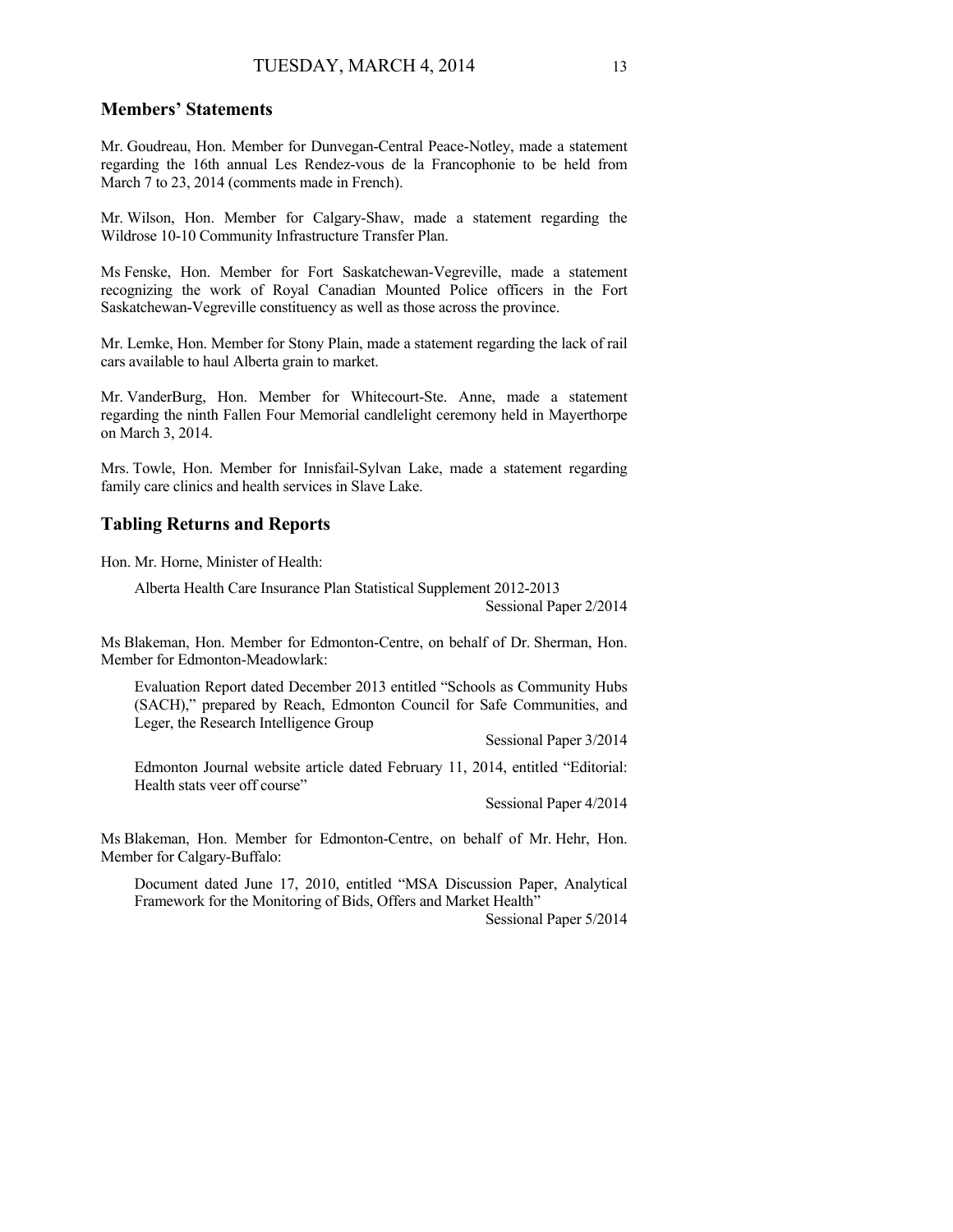## Members' Statements

Mr. Goudreau, Hon. Member for Dunvegan-Central Peace-Notley, made a statement regarding the 16th annual Les Rendez-vous de la Francophonie to be held from March 7 to 23, 2014 (comments made in French).

Mr. Wilson, Hon. Member for Calgary-Shaw, made a statement regarding the Wildrose 10-10 Community Infrastructure Transfer Plan.

Ms Fenske, Hon. Member for Fort Saskatchewan-Vegreville, made a statement recognizing the work of Royal Canadian Mounted Police officers in the Fort Saskatchewan-Vegreville constituency as well as those across the province.

Mr. Lemke, Hon. Member for Stony Plain, made a statement regarding the lack of rail cars available to haul Alberta grain to market.

Mr. VanderBurg, Hon. Member for Whitecourt-Ste. Anne, made a statement regarding the ninth Fallen Four Memorial candlelight ceremony held in Mayerthorpe on March 3, 2014.

Mrs. Towle, Hon. Member for Innisfail-Sylvan Lake, made a statement regarding family care clinics and health services in Slave Lake.

## Tabling Returns and Reports

Hon. Mr. Horne, Minister of Health:

> Alberta Health Care Insurance Plan Statistical Supplement 2012-2013
> Sessional Paper 2/2014

Ms Blakeman, Hon. Member for Edmonton-Centre, on behalf of Dr. Sherman, Hon. Member for Edmonton-Meadowlark:

> Evaluation Report dated December 2013 entitled "Schools as Community Hubs (SACH)," prepared by Reach, Edmonton Council for Safe Communities, and Leger, the Research Intelligence Group
> Sessional Paper 3/2014

> Edmonton Journal website article dated February 11, 2014, entitled "Editorial: Health stats veer off course"
> Sessional Paper 4/2014

Ms Blakeman, Hon. Member for Edmonton-Centre, on behalf of Mr. Hehr, Hon. Member for Calgary-Buffalo:

> Document dated June 17, 2010, entitled "MSA Discussion Paper, Analytical Framework for the Monitoring of Bids, Offers and Market Health"
> Sessional Paper 5/2014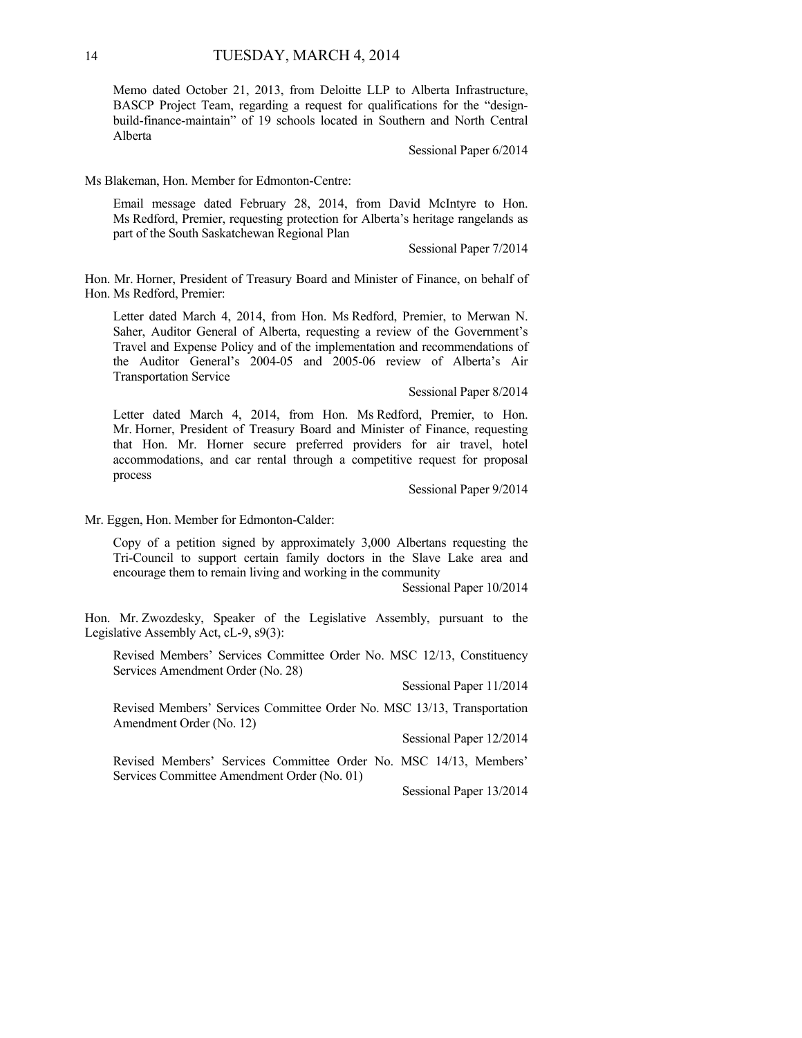Memo dated October 21, 2013, from Deloitte LLP to Alberta Infrastructure, BASCP Project Team, regarding a request for qualifications for the "design-build-finance-maintain" of 19 schools located in Southern and North Central Alberta

Sessional Paper 6/2014

Ms Blakeman, Hon. Member for Edmonton-Centre:

Email message dated February 28, 2014, from David McIntyre to Hon. Ms Redford, Premier, requesting protection for Alberta's heritage rangelands as part of the South Saskatchewan Regional Plan

Sessional Paper 7/2014

Hon. Mr. Horner, President of Treasury Board and Minister of Finance, on behalf of Hon. Ms Redford, Premier:

Letter dated March 4, 2014, from Hon. Ms Redford, Premier, to Merwan N. Saher, Auditor General of Alberta, requesting a review of the Government's Travel and Expense Policy and of the implementation and recommendations of the Auditor General's 2004-05 and 2005-06 review of Alberta's Air Transportation Service

Sessional Paper 8/2014

Letter dated March 4, 2014, from Hon. Ms Redford, Premier, to Hon. Mr. Horner, President of Treasury Board and Minister of Finance, requesting that Hon. Mr. Horner secure preferred providers for air travel, hotel accommodations, and car rental through a competitive request for proposal process

Sessional Paper 9/2014

Mr. Eggen, Hon. Member for Edmonton-Calder:

Copy of a petition signed by approximately 3,000 Albertans requesting the Tri-Council to support certain family doctors in the Slave Lake area and encourage them to remain living and working in the community

Sessional Paper 10/2014

Hon. Mr. Zwozdesky, Speaker of the Legislative Assembly, pursuant to the Legislative Assembly Act, cL-9, s9(3):

Revised Members' Services Committee Order No. MSC 12/13, Constituency Services Amendment Order (No. 28)

Sessional Paper 11/2014

Revised Members' Services Committee Order No. MSC 13/13, Transportation Amendment Order (No. 12)

Sessional Paper 12/2014

Revised Members' Services Committee Order No. MSC 14/13, Members' Services Committee Amendment Order (No. 01)

Sessional Paper 13/2014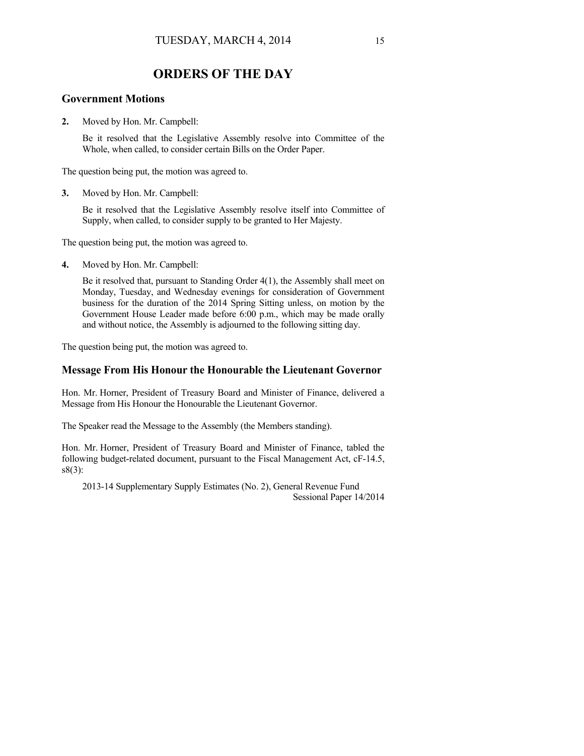# ORDERS OF THE DAY

## Government Motions

**2.** Moved by Hon. Mr. Campbell:

Be it resolved that the Legislative Assembly resolve into Committee of the Whole, when called, to consider certain Bills on the Order Paper.

The question being put, the motion was agreed to.

**3.** Moved by Hon. Mr. Campbell:

Be it resolved that the Legislative Assembly resolve itself into Committee of Supply, when called, to consider supply to be granted to Her Majesty.

The question being put, the motion was agreed to.

**4.** Moved by Hon. Mr. Campbell:

Be it resolved that, pursuant to Standing Order 4(1), the Assembly shall meet on Monday, Tuesday, and Wednesday evenings for consideration of Government business for the duration of the 2014 Spring Sitting unless, on motion by the Government House Leader made before 6:00 p.m., which may be made orally and without notice, the Assembly is adjourned to the following sitting day.

The question being put, the motion was agreed to.

## Message From His Honour the Honourable the Lieutenant Governor

Hon. Mr. Horner, President of Treasury Board and Minister of Finance, delivered a Message from His Honour the Honourable the Lieutenant Governor.

The Speaker read the Message to the Assembly (the Members standing).

Hon. Mr. Horner, President of Treasury Board and Minister of Finance, tabled the following budget-related document, pursuant to the Fiscal Management Act, cF-14.5, s8(3):

2013-14 Supplementary Supply Estimates (No. 2), General Revenue Fund
Sessional Paper 14/2014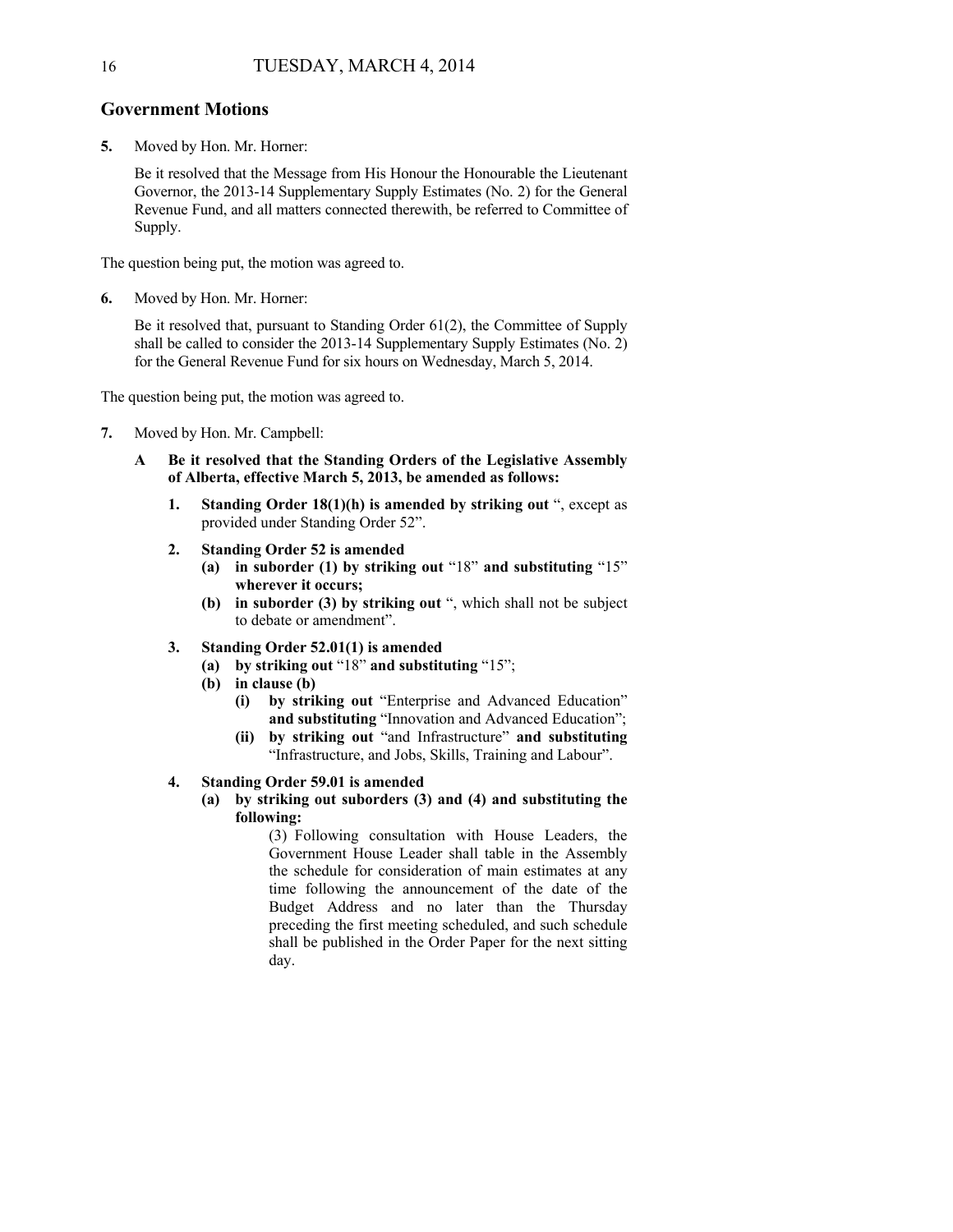## Government Motions

**5.** Moved by Hon. Mr. Horner:

Be it resolved that the Message from His Honour the Honourable the Lieutenant Governor, the 2013-14 Supplementary Supply Estimates (No. 2) for the General Revenue Fund, and all matters connected therewith, be referred to Committee of Supply.

The question being put, the motion was agreed to.

**6.** Moved by Hon. Mr. Horner:

Be it resolved that, pursuant to Standing Order 61(2), the Committee of Supply shall be called to consider the 2013-14 Supplementary Supply Estimates (No. 2) for the General Revenue Fund for six hours on Wednesday, March 5, 2014.

The question being put, the motion was agreed to.

**7.** Moved by Hon. Mr. Campbell:

**A Be it resolved that the Standing Orders of the Legislative Assembly of Alberta, effective March 5, 2013, be amended as follows:**

**1. Standing Order 18(1)(h) is amended by striking out** ", except as provided under Standing Order 52".

**2. Standing Order 52 is amended**

- **(a) in suborder (1) by striking out** "18" **and substituting** "15" **wherever it occurs;**
- **(b) in suborder (3) by striking out** ", which shall not be subject to debate or amendment".

**3. Standing Order 52.01(1) is amended**

- **(a) by striking out** "18" **and substituting** "15";
- **(b) in clause (b)**
  - **(i) by striking out** "Enterprise and Advanced Education" **and substituting** "Innovation and Advanced Education";
  - **(ii) by striking out** "and Infrastructure" **and substituting** "Infrastructure, and Jobs, Skills, Training and Labour".

**4. Standing Order 59.01 is amended**

- **(a) by striking out suborders (3) and (4) and substituting the following:**

  (3) Following consultation with House Leaders, the Government House Leader shall table in the Assembly the schedule for consideration of main estimates at any time following the announcement of the date of the Budget Address and no later than the Thursday preceding the first meeting scheduled, and such schedule shall be published in the Order Paper for the next sitting day.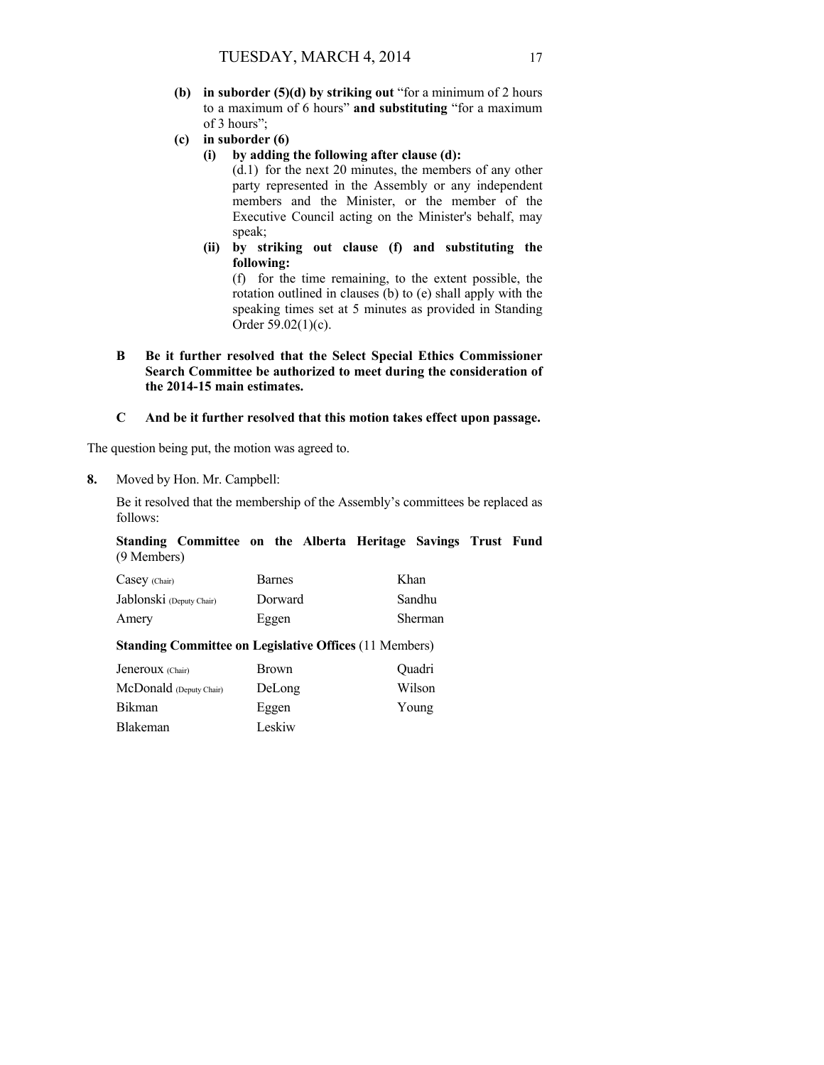**(b) in suborder (5)(d) by striking out** "for a minimum of 2 hours to a maximum of 6 hours" **and substituting** "for a maximum of 3 hours";

**(c) in suborder (6)**

**(i) by adding the following after clause (d):**

(d.1) for the next 20 minutes, the members of any other party represented in the Assembly or any independent members and the Minister, or the member of the Executive Council acting on the Minister's behalf, may speak;

**(ii) by striking out clause (f) and substituting the following:**

(f) for the time remaining, to the extent possible, the rotation outlined in clauses (b) to (e) shall apply with the speaking times set at 5 minutes as provided in Standing Order 59.02(1)(c).

**B Be it further resolved that the Select Special Ethics Commissioner Search Committee be authorized to meet during the consideration of the 2014-15 main estimates.**

**C And be it further resolved that this motion takes effect upon passage.**

The question being put, the motion was agreed to.

**8.** Moved by Hon. Mr. Campbell:

Be it resolved that the membership of the Assembly's committees be replaced as follows:

**Standing Committee on the Alberta Heritage Savings Trust Fund** (9 Members)

| | | |
|---|---|---|
| Casey (Chair) | Barnes | Khan |
| Jablonski (Deputy Chair) | Dorward | Sandhu |
| Amery | Eggen | Sherman |

**Standing Committee on Legislative Offices** (11 Members)

| | | |
|---|---|---|
| Jeneroux (Chair) | Brown | Quadri |
| McDonald (Deputy Chair) | DeLong | Wilson |
| Bikman | Eggen | Young |
| Blakeman | Leskiw | |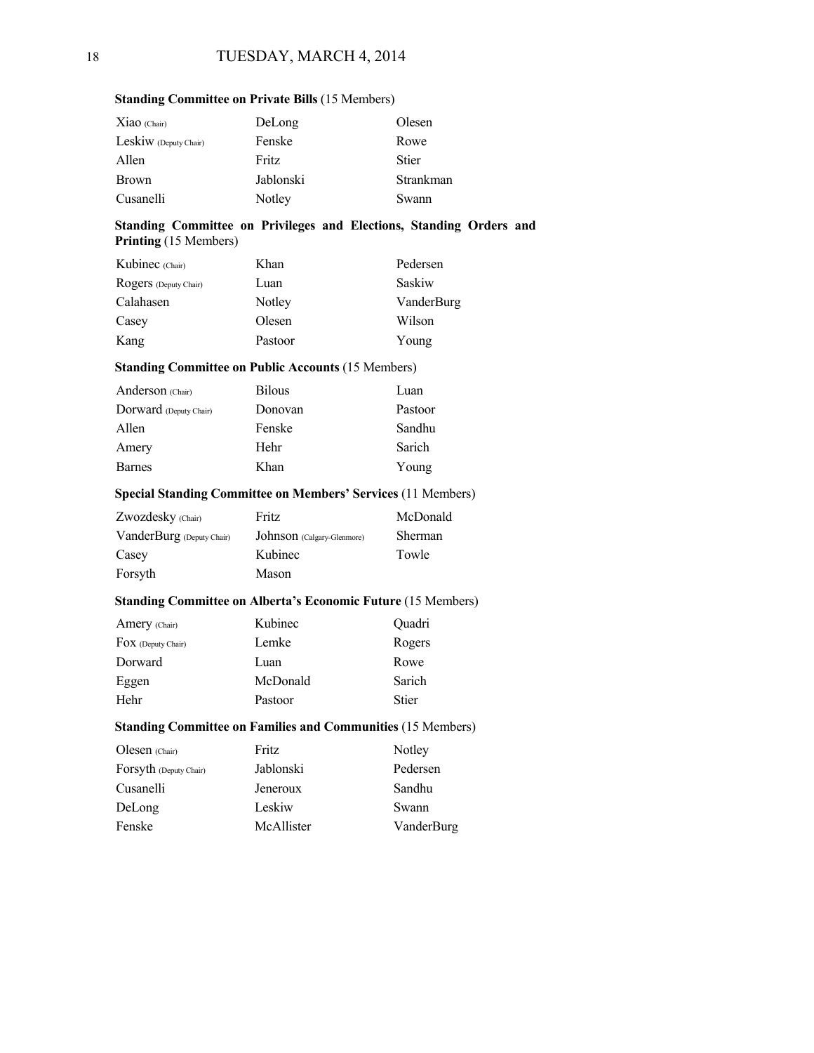**Standing Committee on Private Bills** (15 Members)

| | | |
|---|---|---|
| Xiao (Chair) | DeLong | Olesen |
| Leskiw (Deputy Chair) | Fenske | Rowe |
| Allen | Fritz | Stier |
| Brown | Jablonski | Strankman |
| Cusanelli | Notley | Swann |

**Standing Committee on Privileges and Elections, Standing Orders and Printing** (15 Members)

| | | |
|---|---|---|
| Kubinec (Chair) | Khan | Pedersen |
| Rogers (Deputy Chair) | Luan | Saskiw |
| Calahasen | Notley | VanderBurg |
| Casey | Olesen | Wilson |
| Kang | Pastoor | Young |

**Standing Committee on Public Accounts** (15 Members)

| | | |
|---|---|---|
| Anderson (Chair) | Bilous | Luan |
| Dorward (Deputy Chair) | Donovan | Pastoor |
| Allen | Fenske | Sandhu |
| Amery | Hehr | Sarich |
| Barnes | Khan | Young |

**Special Standing Committee on Members' Services** (11 Members)

| | | |
|---|---|---|
| Zwozdesky (Chair) | Fritz | McDonald |
| VanderBurg (Deputy Chair) | Johnson (Calgary-Glenmore) | Sherman |
| Casey | Kubinec | Towle |
| Forsyth | Mason | |

**Standing Committee on Alberta's Economic Future** (15 Members)

| | | |
|---|---|---|
| Amery (Chair) | Kubinec | Quadri |
| Fox (Deputy Chair) | Lemke | Rogers |
| Dorward | Luan | Rowe |
| Eggen | McDonald | Sarich |
| Hehr | Pastoor | Stier |

**Standing Committee on Families and Communities** (15 Members)

| | | |
|---|---|---|
| Olesen (Chair) | Fritz | Notley |
| Forsyth (Deputy Chair) | Jablonski | Pedersen |
| Cusanelli | Jeneroux | Sandhu |
| DeLong | Leskiw | Swann |
| Fenske | McAllister | VanderBurg |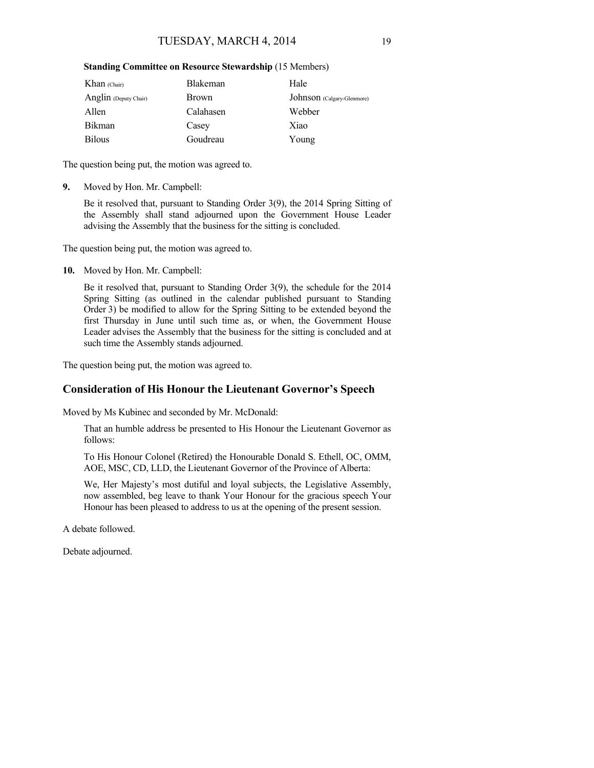**Standing Committee on Resource Stewardship** (15 Members)

| | | |
|---|---|---|
| Khan (Chair) | Blakeman | Hale |
| Anglin (Deputy Chair) | Brown | Johnson (Calgary-Glenmore) |
| Allen | Calahasen | Webber |
| Bikman | Casey | Xiao |
| Bilous | Goudreau | Young |

The question being put, the motion was agreed to.

**9.** Moved by Hon. Mr. Campbell:

Be it resolved that, pursuant to Standing Order 3(9), the 2014 Spring Sitting of the Assembly shall stand adjourned upon the Government House Leader advising the Assembly that the business for the sitting is concluded.

The question being put, the motion was agreed to.

**10.** Moved by Hon. Mr. Campbell:

Be it resolved that, pursuant to Standing Order 3(9), the schedule for the 2014 Spring Sitting (as outlined in the calendar published pursuant to Standing Order 3) be modified to allow for the Spring Sitting to be extended beyond the first Thursday in June until such time as, or when, the Government House Leader advises the Assembly that the business for the sitting is concluded and at such time the Assembly stands adjourned.

The question being put, the motion was agreed to.

## Consideration of His Honour the Lieutenant Governor's Speech

Moved by Ms Kubinec and seconded by Mr. McDonald:

That an humble address be presented to His Honour the Lieutenant Governor as follows:

To His Honour Colonel (Retired) the Honourable Donald S. Ethell, OC, OMM, AOE, MSC, CD, LLD, the Lieutenant Governor of the Province of Alberta:

We, Her Majesty's most dutiful and loyal subjects, the Legislative Assembly, now assembled, beg leave to thank Your Honour for the gracious speech Your Honour has been pleased to address to us at the opening of the present session.

A debate followed.

Debate adjourned.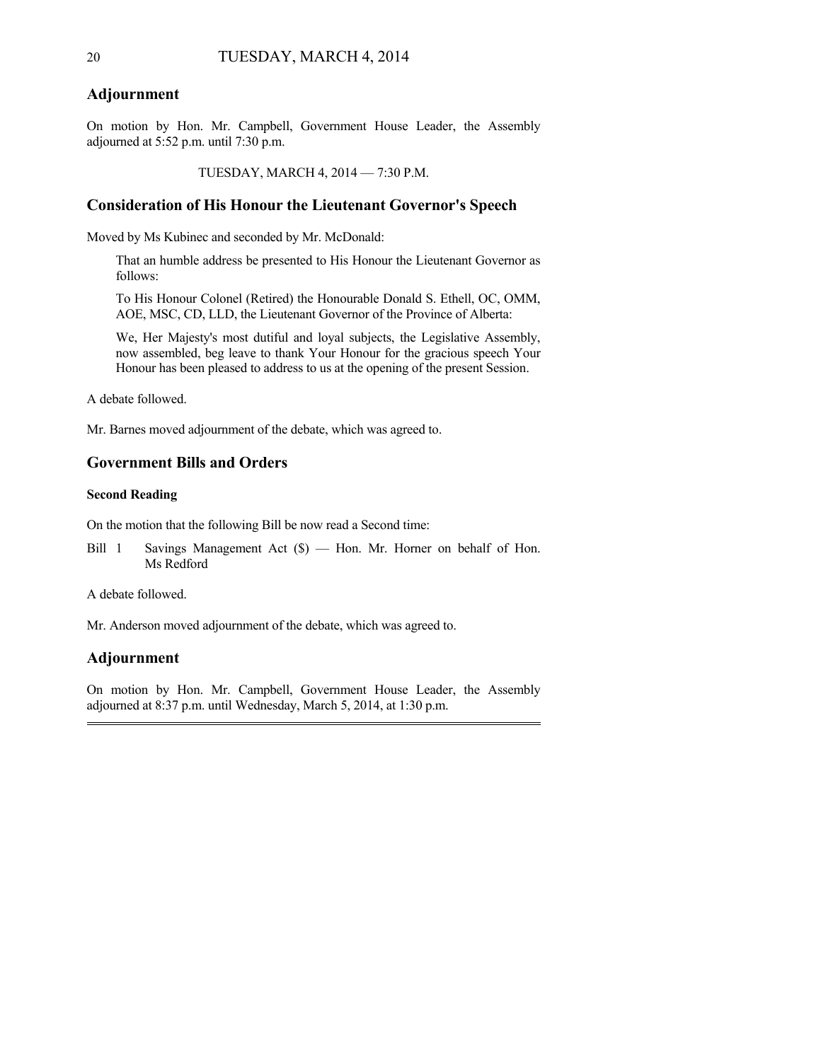## Adjournment

On motion by Hon. Mr. Campbell, Government House Leader, the Assembly adjourned at 5:52 p.m. until 7:30 p.m.

TUESDAY, MARCH 4, 2014 — 7:30 P.M.

## Consideration of His Honour the Lieutenant Governor's Speech

Moved by Ms Kubinec and seconded by Mr. McDonald:

> That an humble address be presented to His Honour the Lieutenant Governor as follows:
>
> To His Honour Colonel (Retired) the Honourable Donald S. Ethell, OC, OMM, AOE, MSC, CD, LLD, the Lieutenant Governor of the Province of Alberta:
>
> We, Her Majesty's most dutiful and loyal subjects, the Legislative Assembly, now assembled, beg leave to thank Your Honour for the gracious speech Your Honour has been pleased to address to us at the opening of the present Session.

A debate followed.

Mr. Barnes moved adjournment of the debate, which was agreed to.

## Government Bills and Orders

### Second Reading

On the motion that the following Bill be now read a Second time:

Bill 1 Savings Management Act ($) — Hon. Mr. Horner on behalf of Hon. Ms Redford

A debate followed.

Mr. Anderson moved adjournment of the debate, which was agreed to.

## Adjournment

On motion by Hon. Mr. Campbell, Government House Leader, the Assembly adjourned at 8:37 p.m. until Wednesday, March 5, 2014, at 1:30 p.m.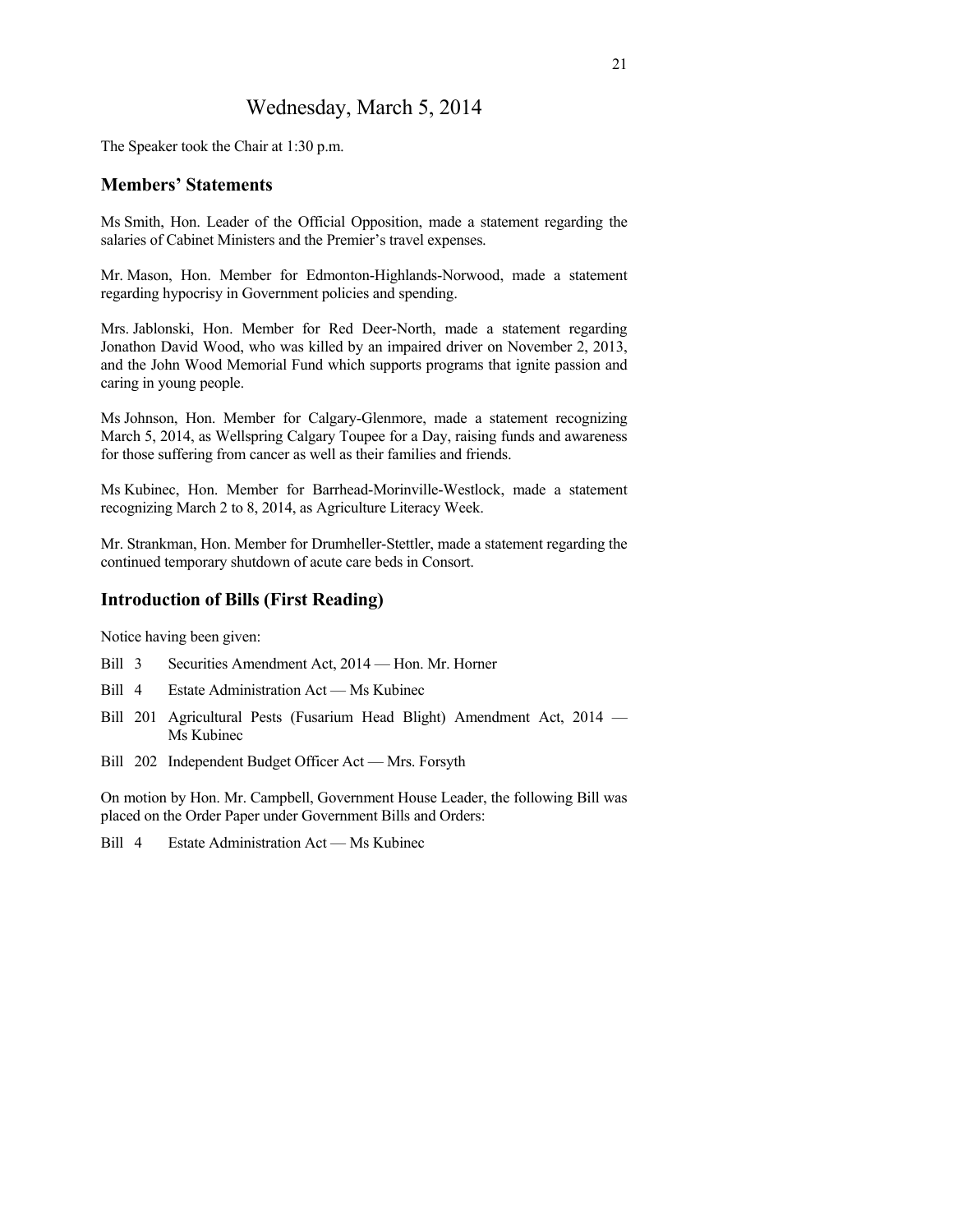# Wednesday, March 5, 2014

The Speaker took the Chair at 1:30 p.m.

## Members' Statements

Ms Smith, Hon. Leader of the Official Opposition, made a statement regarding the salaries of Cabinet Ministers and the Premier's travel expenses.

Mr. Mason, Hon. Member for Edmonton-Highlands-Norwood, made a statement regarding hypocrisy in Government policies and spending.

Mrs. Jablonski, Hon. Member for Red Deer-North, made a statement regarding Jonathon David Wood, who was killed by an impaired driver on November 2, 2013, and the John Wood Memorial Fund which supports programs that ignite passion and caring in young people.

Ms Johnson, Hon. Member for Calgary-Glenmore, made a statement recognizing March 5, 2014, as Wellspring Calgary Toupee for a Day, raising funds and awareness for those suffering from cancer as well as their families and friends.

Ms Kubinec, Hon. Member for Barrhead-Morinville-Westlock, made a statement recognizing March 2 to 8, 2014, as Agriculture Literacy Week.

Mr. Strankman, Hon. Member for Drumheller-Stettler, made a statement regarding the continued temporary shutdown of acute care beds in Consort.

## Introduction of Bills (First Reading)

Notice having been given:

- Bill 3 Securities Amendment Act, 2014 — Hon. Mr. Horner
- Bill 4 Estate Administration Act — Ms Kubinec
- Bill 201 Agricultural Pests (Fusarium Head Blight) Amendment Act, 2014 — Ms Kubinec
- Bill 202 Independent Budget Officer Act — Mrs. Forsyth

On motion by Hon. Mr. Campbell, Government House Leader, the following Bill was placed on the Order Paper under Government Bills and Orders:

- Bill 4 Estate Administration Act — Ms Kubinec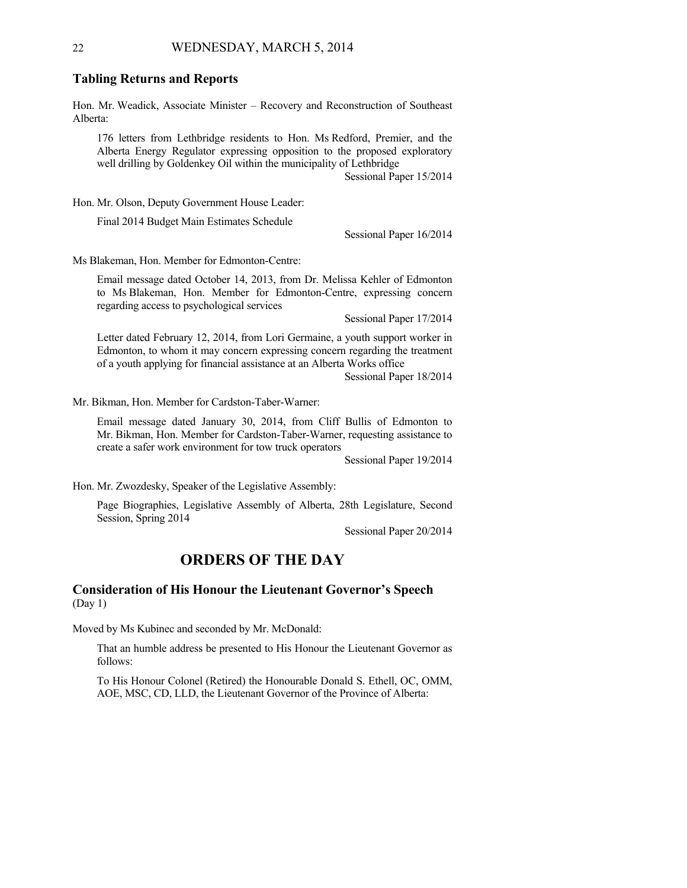## Tabling Returns and Reports

Hon. Mr. Weadick, Associate Minister – Recovery and Reconstruction of Southeast Alberta:

> 176 letters from Lethbridge residents to Hon. Ms Redford, Premier, and the Alberta Energy Regulator expressing opposition to the proposed exploratory well drilling by Goldenkey Oil within the municipality of Lethbridge
>
> Sessional Paper 15/2014

Hon. Mr. Olson, Deputy Government House Leader:

> Final 2014 Budget Main Estimates Schedule
>
> Sessional Paper 16/2014

Ms Blakeman, Hon. Member for Edmonton-Centre:

> Email message dated October 14, 2013, from Dr. Melissa Kehler of Edmonton to Ms Blakeman, Hon. Member for Edmonton-Centre, expressing concern regarding access to psychological services
>
> Sessional Paper 17/2014
>
> Letter dated February 12, 2014, from Lori Germaine, a youth support worker in Edmonton, to whom it may concern expressing concern regarding the treatment of a youth applying for financial assistance at an Alberta Works office
>
> Sessional Paper 18/2014

Mr. Bikman, Hon. Member for Cardston-Taber-Warner:

> Email message dated January 30, 2014, from Cliff Bullis of Edmonton to Mr. Bikman, Hon. Member for Cardston-Taber-Warner, requesting assistance to create a safer work environment for tow truck operators
>
> Sessional Paper 19/2014

Hon. Mr. Zwozdesky, Speaker of the Legislative Assembly:

> Page Biographies, Legislative Assembly of Alberta, 28th Legislature, Second Session, Spring 2014
>
> Sessional Paper 20/2014

# ORDERS OF THE DAY

## Consideration of His Honour the Lieutenant Governor's Speech
(Day 1)

Moved by Ms Kubinec and seconded by Mr. McDonald:

> That an humble address be presented to His Honour the Lieutenant Governor as follows:
>
> To His Honour Colonel (Retired) the Honourable Donald S. Ethell, OC, OMM, AOE, MSC, CD, LLD, the Lieutenant Governor of the Province of Alberta: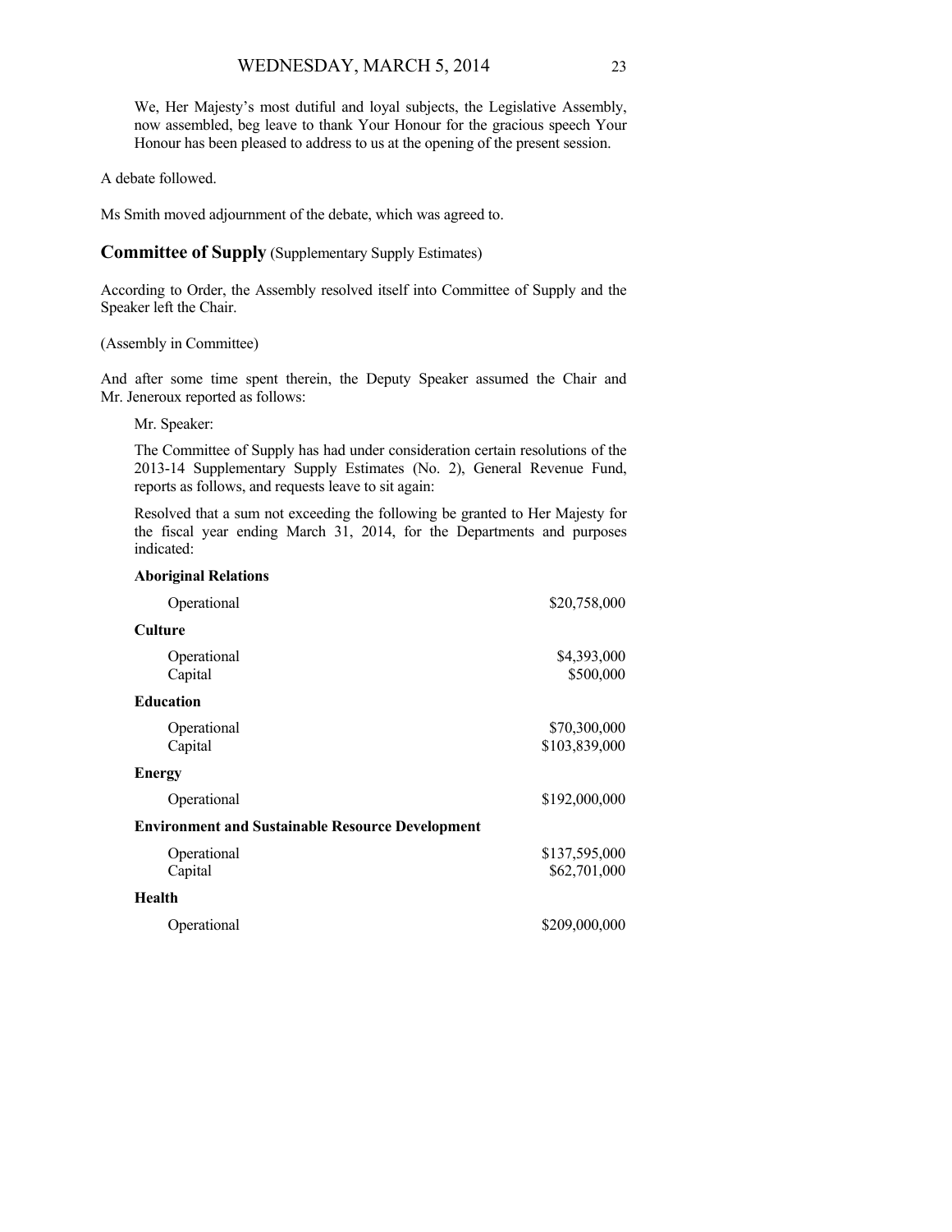We, Her Majesty's most dutiful and loyal subjects, the Legislative Assembly, now assembled, beg leave to thank Your Honour for the gracious speech Your Honour has been pleased to address to us at the opening of the present session.

A debate followed.

Ms Smith moved adjournment of the debate, which was agreed to.

## Committee of Supply (Supplementary Supply Estimates)

According to Order, the Assembly resolved itself into Committee of Supply and the Speaker left the Chair.

(Assembly in Committee)

And after some time spent therein, the Deputy Speaker assumed the Chair and Mr. Jeneroux reported as follows:

Mr. Speaker:

The Committee of Supply has had under consideration certain resolutions of the 2013-14 Supplementary Supply Estimates (No. 2), General Revenue Fund, reports as follows, and requests leave to sit again:

Resolved that a sum not exceeding the following be granted to Her Majesty for the fiscal year ending March 31, 2014, for the Departments and purposes indicated:

**Aboriginal Relations**

| | |
|---|---|
| Operational | $20,758,000 |

**Culture**

| | |
|---|---|
| Operational | $4,393,000 |
| Capital | $500,000 |

**Education**

| | |
|---|---|
| Operational | $70,300,000 |
| Capital | $103,839,000 |

**Energy**

| | |
|---|---|
| Operational | $192,000,000 |

**Environment and Sustainable Resource Development**

| | |
|---|---|
| Operational | $137,595,000 |
| Capital | $62,701,000 |

**Health**

| | |
|---|---|
| Operational | $209,000,000 |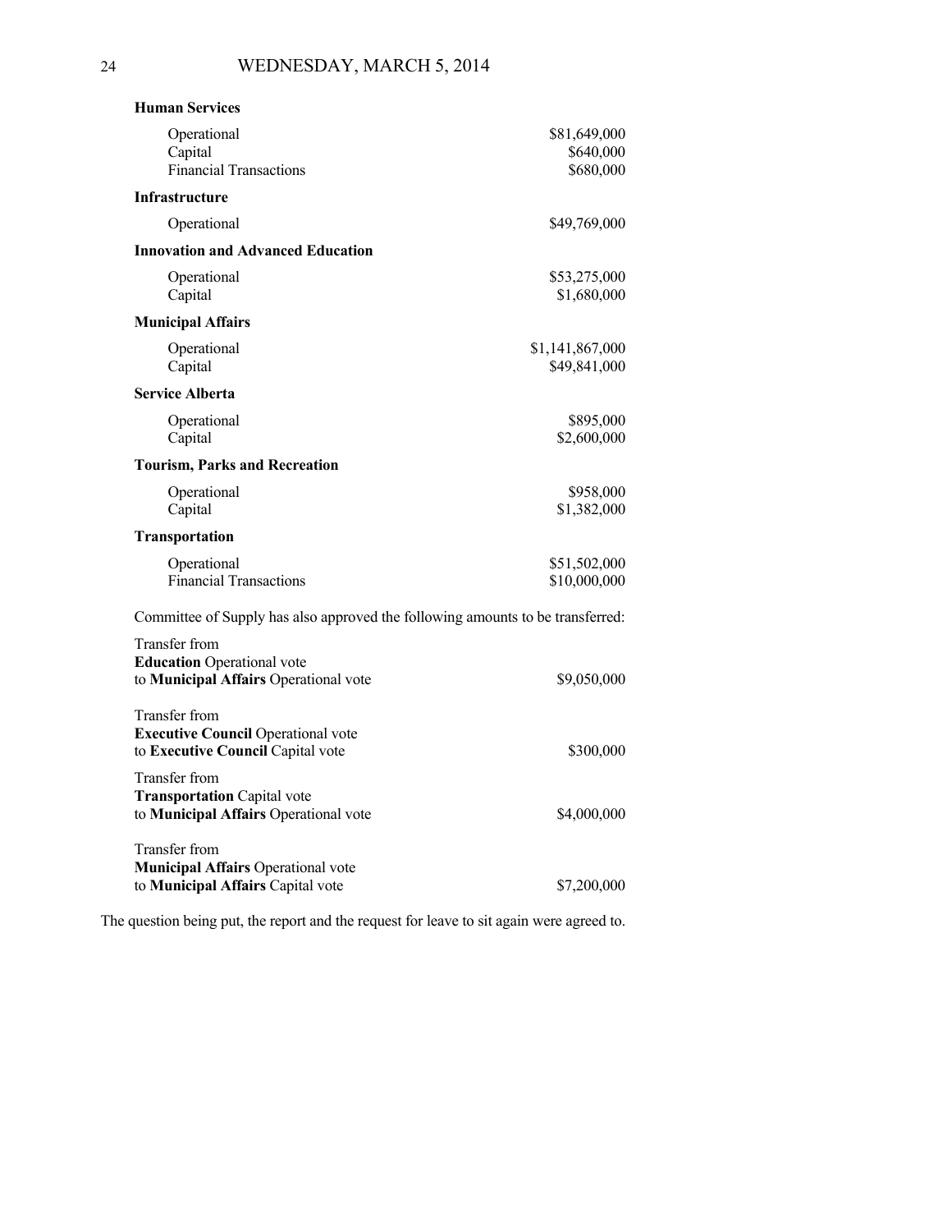**Human Services**

| | |
|---|---|
| Operational | $81,649,000 |
| Capital | $640,000 |
| Financial Transactions | $680,000 |

**Infrastructure**

| | |
|---|---|
| Operational | $49,769,000 |

**Innovation and Advanced Education**

| | |
|---|---|
| Operational | $53,275,000 |
| Capital | $1,680,000 |

**Municipal Affairs**

| | |
|---|---|
| Operational | $1,141,867,000 |
| Capital | $49,841,000 |

**Service Alberta**

| | |
|---|---|
| Operational | $895,000 |
| Capital | $2,600,000 |

**Tourism, Parks and Recreation**

| | |
|---|---|
| Operational | $958,000 |
| Capital | $1,382,000 |

**Transportation**

| | |
|---|---|
| Operational | $51,502,000 |
| Financial Transactions | $10,000,000 |

Committee of Supply has also approved the following amounts to be transferred:

Transfer from
**Education** Operational vote
to **Municipal Affairs** Operational vote — $9,050,000

Transfer from
**Executive Council** Operational vote
to **Executive Council** Capital vote — $300,000

Transfer from
**Transportation** Capital vote
to **Municipal Affairs** Operational vote — $4,000,000

Transfer from
**Municipal Affairs** Operational vote
to **Municipal Affairs** Capital vote — $7,200,000

The question being put, the report and the request for leave to sit again were agreed to.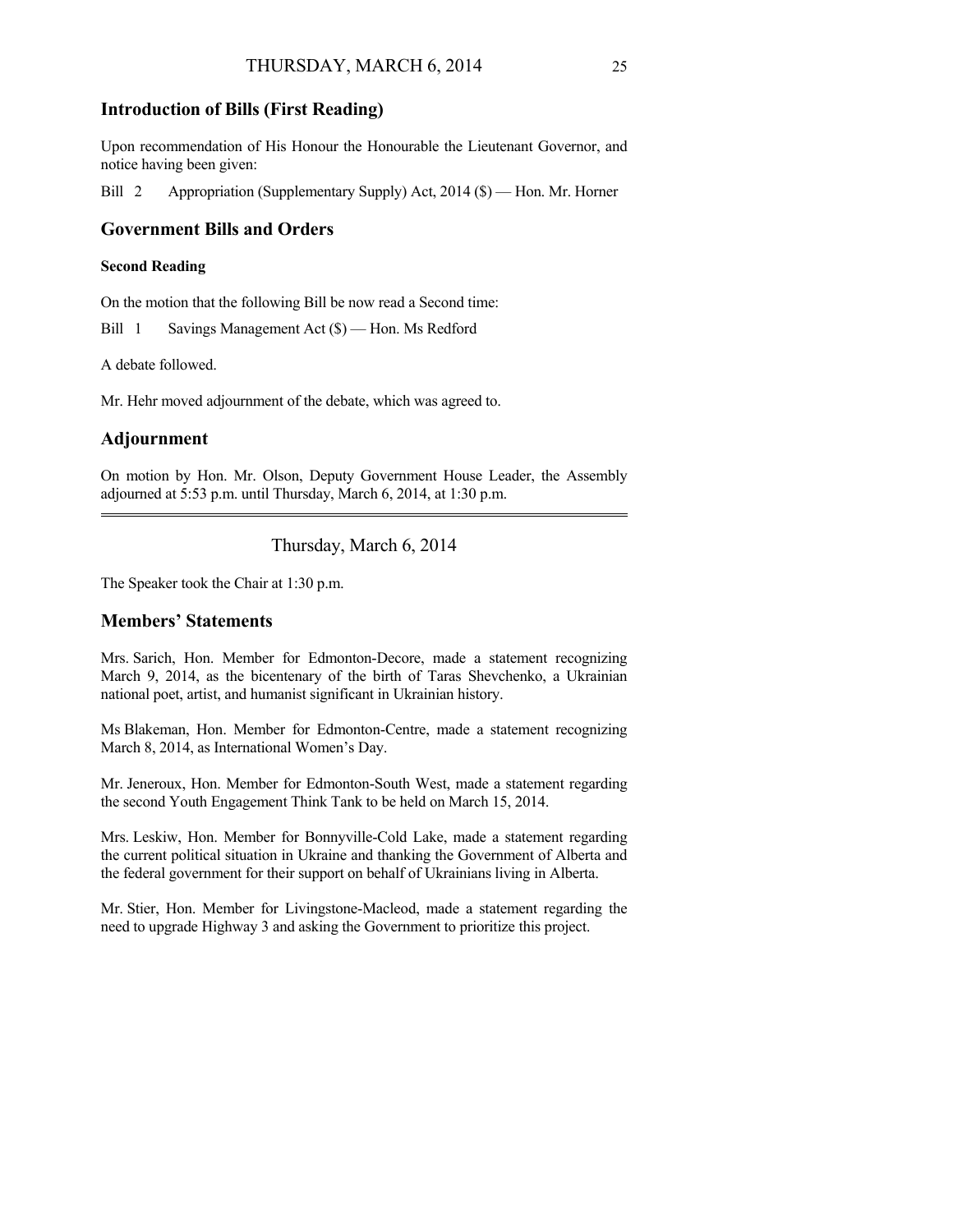## Introduction of Bills (First Reading)

Upon recommendation of His Honour the Honourable the Lieutenant Governor, and notice having been given:

Bill 2 Appropriation (Supplementary Supply) Act, 2014 ($) — Hon. Mr. Horner

## Government Bills and Orders

### Second Reading

On the motion that the following Bill be now read a Second time:

Bill 1 Savings Management Act ($) — Hon. Ms Redford

A debate followed.

Mr. Hehr moved adjournment of the debate, which was agreed to.

## Adjournment

On motion by Hon. Mr. Olson, Deputy Government House Leader, the Assembly adjourned at 5:53 p.m. until Thursday, March 6, 2014, at 1:30 p.m.

---

Thursday, March 6, 2014

The Speaker took the Chair at 1:30 p.m.

## Members' Statements

Mrs. Sarich, Hon. Member for Edmonton-Decore, made a statement recognizing March 9, 2014, as the bicentenary of the birth of Taras Shevchenko, a Ukrainian national poet, artist, and humanist significant in Ukrainian history.

Ms Blakeman, Hon. Member for Edmonton-Centre, made a statement recognizing March 8, 2014, as International Women's Day.

Mr. Jeneroux, Hon. Member for Edmonton-South West, made a statement regarding the second Youth Engagement Think Tank to be held on March 15, 2014.

Mrs. Leskiw, Hon. Member for Bonnyville-Cold Lake, made a statement regarding the current political situation in Ukraine and thanking the Government of Alberta and the federal government for their support on behalf of Ukrainians living in Alberta.

Mr. Stier, Hon. Member for Livingstone-Macleod, made a statement regarding the need to upgrade Highway 3 and asking the Government to prioritize this project.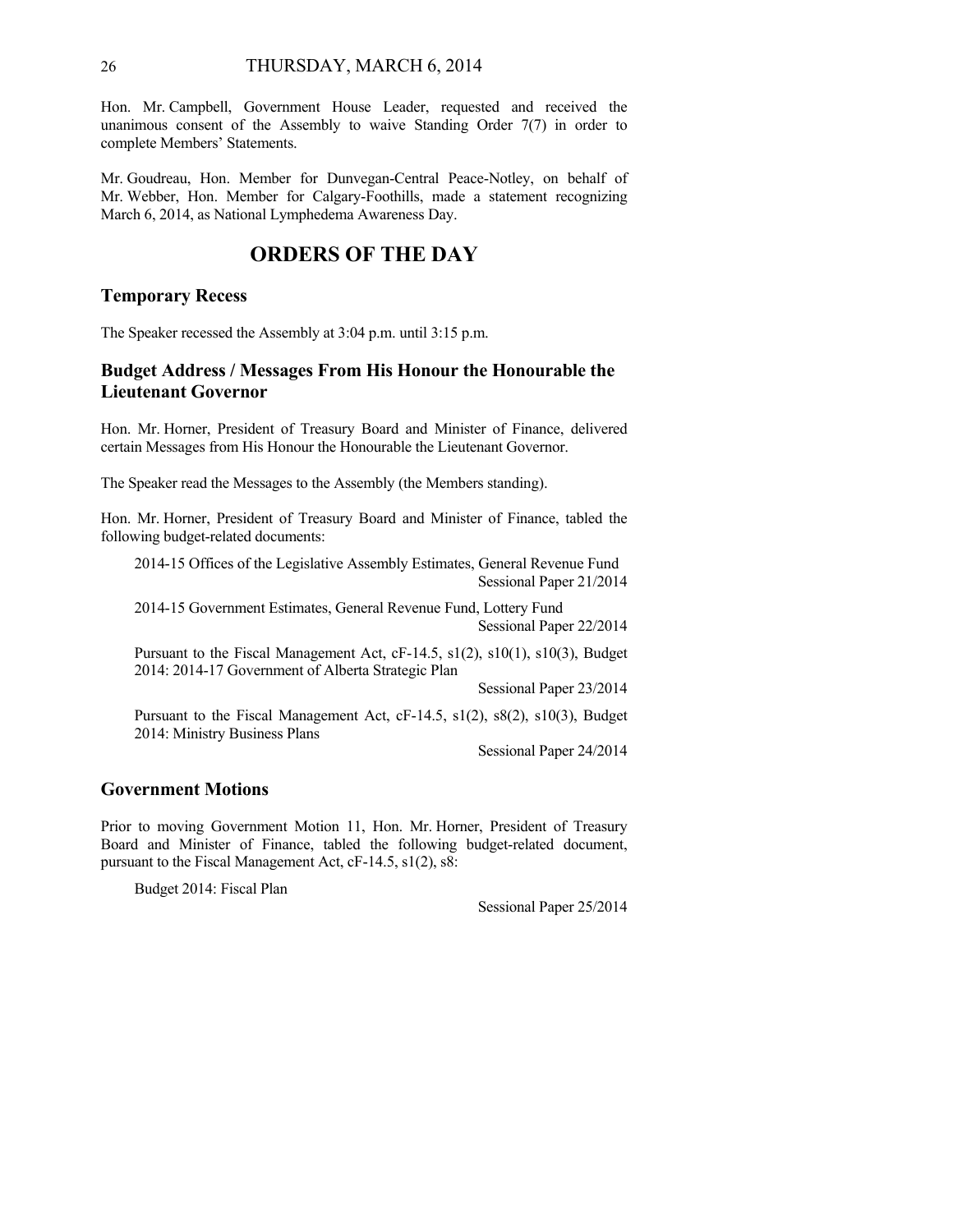Hon. Mr. Campbell, Government House Leader, requested and received the unanimous consent of the Assembly to waive Standing Order 7(7) in order to complete Members' Statements.

Mr. Goudreau, Hon. Member for Dunvegan-Central Peace-Notley, on behalf of Mr. Webber, Hon. Member for Calgary-Foothills, made a statement recognizing March 6, 2014, as National Lymphedema Awareness Day.

# ORDERS OF THE DAY

## Temporary Recess

The Speaker recessed the Assembly at 3:04 p.m. until 3:15 p.m.

## Budget Address / Messages From His Honour the Honourable the Lieutenant Governor

Hon. Mr. Horner, President of Treasury Board and Minister of Finance, delivered certain Messages from His Honour the Honourable the Lieutenant Governor.

The Speaker read the Messages to the Assembly (the Members standing).

Hon. Mr. Horner, President of Treasury Board and Minister of Finance, tabled the following budget-related documents:

2014-15 Offices of the Legislative Assembly Estimates, General Revenue Fund
Sessional Paper 21/2014

2014-15 Government Estimates, General Revenue Fund, Lottery Fund
Sessional Paper 22/2014

Pursuant to the Fiscal Management Act, cF-14.5, s1(2), s10(1), s10(3), Budget 2014: 2014-17 Government of Alberta Strategic Plan
Sessional Paper 23/2014

Pursuant to the Fiscal Management Act, cF-14.5, s1(2), s8(2), s10(3), Budget 2014: Ministry Business Plans
Sessional Paper 24/2014

## Government Motions

Prior to moving Government Motion 11, Hon. Mr. Horner, President of Treasury Board and Minister of Finance, tabled the following budget-related document, pursuant to the Fiscal Management Act, cF-14.5, s1(2), s8:

Budget 2014: Fiscal Plan
Sessional Paper 25/2014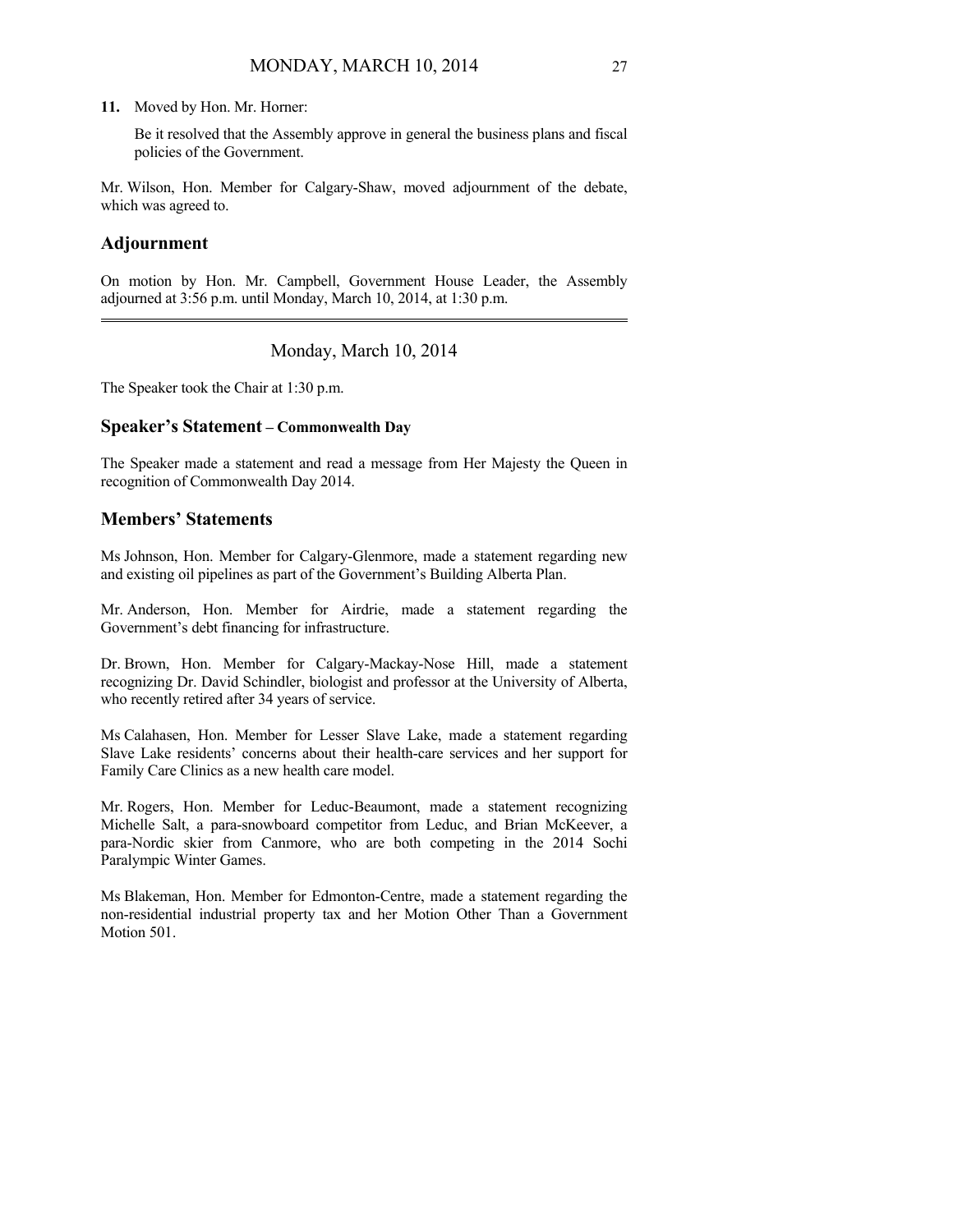**11.** Moved by Hon. Mr. Horner:

Be it resolved that the Assembly approve in general the business plans and fiscal policies of the Government.

Mr. Wilson, Hon. Member for Calgary-Shaw, moved adjournment of the debate, which was agreed to.

## Adjournment

On motion by Hon. Mr. Campbell, Government House Leader, the Assembly adjourned at 3:56 p.m. until Monday, March 10, 2014, at 1:30 p.m.

---

Monday, March 10, 2014

The Speaker took the Chair at 1:30 p.m.

## Speaker's Statement – Commonwealth Day

The Speaker made a statement and read a message from Her Majesty the Queen in recognition of Commonwealth Day 2014.

## Members' Statements

Ms Johnson, Hon. Member for Calgary-Glenmore, made a statement regarding new and existing oil pipelines as part of the Government's Building Alberta Plan.

Mr. Anderson, Hon. Member for Airdrie, made a statement regarding the Government's debt financing for infrastructure.

Dr. Brown, Hon. Member for Calgary-Mackay-Nose Hill, made a statement recognizing Dr. David Schindler, biologist and professor at the University of Alberta, who recently retired after 34 years of service.

Ms Calahasen, Hon. Member for Lesser Slave Lake, made a statement regarding Slave Lake residents' concerns about their health-care services and her support for Family Care Clinics as a new health care model.

Mr. Rogers, Hon. Member for Leduc-Beaumont, made a statement recognizing Michelle Salt, a para-snowboard competitor from Leduc, and Brian McKeever, a para-Nordic skier from Canmore, who are both competing in the 2014 Sochi Paralympic Winter Games.

Ms Blakeman, Hon. Member for Edmonton-Centre, made a statement regarding the non-residential industrial property tax and her Motion Other Than a Government Motion 501.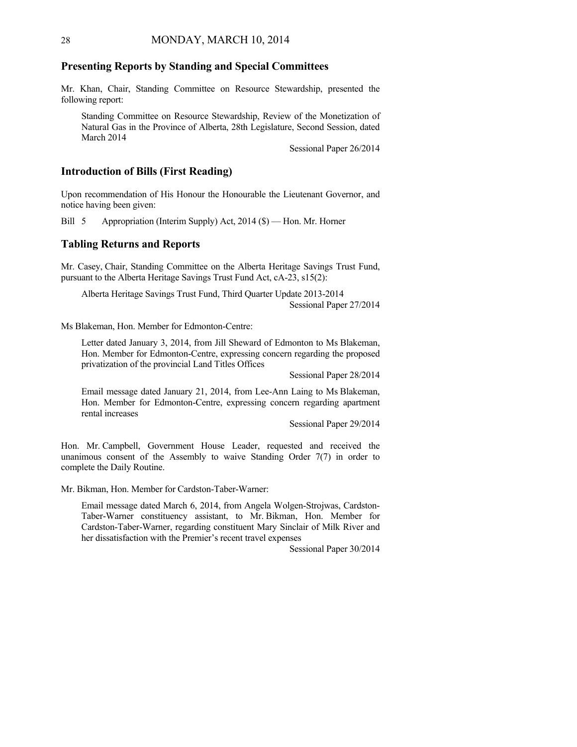## Presenting Reports by Standing and Special Committees

Mr. Khan, Chair, Standing Committee on Resource Stewardship, presented the following report:

> Standing Committee on Resource Stewardship, Review of the Monetization of Natural Gas in the Province of Alberta, 28th Legislature, Second Session, dated March 2014
>
> Sessional Paper 26/2014

## Introduction of Bills (First Reading)

Upon recommendation of His Honour the Honourable the Lieutenant Governor, and notice having been given:

Bill 5 Appropriation (Interim Supply) Act, 2014 ($) — Hon. Mr. Horner

## Tabling Returns and Reports

Mr. Casey, Chair, Standing Committee on the Alberta Heritage Savings Trust Fund, pursuant to the Alberta Heritage Savings Trust Fund Act, cA-23, s15(2):

> Alberta Heritage Savings Trust Fund, Third Quarter Update 2013-2014
>
> Sessional Paper 27/2014

Ms Blakeman, Hon. Member for Edmonton-Centre:

> Letter dated January 3, 2014, from Jill Sheward of Edmonton to Ms Blakeman, Hon. Member for Edmonton-Centre, expressing concern regarding the proposed privatization of the provincial Land Titles Offices
>
> Sessional Paper 28/2014
>
> Email message dated January 21, 2014, from Lee-Ann Laing to Ms Blakeman, Hon. Member for Edmonton-Centre, expressing concern regarding apartment rental increases
>
> Sessional Paper 29/2014

Hon. Mr. Campbell, Government House Leader, requested and received the unanimous consent of the Assembly to waive Standing Order 7(7) in order to complete the Daily Routine.

Mr. Bikman, Hon. Member for Cardston-Taber-Warner:

> Email message dated March 6, 2014, from Angela Wolgen-Strojwas, Cardston-Taber-Warner constituency assistant, to Mr. Bikman, Hon. Member for Cardston-Taber-Warner, regarding constituent Mary Sinclair of Milk River and her dissatisfaction with the Premier's recent travel expenses
>
> Sessional Paper 30/2014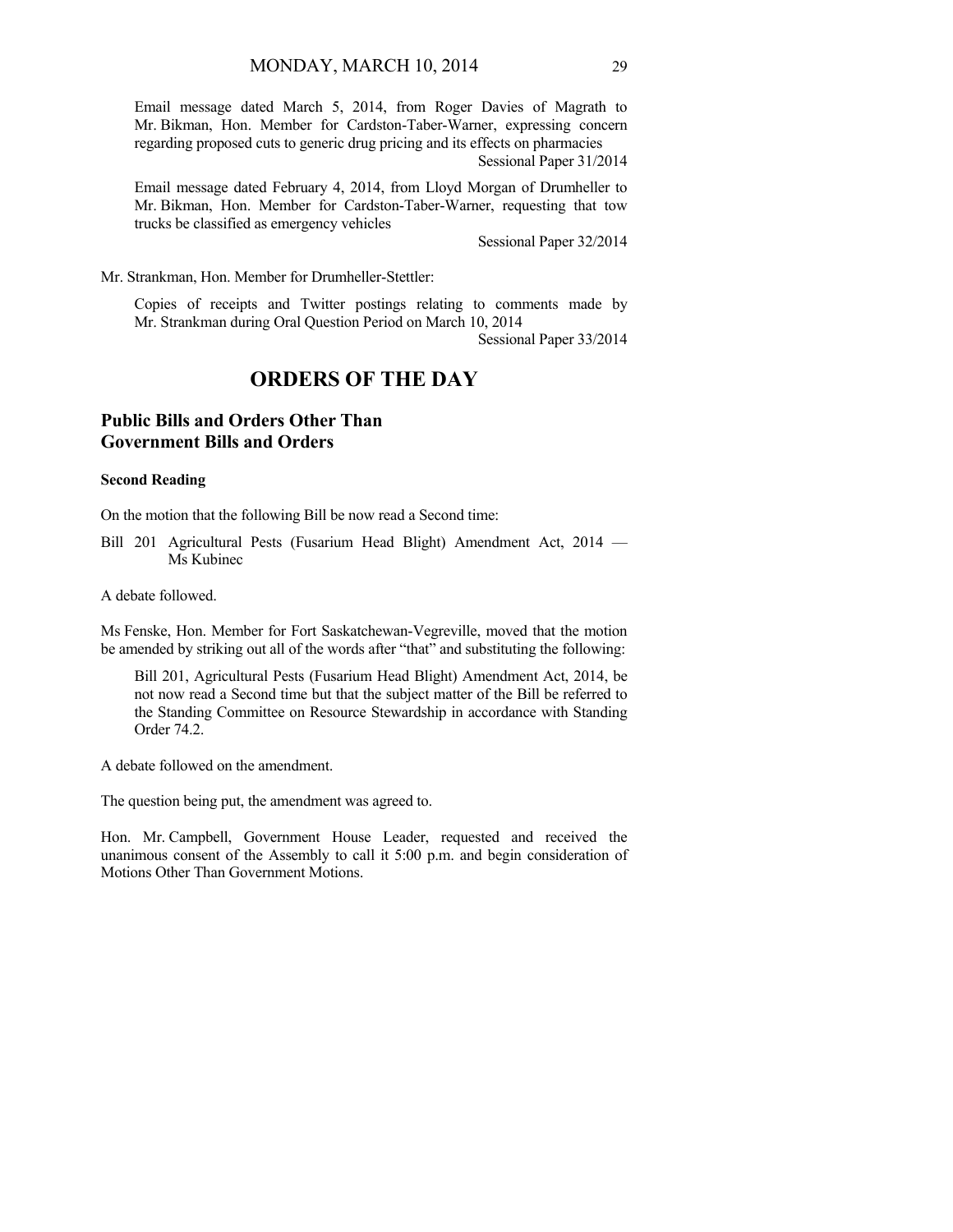Email message dated March 5, 2014, from Roger Davies of Magrath to Mr. Bikman, Hon. Member for Cardston-Taber-Warner, expressing concern regarding proposed cuts to generic drug pricing and its effects on pharmacies

Sessional Paper 31/2014

Email message dated February 4, 2014, from Lloyd Morgan of Drumheller to Mr. Bikman, Hon. Member for Cardston-Taber-Warner, requesting that tow trucks be classified as emergency vehicles

Sessional Paper 32/2014

Mr. Strankman, Hon. Member for Drumheller-Stettler:

Copies of receipts and Twitter postings relating to comments made by Mr. Strankman during Oral Question Period on March 10, 2014

Sessional Paper 33/2014

# ORDERS OF THE DAY

## Public Bills and Orders Other Than Government Bills and Orders

### Second Reading

On the motion that the following Bill be now read a Second time:

Bill 201 Agricultural Pests (Fusarium Head Blight) Amendment Act, 2014 — Ms Kubinec

A debate followed.

Ms Fenske, Hon. Member for Fort Saskatchewan-Vegreville, moved that the motion be amended by striking out all of the words after "that" and substituting the following:

Bill 201, Agricultural Pests (Fusarium Head Blight) Amendment Act, 2014, be not now read a Second time but that the subject matter of the Bill be referred to the Standing Committee on Resource Stewardship in accordance with Standing Order 74.2.

A debate followed on the amendment.

The question being put, the amendment was agreed to.

Hon. Mr. Campbell, Government House Leader, requested and received the unanimous consent of the Assembly to call it 5:00 p.m. and begin consideration of Motions Other Than Government Motions.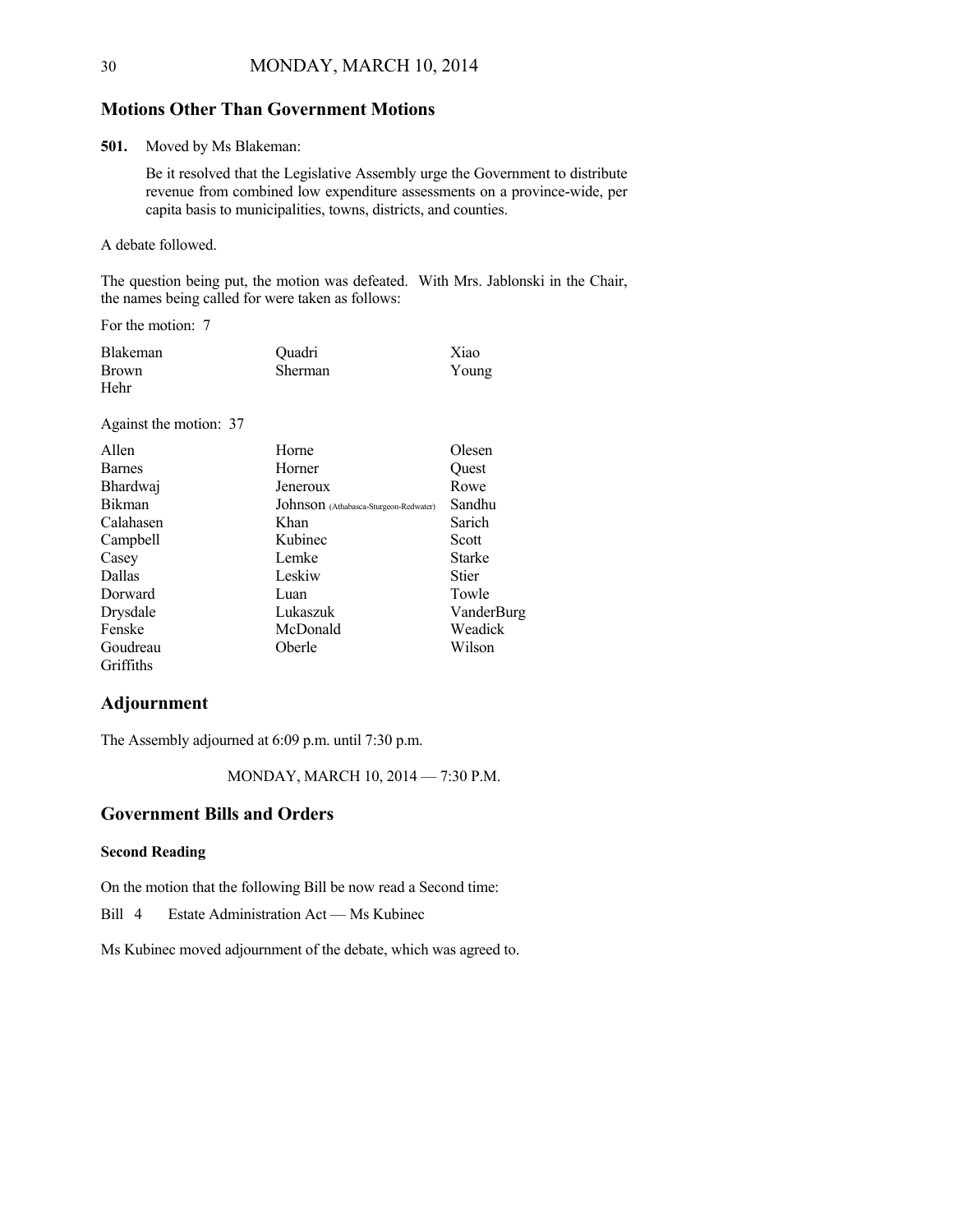## Motions Other Than Government Motions

**501.** Moved by Ms Blakeman:

Be it resolved that the Legislative Assembly urge the Government to distribute revenue from combined low expenditure assessments on a province-wide, per capita basis to municipalities, towns, districts, and counties.

A debate followed.

The question being put, the motion was defeated. With Mrs. Jablonski in the Chair, the names being called for were taken as follows:

For the motion: 7

| | | |
|---|---|---|
| Blakeman | Quadri | Xiao |
| Brown | Sherman | Young |
| Hehr | | |

Against the motion: 37

| | | |
|---|---|---|
| Allen | Horne | Olesen |
| Barnes | Horner | Quest |
| Bhardwaj | Jeneroux | Rowe |
| Bikman | Johnson (Athabasca-Sturgeon-Redwater) | Sandhu |
| Calahasen | Khan | Sarich |
| Campbell | Kubinec | Scott |
| Casey | Lemke | Starke |
| Dallas | Leskiw | Stier |
| Dorward | Luan | Towle |
| Drysdale | Lukaszuk | VanderBurg |
| Fenske | McDonald | Weadick |
| Goudreau | Oberle | Wilson |
| Griffiths | | |

## Adjournment

The Assembly adjourned at 6:09 p.m. until 7:30 p.m.

MONDAY, MARCH 10, 2014 — 7:30 P.M.

## Government Bills and Orders

### Second Reading

On the motion that the following Bill be now read a Second time:

Bill 4 Estate Administration Act — Ms Kubinec

Ms Kubinec moved adjournment of the debate, which was agreed to.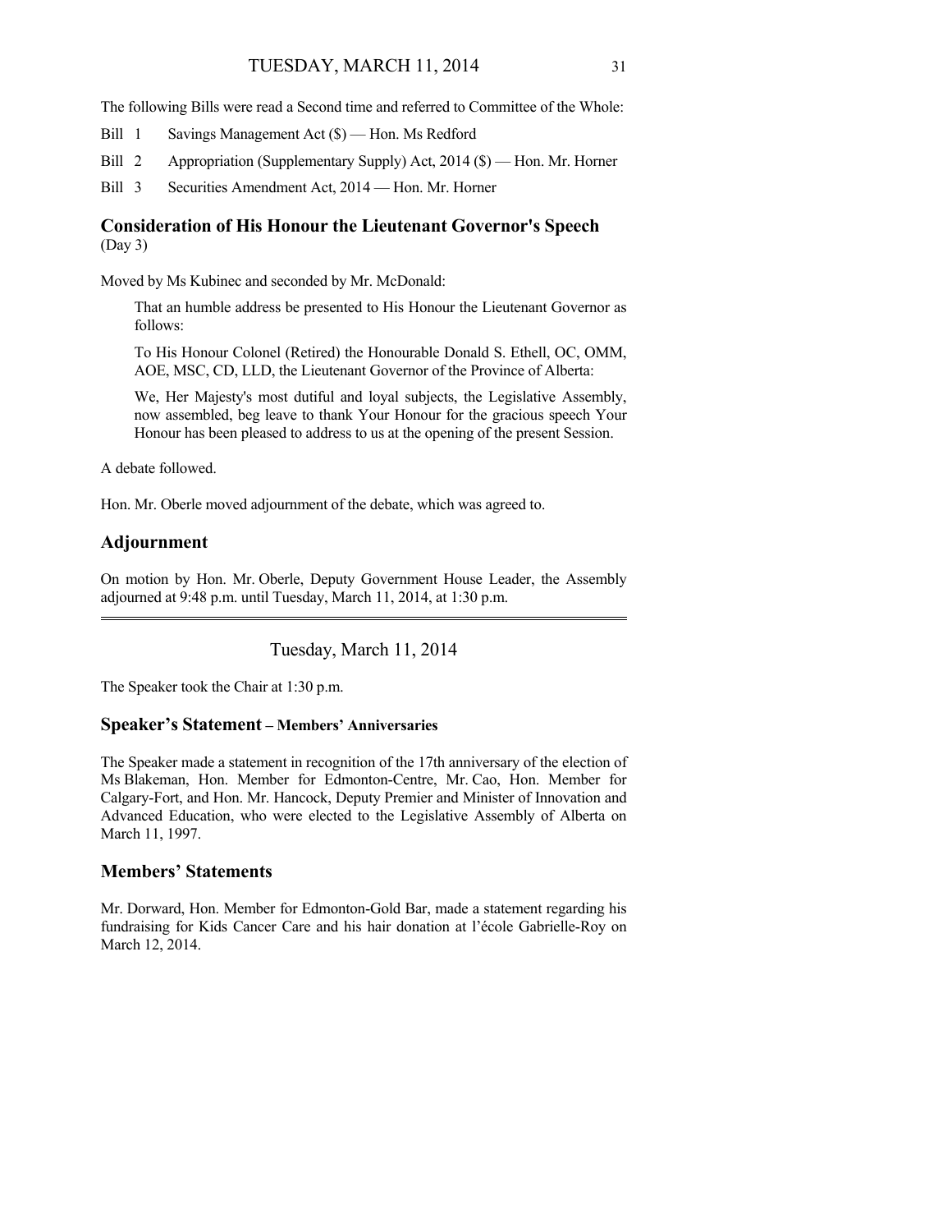The following Bills were read a Second time and referred to Committee of the Whole:

Bill 1 Savings Management Act ($) — Hon. Ms Redford

Bill 2 Appropriation (Supplementary Supply) Act, 2014 ($) — Hon. Mr. Horner

Bill 3 Securities Amendment Act, 2014 — Hon. Mr. Horner

## Consideration of His Honour the Lieutenant Governor's Speech
(Day 3)

Moved by Ms Kubinec and seconded by Mr. McDonald:

> That an humble address be presented to His Honour the Lieutenant Governor as follows:
>
> To His Honour Colonel (Retired) the Honourable Donald S. Ethell, OC, OMM, AOE, MSC, CD, LLD, the Lieutenant Governor of the Province of Alberta:
>
> We, Her Majesty's most dutiful and loyal subjects, the Legislative Assembly, now assembled, beg leave to thank Your Honour for the gracious speech Your Honour has been pleased to address to us at the opening of the present Session.

A debate followed.

Hon. Mr. Oberle moved adjournment of the debate, which was agreed to.

## Adjournment

On motion by Hon. Mr. Oberle, Deputy Government House Leader, the Assembly adjourned at 9:48 p.m. until Tuesday, March 11, 2014, at 1:30 p.m.

---

Tuesday, March 11, 2014

The Speaker took the Chair at 1:30 p.m.

## Speaker's Statement – Members' Anniversaries

The Speaker made a statement in recognition of the 17th anniversary of the election of Ms Blakeman, Hon. Member for Edmonton-Centre, Mr. Cao, Hon. Member for Calgary-Fort, and Hon. Mr. Hancock, Deputy Premier and Minister of Innovation and Advanced Education, who were elected to the Legislative Assembly of Alberta on March 11, 1997.

## Members' Statements

Mr. Dorward, Hon. Member for Edmonton-Gold Bar, made a statement regarding his fundraising for Kids Cancer Care and his hair donation at l'école Gabrielle-Roy on March 12, 2014.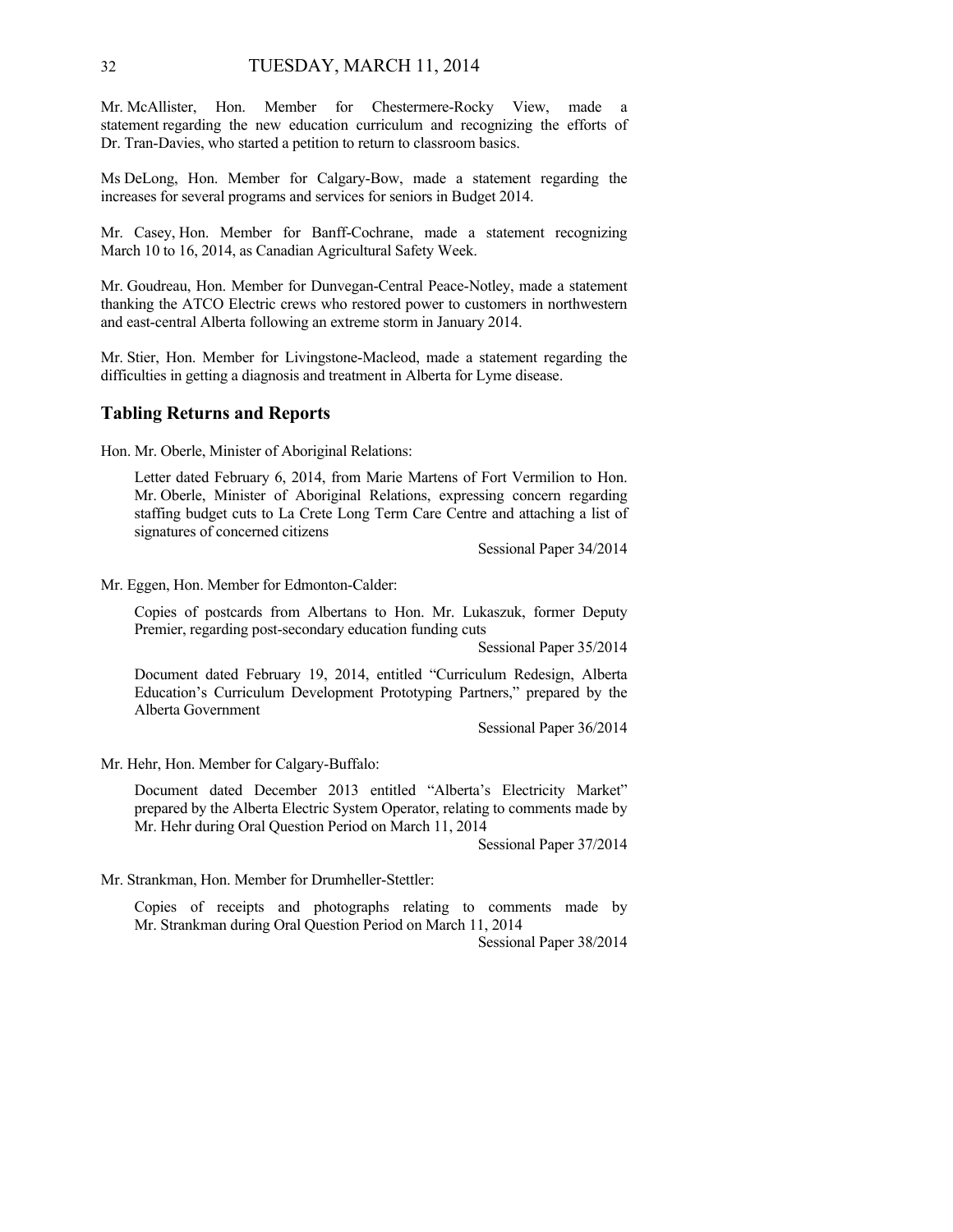Mr. McAllister, Hon. Member for Chestermere-Rocky View, made a statement regarding the new education curriculum and recognizing the efforts of Dr. Tran-Davies, who started a petition to return to classroom basics.

Ms DeLong, Hon. Member for Calgary-Bow, made a statement regarding the increases for several programs and services for seniors in Budget 2014.

Mr. Casey, Hon. Member for Banff-Cochrane, made a statement recognizing March 10 to 16, 2014, as Canadian Agricultural Safety Week.

Mr. Goudreau, Hon. Member for Dunvegan-Central Peace-Notley, made a statement thanking the ATCO Electric crews who restored power to customers in northwestern and east-central Alberta following an extreme storm in January 2014.

Mr. Stier, Hon. Member for Livingstone-Macleod, made a statement regarding the difficulties in getting a diagnosis and treatment in Alberta for Lyme disease.

## Tabling Returns and Reports

Hon. Mr. Oberle, Minister of Aboriginal Relations:

> Letter dated February 6, 2014, from Marie Martens of Fort Vermilion to Hon. Mr. Oberle, Minister of Aboriginal Relations, expressing concern regarding staffing budget cuts to La Crete Long Term Care Centre and attaching a list of signatures of concerned citizens
>
> Sessional Paper 34/2014

Mr. Eggen, Hon. Member for Edmonton-Calder:

> Copies of postcards from Albertans to Hon. Mr. Lukaszuk, former Deputy Premier, regarding post-secondary education funding cuts
>
> Sessional Paper 35/2014
>
> Document dated February 19, 2014, entitled "Curriculum Redesign, Alberta Education's Curriculum Development Prototyping Partners," prepared by the Alberta Government
>
> Sessional Paper 36/2014

Mr. Hehr, Hon. Member for Calgary-Buffalo:

> Document dated December 2013 entitled "Alberta's Electricity Market" prepared by the Alberta Electric System Operator, relating to comments made by Mr. Hehr during Oral Question Period on March 11, 2014
>
> Sessional Paper 37/2014

Mr. Strankman, Hon. Member for Drumheller-Stettler:

> Copies of receipts and photographs relating to comments made by Mr. Strankman during Oral Question Period on March 11, 2014
>
> Sessional Paper 38/2014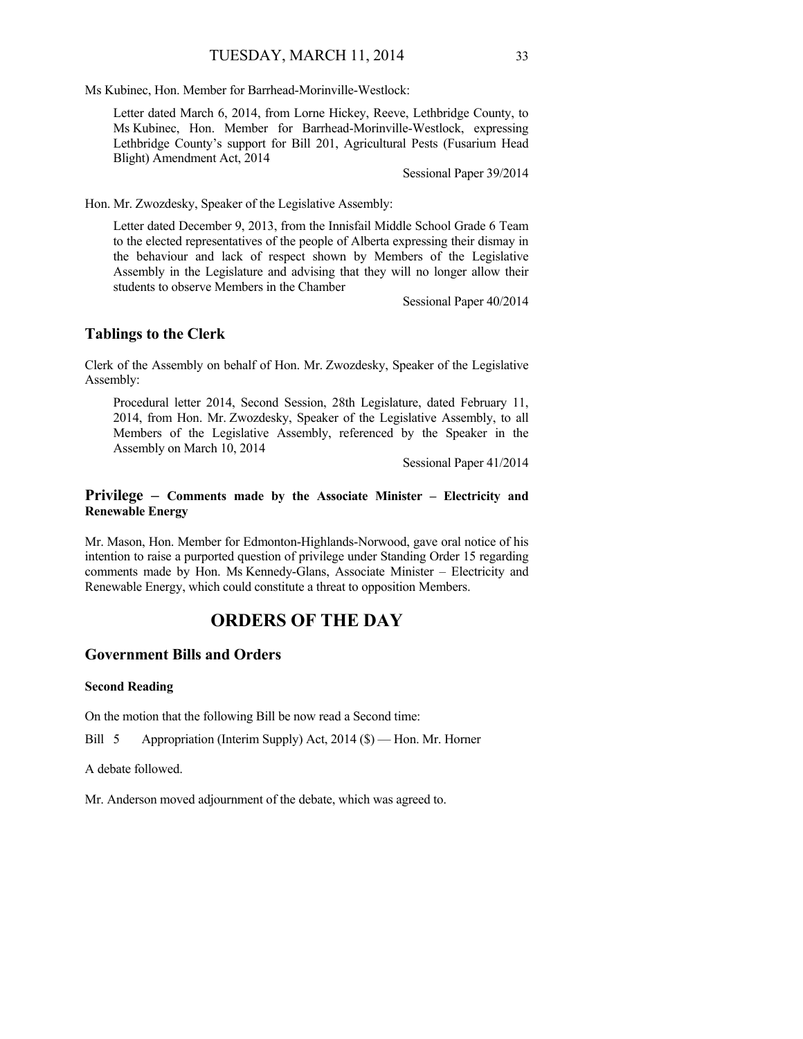Ms Kubinec, Hon. Member for Barrhead-Morinville-Westlock:

> Letter dated March 6, 2014, from Lorne Hickey, Reeve, Lethbridge County, to Ms Kubinec, Hon. Member for Barrhead-Morinville-Westlock, expressing Lethbridge County's support for Bill 201, Agricultural Pests (Fusarium Head Blight) Amendment Act, 2014
>
> Sessional Paper 39/2014

Hon. Mr. Zwozdesky, Speaker of the Legislative Assembly:

> Letter dated December 9, 2013, from the Innisfail Middle School Grade 6 Team to the elected representatives of the people of Alberta expressing their dismay in the behaviour and lack of respect shown by Members of the Legislative Assembly in the Legislature and advising that they will no longer allow their students to observe Members in the Chamber
>
> Sessional Paper 40/2014

## Tablings to the Clerk

Clerk of the Assembly on behalf of Hon. Mr. Zwozdesky, Speaker of the Legislative Assembly:

> Procedural letter 2014, Second Session, 28th Legislature, dated February 11, 2014, from Hon. Mr. Zwozdesky, Speaker of the Legislative Assembly, to all Members of the Legislative Assembly, referenced by the Speaker in the Assembly on March 10, 2014
>
> Sessional Paper 41/2014

## Privilege – Comments made by the Associate Minister – Electricity and Renewable Energy

Mr. Mason, Hon. Member for Edmonton-Highlands-Norwood, gave oral notice of his intention to raise a purported question of privilege under Standing Order 15 regarding comments made by Hon. Ms Kennedy-Glans, Associate Minister – Electricity and Renewable Energy, which could constitute a threat to opposition Members.

# ORDERS OF THE DAY

## Government Bills and Orders

### Second Reading

On the motion that the following Bill be now read a Second time:

Bill 5 Appropriation (Interim Supply) Act, 2014 ($) — Hon. Mr. Horner

A debate followed.

Mr. Anderson moved adjournment of the debate, which was agreed to.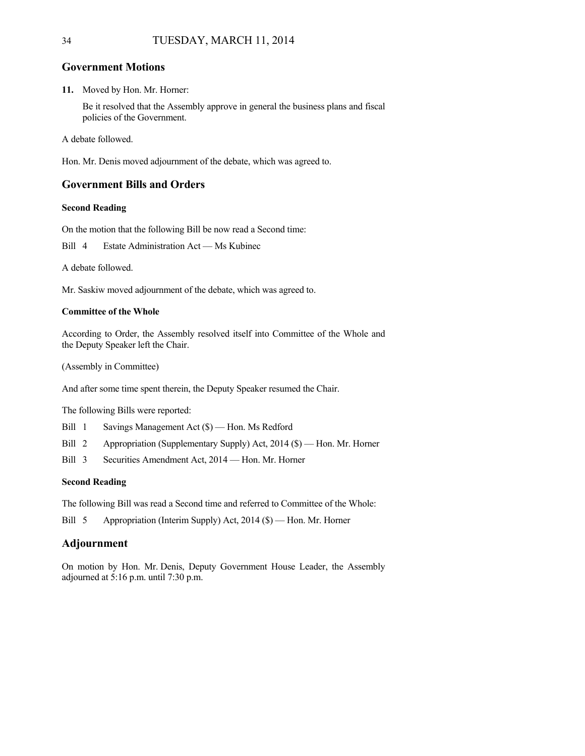## Government Motions

**11.** Moved by Hon. Mr. Horner:

Be it resolved that the Assembly approve in general the business plans and fiscal policies of the Government.

A debate followed.

Hon. Mr. Denis moved adjournment of the debate, which was agreed to.

## Government Bills and Orders

### Second Reading

On the motion that the following Bill be now read a Second time:

Bill 4 Estate Administration Act — Ms Kubinec

A debate followed.

Mr. Saskiw moved adjournment of the debate, which was agreed to.

### Committee of the Whole

According to Order, the Assembly resolved itself into Committee of the Whole and the Deputy Speaker left the Chair.

(Assembly in Committee)

And after some time spent therein, the Deputy Speaker resumed the Chair.

The following Bills were reported:

Bill 1 Savings Management Act ($) — Hon. Ms Redford

Bill 2 Appropriation (Supplementary Supply) Act, 2014 ($) — Hon. Mr. Horner

Bill 3 Securities Amendment Act, 2014 — Hon. Mr. Horner

### Second Reading

The following Bill was read a Second time and referred to Committee of the Whole:

Bill 5 Appropriation (Interim Supply) Act, 2014 ($) — Hon. Mr. Horner

## Adjournment

On motion by Hon. Mr. Denis, Deputy Government House Leader, the Assembly adjourned at 5:16 p.m. until 7:30 p.m.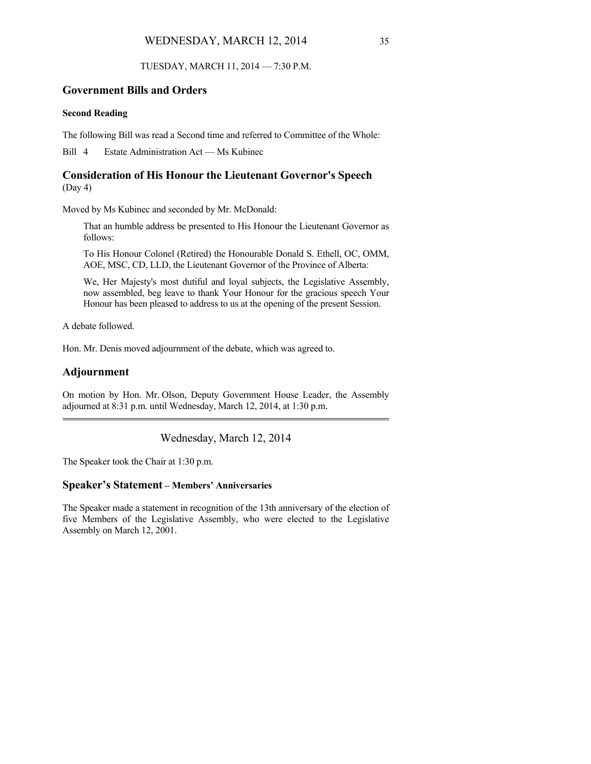TUESDAY, MARCH 11, 2014 — 7:30 P.M.

## Government Bills and Orders

### Second Reading

The following Bill was read a Second time and referred to Committee of the Whole:

Bill 4 Estate Administration Act — Ms Kubinec

## Consideration of His Honour the Lieutenant Governor's Speech
(Day 4)

Moved by Ms Kubinec and seconded by Mr. McDonald:

> That an humble address be presented to His Honour the Lieutenant Governor as follows:
>
> To His Honour Colonel (Retired) the Honourable Donald S. Ethell, OC, OMM, AOE, MSC, CD, LLD, the Lieutenant Governor of the Province of Alberta:
>
> We, Her Majesty's most dutiful and loyal subjects, the Legislative Assembly, now assembled, beg leave to thank Your Honour for the gracious speech Your Honour has been pleased to address to us at the opening of the present Session.

A debate followed.

Hon. Mr. Denis moved adjournment of the debate, which was agreed to.

## Adjournment

On motion by Hon. Mr. Olson, Deputy Government House Leader, the Assembly adjourned at 8:31 p.m. until Wednesday, March 12, 2014, at 1:30 p.m.

---

Wednesday, March 12, 2014

The Speaker took the Chair at 1:30 p.m.

## Speaker's Statement – Members' Anniversaries

The Speaker made a statement in recognition of the 13th anniversary of the election of five Members of the Legislative Assembly, who were elected to the Legislative Assembly on March 12, 2001.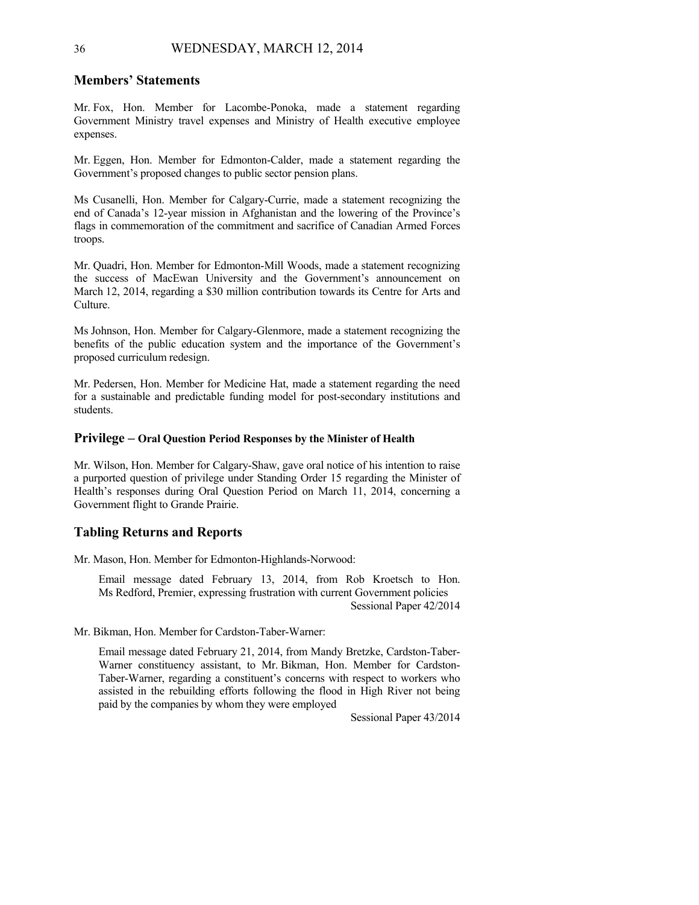## Members' Statements

Mr. Fox, Hon. Member for Lacombe-Ponoka, made a statement regarding Government Ministry travel expenses and Ministry of Health executive employee expenses.

Mr. Eggen, Hon. Member for Edmonton-Calder, made a statement regarding the Government's proposed changes to public sector pension plans.

Ms Cusanelli, Hon. Member for Calgary-Currie, made a statement recognizing the end of Canada's 12-year mission in Afghanistan and the lowering of the Province's flags in commemoration of the commitment and sacrifice of Canadian Armed Forces troops.

Mr. Quadri, Hon. Member for Edmonton-Mill Woods, made a statement recognizing the success of MacEwan University and the Government's announcement on March 12, 2014, regarding a $30 million contribution towards its Centre for Arts and Culture.

Ms Johnson, Hon. Member for Calgary-Glenmore, made a statement recognizing the benefits of the public education system and the importance of the Government's proposed curriculum redesign.

Mr. Pedersen, Hon. Member for Medicine Hat, made a statement regarding the need for a sustainable and predictable funding model for post-secondary institutions and students.

## Privilege – Oral Question Period Responses by the Minister of Health

Mr. Wilson, Hon. Member for Calgary-Shaw, gave oral notice of his intention to raise a purported question of privilege under Standing Order 15 regarding the Minister of Health's responses during Oral Question Period on March 11, 2014, concerning a Government flight to Grande Prairie.

## Tabling Returns and Reports

Mr. Mason, Hon. Member for Edmonton-Highlands-Norwood:

> Email message dated February 13, 2014, from Rob Kroetsch to Hon. Ms Redford, Premier, expressing frustration with current Government policies
> Sessional Paper 42/2014

Mr. Bikman, Hon. Member for Cardston-Taber-Warner:

> Email message dated February 21, 2014, from Mandy Bretzke, Cardston-Taber-Warner constituency assistant, to Mr. Bikman, Hon. Member for Cardston-Taber-Warner, regarding a constituent's concerns with respect to workers who assisted in the rebuilding efforts following the flood in High River not being paid by the companies by whom they were employed
> Sessional Paper 43/2014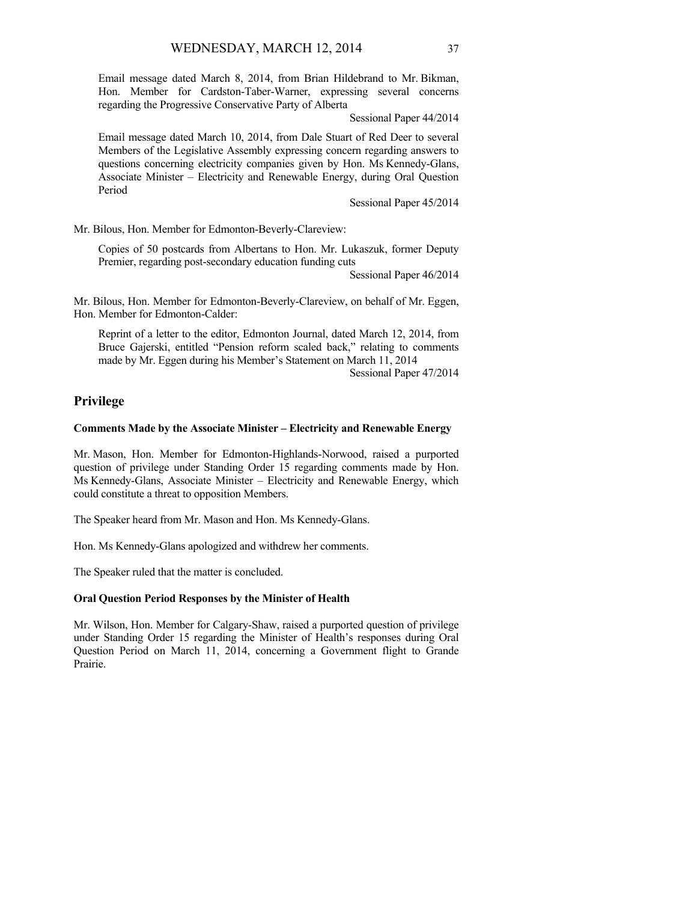Email message dated March 8, 2014, from Brian Hildebrand to Mr. Bikman, Hon. Member for Cardston-Taber-Warner, expressing several concerns regarding the Progressive Conservative Party of Alberta

Sessional Paper 44/2014

Email message dated March 10, 2014, from Dale Stuart of Red Deer to several Members of the Legislative Assembly expressing concern regarding answers to questions concerning electricity companies given by Hon. Ms Kennedy-Glans, Associate Minister – Electricity and Renewable Energy, during Oral Question Period

Sessional Paper 45/2014

Mr. Bilous, Hon. Member for Edmonton-Beverly-Clareview:

Copies of 50 postcards from Albertans to Hon. Mr. Lukaszuk, former Deputy Premier, regarding post-secondary education funding cuts

Sessional Paper 46/2014

Mr. Bilous, Hon. Member for Edmonton-Beverly-Clareview, on behalf of Mr. Eggen, Hon. Member for Edmonton-Calder:

Reprint of a letter to the editor, Edmonton Journal, dated March 12, 2014, from Bruce Gajerski, entitled "Pension reform scaled back," relating to comments made by Mr. Eggen during his Member's Statement on March 11, 2014

Sessional Paper 47/2014

## Privilege

### Comments Made by the Associate Minister – Electricity and Renewable Energy

Mr. Mason, Hon. Member for Edmonton-Highlands-Norwood, raised a purported question of privilege under Standing Order 15 regarding comments made by Hon. Ms Kennedy-Glans, Associate Minister – Electricity and Renewable Energy, which could constitute a threat to opposition Members.

The Speaker heard from Mr. Mason and Hon. Ms Kennedy-Glans.

Hon. Ms Kennedy-Glans apologized and withdrew her comments.

The Speaker ruled that the matter is concluded.

### Oral Question Period Responses by the Minister of Health

Mr. Wilson, Hon. Member for Calgary-Shaw, raised a purported question of privilege under Standing Order 15 regarding the Minister of Health's responses during Oral Question Period on March 11, 2014, concerning a Government flight to Grande Prairie.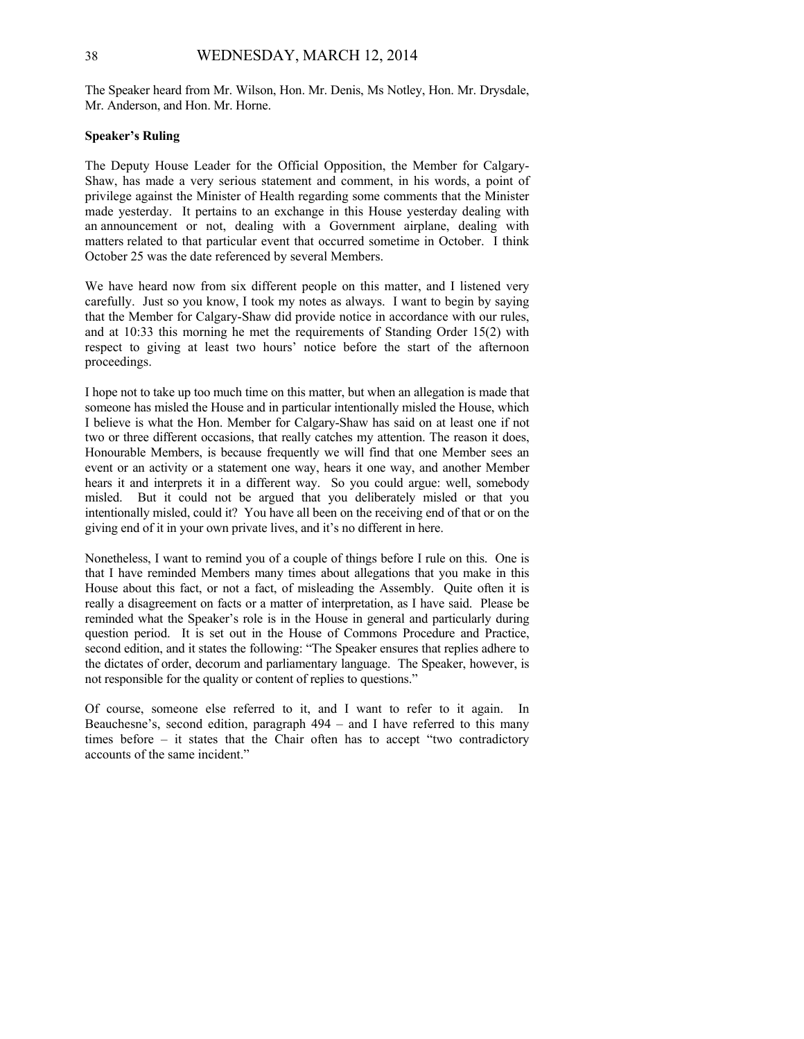The Speaker heard from Mr. Wilson, Hon. Mr. Denis, Ms Notley, Hon. Mr. Drysdale, Mr. Anderson, and Hon. Mr. Horne.

**Speaker's Ruling**

The Deputy House Leader for the Official Opposition, the Member for Calgary-Shaw, has made a very serious statement and comment, in his words, a point of privilege against the Minister of Health regarding some comments that the Minister made yesterday. It pertains to an exchange in this House yesterday dealing with an announcement or not, dealing with a Government airplane, dealing with matters related to that particular event that occurred sometime in October. I think October 25 was the date referenced by several Members.

We have heard now from six different people on this matter, and I listened very carefully. Just so you know, I took my notes as always. I want to begin by saying that the Member for Calgary-Shaw did provide notice in accordance with our rules, and at 10:33 this morning he met the requirements of Standing Order 15(2) with respect to giving at least two hours' notice before the start of the afternoon proceedings.

I hope not to take up too much time on this matter, but when an allegation is made that someone has misled the House and in particular intentionally misled the House, which I believe is what the Hon. Member for Calgary-Shaw has said on at least one if not two or three different occasions, that really catches my attention. The reason it does, Honourable Members, is because frequently we will find that one Member sees an event or an activity or a statement one way, hears it one way, and another Member hears it and interprets it in a different way. So you could argue: well, somebody misled. But it could not be argued that you deliberately misled or that you intentionally misled, could it? You have all been on the receiving end of that or on the giving end of it in your own private lives, and it's no different in here.

Nonetheless, I want to remind you of a couple of things before I rule on this. One is that I have reminded Members many times about allegations that you make in this House about this fact, or not a fact, of misleading the Assembly. Quite often it is really a disagreement on facts or a matter of interpretation, as I have said. Please be reminded what the Speaker's role is in the House in general and particularly during question period. It is set out in the House of Commons Procedure and Practice, second edition, and it states the following: "The Speaker ensures that replies adhere to the dictates of order, decorum and parliamentary language. The Speaker, however, is not responsible for the quality or content of replies to questions."

Of course, someone else referred to it, and I want to refer to it again. In Beauchesne's, second edition, paragraph 494 – and I have referred to this many times before – it states that the Chair often has to accept "two contradictory accounts of the same incident."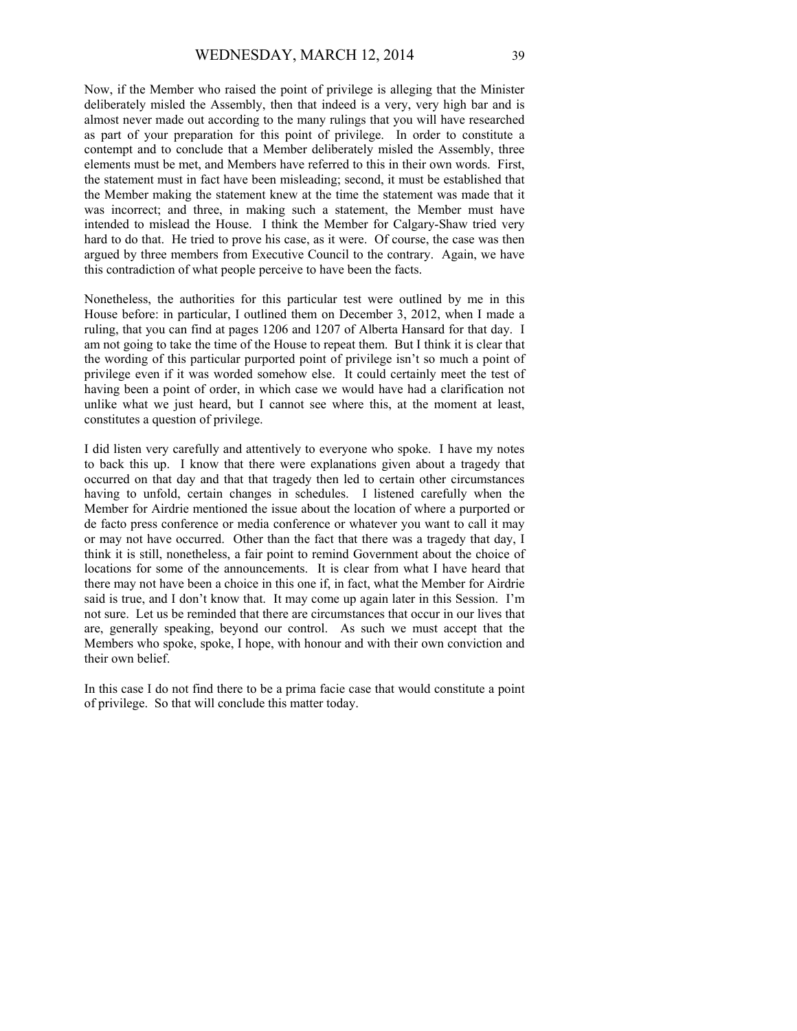Now, if the Member who raised the point of privilege is alleging that the Minister deliberately misled the Assembly, then that indeed is a very, very high bar and is almost never made out according to the many rulings that you will have researched as part of your preparation for this point of privilege. In order to constitute a contempt and to conclude that a Member deliberately misled the Assembly, three elements must be met, and Members have referred to this in their own words. First, the statement must in fact have been misleading; second, it must be established that the Member making the statement knew at the time the statement was made that it was incorrect; and three, in making such a statement, the Member must have intended to mislead the House. I think the Member for Calgary-Shaw tried very hard to do that. He tried to prove his case, as it were. Of course, the case was then argued by three members from Executive Council to the contrary. Again, we have this contradiction of what people perceive to have been the facts.

Nonetheless, the authorities for this particular test were outlined by me in this House before: in particular, I outlined them on December 3, 2012, when I made a ruling, that you can find at pages 1206 and 1207 of Alberta Hansard for that day. I am not going to take the time of the House to repeat them. But I think it is clear that the wording of this particular purported point of privilege isn't so much a point of privilege even if it was worded somehow else. It could certainly meet the test of having been a point of order, in which case we would have had a clarification not unlike what we just heard, but I cannot see where this, at the moment at least, constitutes a question of privilege.

I did listen very carefully and attentively to everyone who spoke. I have my notes to back this up. I know that there were explanations given about a tragedy that occurred on that day and that that tragedy then led to certain other circumstances having to unfold, certain changes in schedules. I listened carefully when the Member for Airdrie mentioned the issue about the location of where a purported or de facto press conference or media conference or whatever you want to call it may or may not have occurred. Other than the fact that there was a tragedy that day, I think it is still, nonetheless, a fair point to remind Government about the choice of locations for some of the announcements. It is clear from what I have heard that there may not have been a choice in this one if, in fact, what the Member for Airdrie said is true, and I don't know that. It may come up again later in this Session. I'm not sure. Let us be reminded that there are circumstances that occur in our lives that are, generally speaking, beyond our control. As such we must accept that the Members who spoke, spoke, I hope, with honour and with their own conviction and their own belief.

In this case I do not find there to be a prima facie case that would constitute a point of privilege. So that will conclude this matter today.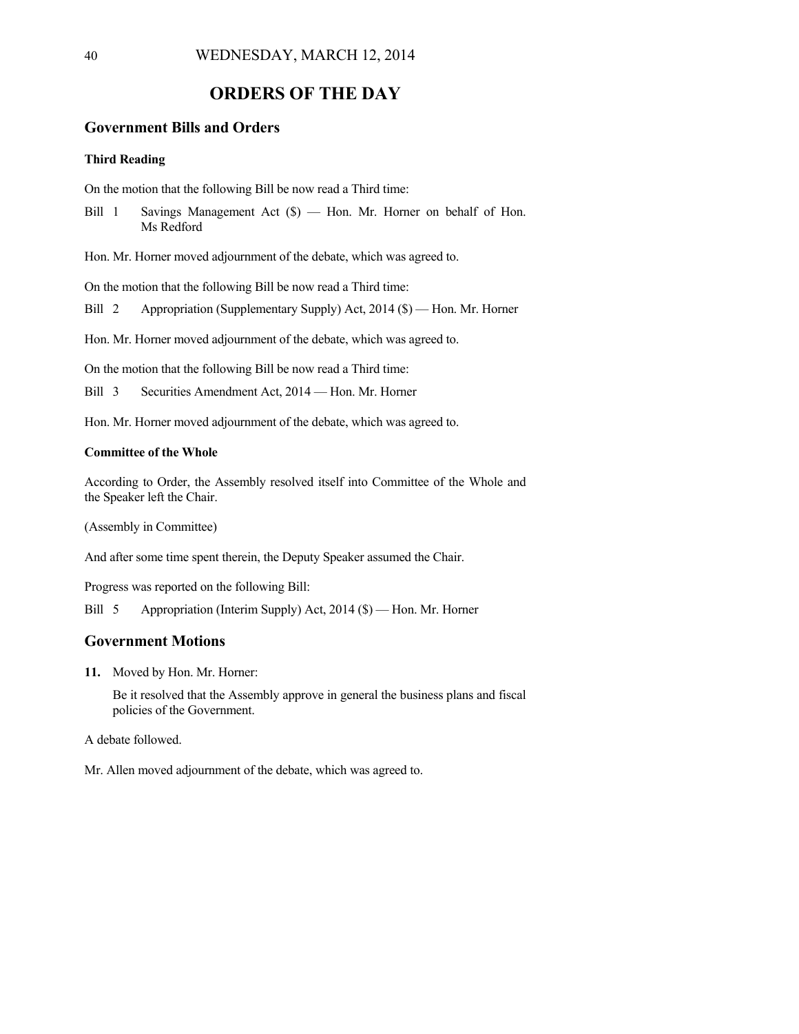# ORDERS OF THE DAY

## Government Bills and Orders

### Third Reading

On the motion that the following Bill be now read a Third time:

Bill 1 Savings Management Act ($) — Hon. Mr. Horner on behalf of Hon. Ms Redford

Hon. Mr. Horner moved adjournment of the debate, which was agreed to.

On the motion that the following Bill be now read a Third time:

Bill 2 Appropriation (Supplementary Supply) Act, 2014 ($) — Hon. Mr. Horner

Hon. Mr. Horner moved adjournment of the debate, which was agreed to.

On the motion that the following Bill be now read a Third time:

Bill 3 Securities Amendment Act, 2014 — Hon. Mr. Horner

Hon. Mr. Horner moved adjournment of the debate, which was agreed to.

### Committee of the Whole

According to Order, the Assembly resolved itself into Committee of the Whole and the Speaker left the Chair.

(Assembly in Committee)

And after some time spent therein, the Deputy Speaker assumed the Chair.

Progress was reported on the following Bill:

Bill 5 Appropriation (Interim Supply) Act, 2014 ($) — Hon. Mr. Horner

## Government Motions

**11.** Moved by Hon. Mr. Horner:

Be it resolved that the Assembly approve in general the business plans and fiscal policies of the Government.

A debate followed.

Mr. Allen moved adjournment of the debate, which was agreed to.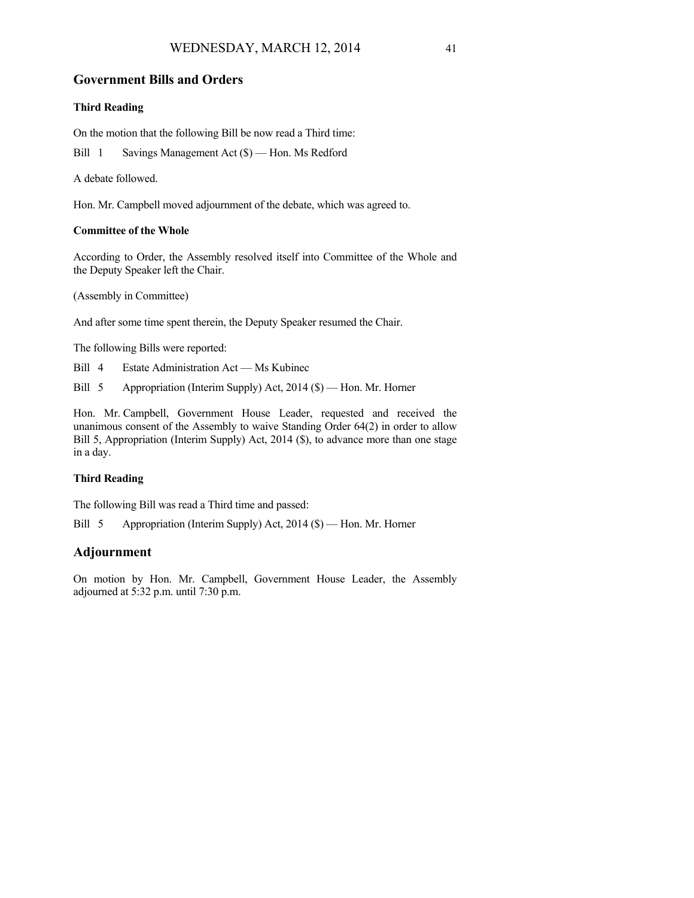## Government Bills and Orders

### Third Reading

On the motion that the following Bill be now read a Third time:

Bill 1 Savings Management Act ($) — Hon. Ms Redford

A debate followed.

Hon. Mr. Campbell moved adjournment of the debate, which was agreed to.

### Committee of the Whole

According to Order, the Assembly resolved itself into Committee of the Whole and the Deputy Speaker left the Chair.

(Assembly in Committee)

And after some time spent therein, the Deputy Speaker resumed the Chair.

The following Bills were reported:

Bill 4 Estate Administration Act — Ms Kubinec

Bill 5 Appropriation (Interim Supply) Act, 2014 ($) — Hon. Mr. Horner

Hon. Mr. Campbell, Government House Leader, requested and received the unanimous consent of the Assembly to waive Standing Order 64(2) in order to allow Bill 5, Appropriation (Interim Supply) Act, 2014 ($), to advance more than one stage in a day.

### Third Reading

The following Bill was read a Third time and passed:

Bill 5 Appropriation (Interim Supply) Act, 2014 ($) — Hon. Mr. Horner

## Adjournment

On motion by Hon. Mr. Campbell, Government House Leader, the Assembly adjourned at 5:32 p.m. until 7:30 p.m.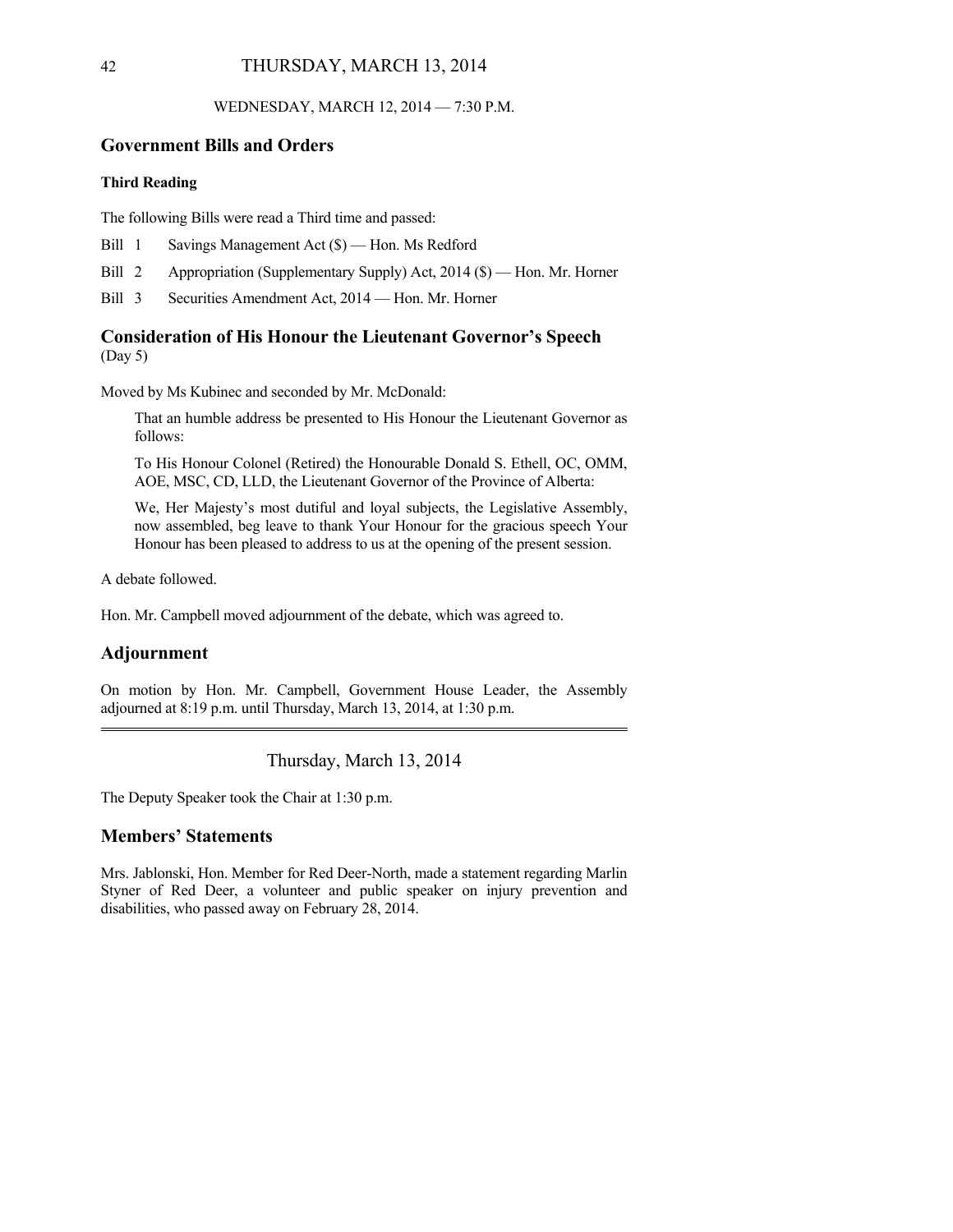WEDNESDAY, MARCH 12, 2014 — 7:30 P.M.

## Government Bills and Orders

### Third Reading

The following Bills were read a Third time and passed:

Bill 1 Savings Management Act ($) — Hon. Ms Redford

Bill 2 Appropriation (Supplementary Supply) Act, 2014 ($) — Hon. Mr. Horner

Bill 3 Securities Amendment Act, 2014 — Hon. Mr. Horner

## Consideration of His Honour the Lieutenant Governor's Speech

(Day 5)

Moved by Ms Kubinec and seconded by Mr. McDonald:

> That an humble address be presented to His Honour the Lieutenant Governor as follows:
>
> To His Honour Colonel (Retired) the Honourable Donald S. Ethell, OC, OMM, AOE, MSC, CD, LLD, the Lieutenant Governor of the Province of Alberta:
>
> We, Her Majesty's most dutiful and loyal subjects, the Legislative Assembly, now assembled, beg leave to thank Your Honour for the gracious speech Your Honour has been pleased to address to us at the opening of the present session.

A debate followed.

Hon. Mr. Campbell moved adjournment of the debate, which was agreed to.

## Adjournment

On motion by Hon. Mr. Campbell, Government House Leader, the Assembly adjourned at 8:19 p.m. until Thursday, March 13, 2014, at 1:30 p.m.

---

Thursday, March 13, 2014

The Deputy Speaker took the Chair at 1:30 p.m.

## Members' Statements

Mrs. Jablonski, Hon. Member for Red Deer-North, made a statement regarding Marlin Styner of Red Deer, a volunteer and public speaker on injury prevention and disabilities, who passed away on February 28, 2014.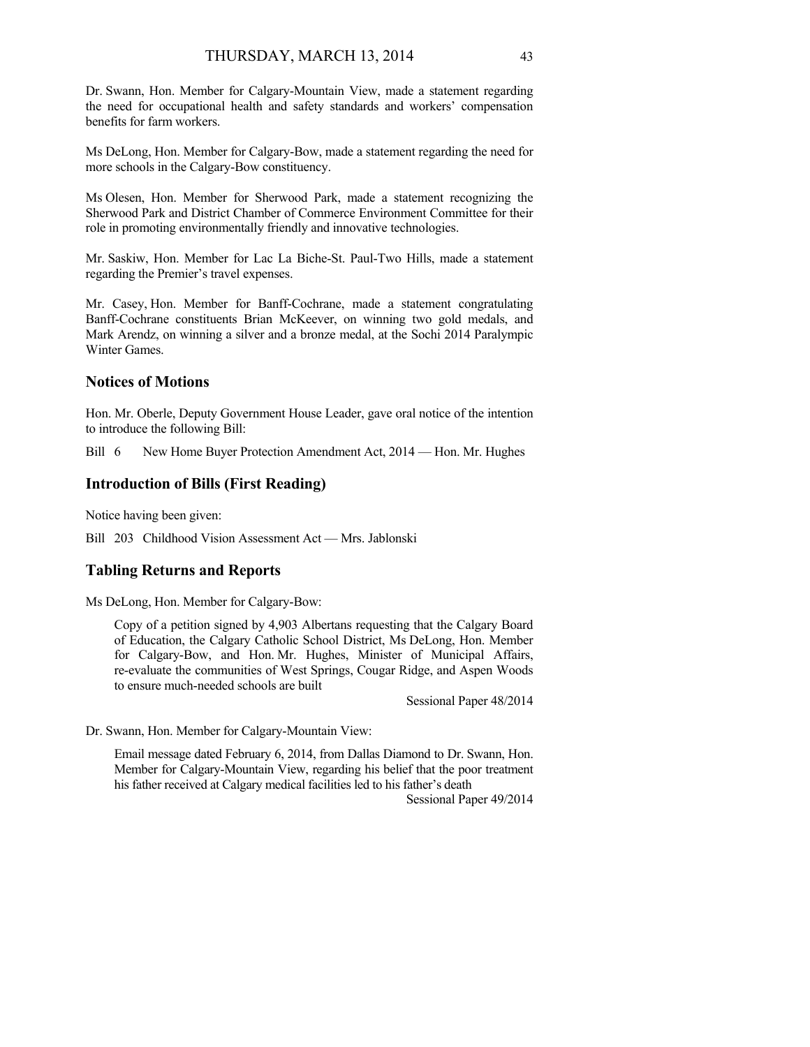Dr. Swann, Hon. Member for Calgary-Mountain View, made a statement regarding the need for occupational health and safety standards and workers' compensation benefits for farm workers.

Ms DeLong, Hon. Member for Calgary-Bow, made a statement regarding the need for more schools in the Calgary-Bow constituency.

Ms Olesen, Hon. Member for Sherwood Park, made a statement recognizing the Sherwood Park and District Chamber of Commerce Environment Committee for their role in promoting environmentally friendly and innovative technologies.

Mr. Saskiw, Hon. Member for Lac La Biche-St. Paul-Two Hills, made a statement regarding the Premier's travel expenses.

Mr. Casey, Hon. Member for Banff-Cochrane, made a statement congratulating Banff-Cochrane constituents Brian McKeever, on winning two gold medals, and Mark Arendz, on winning a silver and a bronze medal, at the Sochi 2014 Paralympic Winter Games.

## Notices of Motions

Hon. Mr. Oberle, Deputy Government House Leader, gave oral notice of the intention to introduce the following Bill:

Bill 6 New Home Buyer Protection Amendment Act, 2014 — Hon. Mr. Hughes

## Introduction of Bills (First Reading)

Notice having been given:

Bill 203 Childhood Vision Assessment Act — Mrs. Jablonski

## Tabling Returns and Reports

Ms DeLong, Hon. Member for Calgary-Bow:

> Copy of a petition signed by 4,903 Albertans requesting that the Calgary Board of Education, the Calgary Catholic School District, Ms DeLong, Hon. Member for Calgary-Bow, and Hon. Mr. Hughes, Minister of Municipal Affairs, re-evaluate the communities of West Springs, Cougar Ridge, and Aspen Woods to ensure much-needed schools are built
>
> Sessional Paper 48/2014

Dr. Swann, Hon. Member for Calgary-Mountain View:

> Email message dated February 6, 2014, from Dallas Diamond to Dr. Swann, Hon. Member for Calgary-Mountain View, regarding his belief that the poor treatment his father received at Calgary medical facilities led to his father's death
>
> Sessional Paper 49/2014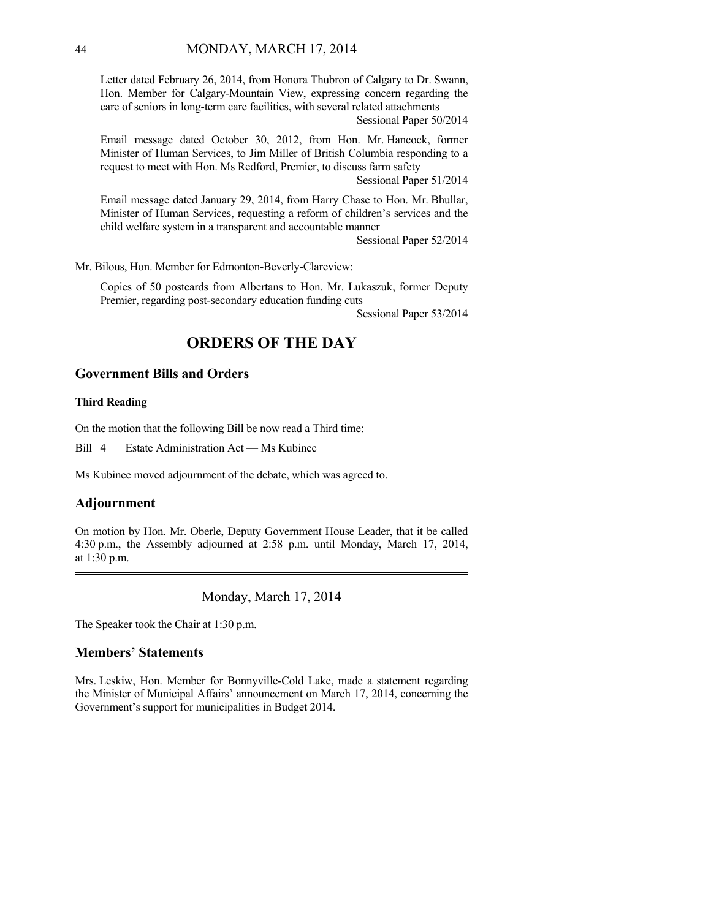Letter dated February 26, 2014, from Honora Thubron of Calgary to Dr. Swann, Hon. Member for Calgary-Mountain View, expressing concern regarding the care of seniors in long-term care facilities, with several related attachments

Sessional Paper 50/2014

Email message dated October 30, 2012, from Hon. Mr. Hancock, former Minister of Human Services, to Jim Miller of British Columbia responding to a request to meet with Hon. Ms Redford, Premier, to discuss farm safety

Sessional Paper 51/2014

Email message dated January 29, 2014, from Harry Chase to Hon. Mr. Bhullar, Minister of Human Services, requesting a reform of children's services and the child welfare system in a transparent and accountable manner

Sessional Paper 52/2014

Mr. Bilous, Hon. Member for Edmonton-Beverly-Clareview:

Copies of 50 postcards from Albertans to Hon. Mr. Lukaszuk, former Deputy Premier, regarding post-secondary education funding cuts

Sessional Paper 53/2014

# ORDERS OF THE DAY

## Government Bills and Orders

### Third Reading

On the motion that the following Bill be now read a Third time:

Bill 4 Estate Administration Act — Ms Kubinec

Ms Kubinec moved adjournment of the debate, which was agreed to.

## Adjournment

On motion by Hon. Mr. Oberle, Deputy Government House Leader, that it be called 4:30 p.m., the Assembly adjourned at 2:58 p.m. until Monday, March 17, 2014, at 1:30 p.m.

---

Monday, March 17, 2014

The Speaker took the Chair at 1:30 p.m.

## Members' Statements

Mrs. Leskiw, Hon. Member for Bonnyville-Cold Lake, made a statement regarding the Minister of Municipal Affairs' announcement on March 17, 2014, concerning the Government's support for municipalities in Budget 2014.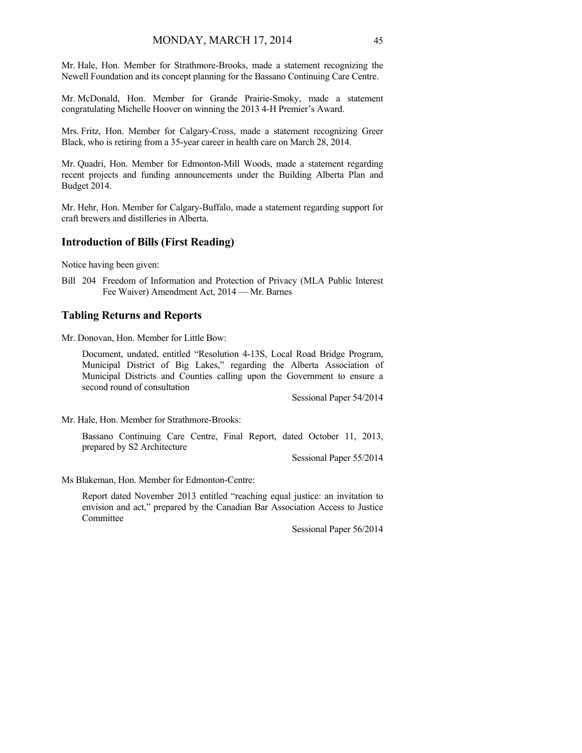Mr. Hale, Hon. Member for Strathmore-Brooks, made a statement recognizing the Newell Foundation and its concept planning for the Bassano Continuing Care Centre.

Mr. McDonald, Hon. Member for Grande Prairie-Smoky, made a statement congratulating Michelle Hoover on winning the 2013 4-H Premier's Award.

Mrs. Fritz, Hon. Member for Calgary-Cross, made a statement recognizing Greer Black, who is retiring from a 35-year career in health care on March 28, 2014.

Mr. Quadri, Hon. Member for Edmonton-Mill Woods, made a statement regarding recent projects and funding announcements under the Building Alberta Plan and Budget 2014.

Mr. Hehr, Hon. Member for Calgary-Buffalo, made a statement regarding support for craft brewers and distilleries in Alberta.

## Introduction of Bills (First Reading)

Notice having been given:

Bill 204 Freedom of Information and Protection of Privacy (MLA Public Interest Fee Waiver) Amendment Act, 2014 — Mr. Barnes

## Tabling Returns and Reports

Mr. Donovan, Hon. Member for Little Bow:

Document, undated, entitled "Resolution 4-13S, Local Road Bridge Program, Municipal District of Big Lakes," regarding the Alberta Association of Municipal Districts and Counties calling upon the Government to ensure a second round of consultation

Sessional Paper 54/2014

Mr. Hale, Hon. Member for Strathmore-Brooks:

Bassano Continuing Care Centre, Final Report, dated October 11, 2013, prepared by S2 Architecture

Sessional Paper 55/2014

Ms Blakeman, Hon. Member for Edmonton-Centre:

Report dated November 2013 entitled "reaching equal justice: an invitation to envision and act," prepared by the Canadian Bar Association Access to Justice Committee

Sessional Paper 56/2014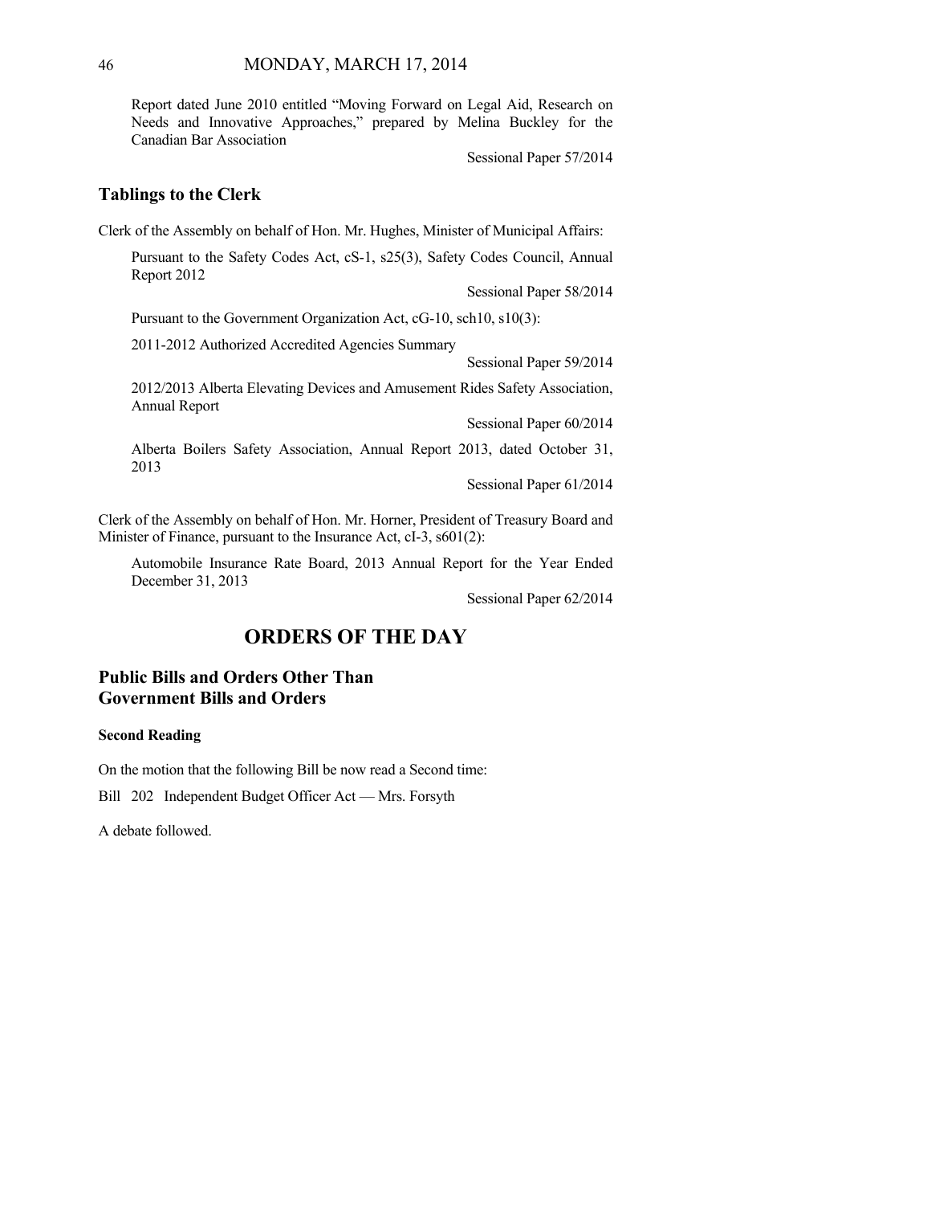Report dated June 2010 entitled "Moving Forward on Legal Aid, Research on Needs and Innovative Approaches," prepared by Melina Buckley for the Canadian Bar Association

Sessional Paper 57/2014

## Tablings to the Clerk

Clerk of the Assembly on behalf of Hon. Mr. Hughes, Minister of Municipal Affairs:

Pursuant to the Safety Codes Act, cS-1, s25(3), Safety Codes Council, Annual Report 2012

Sessional Paper 58/2014

Pursuant to the Government Organization Act, cG-10, sch10, s10(3):

2011-2012 Authorized Accredited Agencies Summary

Sessional Paper 59/2014

2012/2013 Alberta Elevating Devices and Amusement Rides Safety Association, Annual Report

Sessional Paper 60/2014

Alberta Boilers Safety Association, Annual Report 2013, dated October 31, 2013

Sessional Paper 61/2014

Clerk of the Assembly on behalf of Hon. Mr. Horner, President of Treasury Board and Minister of Finance, pursuant to the Insurance Act, cI-3, s601(2):

Automobile Insurance Rate Board, 2013 Annual Report for the Year Ended December 31, 2013

Sessional Paper 62/2014

# ORDERS OF THE DAY

## Public Bills and Orders Other Than Government Bills and Orders

### Second Reading

On the motion that the following Bill be now read a Second time:

Bill 202 Independent Budget Officer Act — Mrs. Forsyth

A debate followed.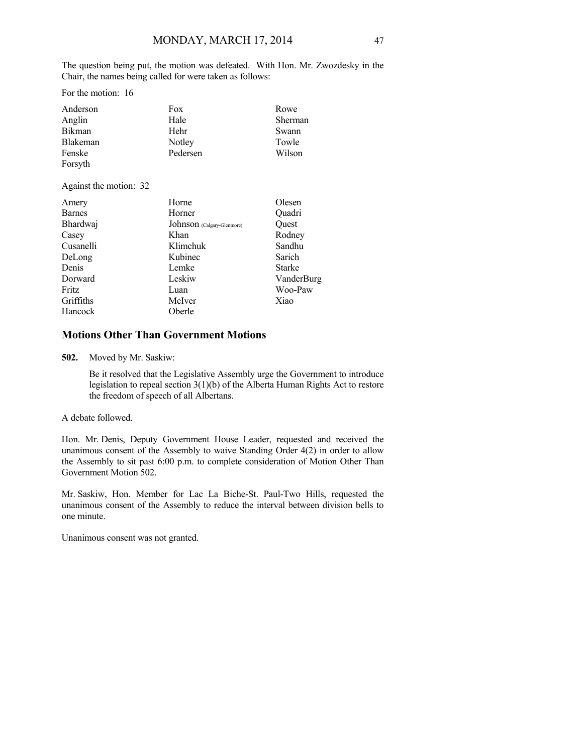The question being put, the motion was defeated. With Hon. Mr. Zwozdesky in the Chair, the names being called for were taken as follows:

For the motion: 16

| | | |
|---|---|---|
| Anderson | Fox | Rowe |
| Anglin | Hale | Sherman |
| Bikman | Hehr | Swann |
| Blakeman | Notley | Towle |
| Fenske | Pedersen | Wilson |
| Forsyth | | |

Against the motion: 32

| | | |
|---|---|---|
| Amery | Horne | Olesen |
| Barnes | Horner | Quadri |
| Bhardwaj | Johnson (Calgary-Glenmore) | Quest |
| Casey | Khan | Rodney |
| Cusanelli | Klimchuk | Sandhu |
| DeLong | Kubinec | Sarich |
| Denis | Lemke | Starke |
| Dorward | Leskiw | VanderBurg |
| Fritz | Luan | Woo-Paw |
| Griffiths | McIver | Xiao |
| Hancock | Oberle | |

## Motions Other Than Government Motions

**502.** Moved by Mr. Saskiw:

Be it resolved that the Legislative Assembly urge the Government to introduce legislation to repeal section 3(1)(b) of the Alberta Human Rights Act to restore the freedom of speech of all Albertans.

A debate followed.

Hon. Mr. Denis, Deputy Government House Leader, requested and received the unanimous consent of the Assembly to waive Standing Order 4(2) in order to allow the Assembly to sit past 6:00 p.m. to complete consideration of Motion Other Than Government Motion 502.

Mr. Saskiw, Hon. Member for Lac La Biche-St. Paul-Two Hills, requested the unanimous consent of the Assembly to reduce the interval between division bells to one minute.

Unanimous consent was not granted.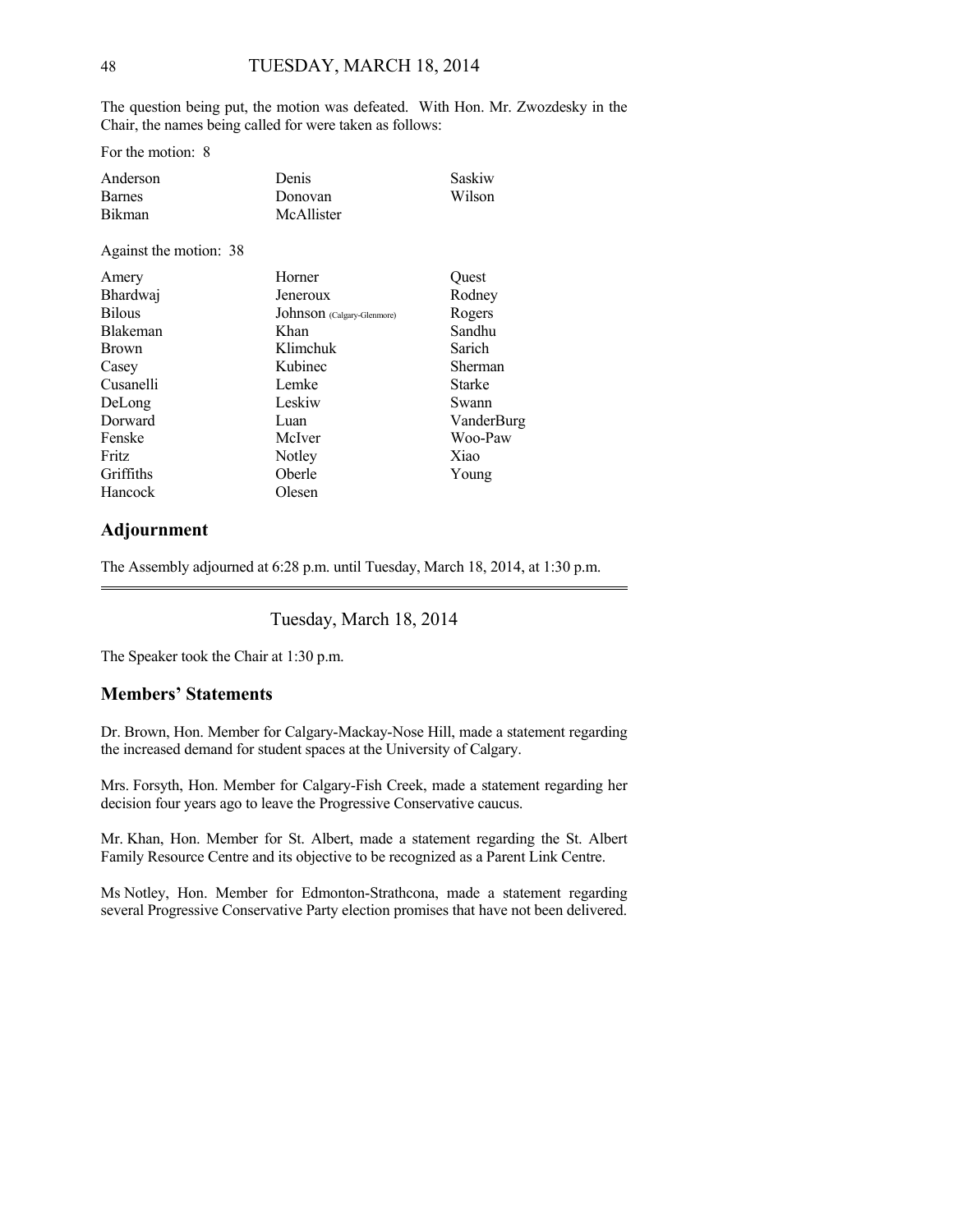The question being put, the motion was defeated. With Hon. Mr. Zwozdesky in the Chair, the names being called for were taken as follows:

For the motion: 8

| | | |
|---|---|---|
| Anderson | Denis | Saskiw |
| Barnes | Donovan | Wilson |
| Bikman | McAllister | |

Against the motion: 38

| | | |
|---|---|---|
| Amery | Horner | Quest |
| Bhardwaj | Jeneroux | Rodney |
| Bilous | Johnson (Calgary-Glenmore) | Rogers |
| Blakeman | Khan | Sandhu |
| Brown | Klimchuk | Sarich |
| Casey | Kubinec | Sherman |
| Cusanelli | Lemke | Starke |
| DeLong | Leskiw | Swann |
| Dorward | Luan | VanderBurg |
| Fenske | McIver | Woo-Paw |
| Fritz | Notley | Xiao |
| Griffiths | Oberle | Young |
| Hancock | Olesen | |

## Adjournment

The Assembly adjourned at 6:28 p.m. until Tuesday, March 18, 2014, at 1:30 p.m.

---

Tuesday, March 18, 2014

The Speaker took the Chair at 1:30 p.m.

## Members' Statements

Dr. Brown, Hon. Member for Calgary-Mackay-Nose Hill, made a statement regarding the increased demand for student spaces at the University of Calgary.

Mrs. Forsyth, Hon. Member for Calgary-Fish Creek, made a statement regarding her decision four years ago to leave the Progressive Conservative caucus.

Mr. Khan, Hon. Member for St. Albert, made a statement regarding the St. Albert Family Resource Centre and its objective to be recognized as a Parent Link Centre.

Ms Notley, Hon. Member for Edmonton-Strathcona, made a statement regarding several Progressive Conservative Party election promises that have not been delivered.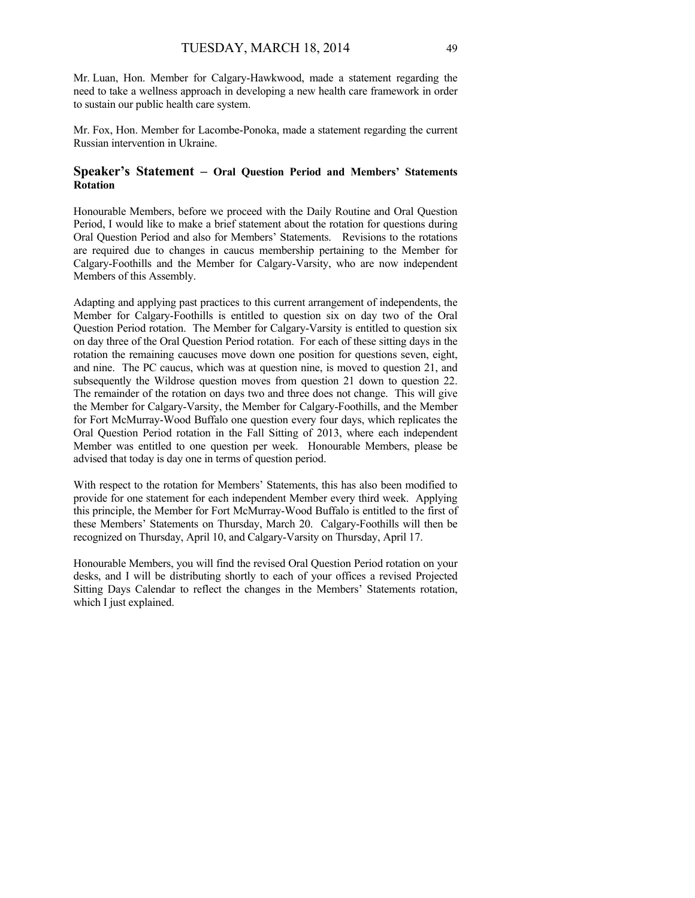Mr. Luan, Hon. Member for Calgary-Hawkwood, made a statement regarding the need to take a wellness approach in developing a new health care framework in order to sustain our public health care system.

Mr. Fox, Hon. Member for Lacombe-Ponoka, made a statement regarding the current Russian intervention in Ukraine.

## Speaker's Statement – Oral Question Period and Members' Statements Rotation

Honourable Members, before we proceed with the Daily Routine and Oral Question Period, I would like to make a brief statement about the rotation for questions during Oral Question Period and also for Members' Statements. Revisions to the rotations are required due to changes in caucus membership pertaining to the Member for Calgary-Foothills and the Member for Calgary-Varsity, who are now independent Members of this Assembly.

Adapting and applying past practices to this current arrangement of independents, the Member for Calgary-Foothills is entitled to question six on day two of the Oral Question Period rotation. The Member for Calgary-Varsity is entitled to question six on day three of the Oral Question Period rotation. For each of these sitting days in the rotation the remaining caucuses move down one position for questions seven, eight, and nine. The PC caucus, which was at question nine, is moved to question 21, and subsequently the Wildrose question moves from question 21 down to question 22. The remainder of the rotation on days two and three does not change. This will give the Member for Calgary-Varsity, the Member for Calgary-Foothills, and the Member for Fort McMurray-Wood Buffalo one question every four days, which replicates the Oral Question Period rotation in the Fall Sitting of 2013, where each independent Member was entitled to one question per week. Honourable Members, please be advised that today is day one in terms of question period.

With respect to the rotation for Members' Statements, this has also been modified to provide for one statement for each independent Member every third week. Applying this principle, the Member for Fort McMurray-Wood Buffalo is entitled to the first of these Members' Statements on Thursday, March 20. Calgary-Foothills will then be recognized on Thursday, April 10, and Calgary-Varsity on Thursday, April 17.

Honourable Members, you will find the revised Oral Question Period rotation on your desks, and I will be distributing shortly to each of your offices a revised Projected Sitting Days Calendar to reflect the changes in the Members' Statements rotation, which I just explained.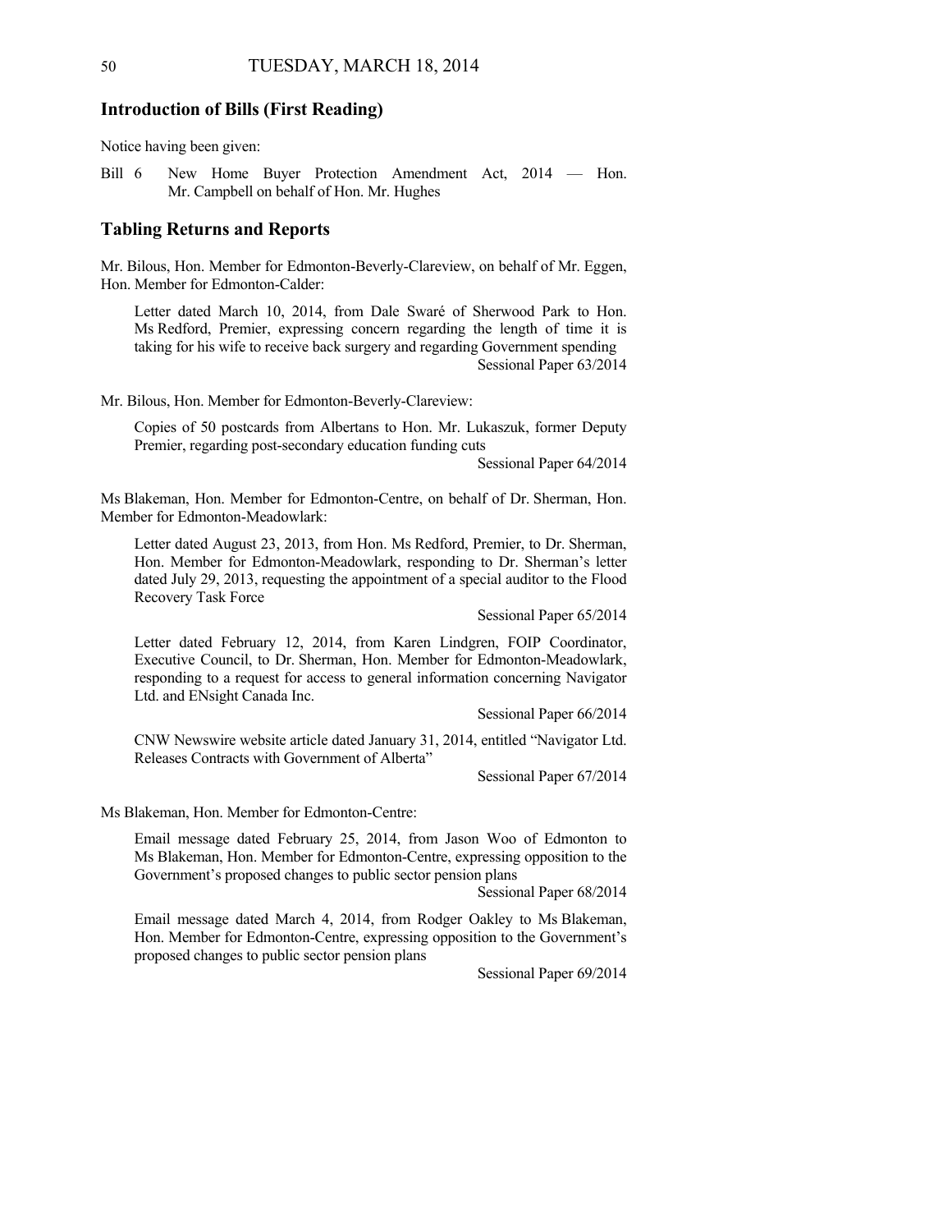## Introduction of Bills (First Reading)

Notice having been given:

Bill 6 New Home Buyer Protection Amendment Act, 2014 — Hon. Mr. Campbell on behalf of Hon. Mr. Hughes

## Tabling Returns and Reports

Mr. Bilous, Hon. Member for Edmonton-Beverly-Clareview, on behalf of Mr. Eggen, Hon. Member for Edmonton-Calder:

> Letter dated March 10, 2014, from Dale Swaré of Sherwood Park to Hon. Ms Redford, Premier, expressing concern regarding the length of time it is taking for his wife to receive back surgery and regarding Government spending
>
> Sessional Paper 63/2014

Mr. Bilous, Hon. Member for Edmonton-Beverly-Clareview:

> Copies of 50 postcards from Albertans to Hon. Mr. Lukaszuk, former Deputy Premier, regarding post-secondary education funding cuts
>
> Sessional Paper 64/2014

Ms Blakeman, Hon. Member for Edmonton-Centre, on behalf of Dr. Sherman, Hon. Member for Edmonton-Meadowlark:

> Letter dated August 23, 2013, from Hon. Ms Redford, Premier, to Dr. Sherman, Hon. Member for Edmonton-Meadowlark, responding to Dr. Sherman's letter dated July 29, 2013, requesting the appointment of a special auditor to the Flood Recovery Task Force
>
> Sessional Paper 65/2014
>
> Letter dated February 12, 2014, from Karen Lindgren, FOIP Coordinator, Executive Council, to Dr. Sherman, Hon. Member for Edmonton-Meadowlark, responding to a request for access to general information concerning Navigator Ltd. and ENsight Canada Inc.
>
> Sessional Paper 66/2014
>
> CNW Newswire website article dated January 31, 2014, entitled "Navigator Ltd. Releases Contracts with Government of Alberta"
>
> Sessional Paper 67/2014

Ms Blakeman, Hon. Member for Edmonton-Centre:

> Email message dated February 25, 2014, from Jason Woo of Edmonton to Ms Blakeman, Hon. Member for Edmonton-Centre, expressing opposition to the Government's proposed changes to public sector pension plans
>
> Sessional Paper 68/2014
>
> Email message dated March 4, 2014, from Rodger Oakley to Ms Blakeman, Hon. Member for Edmonton-Centre, expressing opposition to the Government's proposed changes to public sector pension plans
>
> Sessional Paper 69/2014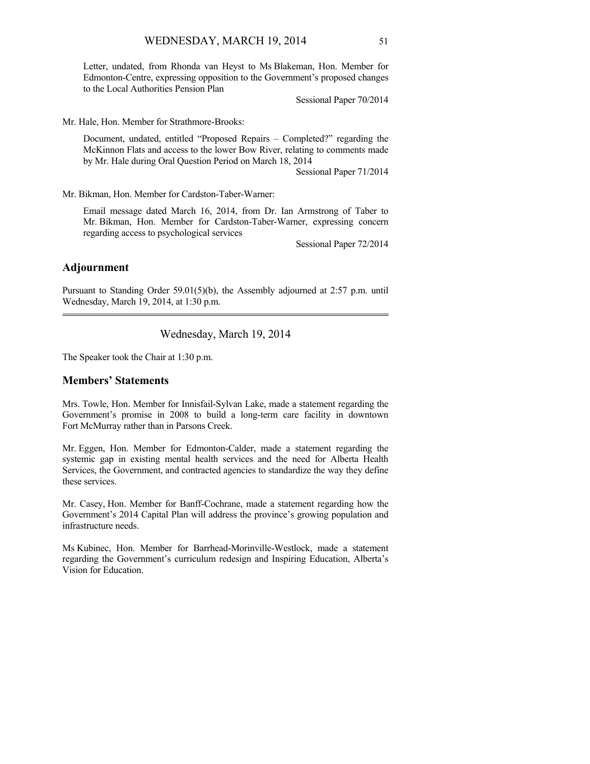Letter, undated, from Rhonda van Heyst to Ms Blakeman, Hon. Member for Edmonton-Centre, expressing opposition to the Government's proposed changes to the Local Authorities Pension Plan

Sessional Paper 70/2014

Mr. Hale, Hon. Member for Strathmore-Brooks:

Document, undated, entitled "Proposed Repairs – Completed?" regarding the McKinnon Flats and access to the lower Bow River, relating to comments made by Mr. Hale during Oral Question Period on March 18, 2014

Sessional Paper 71/2014

Mr. Bikman, Hon. Member for Cardston-Taber-Warner:

Email message dated March 16, 2014, from Dr. Ian Armstrong of Taber to Mr. Bikman, Hon. Member for Cardston-Taber-Warner, expressing concern regarding access to psychological services

Sessional Paper 72/2014

## Adjournment

Pursuant to Standing Order 59.01(5)(b), the Assembly adjourned at 2:57 p.m. until Wednesday, March 19, 2014, at 1:30 p.m.

---

Wednesday, March 19, 2014

The Speaker took the Chair at 1:30 p.m.

## Members' Statements

Mrs. Towle, Hon. Member for Innisfail-Sylvan Lake, made a statement regarding the Government's promise in 2008 to build a long-term care facility in downtown Fort McMurray rather than in Parsons Creek.

Mr. Eggen, Hon. Member for Edmonton-Calder, made a statement regarding the systemic gap in existing mental health services and the need for Alberta Health Services, the Government, and contracted agencies to standardize the way they define these services.

Mr. Casey, Hon. Member for Banff-Cochrane, made a statement regarding how the Government's 2014 Capital Plan will address the province's growing population and infrastructure needs.

Ms Kubinec, Hon. Member for Barrhead-Morinville-Westlock, made a statement regarding the Government's curriculum redesign and Inspiring Education, Alberta's Vision for Education.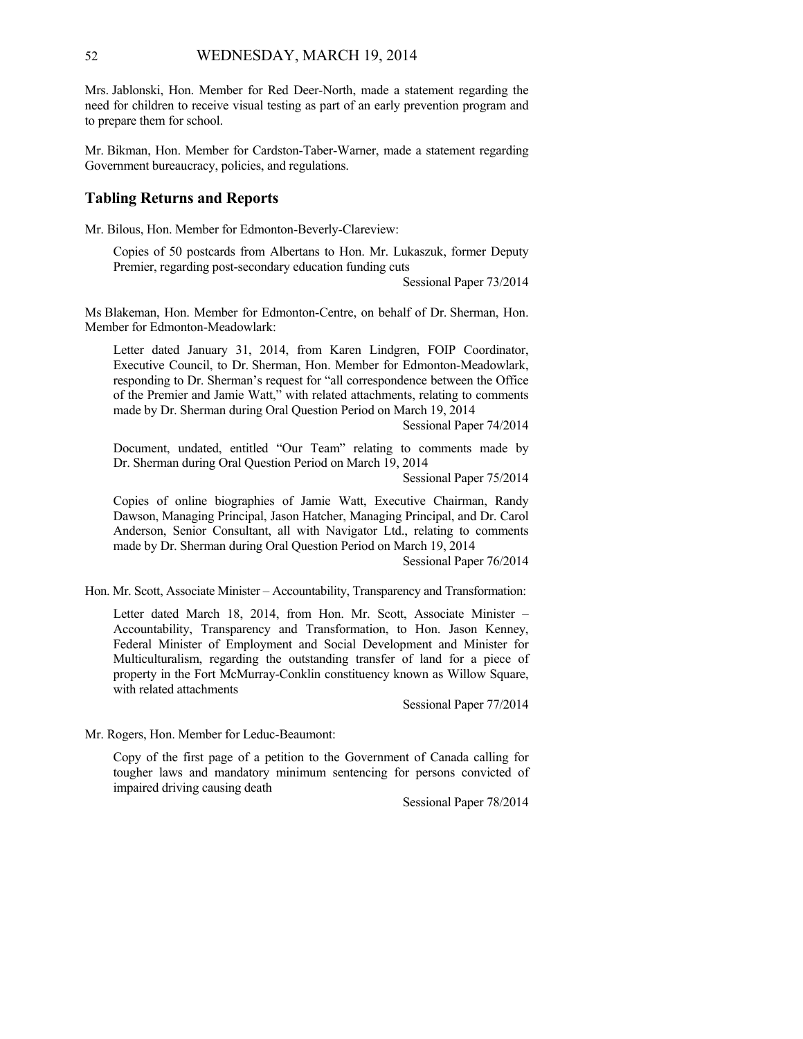Mrs. Jablonski, Hon. Member for Red Deer-North, made a statement regarding the need for children to receive visual testing as part of an early prevention program and to prepare them for school.

Mr. Bikman, Hon. Member for Cardston-Taber-Warner, made a statement regarding Government bureaucracy, policies, and regulations.

## Tabling Returns and Reports

Mr. Bilous, Hon. Member for Edmonton-Beverly-Clareview:

> Copies of 50 postcards from Albertans to Hon. Mr. Lukaszuk, former Deputy Premier, regarding post-secondary education funding cuts
>
> Sessional Paper 73/2014

Ms Blakeman, Hon. Member for Edmonton-Centre, on behalf of Dr. Sherman, Hon. Member for Edmonton-Meadowlark:

> Letter dated January 31, 2014, from Karen Lindgren, FOIP Coordinator, Executive Council, to Dr. Sherman, Hon. Member for Edmonton-Meadowlark, responding to Dr. Sherman's request for "all correspondence between the Office of the Premier and Jamie Watt," with related attachments, relating to comments made by Dr. Sherman during Oral Question Period on March 19, 2014
>
> Sessional Paper 74/2014
>
> Document, undated, entitled "Our Team" relating to comments made by Dr. Sherman during Oral Question Period on March 19, 2014
>
> Sessional Paper 75/2014
>
> Copies of online biographies of Jamie Watt, Executive Chairman, Randy Dawson, Managing Principal, Jason Hatcher, Managing Principal, and Dr. Carol Anderson, Senior Consultant, all with Navigator Ltd., relating to comments made by Dr. Sherman during Oral Question Period on March 19, 2014
>
> Sessional Paper 76/2014

Hon. Mr. Scott, Associate Minister – Accountability, Transparency and Transformation:

> Letter dated March 18, 2014, from Hon. Mr. Scott, Associate Minister – Accountability, Transparency and Transformation, to Hon. Jason Kenney, Federal Minister of Employment and Social Development and Minister for Multiculturalism, regarding the outstanding transfer of land for a piece of property in the Fort McMurray-Conklin constituency known as Willow Square, with related attachments
>
> Sessional Paper 77/2014

Mr. Rogers, Hon. Member for Leduc-Beaumont:

> Copy of the first page of a petition to the Government of Canada calling for tougher laws and mandatory minimum sentencing for persons convicted of impaired driving causing death
>
> Sessional Paper 78/2014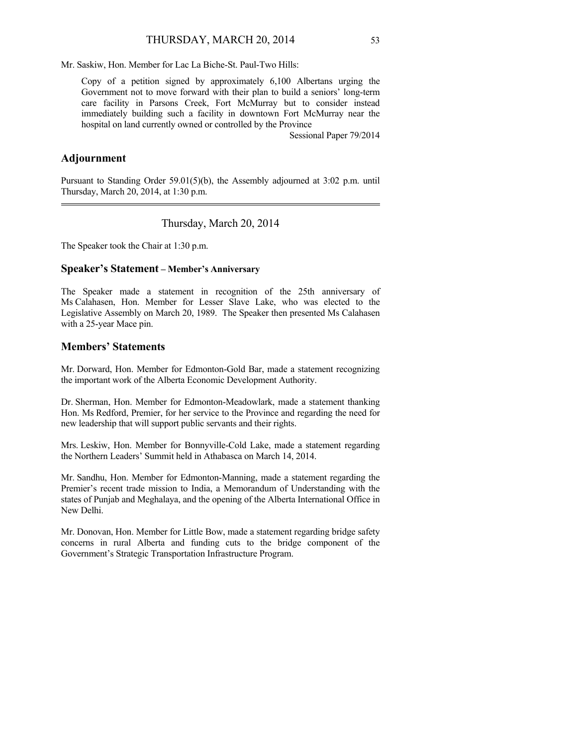Mr. Saskiw, Hon. Member for Lac La Biche-St. Paul-Two Hills:

> Copy of a petition signed by approximately 6,100 Albertans urging the Government not to move forward with their plan to build a seniors' long-term care facility in Parsons Creek, Fort McMurray but to consider instead immediately building such a facility in downtown Fort McMurray near the hospital on land currently owned or controlled by the Province
>
> Sessional Paper 79/2014

## Adjournment

Pursuant to Standing Order 59.01(5)(b), the Assembly adjourned at 3:02 p.m. until Thursday, March 20, 2014, at 1:30 p.m.

---

Thursday, March 20, 2014

The Speaker took the Chair at 1:30 p.m.

## Speaker's Statement – Member's Anniversary

The Speaker made a statement in recognition of the 25th anniversary of Ms Calahasen, Hon. Member for Lesser Slave Lake, who was elected to the Legislative Assembly on March 20, 1989. The Speaker then presented Ms Calahasen with a 25-year Mace pin.

## Members' Statements

Mr. Dorward, Hon. Member for Edmonton-Gold Bar, made a statement recognizing the important work of the Alberta Economic Development Authority.

Dr. Sherman, Hon. Member for Edmonton-Meadowlark, made a statement thanking Hon. Ms Redford, Premier, for her service to the Province and regarding the need for new leadership that will support public servants and their rights.

Mrs. Leskiw, Hon. Member for Bonnyville-Cold Lake, made a statement regarding the Northern Leaders' Summit held in Athabasca on March 14, 2014.

Mr. Sandhu, Hon. Member for Edmonton-Manning, made a statement regarding the Premier's recent trade mission to India, a Memorandum of Understanding with the states of Punjab and Meghalaya, and the opening of the Alberta International Office in New Delhi.

Mr. Donovan, Hon. Member for Little Bow, made a statement regarding bridge safety concerns in rural Alberta and funding cuts to the bridge component of the Government's Strategic Transportation Infrastructure Program.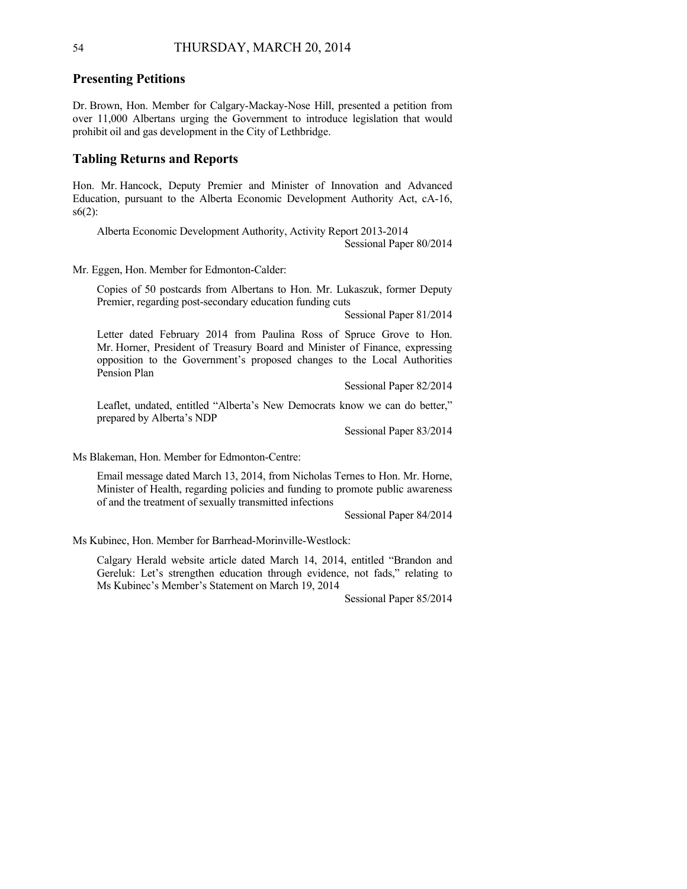## Presenting Petitions

Dr. Brown, Hon. Member for Calgary-Mackay-Nose Hill, presented a petition from over 11,000 Albertans urging the Government to introduce legislation that would prohibit oil and gas development in the City of Lethbridge.

## Tabling Returns and Reports

Hon. Mr. Hancock, Deputy Premier and Minister of Innovation and Advanced Education, pursuant to the Alberta Economic Development Authority Act, cA-16, s6(2):

> Alberta Economic Development Authority, Activity Report 2013-2014
>
> Sessional Paper 80/2014

Mr. Eggen, Hon. Member for Edmonton-Calder:

> Copies of 50 postcards from Albertans to Hon. Mr. Lukaszuk, former Deputy Premier, regarding post-secondary education funding cuts
>
> Sessional Paper 81/2014
>
> Letter dated February 2014 from Paulina Ross of Spruce Grove to Hon. Mr. Horner, President of Treasury Board and Minister of Finance, expressing opposition to the Government's proposed changes to the Local Authorities Pension Plan
>
> Sessional Paper 82/2014
>
> Leaflet, undated, entitled "Alberta's New Democrats know we can do better," prepared by Alberta's NDP
>
> Sessional Paper 83/2014

Ms Blakeman, Hon. Member for Edmonton-Centre:

> Email message dated March 13, 2014, from Nicholas Ternes to Hon. Mr. Horne, Minister of Health, regarding policies and funding to promote public awareness of and the treatment of sexually transmitted infections
>
> Sessional Paper 84/2014

Ms Kubinec, Hon. Member for Barrhead-Morinville-Westlock:

> Calgary Herald website article dated March 14, 2014, entitled "Brandon and Gereluk: Let's strengthen education through evidence, not fads," relating to Ms Kubinec's Member's Statement on March 19, 2014
>
> Sessional Paper 85/2014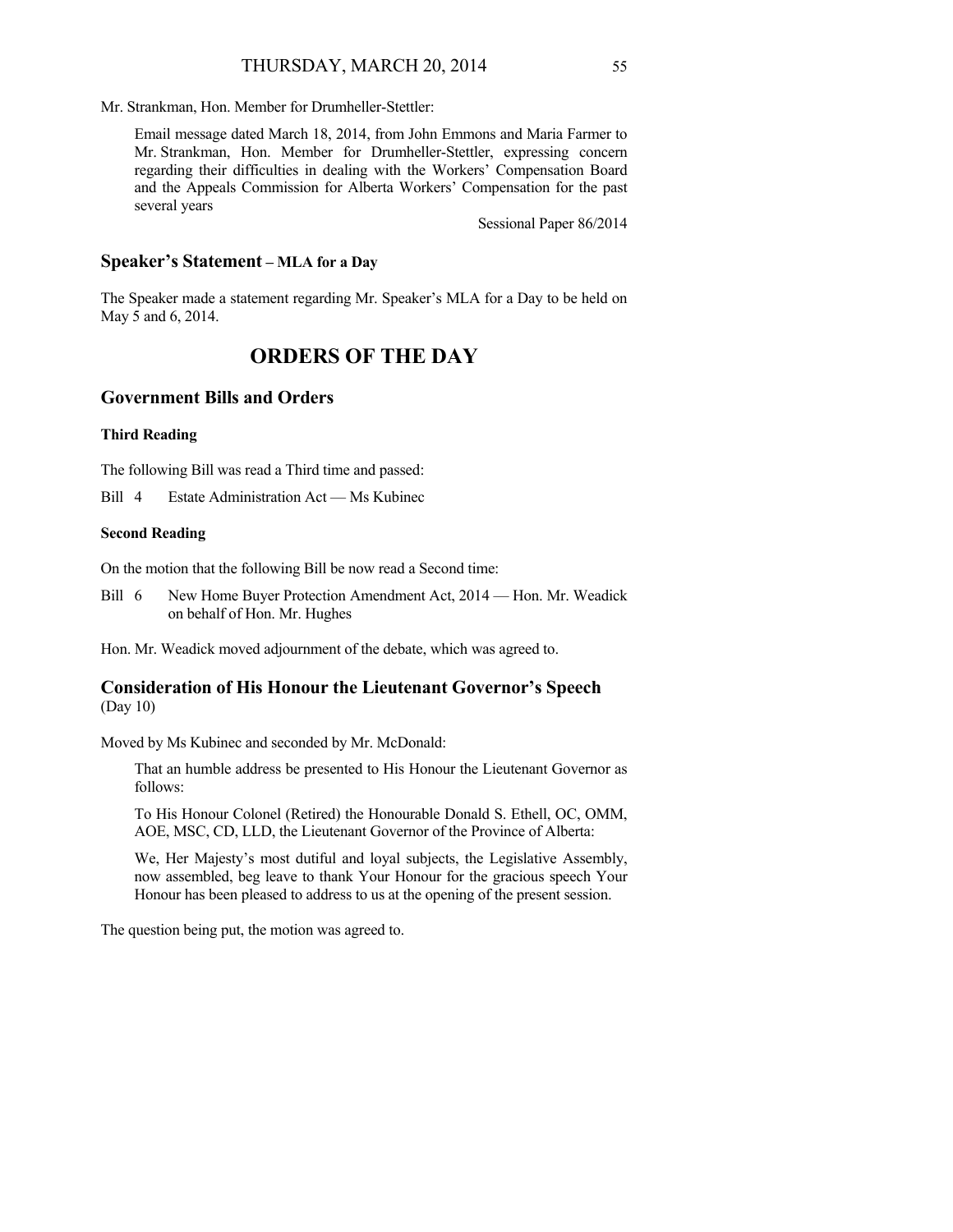Mr. Strankman, Hon. Member for Drumheller-Stettler:

> Email message dated March 18, 2014, from John Emmons and Maria Farmer to Mr. Strankman, Hon. Member for Drumheller-Stettler, expressing concern regarding their difficulties in dealing with the Workers' Compensation Board and the Appeals Commission for Alberta Workers' Compensation for the past several years
>
> Sessional Paper 86/2014

## Speaker's Statement – MLA for a Day

The Speaker made a statement regarding Mr. Speaker's MLA for a Day to be held on May 5 and 6, 2014.

# ORDERS OF THE DAY

## Government Bills and Orders

### Third Reading

The following Bill was read a Third time and passed:

Bill 4 Estate Administration Act — Ms Kubinec

### Second Reading

On the motion that the following Bill be now read a Second time:

Bill 6 New Home Buyer Protection Amendment Act, 2014 — Hon. Mr. Weadick on behalf of Hon. Mr. Hughes

Hon. Mr. Weadick moved adjournment of the debate, which was agreed to.

## Consideration of His Honour the Lieutenant Governor's Speech
(Day 10)

Moved by Ms Kubinec and seconded by Mr. McDonald:

> That an humble address be presented to His Honour the Lieutenant Governor as follows:
>
> To His Honour Colonel (Retired) the Honourable Donald S. Ethell, OC, OMM, AOE, MSC, CD, LLD, the Lieutenant Governor of the Province of Alberta:
>
> We, Her Majesty's most dutiful and loyal subjects, the Legislative Assembly, now assembled, beg leave to thank Your Honour for the gracious speech Your Honour has been pleased to address to us at the opening of the present session.

The question being put, the motion was agreed to.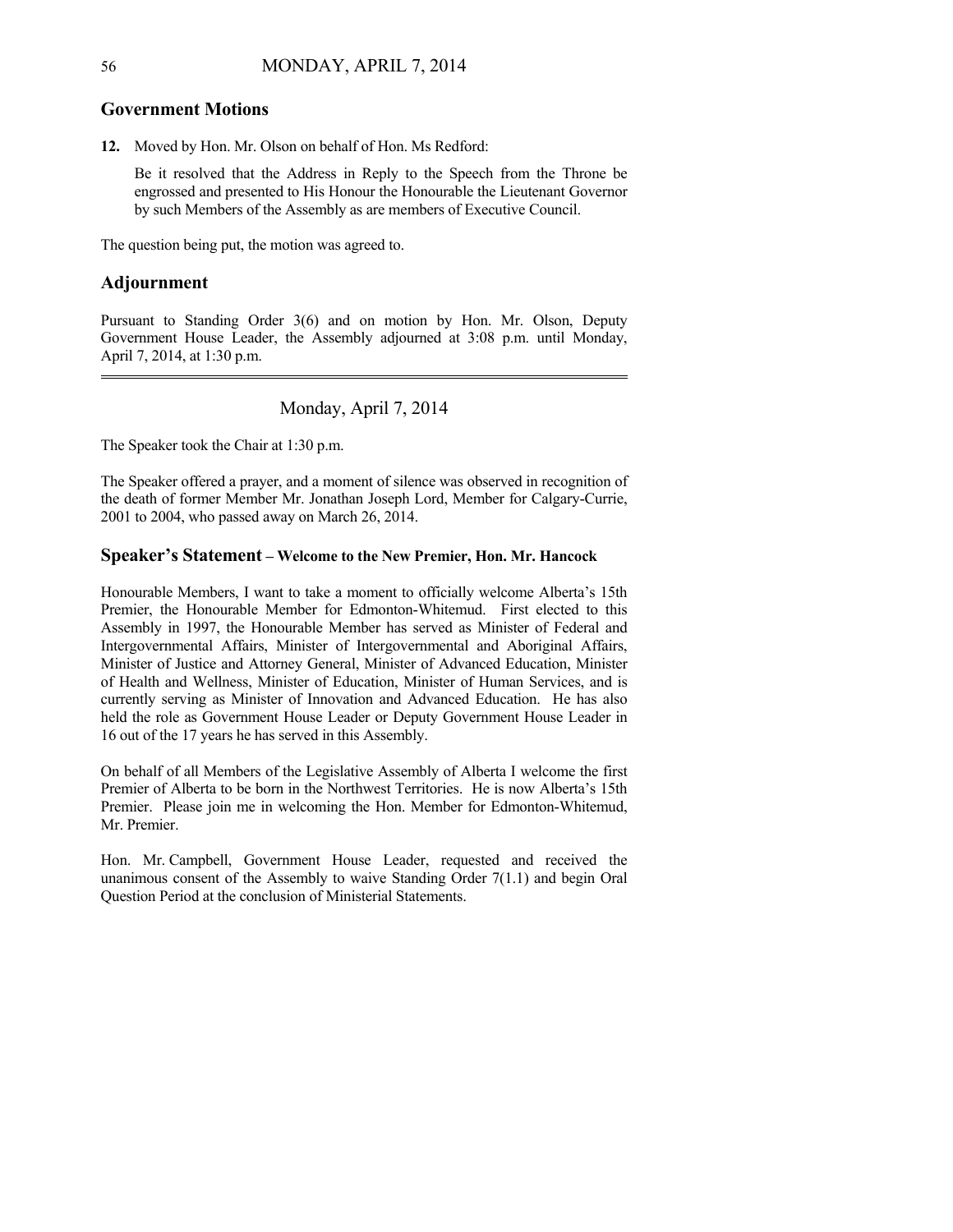## Government Motions

**12.** Moved by Hon. Mr. Olson on behalf of Hon. Ms Redford:

Be it resolved that the Address in Reply to the Speech from the Throne be engrossed and presented to His Honour the Honourable the Lieutenant Governor by such Members of the Assembly as are members of Executive Council.

The question being put, the motion was agreed to.

## Adjournment

Pursuant to Standing Order 3(6) and on motion by Hon. Mr. Olson, Deputy Government House Leader, the Assembly adjourned at 3:08 p.m. until Monday, April 7, 2014, at 1:30 p.m.

---

Monday, April 7, 2014

The Speaker took the Chair at 1:30 p.m.

The Speaker offered a prayer, and a moment of silence was observed in recognition of the death of former Member Mr. Jonathan Joseph Lord, Member for Calgary-Currie, 2001 to 2004, who passed away on March 26, 2014.

## Speaker's Statement – Welcome to the New Premier, Hon. Mr. Hancock

Honourable Members, I want to take a moment to officially welcome Alberta's 15th Premier, the Honourable Member for Edmonton-Whitemud. First elected to this Assembly in 1997, the Honourable Member has served as Minister of Federal and Intergovernmental Affairs, Minister of Intergovernmental and Aboriginal Affairs, Minister of Justice and Attorney General, Minister of Advanced Education, Minister of Health and Wellness, Minister of Education, Minister of Human Services, and is currently serving as Minister of Innovation and Advanced Education. He has also held the role as Government House Leader or Deputy Government House Leader in 16 out of the 17 years he has served in this Assembly.

On behalf of all Members of the Legislative Assembly of Alberta I welcome the first Premier of Alberta to be born in the Northwest Territories. He is now Alberta's 15th Premier. Please join me in welcoming the Hon. Member for Edmonton-Whitemud, Mr. Premier.

Hon. Mr. Campbell, Government House Leader, requested and received the unanimous consent of the Assembly to waive Standing Order 7(1.1) and begin Oral Question Period at the conclusion of Ministerial Statements.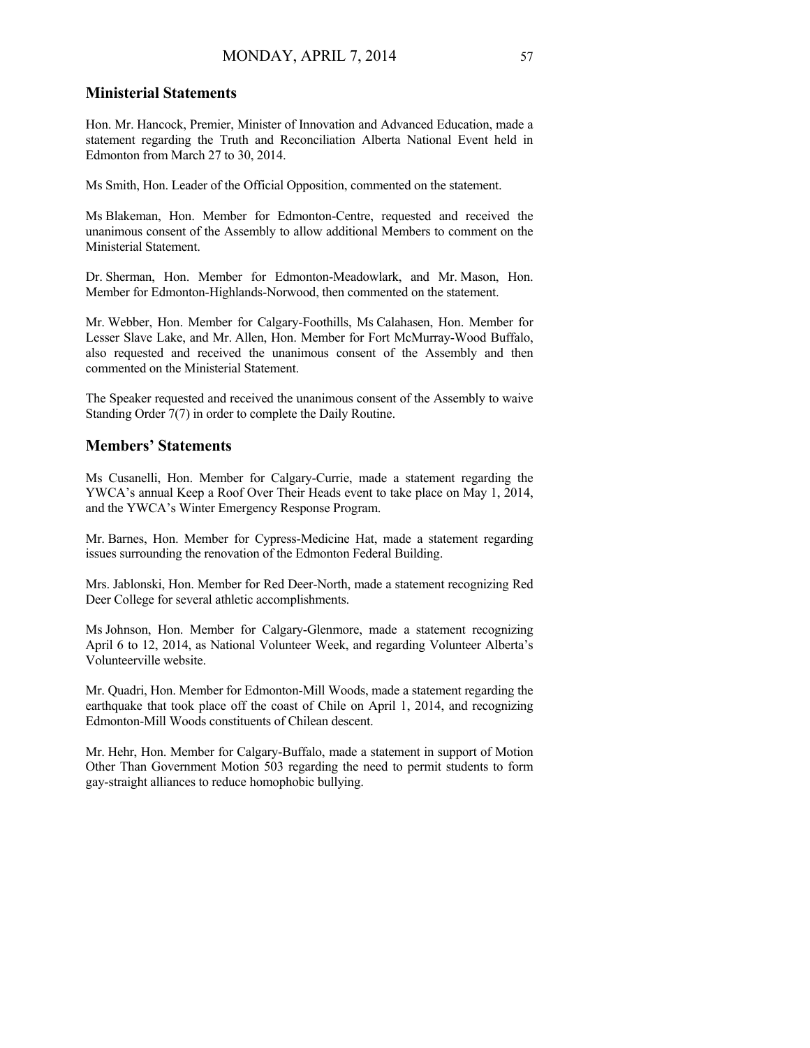## Ministerial Statements

Hon. Mr. Hancock, Premier, Minister of Innovation and Advanced Education, made a statement regarding the Truth and Reconciliation Alberta National Event held in Edmonton from March 27 to 30, 2014.

Ms Smith, Hon. Leader of the Official Opposition, commented on the statement.

Ms Blakeman, Hon. Member for Edmonton-Centre, requested and received the unanimous consent of the Assembly to allow additional Members to comment on the Ministerial Statement.

Dr. Sherman, Hon. Member for Edmonton-Meadowlark, and Mr. Mason, Hon. Member for Edmonton-Highlands-Norwood, then commented on the statement.

Mr. Webber, Hon. Member for Calgary-Foothills, Ms Calahasen, Hon. Member for Lesser Slave Lake, and Mr. Allen, Hon. Member for Fort McMurray-Wood Buffalo, also requested and received the unanimous consent of the Assembly and then commented on the Ministerial Statement.

The Speaker requested and received the unanimous consent of the Assembly to waive Standing Order 7(7) in order to complete the Daily Routine.

## Members' Statements

Ms Cusanelli, Hon. Member for Calgary-Currie, made a statement regarding the YWCA's annual Keep a Roof Over Their Heads event to take place on May 1, 2014, and the YWCA's Winter Emergency Response Program.

Mr. Barnes, Hon. Member for Cypress-Medicine Hat, made a statement regarding issues surrounding the renovation of the Edmonton Federal Building.

Mrs. Jablonski, Hon. Member for Red Deer-North, made a statement recognizing Red Deer College for several athletic accomplishments.

Ms Johnson, Hon. Member for Calgary-Glenmore, made a statement recognizing April 6 to 12, 2014, as National Volunteer Week, and regarding Volunteer Alberta's Volunteerville website.

Mr. Quadri, Hon. Member for Edmonton-Mill Woods, made a statement regarding the earthquake that took place off the coast of Chile on April 1, 2014, and recognizing Edmonton-Mill Woods constituents of Chilean descent.

Mr. Hehr, Hon. Member for Calgary-Buffalo, made a statement in support of Motion Other Than Government Motion 503 regarding the need to permit students to form gay-straight alliances to reduce homophobic bullying.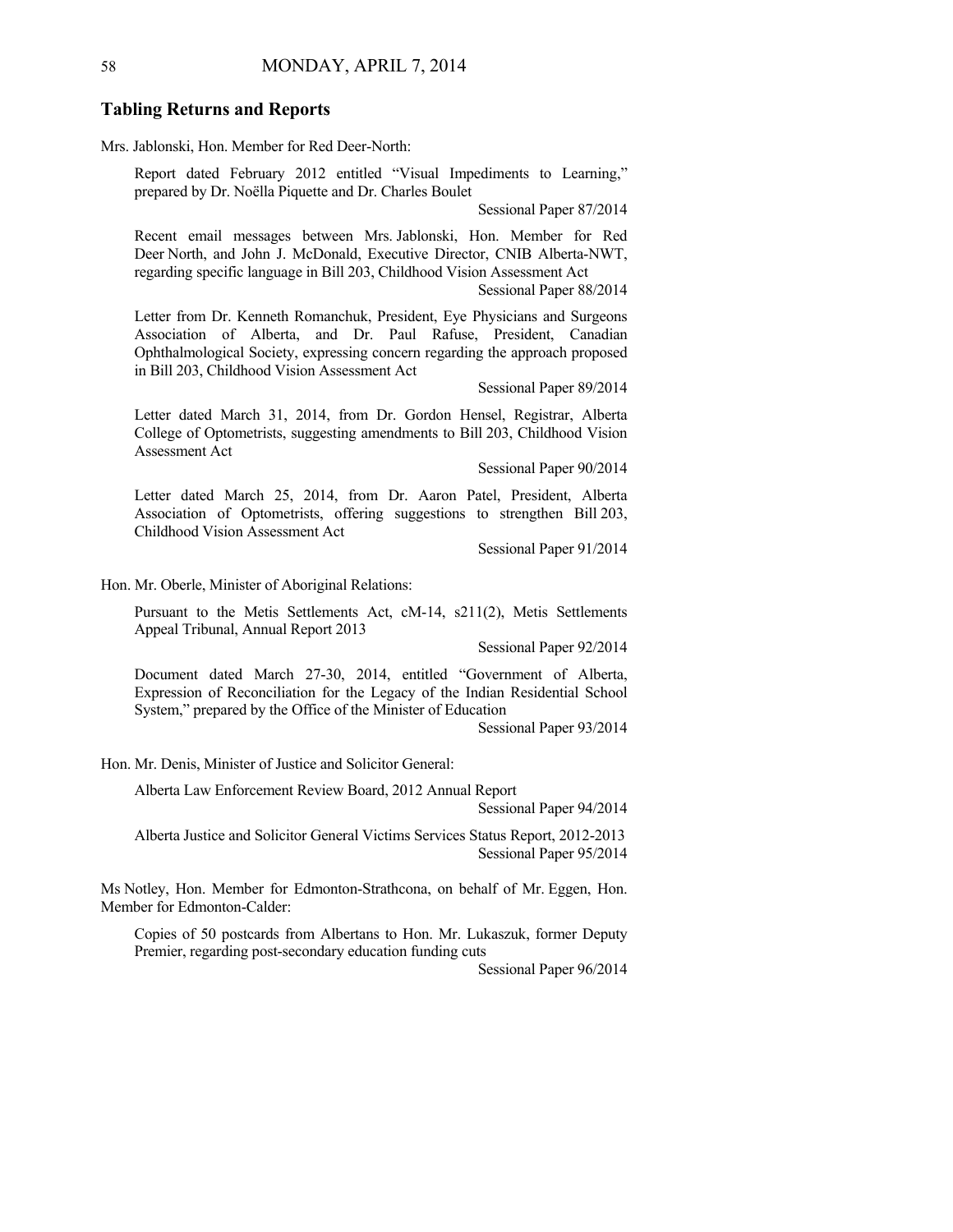## Tabling Returns and Reports

Mrs. Jablonski, Hon. Member for Red Deer-North:

Report dated February 2012 entitled "Visual Impediments to Learning," prepared by Dr. Noëlla Piquette and Dr. Charles Boulet

Sessional Paper 87/2014

Recent email messages between Mrs. Jablonski, Hon. Member for Red Deer North, and John J. McDonald, Executive Director, CNIB Alberta-NWT, regarding specific language in Bill 203, Childhood Vision Assessment Act

Sessional Paper 88/2014

Letter from Dr. Kenneth Romanchuk, President, Eye Physicians and Surgeons Association of Alberta, and Dr. Paul Rafuse, President, Canadian Ophthalmological Society, expressing concern regarding the approach proposed in Bill 203, Childhood Vision Assessment Act

Sessional Paper 89/2014

Letter dated March 31, 2014, from Dr. Gordon Hensel, Registrar, Alberta College of Optometrists, suggesting amendments to Bill 203, Childhood Vision Assessment Act

Sessional Paper 90/2014

Letter dated March 25, 2014, from Dr. Aaron Patel, President, Alberta Association of Optometrists, offering suggestions to strengthen Bill 203, Childhood Vision Assessment Act

Sessional Paper 91/2014

Hon. Mr. Oberle, Minister of Aboriginal Relations:

Pursuant to the Metis Settlements Act, cM-14, s211(2), Metis Settlements Appeal Tribunal, Annual Report 2013

Sessional Paper 92/2014

Document dated March 27-30, 2014, entitled "Government of Alberta, Expression of Reconciliation for the Legacy of the Indian Residential School System," prepared by the Office of the Minister of Education

Sessional Paper 93/2014

Hon. Mr. Denis, Minister of Justice and Solicitor General:

Alberta Law Enforcement Review Board, 2012 Annual Report

Sessional Paper 94/2014

Alberta Justice and Solicitor General Victims Services Status Report, 2012-2013

Sessional Paper 95/2014

Ms Notley, Hon. Member for Edmonton-Strathcona, on behalf of Mr. Eggen, Hon. Member for Edmonton-Calder:

Copies of 50 postcards from Albertans to Hon. Mr. Lukaszuk, former Deputy Premier, regarding post-secondary education funding cuts

Sessional Paper 96/2014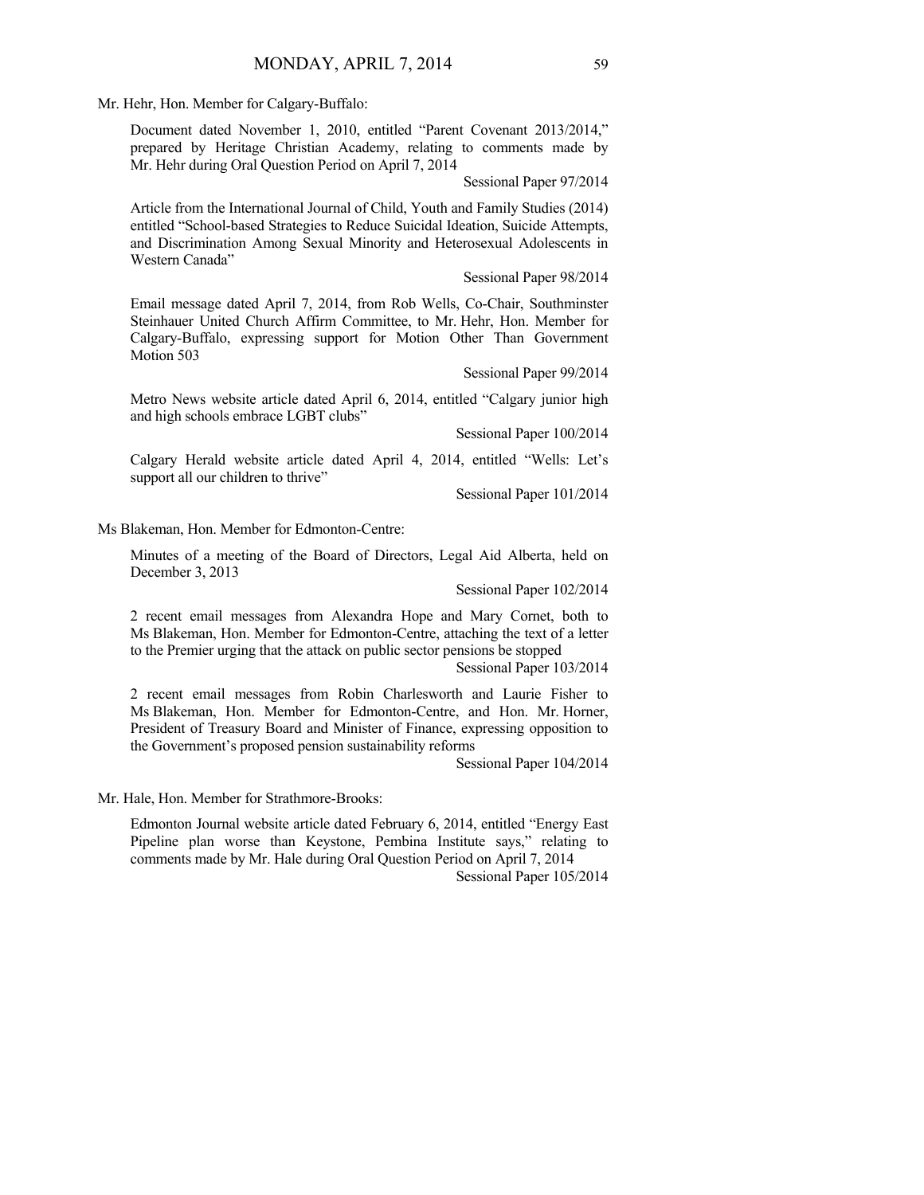Mr. Hehr, Hon. Member for Calgary-Buffalo:

Document dated November 1, 2010, entitled "Parent Covenant 2013/2014," prepared by Heritage Christian Academy, relating to comments made by Mr. Hehr during Oral Question Period on April 7, 2014

Sessional Paper 97/2014

Article from the International Journal of Child, Youth and Family Studies (2014) entitled "School-based Strategies to Reduce Suicidal Ideation, Suicide Attempts, and Discrimination Among Sexual Minority and Heterosexual Adolescents in Western Canada"

Sessional Paper 98/2014

Email message dated April 7, 2014, from Rob Wells, Co-Chair, Southminster Steinhauer United Church Affirm Committee, to Mr. Hehr, Hon. Member for Calgary-Buffalo, expressing support for Motion Other Than Government Motion 503

Sessional Paper 99/2014

Metro News website article dated April 6, 2014, entitled "Calgary junior high and high schools embrace LGBT clubs"

Sessional Paper 100/2014

Calgary Herald website article dated April 4, 2014, entitled "Wells: Let's support all our children to thrive"

Sessional Paper 101/2014

Ms Blakeman, Hon. Member for Edmonton-Centre:

Minutes of a meeting of the Board of Directors, Legal Aid Alberta, held on December 3, 2013

Sessional Paper 102/2014

2 recent email messages from Alexandra Hope and Mary Cornet, both to Ms Blakeman, Hon. Member for Edmonton-Centre, attaching the text of a letter to the Premier urging that the attack on public sector pensions be stopped

Sessional Paper 103/2014

2 recent email messages from Robin Charlesworth and Laurie Fisher to Ms Blakeman, Hon. Member for Edmonton-Centre, and Hon. Mr. Horner, President of Treasury Board and Minister of Finance, expressing opposition to the Government's proposed pension sustainability reforms

Sessional Paper 104/2014

Mr. Hale, Hon. Member for Strathmore-Brooks:

Edmonton Journal website article dated February 6, 2014, entitled "Energy East Pipeline plan worse than Keystone, Pembina Institute says," relating to comments made by Mr. Hale during Oral Question Period on April 7, 2014

Sessional Paper 105/2014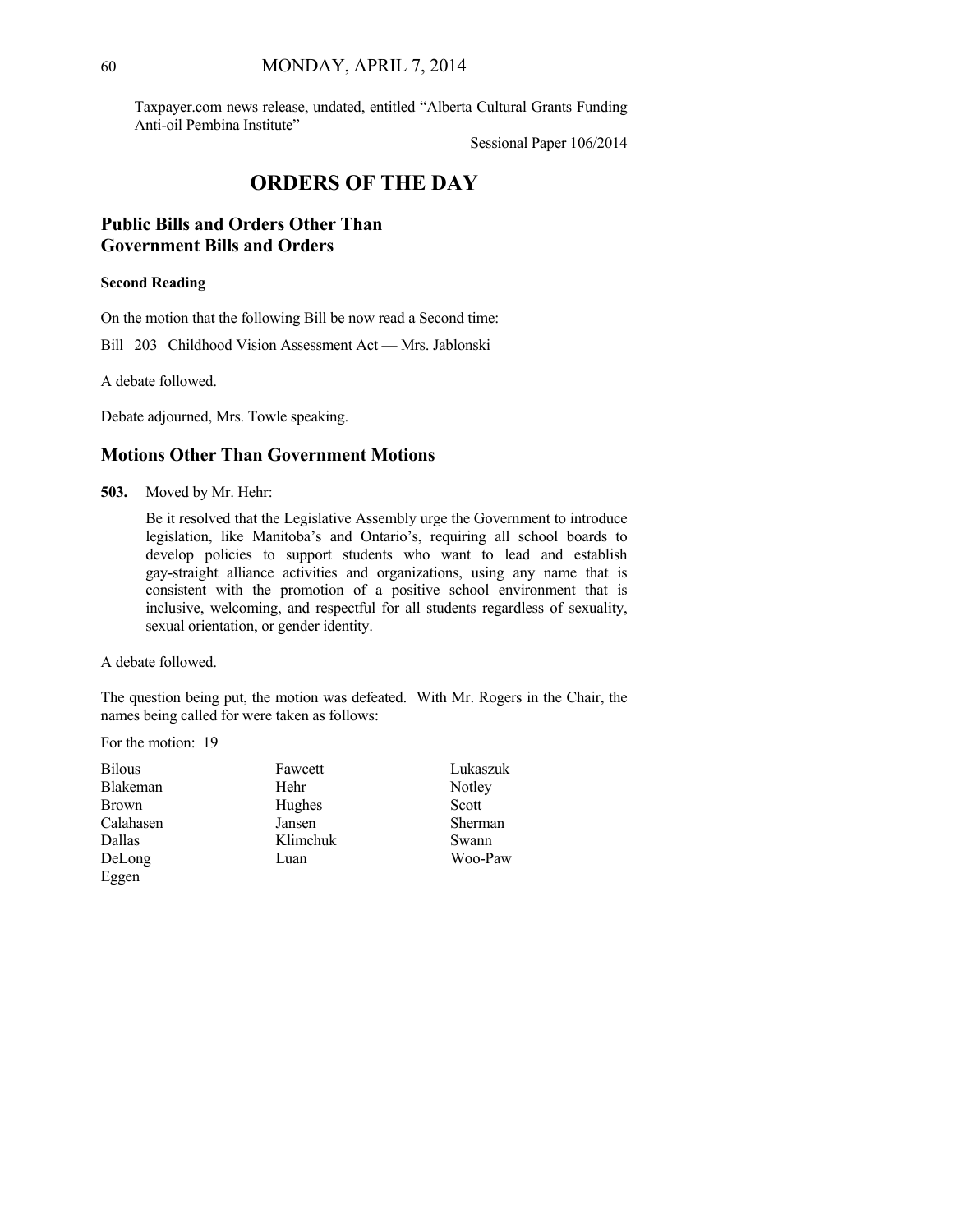Taxpayer.com news release, undated, entitled "Alberta Cultural Grants Funding Anti-oil Pembina Institute"

Sessional Paper 106/2014

# ORDERS OF THE DAY

## Public Bills and Orders Other Than Government Bills and Orders

### Second Reading

On the motion that the following Bill be now read a Second time:

Bill 203 Childhood Vision Assessment Act — Mrs. Jablonski

A debate followed.

Debate adjourned, Mrs. Towle speaking.

## Motions Other Than Government Motions

**503.** Moved by Mr. Hehr:

Be it resolved that the Legislative Assembly urge the Government to introduce legislation, like Manitoba's and Ontario's, requiring all school boards to develop policies to support students who want to lead and establish gay-straight alliance activities and organizations, using any name that is consistent with the promotion of a positive school environment that is inclusive, welcoming, and respectful for all students regardless of sexuality, sexual orientation, or gender identity.

A debate followed.

The question being put, the motion was defeated. With Mr. Rogers in the Chair, the names being called for were taken as follows:

For the motion: 19

| | | |
|---|---|---|
| Bilous | Fawcett | Lukaszuk |
| Blakeman | Hehr | Notley |
| Brown | Hughes | Scott |
| Calahasen | Jansen | Sherman |
| Dallas | Klimchuk | Swann |
| DeLong | Luan | Woo-Paw |
| Eggen | | |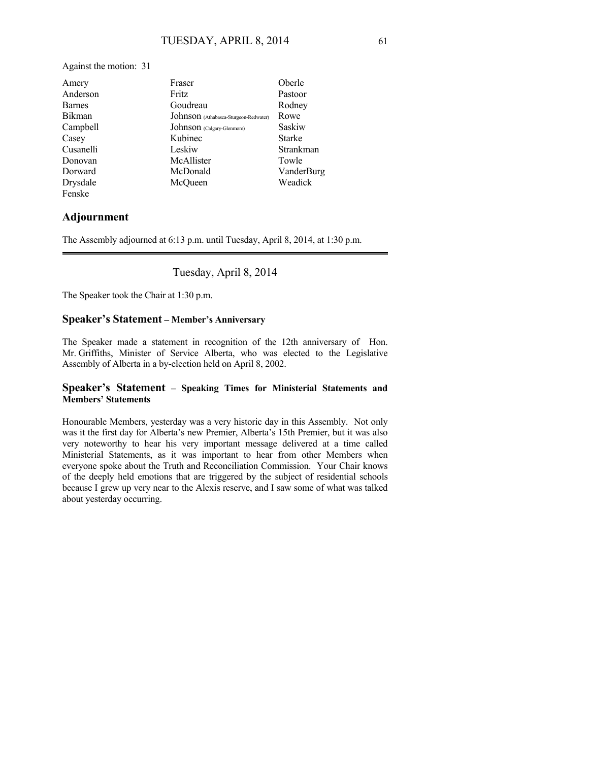Against the motion: 31

| | | |
|---|---|---|
| Amery | Fraser | Oberle |
| Anderson | Fritz | Pastoor |
| Barnes | Goudreau | Rodney |
| Bikman | Johnson (Athabasca-Sturgeon-Redwater) | Rowe |
| Campbell | Johnson (Calgary-Glenmore) | Saskiw |
| Casey | Kubinec | Starke |
| Cusanelli | Leskiw | Strankman |
| Donovan | McAllister | Towle |
| Dorward | McDonald | VanderBurg |
| Drysdale | McQueen | Weadick |
| Fenske | | |

## Adjournment

The Assembly adjourned at 6:13 p.m. until Tuesday, April 8, 2014, at 1:30 p.m.

---

Tuesday, April 8, 2014

The Speaker took the Chair at 1:30 p.m.

## Speaker's Statement – Member's Anniversary

The Speaker made a statement in recognition of the 12th anniversary of Hon. Mr. Griffiths, Minister of Service Alberta, who was elected to the Legislative Assembly of Alberta in a by-election held on April 8, 2002.

## Speaker's Statement – Speaking Times for Ministerial Statements and Members' Statements

Honourable Members, yesterday was a very historic day in this Assembly. Not only was it the first day for Alberta's new Premier, Alberta's 15th Premier, but it was also very noteworthy to hear his very important message delivered at a time called Ministerial Statements, as it was important to hear from other Members when everyone spoke about the Truth and Reconciliation Commission. Your Chair knows of the deeply held emotions that are triggered by the subject of residential schools because I grew up very near to the Alexis reserve, and I saw some of what was talked about yesterday occurring.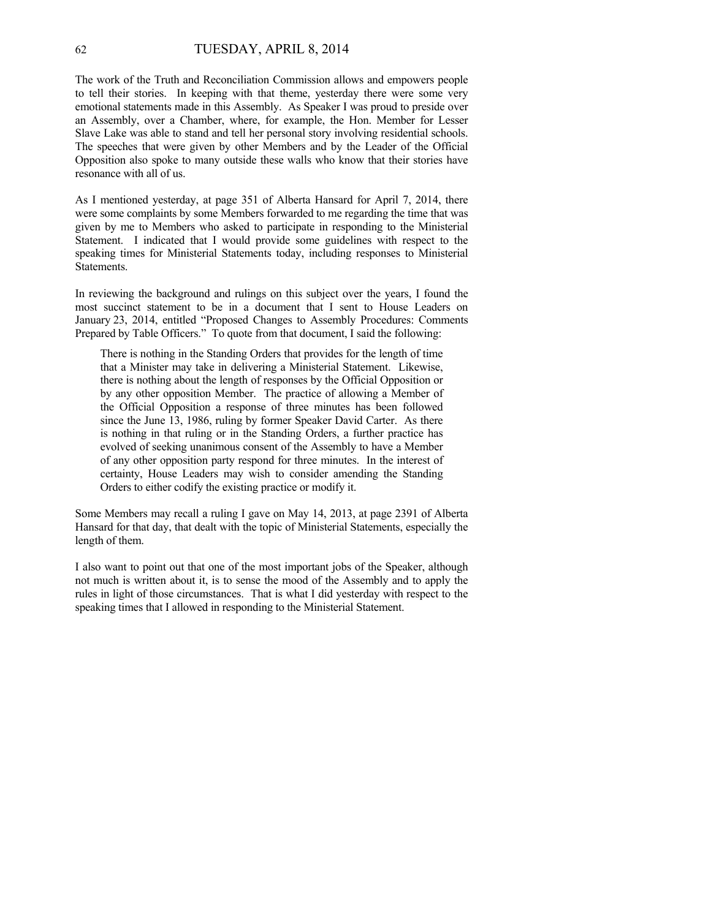The work of the Truth and Reconciliation Commission allows and empowers people to tell their stories. In keeping with that theme, yesterday there were some very emotional statements made in this Assembly. As Speaker I was proud to preside over an Assembly, over a Chamber, where, for example, the Hon. Member for Lesser Slave Lake was able to stand and tell her personal story involving residential schools. The speeches that were given by other Members and by the Leader of the Official Opposition also spoke to many outside these walls who know that their stories have resonance with all of us.

As I mentioned yesterday, at page 351 of Alberta Hansard for April 7, 2014, there were some complaints by some Members forwarded to me regarding the time that was given by me to Members who asked to participate in responding to the Ministerial Statement. I indicated that I would provide some guidelines with respect to the speaking times for Ministerial Statements today, including responses to Ministerial Statements.

In reviewing the background and rulings on this subject over the years, I found the most succinct statement to be in a document that I sent to House Leaders on January 23, 2014, entitled "Proposed Changes to Assembly Procedures: Comments Prepared by Table Officers." To quote from that document, I said the following:

> There is nothing in the Standing Orders that provides for the length of time that a Minister may take in delivering a Ministerial Statement. Likewise, there is nothing about the length of responses by the Official Opposition or by any other opposition Member. The practice of allowing a Member of the Official Opposition a response of three minutes has been followed since the June 13, 1986, ruling by former Speaker David Carter. As there is nothing in that ruling or in the Standing Orders, a further practice has evolved of seeking unanimous consent of the Assembly to have a Member of any other opposition party respond for three minutes. In the interest of certainty, House Leaders may wish to consider amending the Standing Orders to either codify the existing practice or modify it.

Some Members may recall a ruling I gave on May 14, 2013, at page 2391 of Alberta Hansard for that day, that dealt with the topic of Ministerial Statements, especially the length of them.

I also want to point out that one of the most important jobs of the Speaker, although not much is written about it, is to sense the mood of the Assembly and to apply the rules in light of those circumstances. That is what I did yesterday with respect to the speaking times that I allowed in responding to the Ministerial Statement.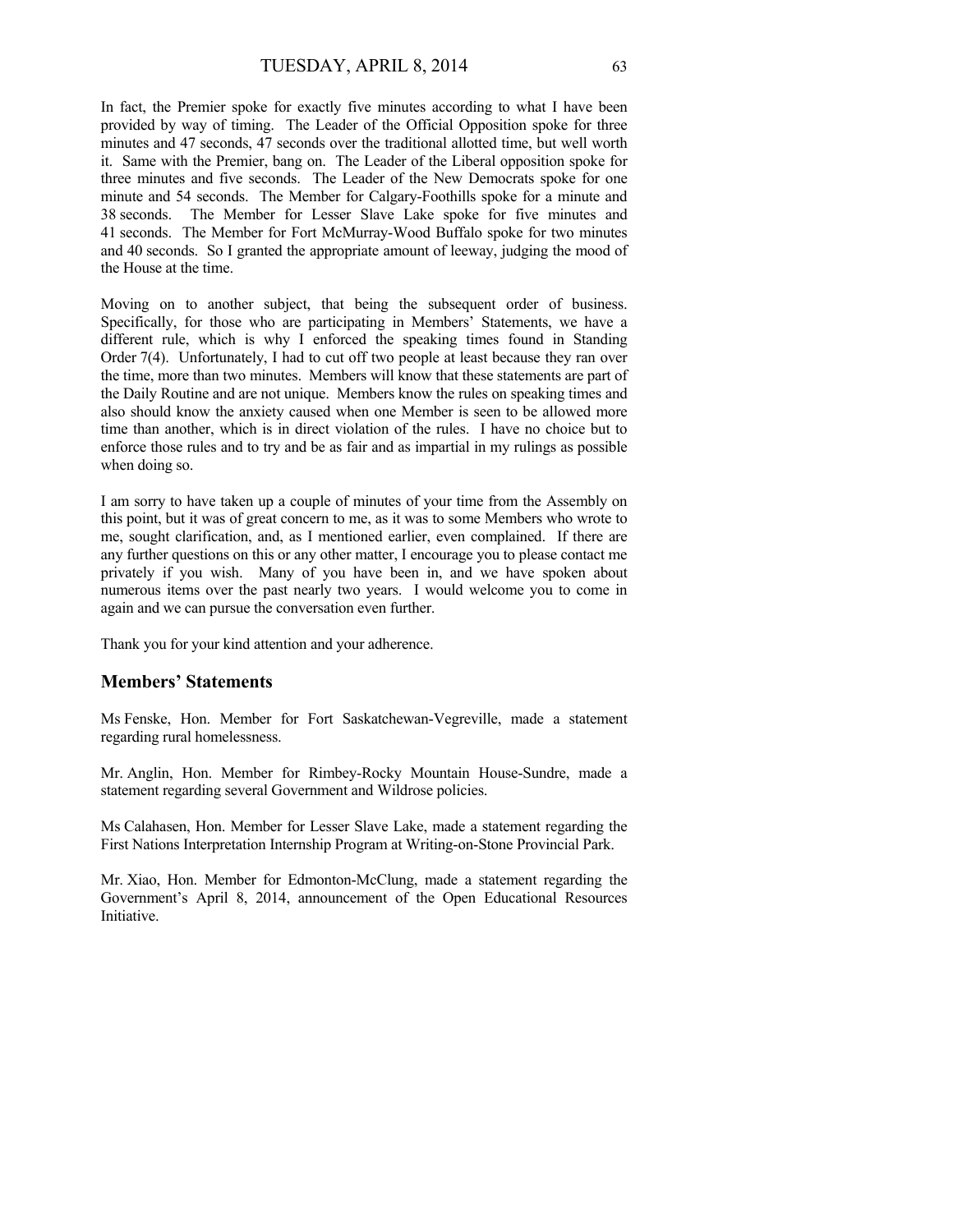In fact, the Premier spoke for exactly five minutes according to what I have been provided by way of timing. The Leader of the Official Opposition spoke for three minutes and 47 seconds, 47 seconds over the traditional allotted time, but well worth it. Same with the Premier, bang on. The Leader of the Liberal opposition spoke for three minutes and five seconds. The Leader of the New Democrats spoke for one minute and 54 seconds. The Member for Calgary-Foothills spoke for a minute and 38 seconds. The Member for Lesser Slave Lake spoke for five minutes and 41 seconds. The Member for Fort McMurray-Wood Buffalo spoke for two minutes and 40 seconds. So I granted the appropriate amount of leeway, judging the mood of the House at the time.

Moving on to another subject, that being the subsequent order of business. Specifically, for those who are participating in Members' Statements, we have a different rule, which is why I enforced the speaking times found in Standing Order 7(4). Unfortunately, I had to cut off two people at least because they ran over the time, more than two minutes. Members will know that these statements are part of the Daily Routine and are not unique. Members know the rules on speaking times and also should know the anxiety caused when one Member is seen to be allowed more time than another, which is in direct violation of the rules. I have no choice but to enforce those rules and to try and be as fair and as impartial in my rulings as possible when doing so.

I am sorry to have taken up a couple of minutes of your time from the Assembly on this point, but it was of great concern to me, as it was to some Members who wrote to me, sought clarification, and, as I mentioned earlier, even complained. If there are any further questions on this or any other matter, I encourage you to please contact me privately if you wish. Many of you have been in, and we have spoken about numerous items over the past nearly two years. I would welcome you to come in again and we can pursue the conversation even further.

Thank you for your kind attention and your adherence.

## Members' Statements

Ms Fenske, Hon. Member for Fort Saskatchewan-Vegreville, made a statement regarding rural homelessness.

Mr. Anglin, Hon. Member for Rimbey-Rocky Mountain House-Sundre, made a statement regarding several Government and Wildrose policies.

Ms Calahasen, Hon. Member for Lesser Slave Lake, made a statement regarding the First Nations Interpretation Internship Program at Writing-on-Stone Provincial Park.

Mr. Xiao, Hon. Member for Edmonton-McClung, made a statement regarding the Government's April 8, 2014, announcement of the Open Educational Resources Initiative.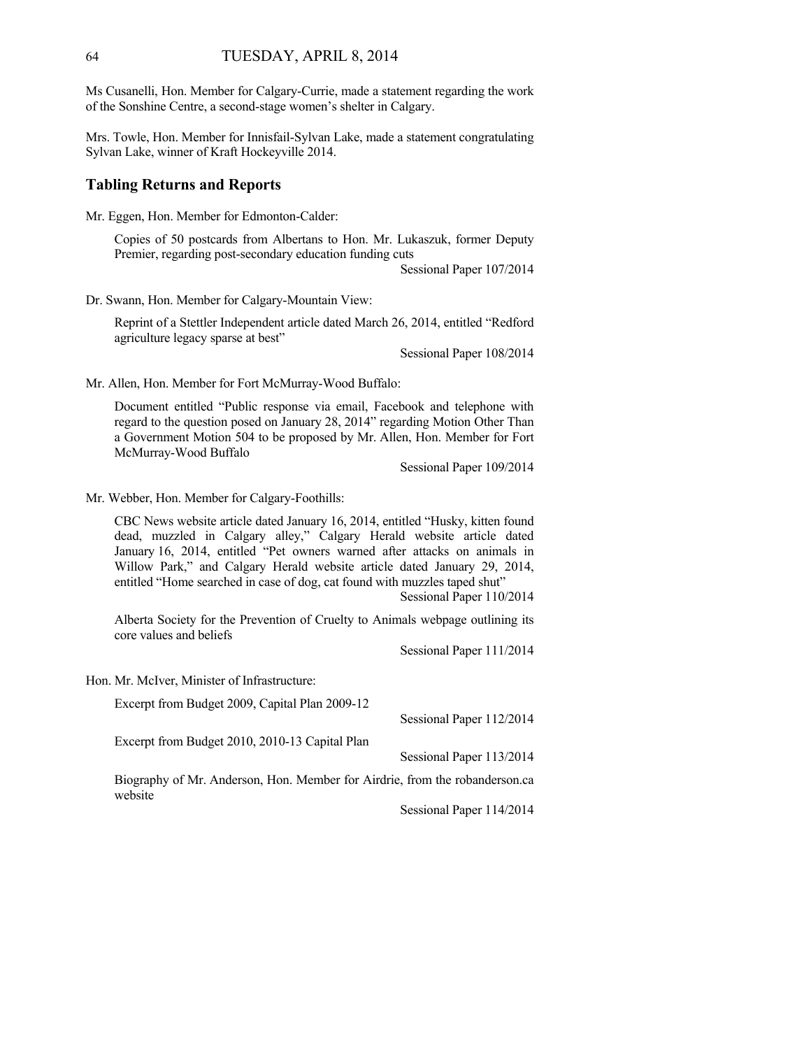Ms Cusanelli, Hon. Member for Calgary-Currie, made a statement regarding the work of the Sonshine Centre, a second-stage women's shelter in Calgary.

Mrs. Towle, Hon. Member for Innisfail-Sylvan Lake, made a statement congratulating Sylvan Lake, winner of Kraft Hockeyville 2014.

## Tabling Returns and Reports

Mr. Eggen, Hon. Member for Edmonton-Calder:

> Copies of 50 postcards from Albertans to Hon. Mr. Lukaszuk, former Deputy Premier, regarding post-secondary education funding cuts
>
> Sessional Paper 107/2014

Dr. Swann, Hon. Member for Calgary-Mountain View:

> Reprint of a Stettler Independent article dated March 26, 2014, entitled "Redford agriculture legacy sparse at best"
>
> Sessional Paper 108/2014

Mr. Allen, Hon. Member for Fort McMurray-Wood Buffalo:

> Document entitled "Public response via email, Facebook and telephone with regard to the question posed on January 28, 2014" regarding Motion Other Than a Government Motion 504 to be proposed by Mr. Allen, Hon. Member for Fort McMurray-Wood Buffalo
>
> Sessional Paper 109/2014

Mr. Webber, Hon. Member for Calgary-Foothills:

> CBC News website article dated January 16, 2014, entitled "Husky, kitten found dead, muzzled in Calgary alley," Calgary Herald website article dated January 16, 2014, entitled "Pet owners warned after attacks on animals in Willow Park," and Calgary Herald website article dated January 29, 2014, entitled "Home searched in case of dog, cat found with muzzles taped shut"
>
> Sessional Paper 110/2014
>
> Alberta Society for the Prevention of Cruelty to Animals webpage outlining its core values and beliefs
>
> Sessional Paper 111/2014

Hon. Mr. McIver, Minister of Infrastructure:

> Excerpt from Budget 2009, Capital Plan 2009-12
>
> Sessional Paper 112/2014
>
> Excerpt from Budget 2010, 2010-13 Capital Plan
>
> Sessional Paper 113/2014
>
> Biography of Mr. Anderson, Hon. Member for Airdrie, from the robanderson.ca website
>
> Sessional Paper 114/2014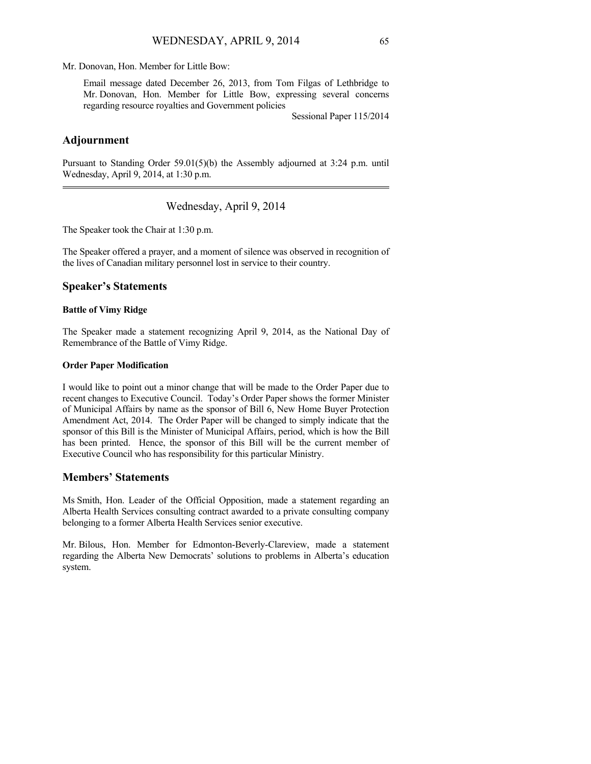Mr. Donovan, Hon. Member for Little Bow:

> Email message dated December 26, 2013, from Tom Filgas of Lethbridge to Mr. Donovan, Hon. Member for Little Bow, expressing several concerns regarding resource royalties and Government policies
>
> Sessional Paper 115/2014

## Adjournment

Pursuant to Standing Order 59.01(5)(b) the Assembly adjourned at 3:24 p.m. until Wednesday, April 9, 2014, at 1:30 p.m.

---

# Wednesday, April 9, 2014

The Speaker took the Chair at 1:30 p.m.

The Speaker offered a prayer, and a moment of silence was observed in recognition of the lives of Canadian military personnel lost in service to their country.

## Speaker's Statements

### Battle of Vimy Ridge

The Speaker made a statement recognizing April 9, 2014, as the National Day of Remembrance of the Battle of Vimy Ridge.

### Order Paper Modification

I would like to point out a minor change that will be made to the Order Paper due to recent changes to Executive Council. Today's Order Paper shows the former Minister of Municipal Affairs by name as the sponsor of Bill 6, New Home Buyer Protection Amendment Act, 2014. The Order Paper will be changed to simply indicate that the sponsor of this Bill is the Minister of Municipal Affairs, period, which is how the Bill has been printed. Hence, the sponsor of this Bill will be the current member of Executive Council who has responsibility for this particular Ministry.

## Members' Statements

Ms Smith, Hon. Leader of the Official Opposition, made a statement regarding an Alberta Health Services consulting contract awarded to a private consulting company belonging to a former Alberta Health Services senior executive.

Mr. Bilous, Hon. Member for Edmonton-Beverly-Clareview, made a statement regarding the Alberta New Democrats' solutions to problems in Alberta's education system.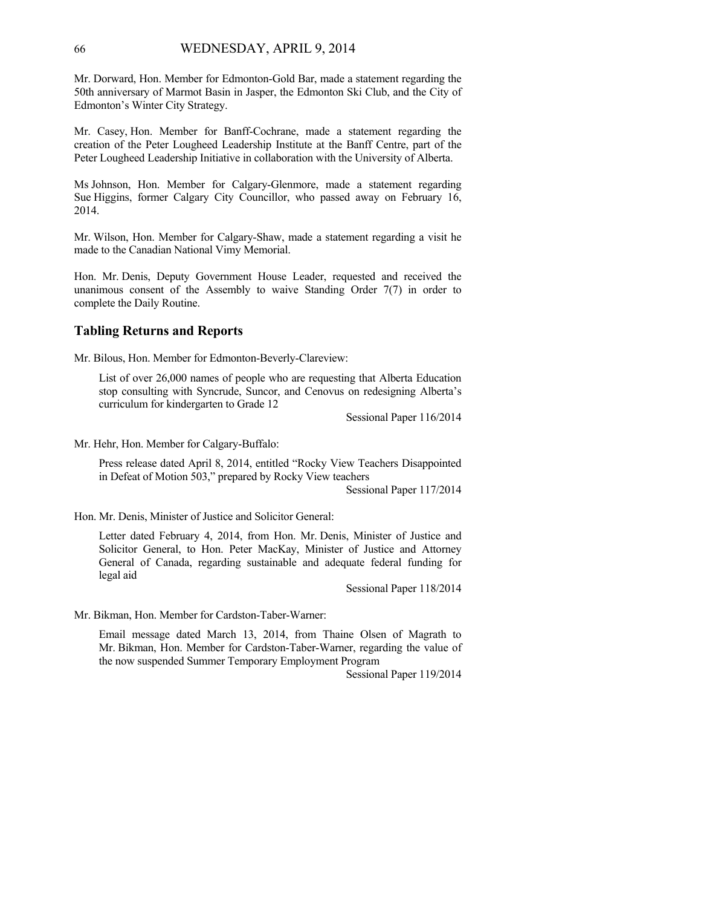Mr. Dorward, Hon. Member for Edmonton-Gold Bar, made a statement regarding the 50th anniversary of Marmot Basin in Jasper, the Edmonton Ski Club, and the City of Edmonton's Winter City Strategy.

Mr. Casey, Hon. Member for Banff-Cochrane, made a statement regarding the creation of the Peter Lougheed Leadership Institute at the Banff Centre, part of the Peter Lougheed Leadership Initiative in collaboration with the University of Alberta.

Ms Johnson, Hon. Member for Calgary-Glenmore, made a statement regarding Sue Higgins, former Calgary City Councillor, who passed away on February 16, 2014.

Mr. Wilson, Hon. Member for Calgary-Shaw, made a statement regarding a visit he made to the Canadian National Vimy Memorial.

Hon. Mr. Denis, Deputy Government House Leader, requested and received the unanimous consent of the Assembly to waive Standing Order 7(7) in order to complete the Daily Routine.

## Tabling Returns and Reports

Mr. Bilous, Hon. Member for Edmonton-Beverly-Clareview:

> List of over 26,000 names of people who are requesting that Alberta Education stop consulting with Syncrude, Suncor, and Cenovus on redesigning Alberta's curriculum for kindergarten to Grade 12
>
> Sessional Paper 116/2014

Mr. Hehr, Hon. Member for Calgary-Buffalo:

> Press release dated April 8, 2014, entitled "Rocky View Teachers Disappointed in Defeat of Motion 503," prepared by Rocky View teachers
>
> Sessional Paper 117/2014

Hon. Mr. Denis, Minister of Justice and Solicitor General:

> Letter dated February 4, 2014, from Hon. Mr. Denis, Minister of Justice and Solicitor General, to Hon. Peter MacKay, Minister of Justice and Attorney General of Canada, regarding sustainable and adequate federal funding for legal aid
>
> Sessional Paper 118/2014

Mr. Bikman, Hon. Member for Cardston-Taber-Warner:

> Email message dated March 13, 2014, from Thaine Olsen of Magrath to Mr. Bikman, Hon. Member for Cardston-Taber-Warner, regarding the value of the now suspended Summer Temporary Employment Program
>
> Sessional Paper 119/2014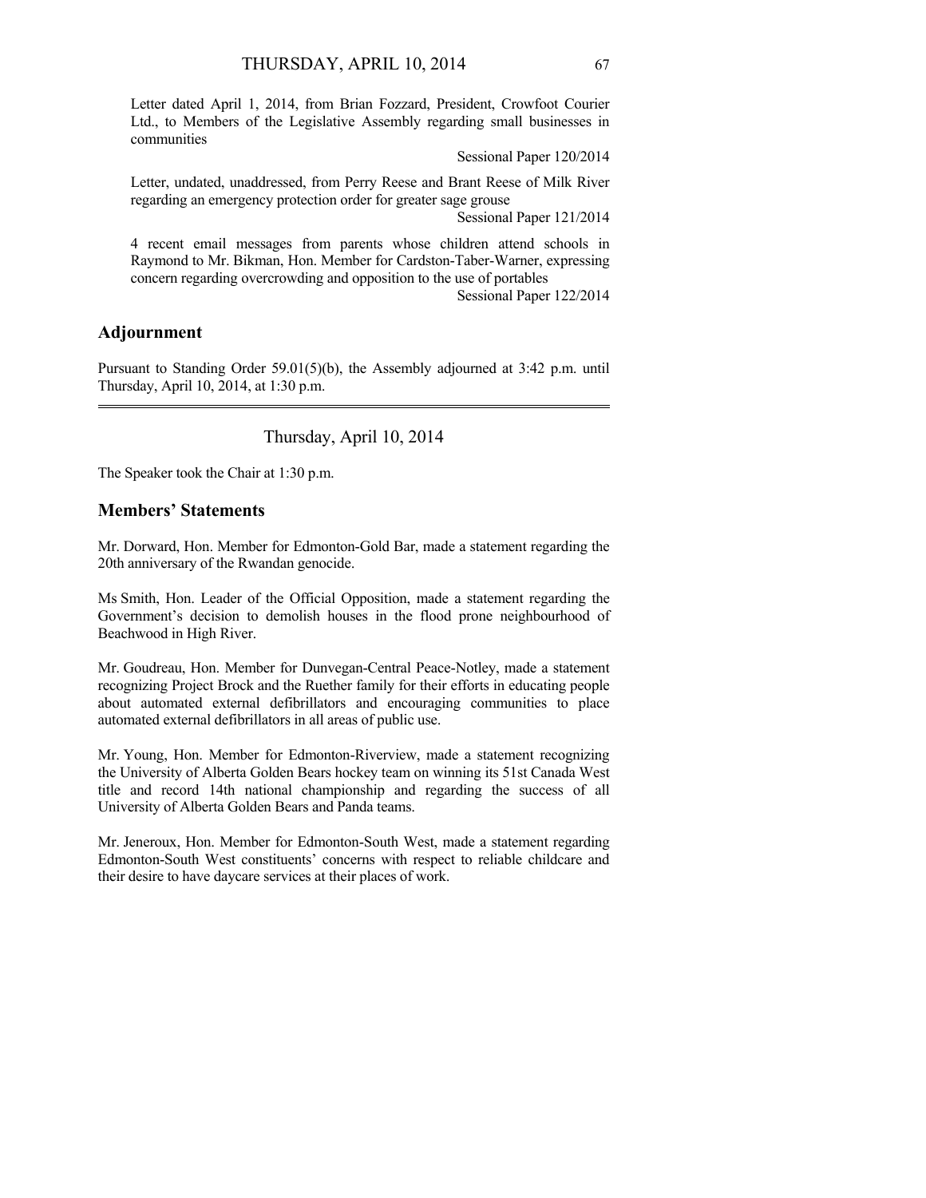Letter dated April 1, 2014, from Brian Fozzard, President, Crowfoot Courier Ltd., to Members of the Legislative Assembly regarding small businesses in communities

Sessional Paper 120/2014

Letter, undated, unaddressed, from Perry Reese and Brant Reese of Milk River regarding an emergency protection order for greater sage grouse

Sessional Paper 121/2014

4 recent email messages from parents whose children attend schools in Raymond to Mr. Bikman, Hon. Member for Cardston-Taber-Warner, expressing concern regarding overcrowding and opposition to the use of portables

Sessional Paper 122/2014

## Adjournment

Pursuant to Standing Order 59.01(5)(b), the Assembly adjourned at 3:42 p.m. until Thursday, April 10, 2014, at 1:30 p.m.

---

Thursday, April 10, 2014

The Speaker took the Chair at 1:30 p.m.

## Members' Statements

Mr. Dorward, Hon. Member for Edmonton-Gold Bar, made a statement regarding the 20th anniversary of the Rwandan genocide.

Ms Smith, Hon. Leader of the Official Opposition, made a statement regarding the Government's decision to demolish houses in the flood prone neighbourhood of Beachwood in High River.

Mr. Goudreau, Hon. Member for Dunvegan-Central Peace-Notley, made a statement recognizing Project Brock and the Ruether family for their efforts in educating people about automated external defibrillators and encouraging communities to place automated external defibrillators in all areas of public use.

Mr. Young, Hon. Member for Edmonton-Riverview, made a statement recognizing the University of Alberta Golden Bears hockey team on winning its 51st Canada West title and record 14th national championship and regarding the success of all University of Alberta Golden Bears and Panda teams.

Mr. Jeneroux, Hon. Member for Edmonton-South West, made a statement regarding Edmonton-South West constituents' concerns with respect to reliable childcare and their desire to have daycare services at their places of work.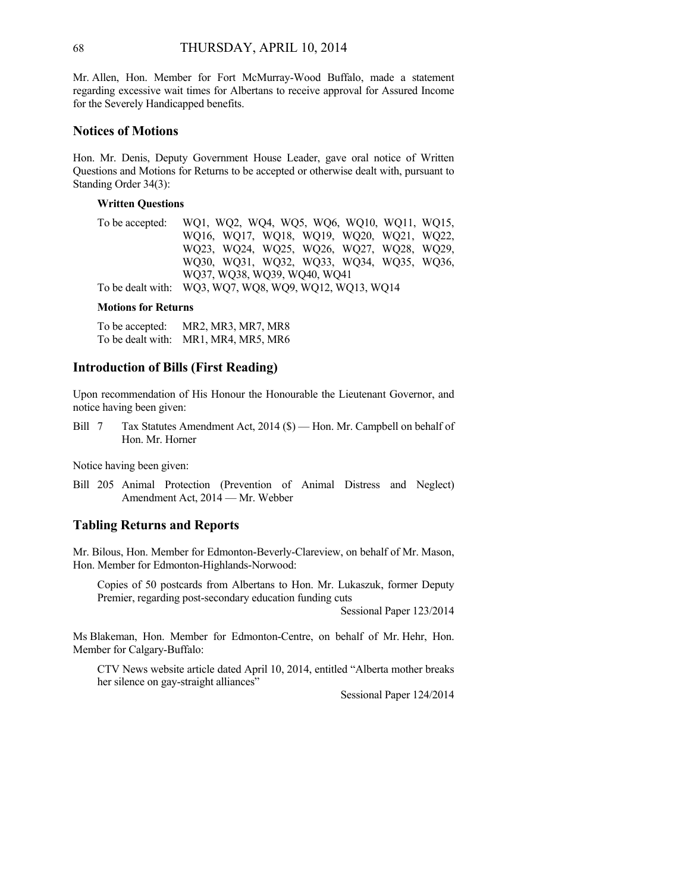Mr. Allen, Hon. Member for Fort McMurray-Wood Buffalo, made a statement regarding excessive wait times for Albertans to receive approval for Assured Income for the Severely Handicapped benefits.

## Notices of Motions

Hon. Mr. Denis, Deputy Government House Leader, gave oral notice of Written Questions and Motions for Returns to be accepted or otherwise dealt with, pursuant to Standing Order 34(3):

**Written Questions**

| | |
|---|---|
| To be accepted: | WQ1, WQ2, WQ4, WQ5, WQ6, WQ10, WQ11, WQ15, WQ16, WQ17, WQ18, WQ19, WQ20, WQ21, WQ22, WQ23, WQ24, WQ25, WQ26, WQ27, WQ28, WQ29, WQ30, WQ31, WQ32, WQ33, WQ34, WQ35, WQ36, WQ37, WQ38, WQ39, WQ40, WQ41 |
| To be dealt with: | WQ3, WQ7, WQ8, WQ9, WQ12, WQ13, WQ14 |

**Motions for Returns**

| | |
|---|---|
| To be accepted: | MR2, MR3, MR7, MR8 |
| To be dealt with: | MR1, MR4, MR5, MR6 |

## Introduction of Bills (First Reading)

Upon recommendation of His Honour the Honourable the Lieutenant Governor, and notice having been given:

Bill 7 Tax Statutes Amendment Act, 2014 ($) — Hon. Mr. Campbell on behalf of Hon. Mr. Horner

Notice having been given:

Bill 205 Animal Protection (Prevention of Animal Distress and Neglect) Amendment Act, 2014 — Mr. Webber

## Tabling Returns and Reports

Mr. Bilous, Hon. Member for Edmonton-Beverly-Clareview, on behalf of Mr. Mason, Hon. Member for Edmonton-Highlands-Norwood:

Copies of 50 postcards from Albertans to Hon. Mr. Lukaszuk, former Deputy Premier, regarding post-secondary education funding cuts

Sessional Paper 123/2014

Ms Blakeman, Hon. Member for Edmonton-Centre, on behalf of Mr. Hehr, Hon. Member for Calgary-Buffalo:

CTV News website article dated April 10, 2014, entitled "Alberta mother breaks her silence on gay-straight alliances"

Sessional Paper 124/2014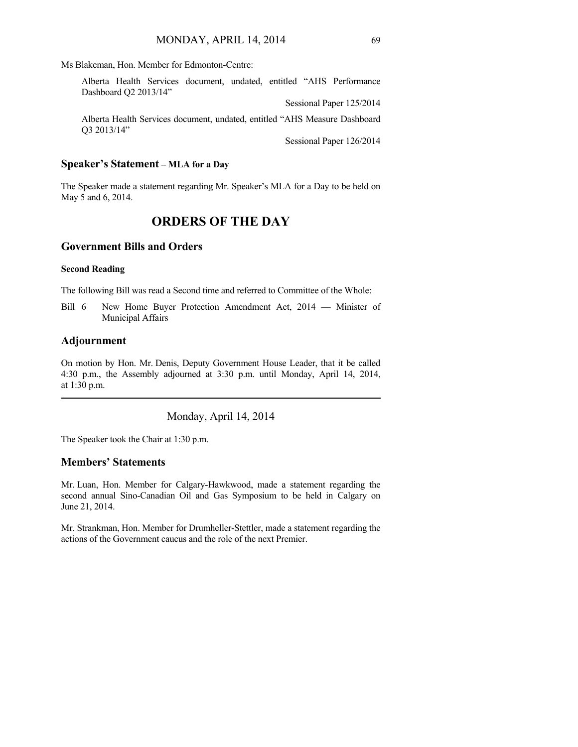Ms Blakeman, Hon. Member for Edmonton-Centre:

Alberta Health Services document, undated, entitled "AHS Performance Dashboard Q2 2013/14"

Sessional Paper 125/2014

Alberta Health Services document, undated, entitled "AHS Measure Dashboard Q3 2013/14"

Sessional Paper 126/2014

## Speaker's Statement – MLA for a Day

The Speaker made a statement regarding Mr. Speaker's MLA for a Day to be held on May 5 and 6, 2014.

# ORDERS OF THE DAY

## Government Bills and Orders

### Second Reading

The following Bill was read a Second time and referred to Committee of the Whole:

Bill 6 New Home Buyer Protection Amendment Act, 2014 — Minister of Municipal Affairs

## Adjournment

On motion by Hon. Mr. Denis, Deputy Government House Leader, that it be called 4:30 p.m., the Assembly adjourned at 3:30 p.m. until Monday, April 14, 2014, at 1:30 p.m.

---

Monday, April 14, 2014

The Speaker took the Chair at 1:30 p.m.

## Members' Statements

Mr. Luan, Hon. Member for Calgary-Hawkwood, made a statement regarding the second annual Sino-Canadian Oil and Gas Symposium to be held in Calgary on June 21, 2014.

Mr. Strankman, Hon. Member for Drumheller-Stettler, made a statement regarding the actions of the Government caucus and the role of the next Premier.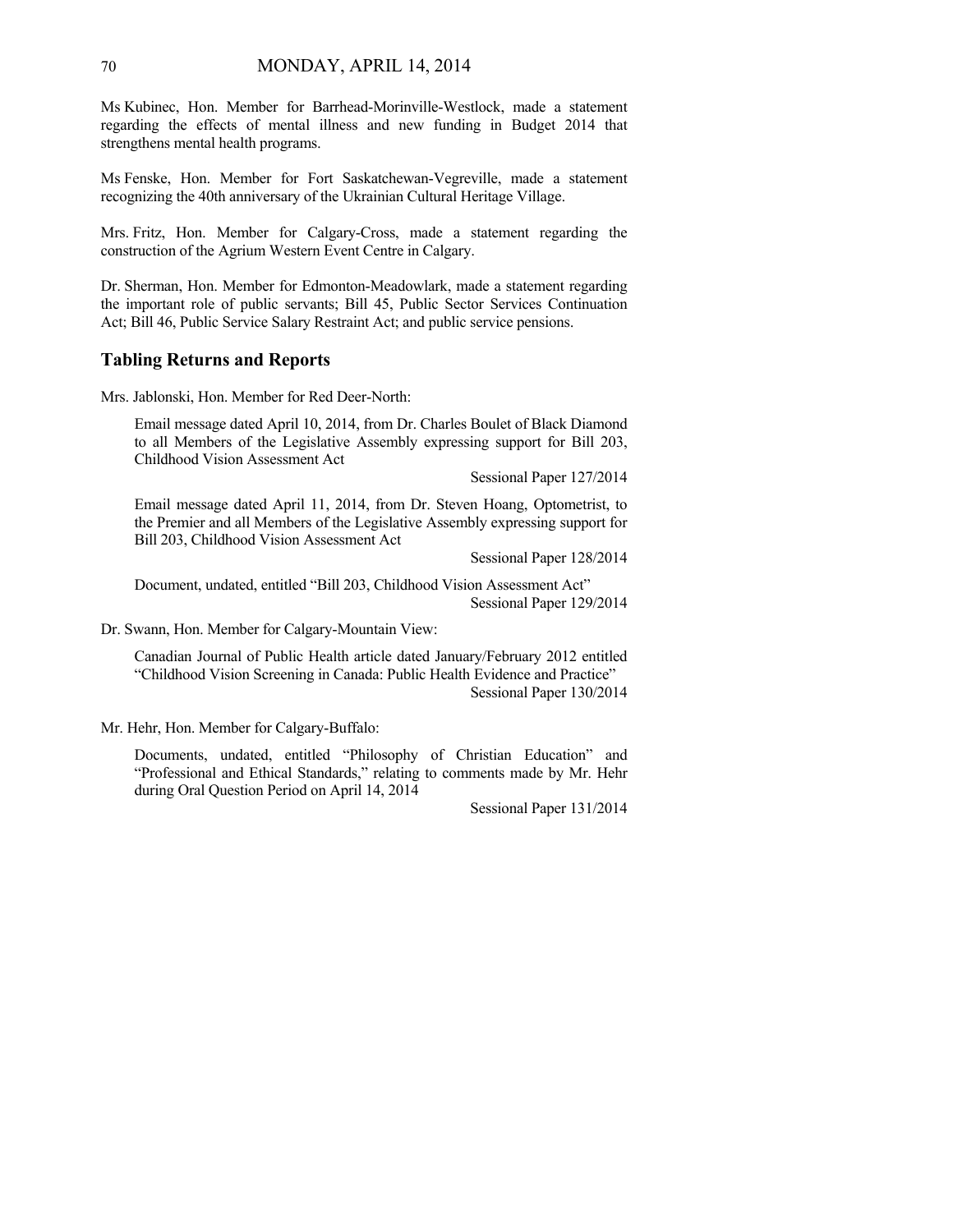Ms Kubinec, Hon. Member for Barrhead-Morinville-Westlock, made a statement regarding the effects of mental illness and new funding in Budget 2014 that strengthens mental health programs.

Ms Fenske, Hon. Member for Fort Saskatchewan-Vegreville, made a statement recognizing the 40th anniversary of the Ukrainian Cultural Heritage Village.

Mrs. Fritz, Hon. Member for Calgary-Cross, made a statement regarding the construction of the Agrium Western Event Centre in Calgary.

Dr. Sherman, Hon. Member for Edmonton-Meadowlark, made a statement regarding the important role of public servants; Bill 45, Public Sector Services Continuation Act; Bill 46, Public Service Salary Restraint Act; and public service pensions.

## Tabling Returns and Reports

Mrs. Jablonski, Hon. Member for Red Deer-North:

Email message dated April 10, 2014, from Dr. Charles Boulet of Black Diamond to all Members of the Legislative Assembly expressing support for Bill 203, Childhood Vision Assessment Act

Sessional Paper 127/2014

Email message dated April 11, 2014, from Dr. Steven Hoang, Optometrist, to the Premier and all Members of the Legislative Assembly expressing support for Bill 203, Childhood Vision Assessment Act

Sessional Paper 128/2014

Document, undated, entitled "Bill 203, Childhood Vision Assessment Act"

Sessional Paper 129/2014

Dr. Swann, Hon. Member for Calgary-Mountain View:

Canadian Journal of Public Health article dated January/February 2012 entitled "Childhood Vision Screening in Canada: Public Health Evidence and Practice"

Sessional Paper 130/2014

Mr. Hehr, Hon. Member for Calgary-Buffalo:

Documents, undated, entitled "Philosophy of Christian Education" and "Professional and Ethical Standards," relating to comments made by Mr. Hehr during Oral Question Period on April 14, 2014

Sessional Paper 131/2014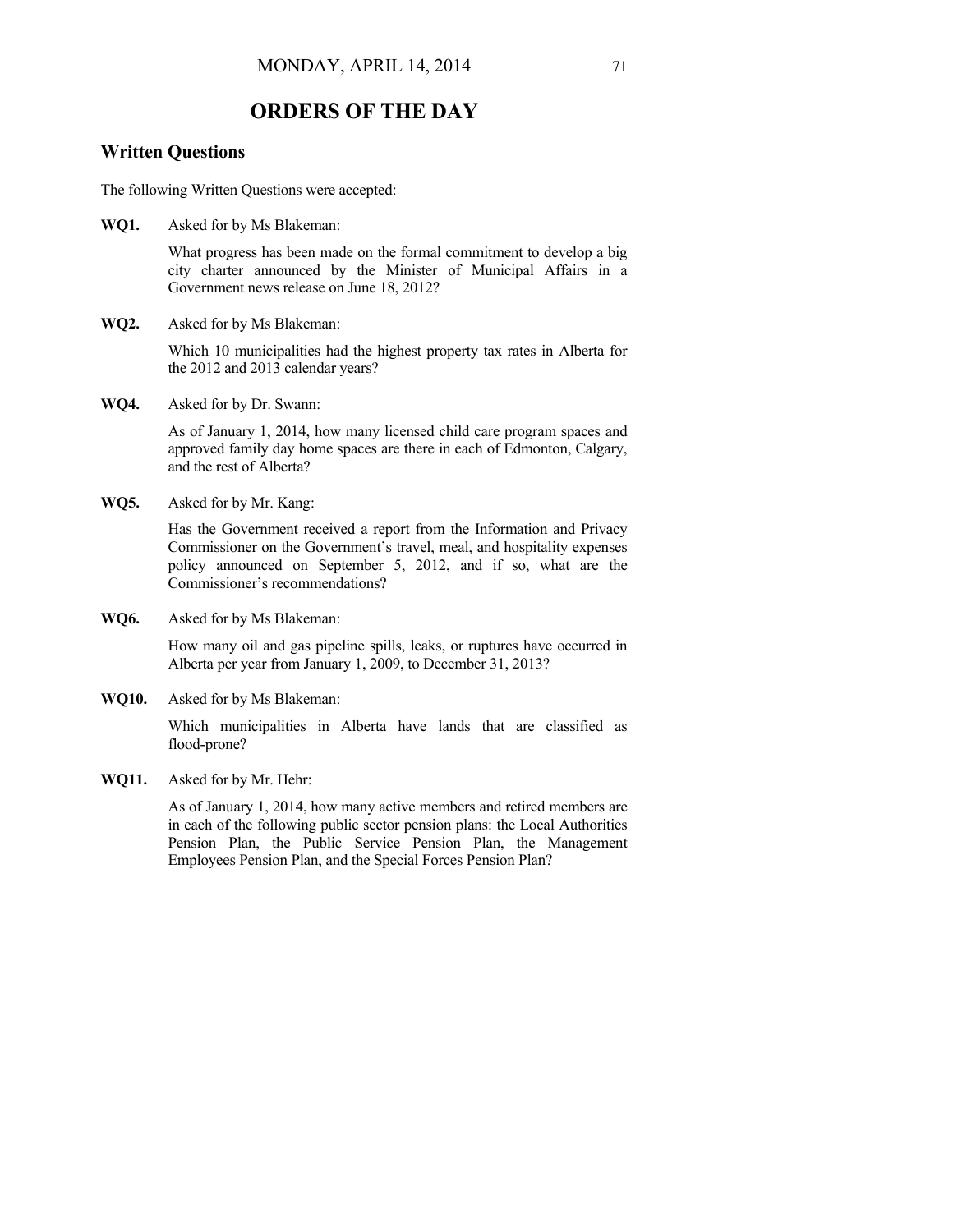# ORDERS OF THE DAY

## Written Questions

The following Written Questions were accepted:

**WQ1.** Asked for by Ms Blakeman:

What progress has been made on the formal commitment to develop a big city charter announced by the Minister of Municipal Affairs in a Government news release on June 18, 2012?

**WQ2.** Asked for by Ms Blakeman:

Which 10 municipalities had the highest property tax rates in Alberta for the 2012 and 2013 calendar years?

**WQ4.** Asked for by Dr. Swann:

As of January 1, 2014, how many licensed child care program spaces and approved family day home spaces are there in each of Edmonton, Calgary, and the rest of Alberta?

**WQ5.** Asked for by Mr. Kang:

Has the Government received a report from the Information and Privacy Commissioner on the Government's travel, meal, and hospitality expenses policy announced on September 5, 2012, and if so, what are the Commissioner's recommendations?

**WQ6.** Asked for by Ms Blakeman:

How many oil and gas pipeline spills, leaks, or ruptures have occurred in Alberta per year from January 1, 2009, to December 31, 2013?

**WQ10.** Asked for by Ms Blakeman:

Which municipalities in Alberta have lands that are classified as flood-prone?

**WQ11.** Asked for by Mr. Hehr:

As of January 1, 2014, how many active members and retired members are in each of the following public sector pension plans: the Local Authorities Pension Plan, the Public Service Pension Plan, the Management Employees Pension Plan, and the Special Forces Pension Plan?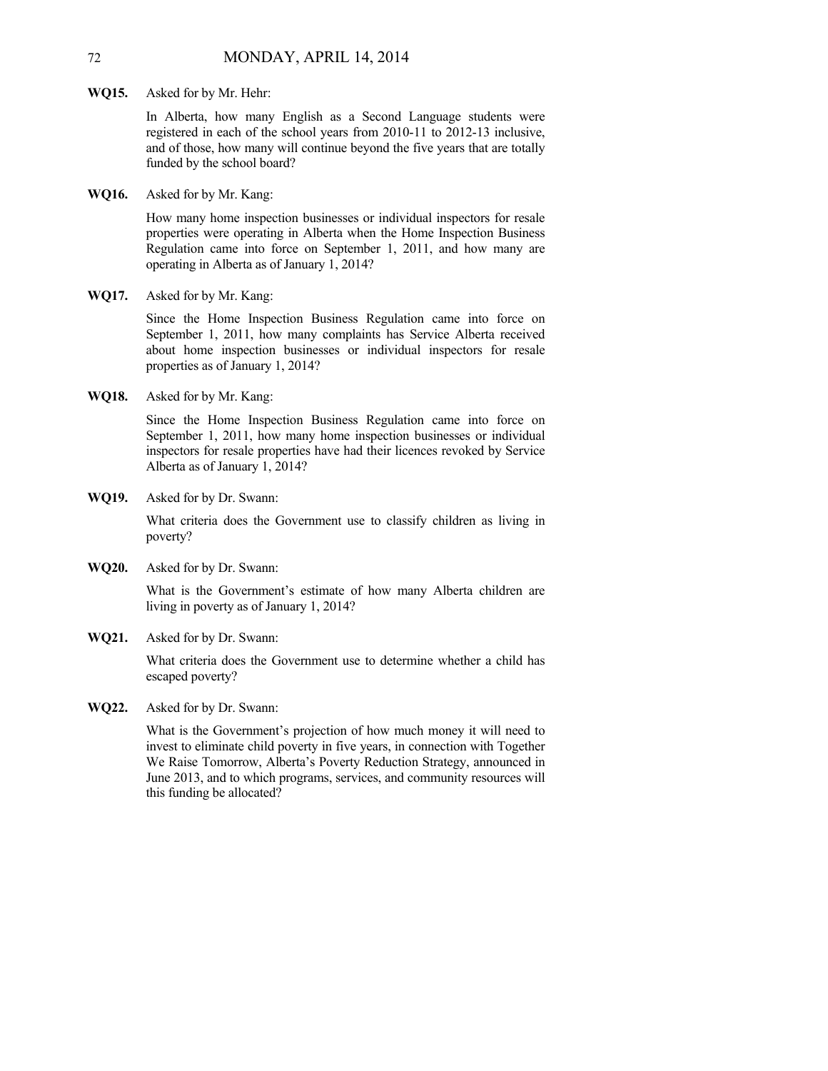**WQ15.** Asked for by Mr. Hehr:

In Alberta, how many English as a Second Language students were registered in each of the school years from 2010-11 to 2012-13 inclusive, and of those, how many will continue beyond the five years that are totally funded by the school board?

**WQ16.** Asked for by Mr. Kang:

How many home inspection businesses or individual inspectors for resale properties were operating in Alberta when the Home Inspection Business Regulation came into force on September 1, 2011, and how many are operating in Alberta as of January 1, 2014?

**WQ17.** Asked for by Mr. Kang:

Since the Home Inspection Business Regulation came into force on September 1, 2011, how many complaints has Service Alberta received about home inspection businesses or individual inspectors for resale properties as of January 1, 2014?

**WQ18.** Asked for by Mr. Kang:

Since the Home Inspection Business Regulation came into force on September 1, 2011, how many home inspection businesses or individual inspectors for resale properties have had their licences revoked by Service Alberta as of January 1, 2014?

**WQ19.** Asked for by Dr. Swann:

What criteria does the Government use to classify children as living in poverty?

**WQ20.** Asked for by Dr. Swann:

What is the Government's estimate of how many Alberta children are living in poverty as of January 1, 2014?

**WQ21.** Asked for by Dr. Swann:

What criteria does the Government use to determine whether a child has escaped poverty?

**WQ22.** Asked for by Dr. Swann:

What is the Government's projection of how much money it will need to invest to eliminate child poverty in five years, in connection with Together We Raise Tomorrow, Alberta's Poverty Reduction Strategy, announced in June 2013, and to which programs, services, and community resources will this funding be allocated?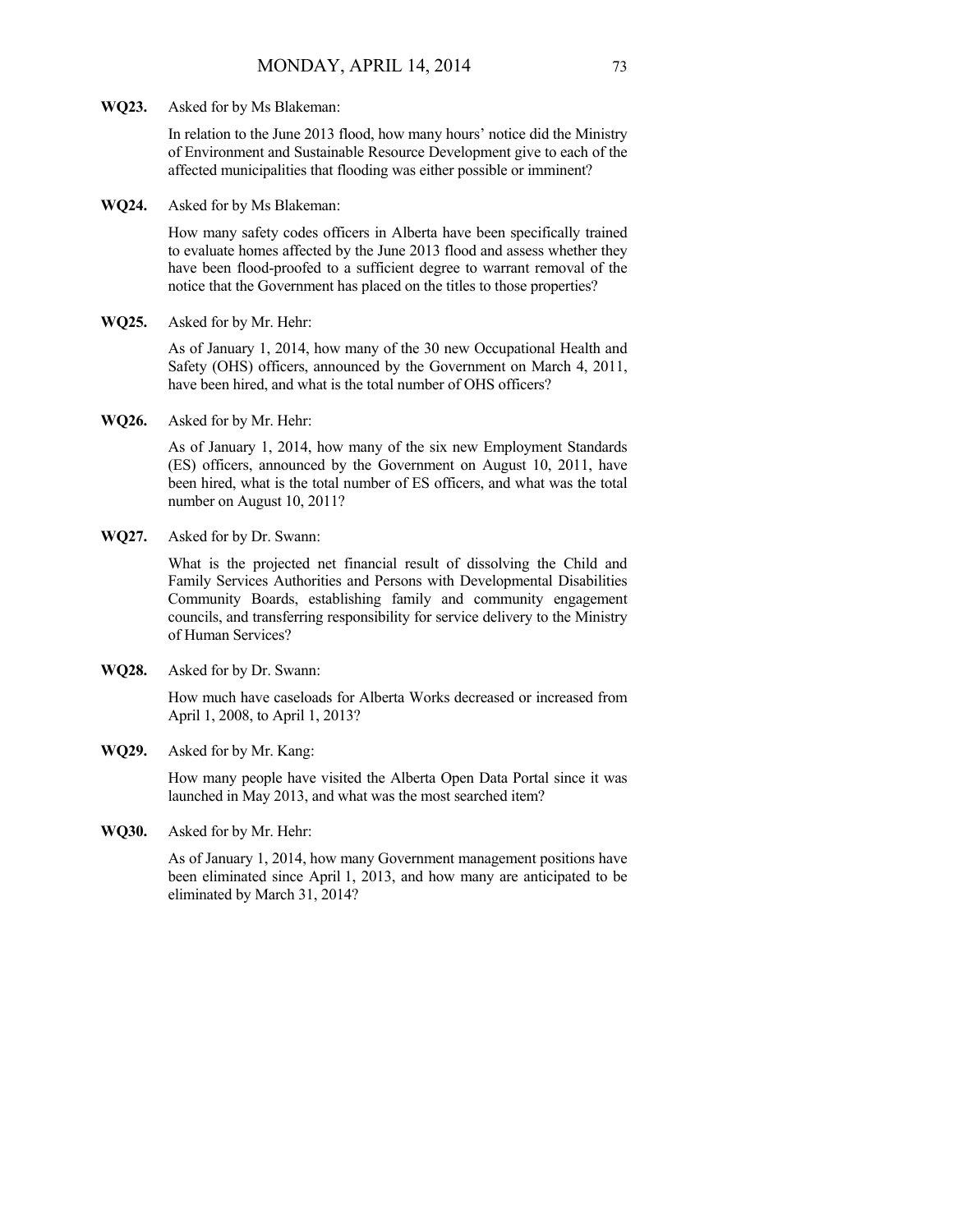**WQ23.** Asked for by Ms Blakeman:

In relation to the June 2013 flood, how many hours' notice did the Ministry of Environment and Sustainable Resource Development give to each of the affected municipalities that flooding was either possible or imminent?

**WQ24.** Asked for by Ms Blakeman:

How many safety codes officers in Alberta have been specifically trained to evaluate homes affected by the June 2013 flood and assess whether they have been flood-proofed to a sufficient degree to warrant removal of the notice that the Government has placed on the titles to those properties?

**WQ25.** Asked for by Mr. Hehr:

As of January 1, 2014, how many of the 30 new Occupational Health and Safety (OHS) officers, announced by the Government on March 4, 2011, have been hired, and what is the total number of OHS officers?

**WQ26.** Asked for by Mr. Hehr:

As of January 1, 2014, how many of the six new Employment Standards (ES) officers, announced by the Government on August 10, 2011, have been hired, what is the total number of ES officers, and what was the total number on August 10, 2011?

**WQ27.** Asked for by Dr. Swann:

What is the projected net financial result of dissolving the Child and Family Services Authorities and Persons with Developmental Disabilities Community Boards, establishing family and community engagement councils, and transferring responsibility for service delivery to the Ministry of Human Services?

**WQ28.** Asked for by Dr. Swann:

How much have caseloads for Alberta Works decreased or increased from April 1, 2008, to April 1, 2013?

**WQ29.** Asked for by Mr. Kang:

How many people have visited the Alberta Open Data Portal since it was launched in May 2013, and what was the most searched item?

**WQ30.** Asked for by Mr. Hehr:

As of January 1, 2014, how many Government management positions have been eliminated since April 1, 2013, and how many are anticipated to be eliminated by March 31, 2014?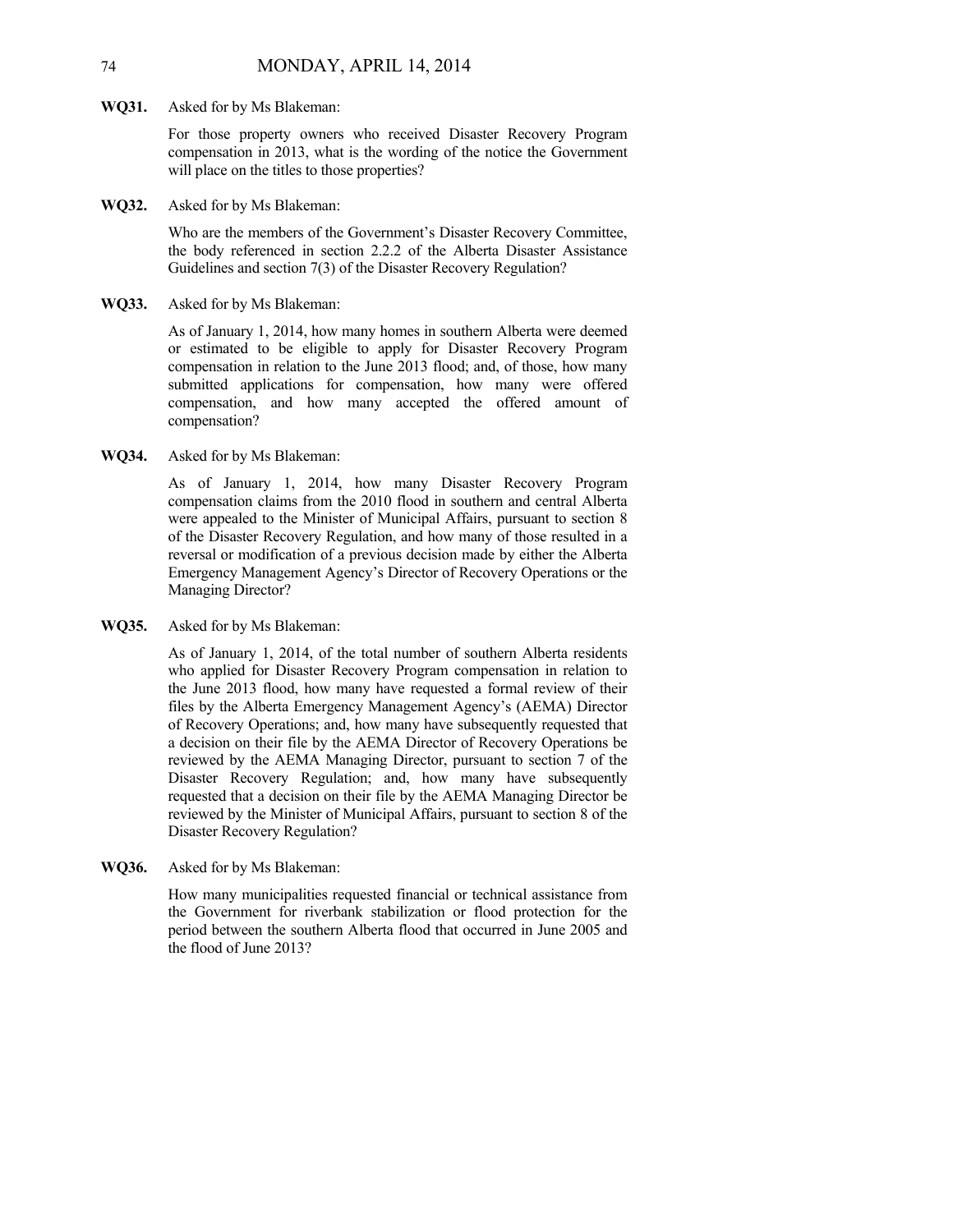**WQ31.** Asked for by Ms Blakeman:

For those property owners who received Disaster Recovery Program compensation in 2013, what is the wording of the notice the Government will place on the titles to those properties?

**WQ32.** Asked for by Ms Blakeman:

Who are the members of the Government's Disaster Recovery Committee, the body referenced in section 2.2.2 of the Alberta Disaster Assistance Guidelines and section 7(3) of the Disaster Recovery Regulation?

**WQ33.** Asked for by Ms Blakeman:

As of January 1, 2014, how many homes in southern Alberta were deemed or estimated to be eligible to apply for Disaster Recovery Program compensation in relation to the June 2013 flood; and, of those, how many submitted applications for compensation, how many were offered compensation, and how many accepted the offered amount of compensation?

**WQ34.** Asked for by Ms Blakeman:

As of January 1, 2014, how many Disaster Recovery Program compensation claims from the 2010 flood in southern and central Alberta were appealed to the Minister of Municipal Affairs, pursuant to section 8 of the Disaster Recovery Regulation, and how many of those resulted in a reversal or modification of a previous decision made by either the Alberta Emergency Management Agency's Director of Recovery Operations or the Managing Director?

**WQ35.** Asked for by Ms Blakeman:

As of January 1, 2014, of the total number of southern Alberta residents who applied for Disaster Recovery Program compensation in relation to the June 2013 flood, how many have requested a formal review of their files by the Alberta Emergency Management Agency's (AEMA) Director of Recovery Operations; and, how many have subsequently requested that a decision on their file by the AEMA Director of Recovery Operations be reviewed by the AEMA Managing Director, pursuant to section 7 of the Disaster Recovery Regulation; and, how many have subsequently requested that a decision on their file by the AEMA Managing Director be reviewed by the Minister of Municipal Affairs, pursuant to section 8 of the Disaster Recovery Regulation?

**WQ36.** Asked for by Ms Blakeman:

How many municipalities requested financial or technical assistance from the Government for riverbank stabilization or flood protection for the period between the southern Alberta flood that occurred in June 2005 and the flood of June 2013?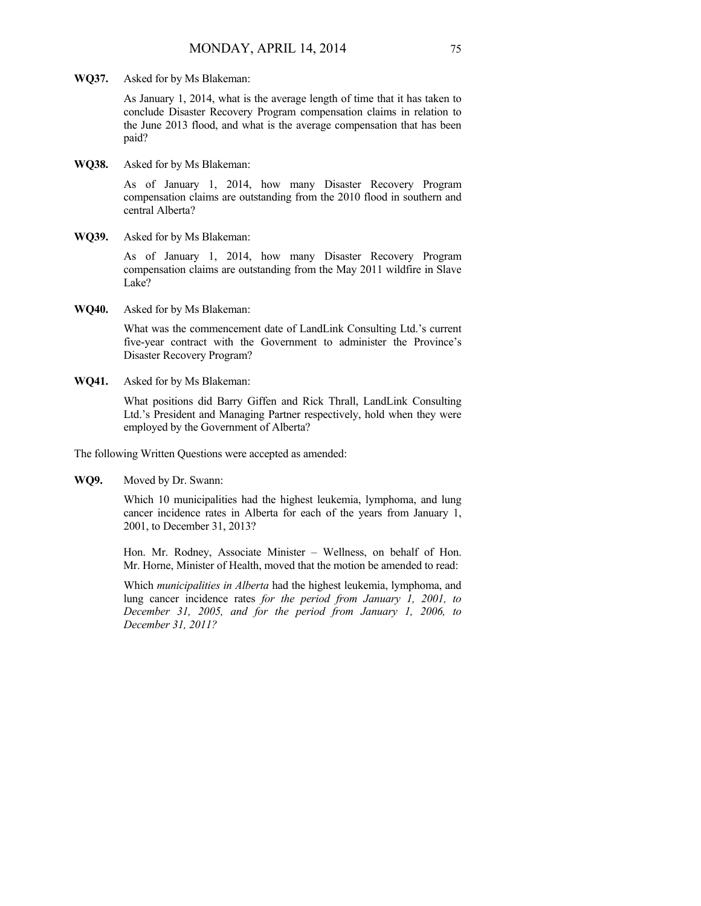**WQ37.** Asked for by Ms Blakeman:

As January 1, 2014, what is the average length of time that it has taken to conclude Disaster Recovery Program compensation claims in relation to the June 2013 flood, and what is the average compensation that has been paid?

**WQ38.** Asked for by Ms Blakeman:

As of January 1, 2014, how many Disaster Recovery Program compensation claims are outstanding from the 2010 flood in southern and central Alberta?

**WQ39.** Asked for by Ms Blakeman:

As of January 1, 2014, how many Disaster Recovery Program compensation claims are outstanding from the May 2011 wildfire in Slave Lake?

**WQ40.** Asked for by Ms Blakeman:

What was the commencement date of LandLink Consulting Ltd.'s current five-year contract with the Government to administer the Province's Disaster Recovery Program?

**WQ41.** Asked for by Ms Blakeman:

What positions did Barry Giffen and Rick Thrall, LandLink Consulting Ltd.'s President and Managing Partner respectively, hold when they were employed by the Government of Alberta?

The following Written Questions were accepted as amended:

**WQ9.** Moved by Dr. Swann:

Which 10 municipalities had the highest leukemia, lymphoma, and lung cancer incidence rates in Alberta for each of the years from January 1, 2001, to December 31, 2013?

Hon. Mr. Rodney, Associate Minister – Wellness, on behalf of Hon. Mr. Horne, Minister of Health, moved that the motion be amended to read:

Which *municipalities in Alberta* had the highest leukemia, lymphoma, and lung cancer incidence rates *for the period from January 1, 2001, to December 31, 2005, and for the period from January 1, 2006, to December 31, 2011?*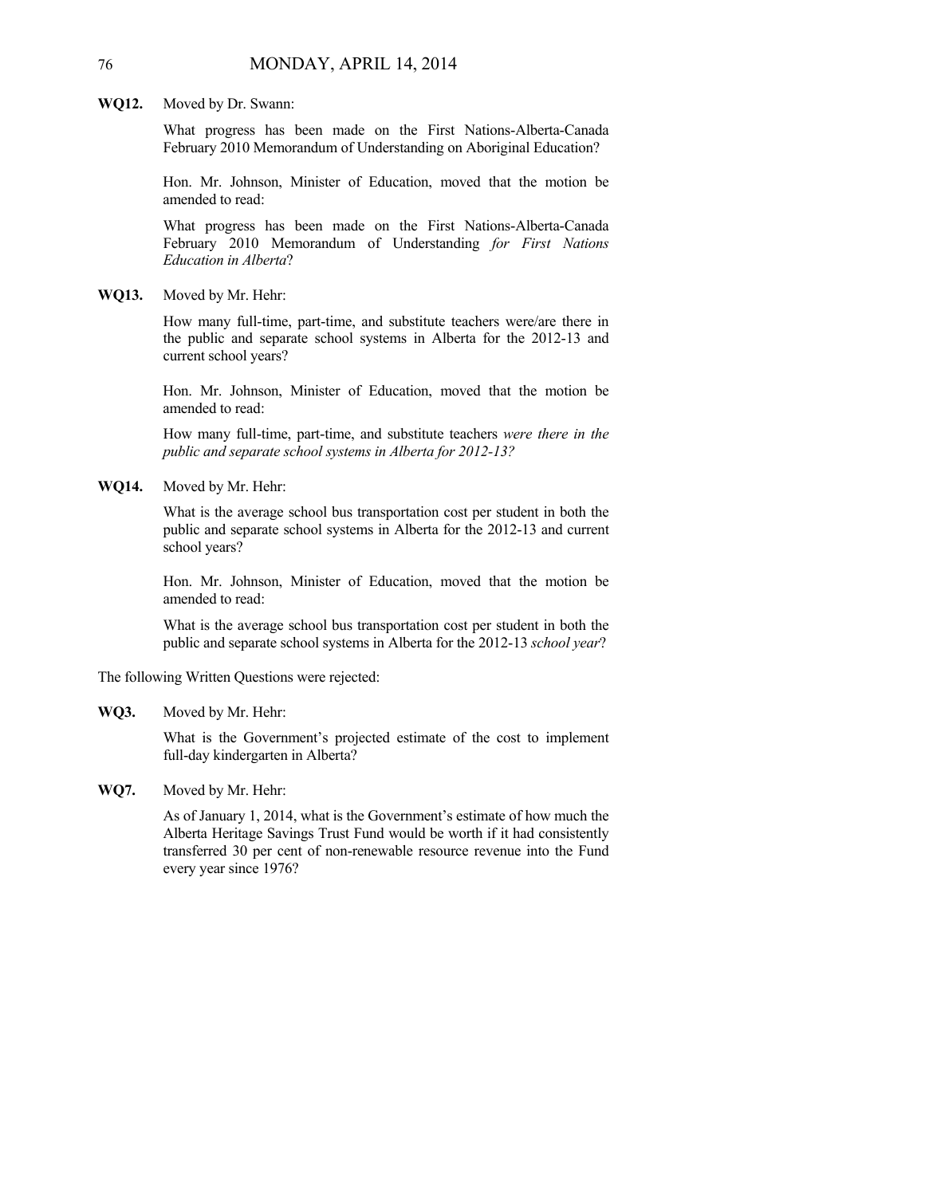**WQ12.** Moved by Dr. Swann:

What progress has been made on the First Nations-Alberta-Canada February 2010 Memorandum of Understanding on Aboriginal Education?

Hon. Mr. Johnson, Minister of Education, moved that the motion be amended to read:

What progress has been made on the First Nations-Alberta-Canada February 2010 Memorandum of Understanding *for First Nations Education in Alberta*?

**WQ13.** Moved by Mr. Hehr:

How many full-time, part-time, and substitute teachers were/are there in the public and separate school systems in Alberta for the 2012-13 and current school years?

Hon. Mr. Johnson, Minister of Education, moved that the motion be amended to read:

How many full-time, part-time, and substitute teachers *were there in the public and separate school systems in Alberta for 2012-13?*

**WQ14.** Moved by Mr. Hehr:

What is the average school bus transportation cost per student in both the public and separate school systems in Alberta for the 2012-13 and current school years?

Hon. Mr. Johnson, Minister of Education, moved that the motion be amended to read:

What is the average school bus transportation cost per student in both the public and separate school systems in Alberta for the 2012-13 *school year*?

The following Written Questions were rejected:

**WQ3.** Moved by Mr. Hehr:

What is the Government's projected estimate of the cost to implement full-day kindergarten in Alberta?

**WQ7.** Moved by Mr. Hehr:

As of January 1, 2014, what is the Government's estimate of how much the Alberta Heritage Savings Trust Fund would be worth if it had consistently transferred 30 per cent of non-renewable resource revenue into the Fund every year since 1976?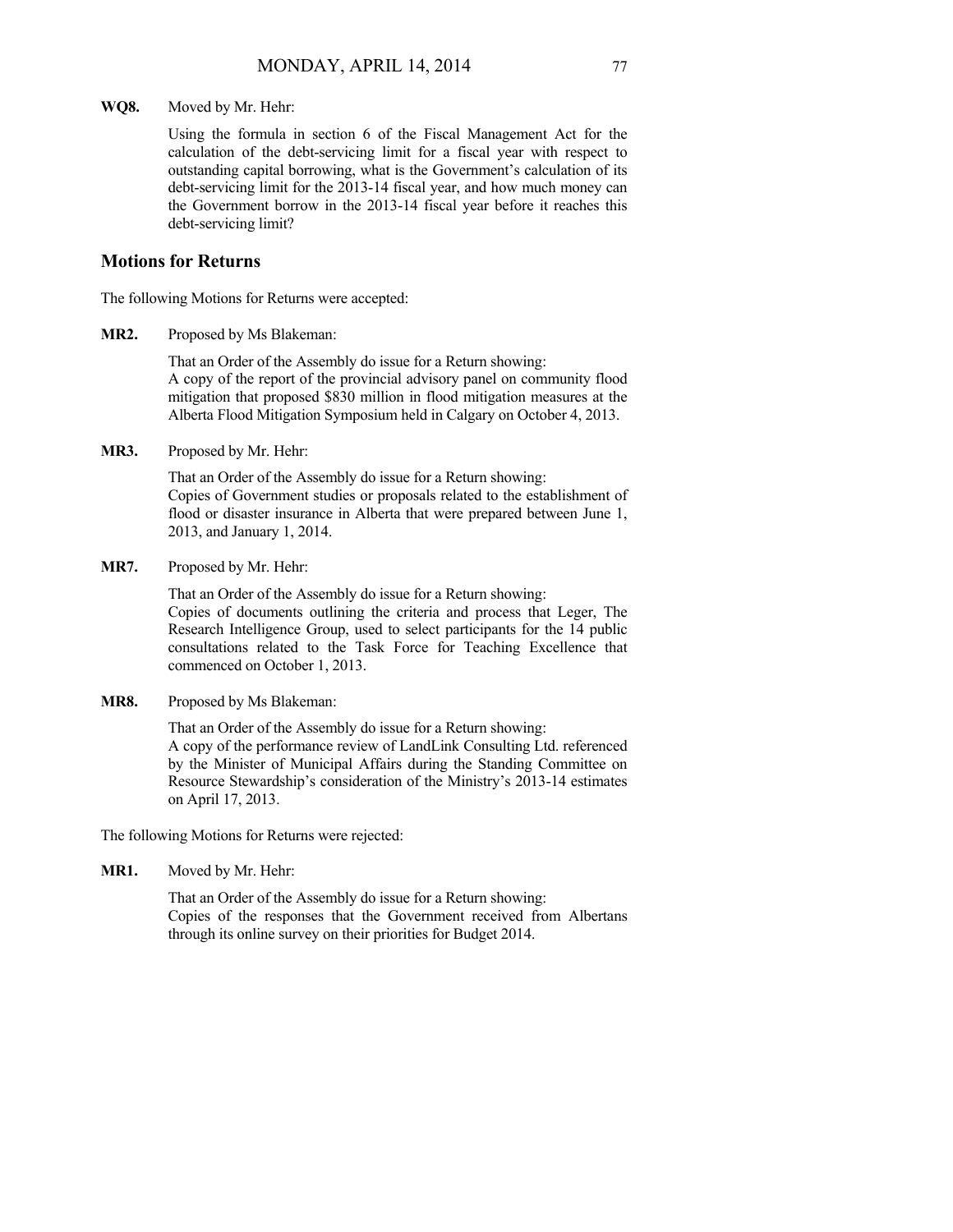**WQ8.** Moved by Mr. Hehr:

Using the formula in section 6 of the Fiscal Management Act for the calculation of the debt-servicing limit for a fiscal year with respect to outstanding capital borrowing, what is the Government's calculation of its debt-servicing limit for the 2013-14 fiscal year, and how much money can the Government borrow in the 2013-14 fiscal year before it reaches this debt-servicing limit?

## Motions for Returns

The following Motions for Returns were accepted:

**MR2.** Proposed by Ms Blakeman:

That an Order of the Assembly do issue for a Return showing:
A copy of the report of the provincial advisory panel on community flood mitigation that proposed $830 million in flood mitigation measures at the Alberta Flood Mitigation Symposium held in Calgary on October 4, 2013.

**MR3.** Proposed by Mr. Hehr:

That an Order of the Assembly do issue for a Return showing:
Copies of Government studies or proposals related to the establishment of flood or disaster insurance in Alberta that were prepared between June 1, 2013, and January 1, 2014.

**MR7.** Proposed by Mr. Hehr:

That an Order of the Assembly do issue for a Return showing:
Copies of documents outlining the criteria and process that Leger, The Research Intelligence Group, used to select participants for the 14 public consultations related to the Task Force for Teaching Excellence that commenced on October 1, 2013.

**MR8.** Proposed by Ms Blakeman:

That an Order of the Assembly do issue for a Return showing:
A copy of the performance review of LandLink Consulting Ltd. referenced by the Minister of Municipal Affairs during the Standing Committee on Resource Stewardship's consideration of the Ministry's 2013-14 estimates on April 17, 2013.

The following Motions for Returns were rejected:

**MR1.** Moved by Mr. Hehr:

That an Order of the Assembly do issue for a Return showing:
Copies of the responses that the Government received from Albertans through its online survey on their priorities for Budget 2014.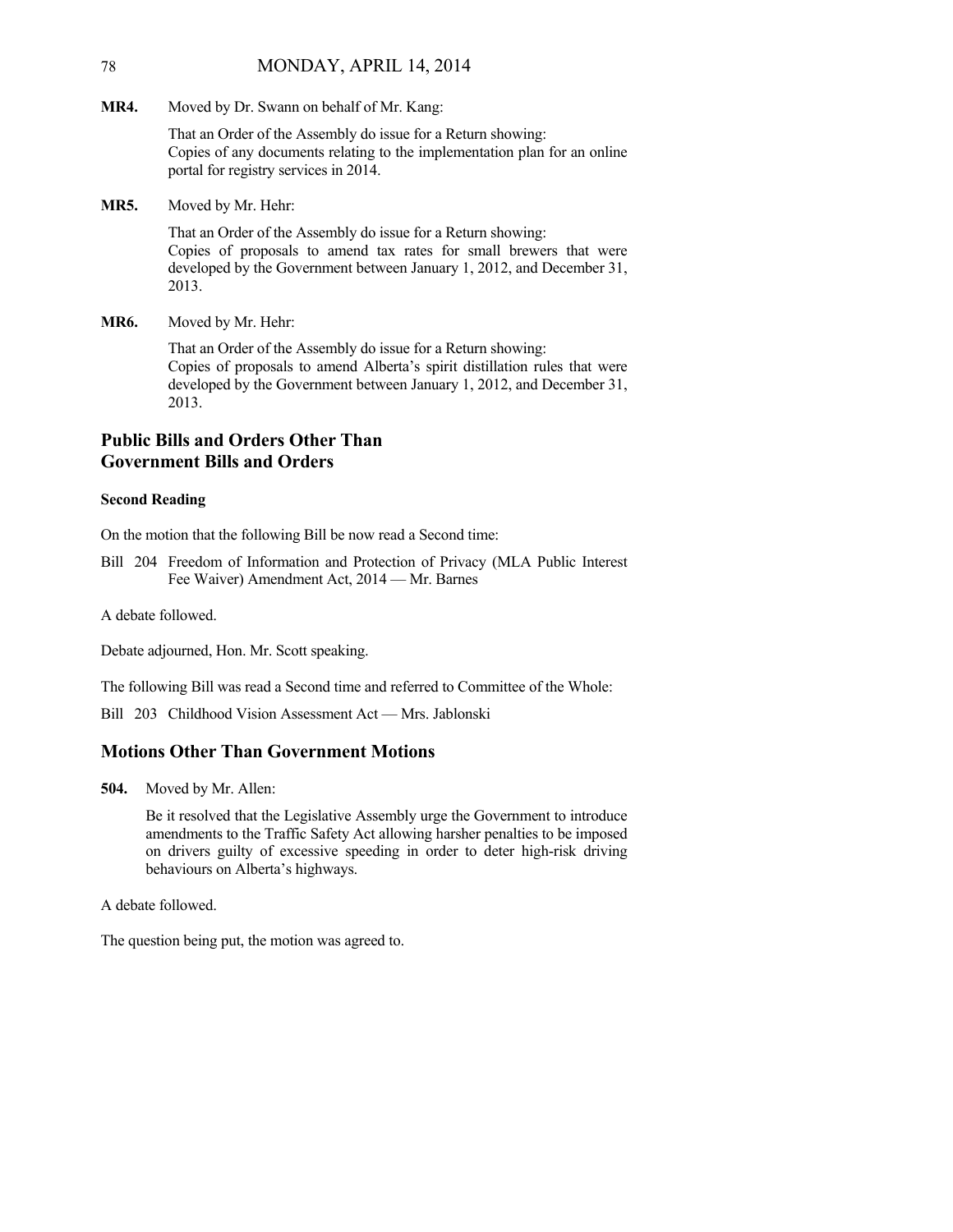**MR4.** Moved by Dr. Swann on behalf of Mr. Kang:

That an Order of the Assembly do issue for a Return showing:
Copies of any documents relating to the implementation plan for an online portal for registry services in 2014.

**MR5.** Moved by Mr. Hehr:

That an Order of the Assembly do issue for a Return showing:
Copies of proposals to amend tax rates for small brewers that were developed by the Government between January 1, 2012, and December 31, 2013.

**MR6.** Moved by Mr. Hehr:

That an Order of the Assembly do issue for a Return showing:
Copies of proposals to amend Alberta's spirit distillation rules that were developed by the Government between January 1, 2012, and December 31, 2013.

## Public Bills and Orders Other Than Government Bills and Orders

### Second Reading

On the motion that the following Bill be now read a Second time:

Bill 204 Freedom of Information and Protection of Privacy (MLA Public Interest Fee Waiver) Amendment Act, 2014 — Mr. Barnes

A debate followed.

Debate adjourned, Hon. Mr. Scott speaking.

The following Bill was read a Second time and referred to Committee of the Whole:

Bill 203 Childhood Vision Assessment Act — Mrs. Jablonski

## Motions Other Than Government Motions

**504.** Moved by Mr. Allen:

Be it resolved that the Legislative Assembly urge the Government to introduce amendments to the Traffic Safety Act allowing harsher penalties to be imposed on drivers guilty of excessive speeding in order to deter high-risk driving behaviours on Alberta's highways.

A debate followed.

The question being put, the motion was agreed to.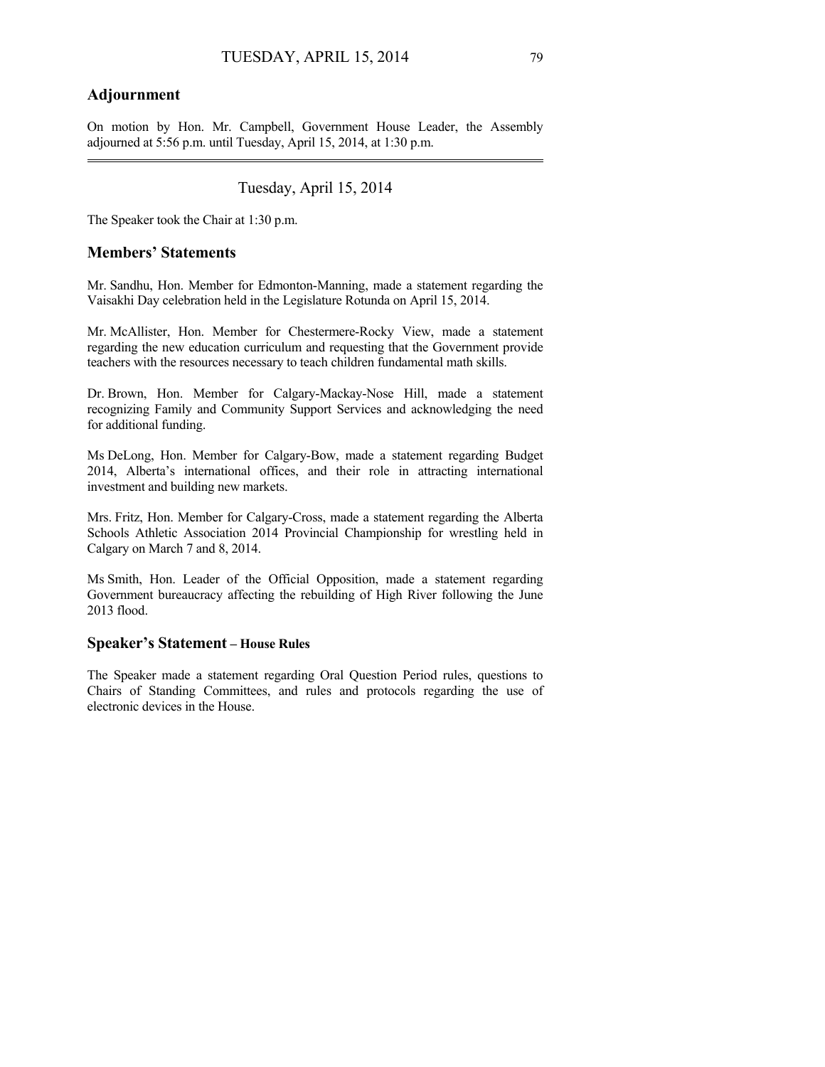## Adjournment

On motion by Hon. Mr. Campbell, Government House Leader, the Assembly adjourned at 5:56 p.m. until Tuesday, April 15, 2014, at 1:30 p.m.

---

# Tuesday, April 15, 2014

The Speaker took the Chair at 1:30 p.m.

## Members' Statements

Mr. Sandhu, Hon. Member for Edmonton-Manning, made a statement regarding the Vaisakhi Day celebration held in the Legislature Rotunda on April 15, 2014.

Mr. McAllister, Hon. Member for Chestermere-Rocky View, made a statement regarding the new education curriculum and requesting that the Government provide teachers with the resources necessary to teach children fundamental math skills.

Dr. Brown, Hon. Member for Calgary-Mackay-Nose Hill, made a statement recognizing Family and Community Support Services and acknowledging the need for additional funding.

Ms DeLong, Hon. Member for Calgary-Bow, made a statement regarding Budget 2014, Alberta's international offices, and their role in attracting international investment and building new markets.

Mrs. Fritz, Hon. Member for Calgary-Cross, made a statement regarding the Alberta Schools Athletic Association 2014 Provincial Championship for wrestling held in Calgary on March 7 and 8, 2014.

Ms Smith, Hon. Leader of the Official Opposition, made a statement regarding Government bureaucracy affecting the rebuilding of High River following the June 2013 flood.

## Speaker's Statement – House Rules

The Speaker made a statement regarding Oral Question Period rules, questions to Chairs of Standing Committees, and rules and protocols regarding the use of electronic devices in the House.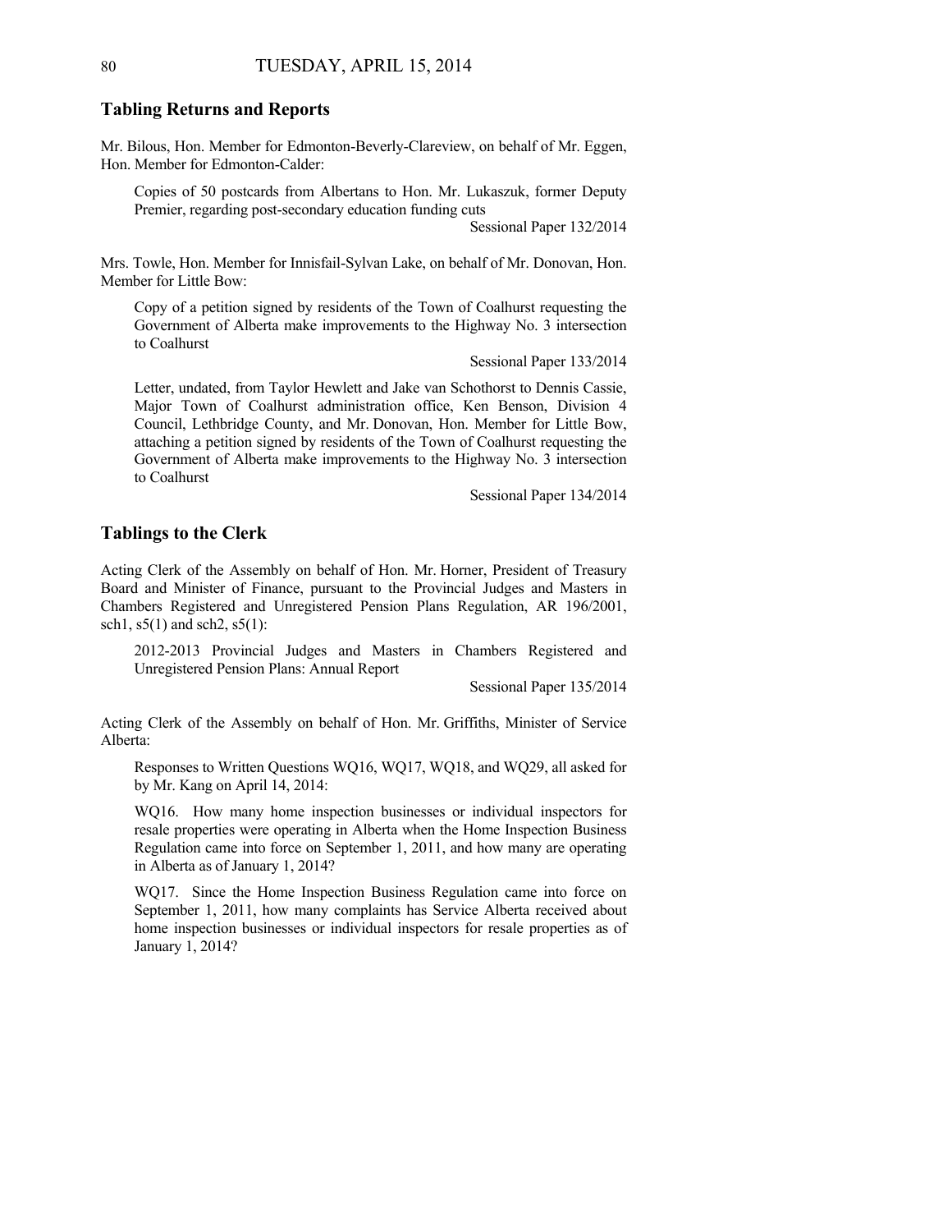## Tabling Returns and Reports

Mr. Bilous, Hon. Member for Edmonton-Beverly-Clareview, on behalf of Mr. Eggen, Hon. Member for Edmonton-Calder:

> Copies of 50 postcards from Albertans to Hon. Mr. Lukaszuk, former Deputy Premier, regarding post-secondary education funding cuts
>
> Sessional Paper 132/2014

Mrs. Towle, Hon. Member for Innisfail-Sylvan Lake, on behalf of Mr. Donovan, Hon. Member for Little Bow:

> Copy of a petition signed by residents of the Town of Coalhurst requesting the Government of Alberta make improvements to the Highway No. 3 intersection to Coalhurst
>
> Sessional Paper 133/2014
>
> Letter, undated, from Taylor Hewlett and Jake van Schothorst to Dennis Cassie, Major Town of Coalhurst administration office, Ken Benson, Division 4 Council, Lethbridge County, and Mr. Donovan, Hon. Member for Little Bow, attaching a petition signed by residents of the Town of Coalhurst requesting the Government of Alberta make improvements to the Highway No. 3 intersection to Coalhurst
>
> Sessional Paper 134/2014

## Tablings to the Clerk

Acting Clerk of the Assembly on behalf of Hon. Mr. Horner, President of Treasury Board and Minister of Finance, pursuant to the Provincial Judges and Masters in Chambers Registered and Unregistered Pension Plans Regulation, AR 196/2001, sch1, s5(1) and sch2, s5(1):

> 2012-2013 Provincial Judges and Masters in Chambers Registered and Unregistered Pension Plans: Annual Report
>
> Sessional Paper 135/2014

Acting Clerk of the Assembly on behalf of Hon. Mr. Griffiths, Minister of Service Alberta:

> Responses to Written Questions WQ16, WQ17, WQ18, and WQ29, all asked for by Mr. Kang on April 14, 2014:
>
> WQ16. How many home inspection businesses or individual inspectors for resale properties were operating in Alberta when the Home Inspection Business Regulation came into force on September 1, 2011, and how many are operating in Alberta as of January 1, 2014?
>
> WQ17. Since the Home Inspection Business Regulation came into force on September 1, 2011, how many complaints has Service Alberta received about home inspection businesses or individual inspectors for resale properties as of January 1, 2014?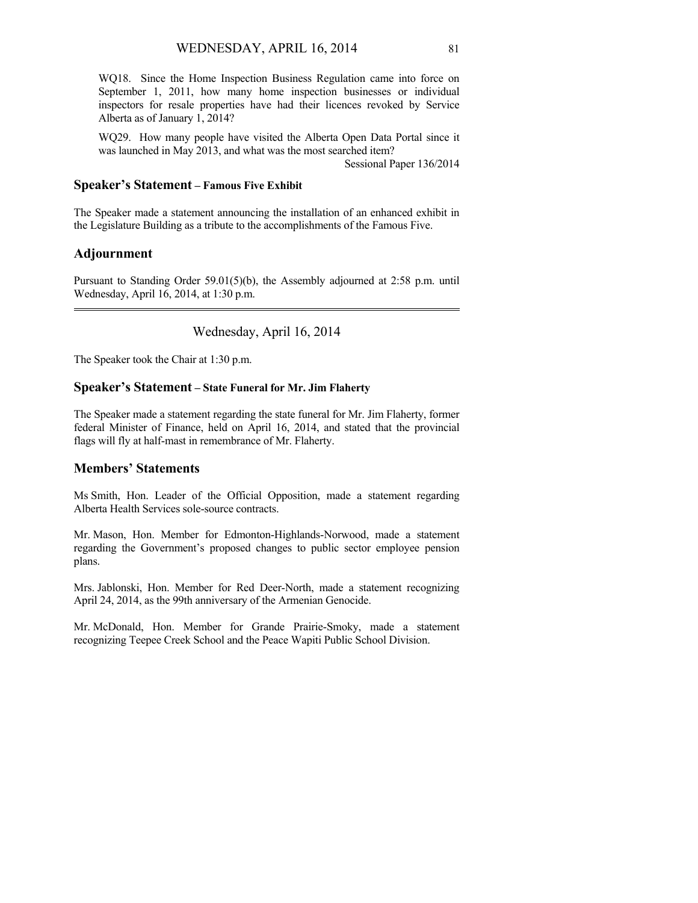WQ18. Since the Home Inspection Business Regulation came into force on September 1, 2011, how many home inspection businesses or individual inspectors for resale properties have had their licences revoked by Service Alberta as of January 1, 2014?

WQ29. How many people have visited the Alberta Open Data Portal since it was launched in May 2013, and what was the most searched item?

Sessional Paper 136/2014

## Speaker's Statement – Famous Five Exhibit

The Speaker made a statement announcing the installation of an enhanced exhibit in the Legislature Building as a tribute to the accomplishments of the Famous Five.

## Adjournment

Pursuant to Standing Order 59.01(5)(b), the Assembly adjourned at 2:58 p.m. until Wednesday, April 16, 2014, at 1:30 p.m.

---

# Wednesday, April 16, 2014

The Speaker took the Chair at 1:30 p.m.

## Speaker's Statement – State Funeral for Mr. Jim Flaherty

The Speaker made a statement regarding the state funeral for Mr. Jim Flaherty, former federal Minister of Finance, held on April 16, 2014, and stated that the provincial flags will fly at half-mast in remembrance of Mr. Flaherty.

## Members' Statements

Ms Smith, Hon. Leader of the Official Opposition, made a statement regarding Alberta Health Services sole-source contracts.

Mr. Mason, Hon. Member for Edmonton-Highlands-Norwood, made a statement regarding the Government's proposed changes to public sector employee pension plans.

Mrs. Jablonski, Hon. Member for Red Deer-North, made a statement recognizing April 24, 2014, as the 99th anniversary of the Armenian Genocide.

Mr. McDonald, Hon. Member for Grande Prairie-Smoky, made a statement recognizing Teepee Creek School and the Peace Wapiti Public School Division.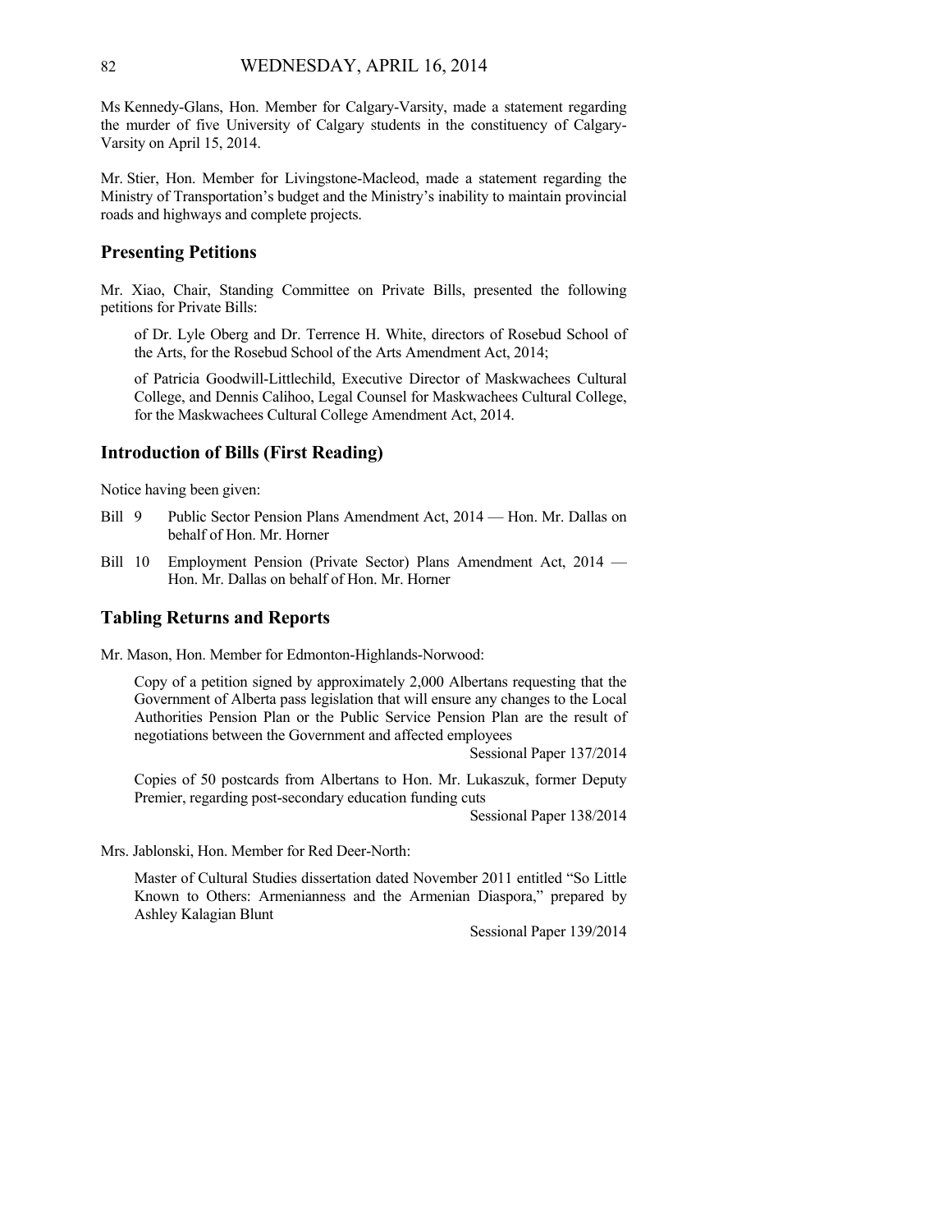Ms Kennedy-Glans, Hon. Member for Calgary-Varsity, made a statement regarding the murder of five University of Calgary students in the constituency of Calgary-Varsity on April 15, 2014.

Mr. Stier, Hon. Member for Livingstone-Macleod, made a statement regarding the Ministry of Transportation's budget and the Ministry's inability to maintain provincial roads and highways and complete projects.

## Presenting Petitions

Mr. Xiao, Chair, Standing Committee on Private Bills, presented the following petitions for Private Bills:

> of Dr. Lyle Oberg and Dr. Terrence H. White, directors of Rosebud School of the Arts, for the Rosebud School of the Arts Amendment Act, 2014;
>
> of Patricia Goodwill-Littlechild, Executive Director of Maskwachees Cultural College, and Dennis Calihoo, Legal Counsel for Maskwachees Cultural College, for the Maskwachees Cultural College Amendment Act, 2014.

## Introduction of Bills (First Reading)

Notice having been given:

- Bill 9 Public Sector Pension Plans Amendment Act, 2014 — Hon. Mr. Dallas on behalf of Hon. Mr. Horner
- Bill 10 Employment Pension (Private Sector) Plans Amendment Act, 2014 — Hon. Mr. Dallas on behalf of Hon. Mr. Horner

## Tabling Returns and Reports

Mr. Mason, Hon. Member for Edmonton-Highlands-Norwood:

> Copy of a petition signed by approximately 2,000 Albertans requesting that the Government of Alberta pass legislation that will ensure any changes to the Local Authorities Pension Plan or the Public Service Pension Plan are the result of negotiations between the Government and affected employees
>
> Sessional Paper 137/2014
>
> Copies of 50 postcards from Albertans to Hon. Mr. Lukaszuk, former Deputy Premier, regarding post-secondary education funding cuts
>
> Sessional Paper 138/2014

Mrs. Jablonski, Hon. Member for Red Deer-North:

> Master of Cultural Studies dissertation dated November 2011 entitled "So Little Known to Others: Armenianness and the Armenian Diaspora," prepared by Ashley Kalagian Blunt
>
> Sessional Paper 139/2014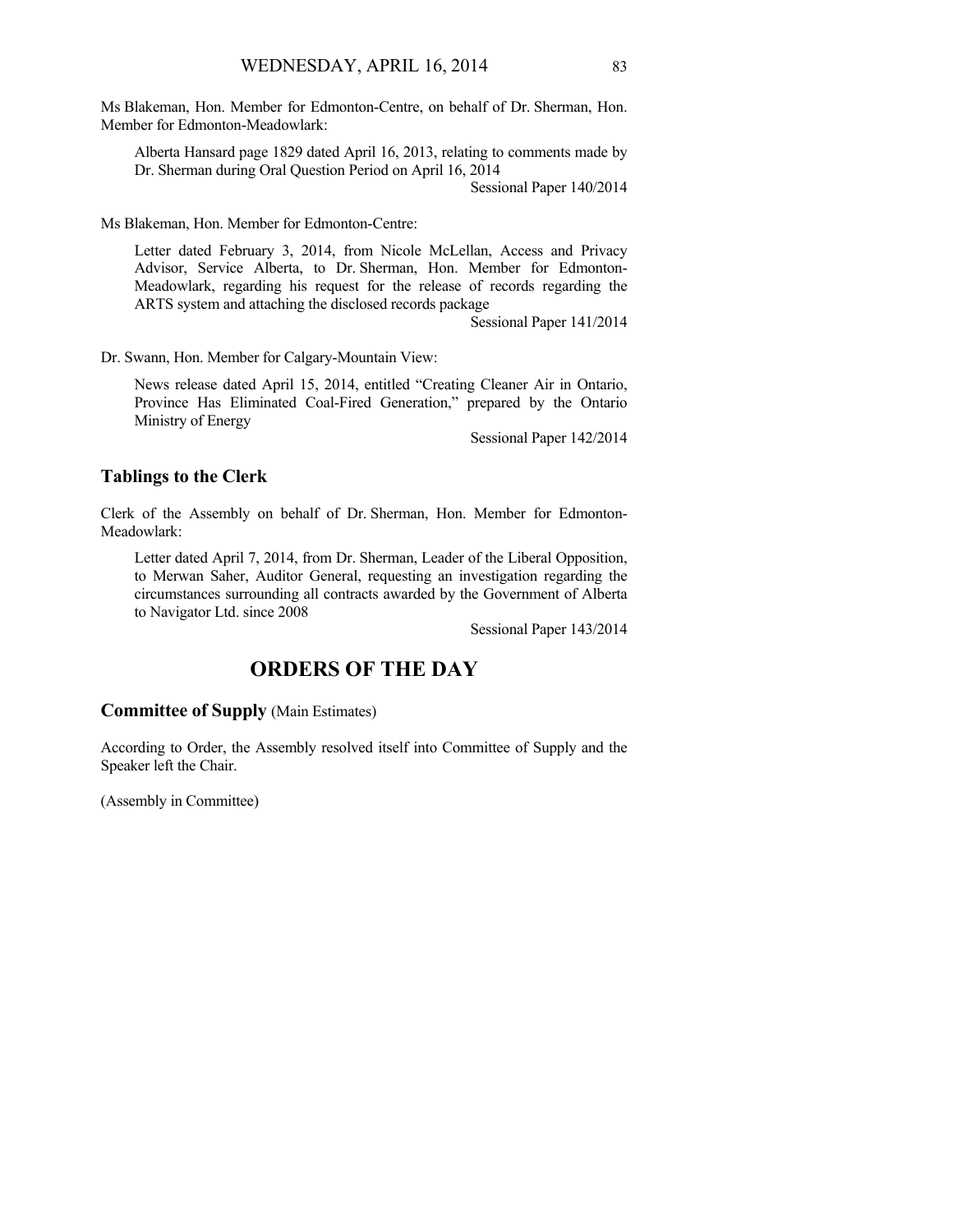Ms Blakeman, Hon. Member for Edmonton-Centre, on behalf of Dr. Sherman, Hon. Member for Edmonton-Meadowlark:

> Alberta Hansard page 1829 dated April 16, 2013, relating to comments made by Dr. Sherman during Oral Question Period on April 16, 2014
>
> Sessional Paper 140/2014

Ms Blakeman, Hon. Member for Edmonton-Centre:

> Letter dated February 3, 2014, from Nicole McLellan, Access and Privacy Advisor, Service Alberta, to Dr. Sherman, Hon. Member for Edmonton-Meadowlark, regarding his request for the release of records regarding the ARTS system and attaching the disclosed records package
>
> Sessional Paper 141/2014

Dr. Swann, Hon. Member for Calgary-Mountain View:

> News release dated April 15, 2014, entitled "Creating Cleaner Air in Ontario, Province Has Eliminated Coal-Fired Generation," prepared by the Ontario Ministry of Energy
>
> Sessional Paper 142/2014

### Tablings to the Clerk

Clerk of the Assembly on behalf of Dr. Sherman, Hon. Member for Edmonton-Meadowlark:

> Letter dated April 7, 2014, from Dr. Sherman, Leader of the Liberal Opposition, to Merwan Saher, Auditor General, requesting an investigation regarding the circumstances surrounding all contracts awarded by the Government of Alberta to Navigator Ltd. since 2008
>
> Sessional Paper 143/2014

## ORDERS OF THE DAY

### Committee of Supply (Main Estimates)

According to Order, the Assembly resolved itself into Committee of Supply and the Speaker left the Chair.

(Assembly in Committee)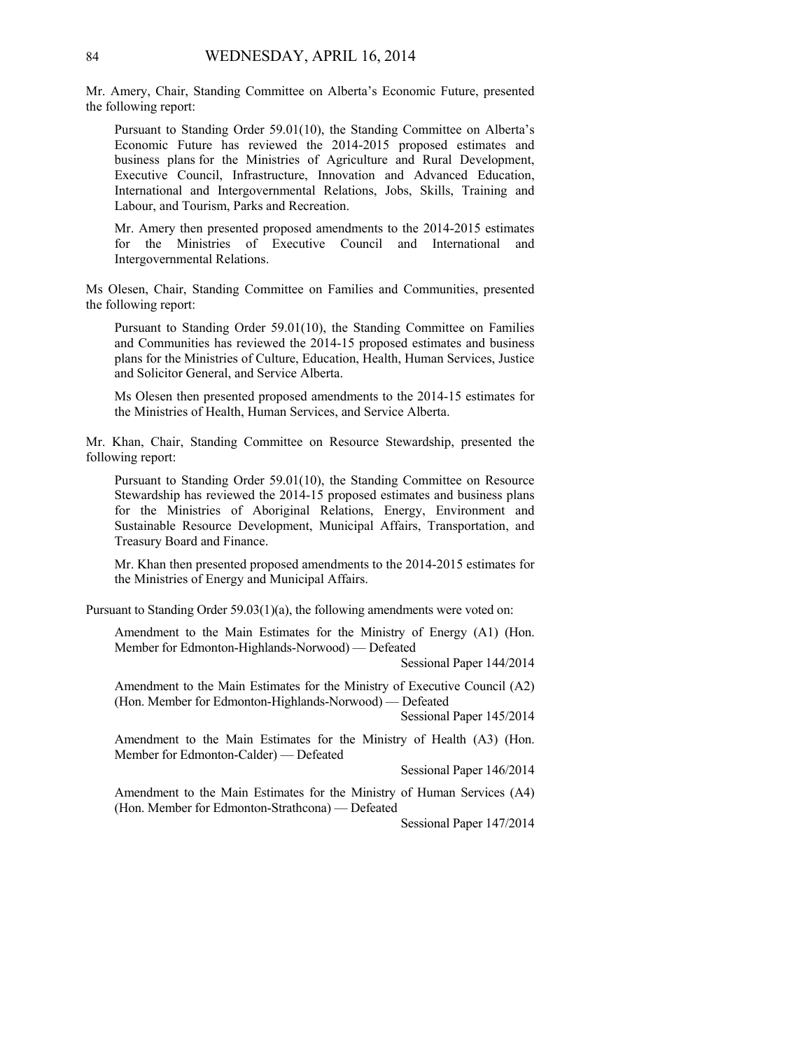Mr. Amery, Chair, Standing Committee on Alberta's Economic Future, presented the following report:

> Pursuant to Standing Order 59.01(10), the Standing Committee on Alberta's Economic Future has reviewed the 2014-2015 proposed estimates and business plans for the Ministries of Agriculture and Rural Development, Executive Council, Infrastructure, Innovation and Advanced Education, International and Intergovernmental Relations, Jobs, Skills, Training and Labour, and Tourism, Parks and Recreation.
>
> Mr. Amery then presented proposed amendments to the 2014-2015 estimates for the Ministries of Executive Council and International and Intergovernmental Relations.

Ms Olesen, Chair, Standing Committee on Families and Communities, presented the following report:

> Pursuant to Standing Order 59.01(10), the Standing Committee on Families and Communities has reviewed the 2014-15 proposed estimates and business plans for the Ministries of Culture, Education, Health, Human Services, Justice and Solicitor General, and Service Alberta.
>
> Ms Olesen then presented proposed amendments to the 2014-15 estimates for the Ministries of Health, Human Services, and Service Alberta.

Mr. Khan, Chair, Standing Committee on Resource Stewardship, presented the following report:

> Pursuant to Standing Order 59.01(10), the Standing Committee on Resource Stewardship has reviewed the 2014-15 proposed estimates and business plans for the Ministries of Aboriginal Relations, Energy, Environment and Sustainable Resource Development, Municipal Affairs, Transportation, and Treasury Board and Finance.
>
> Mr. Khan then presented proposed amendments to the 2014-2015 estimates for the Ministries of Energy and Municipal Affairs.

Pursuant to Standing Order 59.03(1)(a), the following amendments were voted on:

> Amendment to the Main Estimates for the Ministry of Energy (A1) (Hon. Member for Edmonton-Highlands-Norwood) — Defeated
>
> Sessional Paper 144/2014
>
> Amendment to the Main Estimates for the Ministry of Executive Council (A2) (Hon. Member for Edmonton-Highlands-Norwood) — Defeated
>
> Sessional Paper 145/2014
>
> Amendment to the Main Estimates for the Ministry of Health (A3) (Hon. Member for Edmonton-Calder) — Defeated
>
> Sessional Paper 146/2014
>
> Amendment to the Main Estimates for the Ministry of Human Services (A4) (Hon. Member for Edmonton-Strathcona) — Defeated
>
> Sessional Paper 147/2014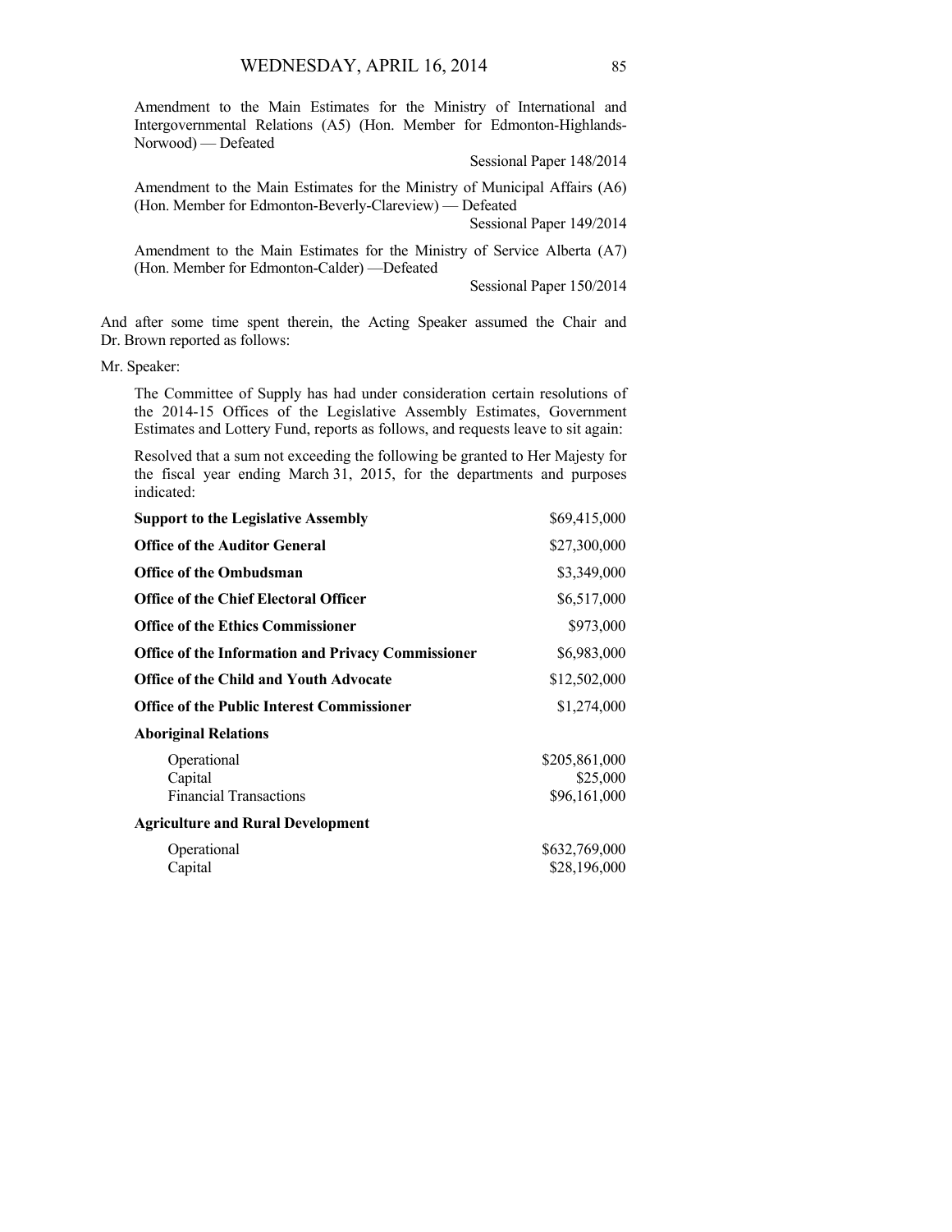Amendment to the Main Estimates for the Ministry of International and Intergovernmental Relations (A5) (Hon. Member for Edmonton-Highlands-Norwood) — Defeated

Sessional Paper 148/2014

Amendment to the Main Estimates for the Ministry of Municipal Affairs (A6) (Hon. Member for Edmonton-Beverly-Clareview) — Defeated

Sessional Paper 149/2014

Amendment to the Main Estimates for the Ministry of Service Alberta (A7) (Hon. Member for Edmonton-Calder) —Defeated

Sessional Paper 150/2014

And after some time spent therein, the Acting Speaker assumed the Chair and Dr. Brown reported as follows:

Mr. Speaker:

The Committee of Supply has had under consideration certain resolutions of the 2014-15 Offices of the Legislative Assembly Estimates, Government Estimates and Lottery Fund, reports as follows, and requests leave to sit again:

Resolved that a sum not exceeding the following be granted to Her Majesty for the fiscal year ending March 31, 2015, for the departments and purposes indicated:

| | |
|---|---|
| **Support to the Legislative Assembly** | $69,415,000 |
| **Office of the Auditor General** | $27,300,000 |
| **Office of the Ombudsman** | $3,349,000 |
| **Office of the Chief Electoral Officer** | $6,517,000 |
| **Office of the Ethics Commissioner** | $973,000 |
| **Office of the Information and Privacy Commissioner** | $6,983,000 |
| **Office of the Child and Youth Advocate** | $12,502,000 |
| **Office of the Public Interest Commissioner** | $1,274,000 |
| **Aboriginal Relations** | |
| Operational | $205,861,000 |
| Capital | $25,000 |
| Financial Transactions | $96,161,000 |
| **Agriculture and Rural Development** | |
| Operational | $632,769,000 |
| Capital | $28,196,000 |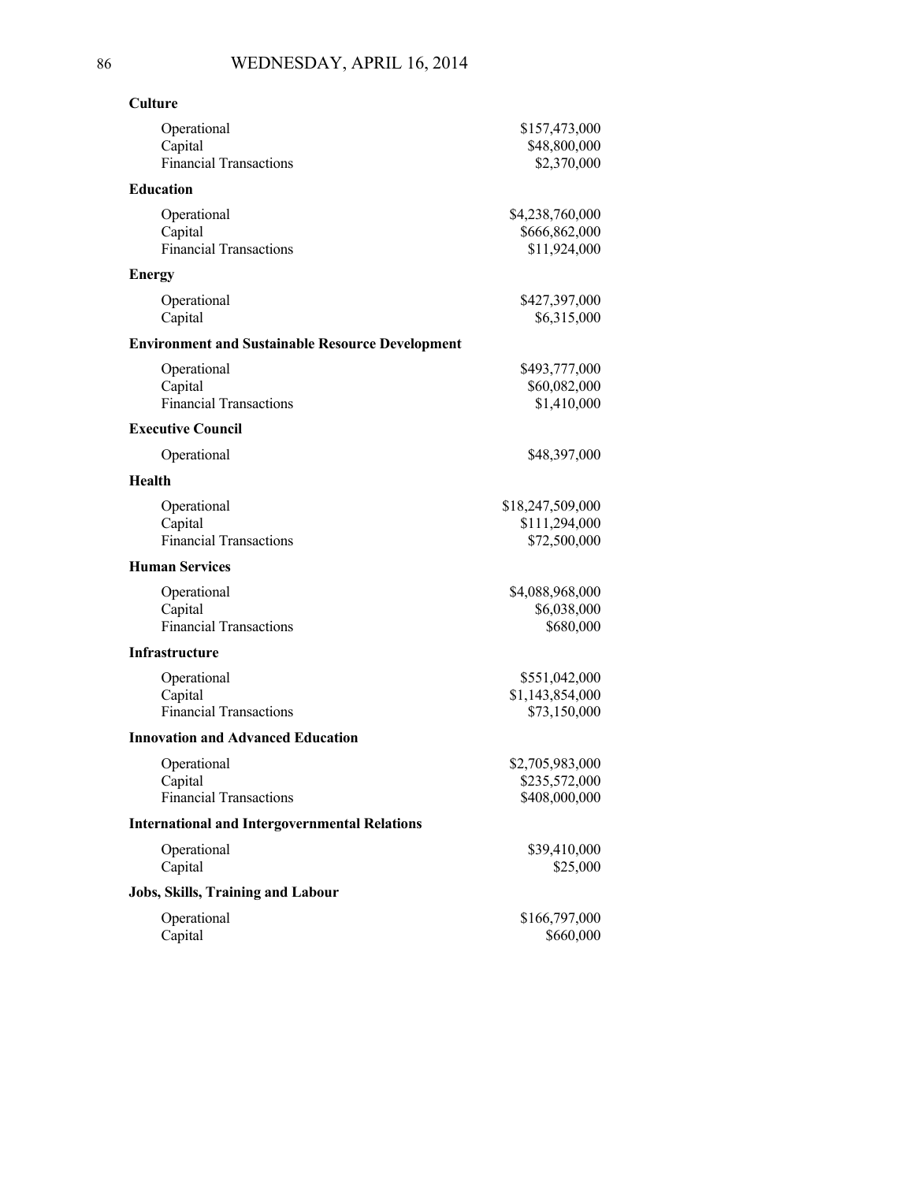**Culture**

| | |
|---|---|
| Operational | $157,473,000 |
| Capital | $48,800,000 |
| Financial Transactions | $2,370,000 |

**Education**

| | |
|---|---|
| Operational | $4,238,760,000 |
| Capital | $666,862,000 |
| Financial Transactions | $11,924,000 |

**Energy**

| | |
|---|---|
| Operational | $427,397,000 |
| Capital | $6,315,000 |

**Environment and Sustainable Resource Development**

| | |
|---|---|
| Operational | $493,777,000 |
| Capital | $60,082,000 |
| Financial Transactions | $1,410,000 |

**Executive Council**

| | |
|---|---|
| Operational | $48,397,000 |

**Health**

| | |
|---|---|
| Operational | $18,247,509,000 |
| Capital | $111,294,000 |
| Financial Transactions | $72,500,000 |

**Human Services**

| | |
|---|---|
| Operational | $4,088,968,000 |
| Capital | $6,038,000 |
| Financial Transactions | $680,000 |

**Infrastructure**

| | |
|---|---|
| Operational | $551,042,000 |
| Capital | $1,143,854,000 |
| Financial Transactions | $73,150,000 |

**Innovation and Advanced Education**

| | |
|---|---|
| Operational | $2,705,983,000 |
| Capital | $235,572,000 |
| Financial Transactions | $408,000,000 |

**International and Intergovernmental Relations**

| | |
|---|---|
| Operational | $39,410,000 |
| Capital | $25,000 |

**Jobs, Skills, Training and Labour**

| | |
|---|---|
| Operational | $166,797,000 |
| Capital | $660,000 |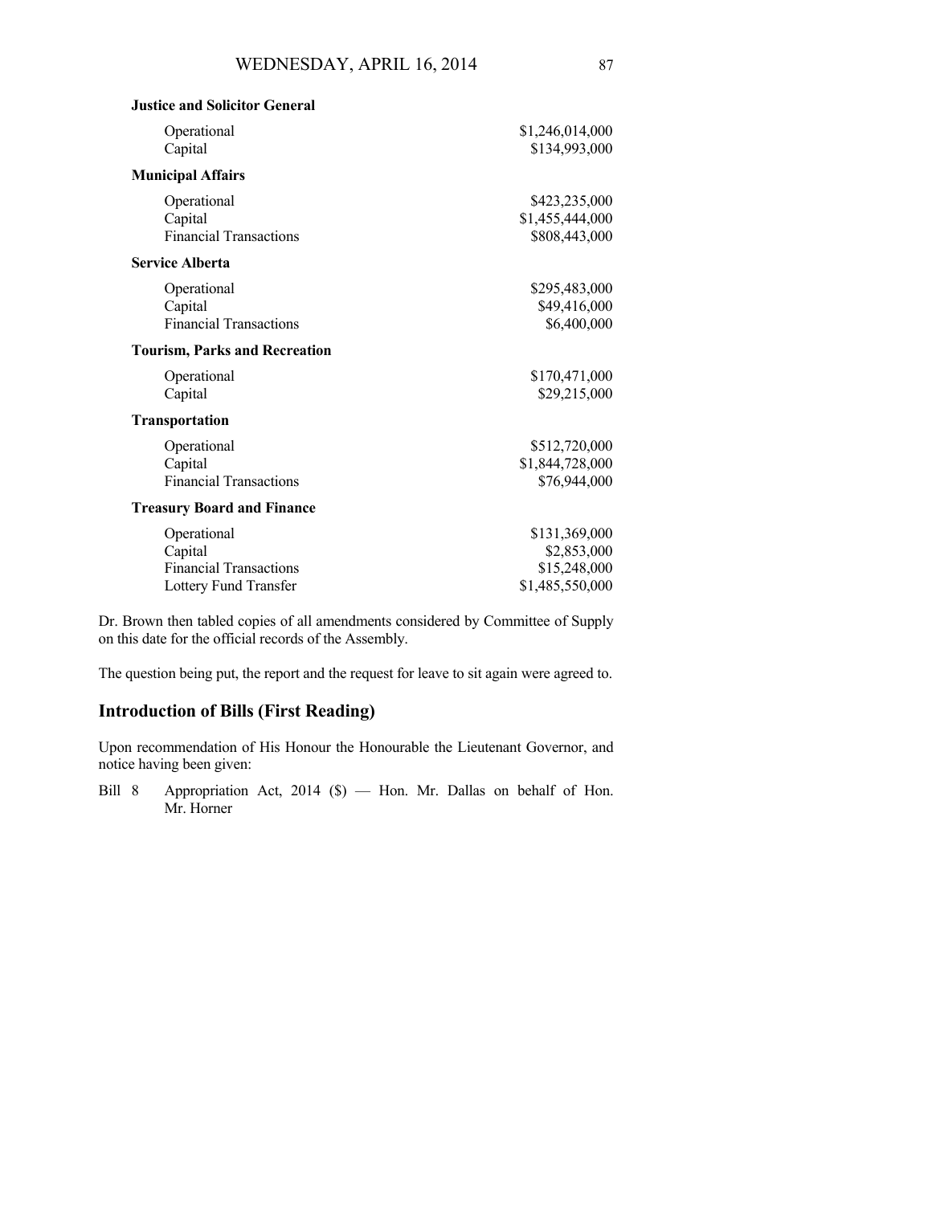**Justice and Solicitor General**

| | |
|---|---|
| Operational | $1,246,014,000 |
| Capital | $134,993,000 |

**Municipal Affairs**

| | |
|---|---|
| Operational | $423,235,000 |
| Capital | $1,455,444,000 |
| Financial Transactions | $808,443,000 |

**Service Alberta**

| | |
|---|---|
| Operational | $295,483,000 |
| Capital | $49,416,000 |
| Financial Transactions | $6,400,000 |

**Tourism, Parks and Recreation**

| | |
|---|---|
| Operational | $170,471,000 |
| Capital | $29,215,000 |

**Transportation**

| | |
|---|---|
| Operational | $512,720,000 |
| Capital | $1,844,728,000 |
| Financial Transactions | $76,944,000 |

**Treasury Board and Finance**

| | |
|---|---|
| Operational | $131,369,000 |
| Capital | $2,853,000 |
| Financial Transactions | $15,248,000 |
| Lottery Fund Transfer | $1,485,550,000 |

Dr. Brown then tabled copies of all amendments considered by Committee of Supply on this date for the official records of the Assembly.

The question being put, the report and the request for leave to sit again were agreed to.

## Introduction of Bills (First Reading)

Upon recommendation of His Honour the Honourable the Lieutenant Governor, and notice having been given:

Bill 8 Appropriation Act, 2014 ($) — Hon. Mr. Dallas on behalf of Hon. Mr. Horner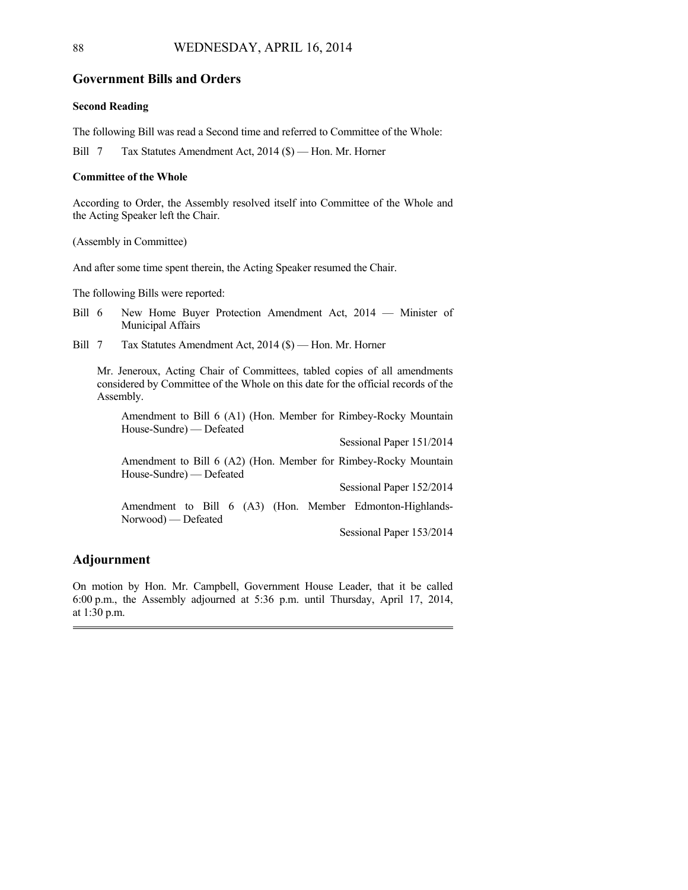## Government Bills and Orders

### Second Reading

The following Bill was read a Second time and referred to Committee of the Whole:

Bill 7 Tax Statutes Amendment Act, 2014 ($) — Hon. Mr. Horner

### Committee of the Whole

According to Order, the Assembly resolved itself into Committee of the Whole and the Acting Speaker left the Chair.

(Assembly in Committee)

And after some time spent therein, the Acting Speaker resumed the Chair.

The following Bills were reported:

Bill 6 New Home Buyer Protection Amendment Act, 2014 — Minister of Municipal Affairs

Bill 7 Tax Statutes Amendment Act, 2014 ($) — Hon. Mr. Horner

Mr. Jeneroux, Acting Chair of Committees, tabled copies of all amendments considered by Committee of the Whole on this date for the official records of the Assembly.

Amendment to Bill 6 (A1) (Hon. Member for Rimbey-Rocky Mountain House-Sundre) — Defeated

Sessional Paper 151/2014

Amendment to Bill 6 (A2) (Hon. Member for Rimbey-Rocky Mountain House-Sundre) — Defeated

Sessional Paper 152/2014

Amendment to Bill 6 (A3) (Hon. Member Edmonton-Highlands-Norwood) — Defeated

Sessional Paper 153/2014

## Adjournment

On motion by Hon. Mr. Campbell, Government House Leader, that it be called 6:00 p.m., the Assembly adjourned at 5:36 p.m. until Thursday, April 17, 2014, at 1:30 p.m.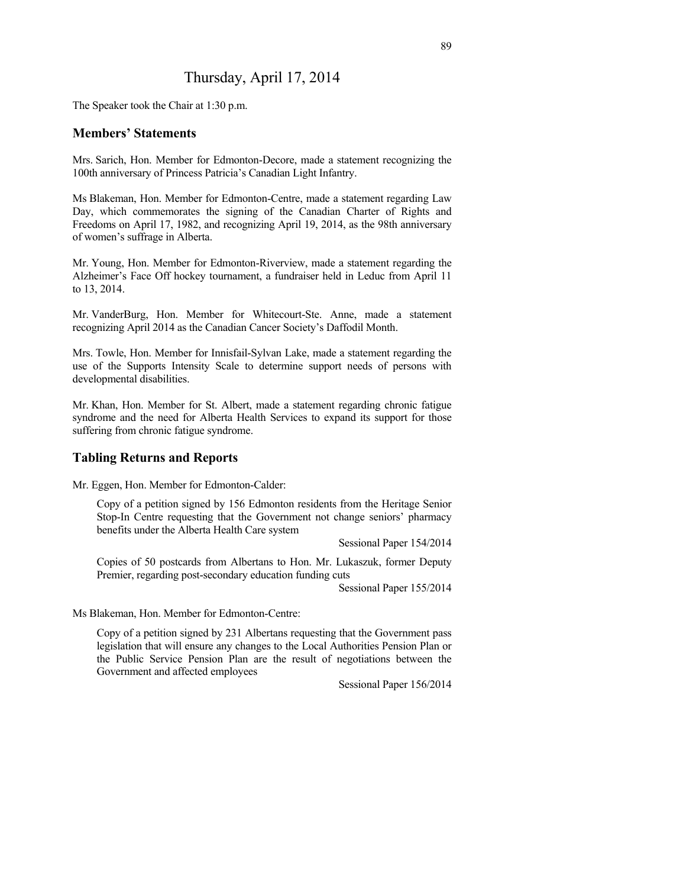# Thursday, April 17, 2014

The Speaker took the Chair at 1:30 p.m.

## Members' Statements

Mrs. Sarich, Hon. Member for Edmonton-Decore, made a statement recognizing the 100th anniversary of Princess Patricia's Canadian Light Infantry.

Ms Blakeman, Hon. Member for Edmonton-Centre, made a statement regarding Law Day, which commemorates the signing of the Canadian Charter of Rights and Freedoms on April 17, 1982, and recognizing April 19, 2014, as the 98th anniversary of women's suffrage in Alberta.

Mr. Young, Hon. Member for Edmonton-Riverview, made a statement regarding the Alzheimer's Face Off hockey tournament, a fundraiser held in Leduc from April 11 to 13, 2014.

Mr. VanderBurg, Hon. Member for Whitecourt-Ste. Anne, made a statement recognizing April 2014 as the Canadian Cancer Society's Daffodil Month.

Mrs. Towle, Hon. Member for Innisfail-Sylvan Lake, made a statement regarding the use of the Supports Intensity Scale to determine support needs of persons with developmental disabilities.

Mr. Khan, Hon. Member for St. Albert, made a statement regarding chronic fatigue syndrome and the need for Alberta Health Services to expand its support for those suffering from chronic fatigue syndrome.

## Tabling Returns and Reports

Mr. Eggen, Hon. Member for Edmonton-Calder:

> Copy of a petition signed by 156 Edmonton residents from the Heritage Senior Stop-In Centre requesting that the Government not change seniors' pharmacy benefits under the Alberta Health Care system
>
> Sessional Paper 154/2014

> Copies of 50 postcards from Albertans to Hon. Mr. Lukaszuk, former Deputy Premier, regarding post-secondary education funding cuts
>
> Sessional Paper 155/2014

Ms Blakeman, Hon. Member for Edmonton-Centre:

> Copy of a petition signed by 231 Albertans requesting that the Government pass legislation that will ensure any changes to the Local Authorities Pension Plan or the Public Service Pension Plan are the result of negotiations between the Government and affected employees
>
> Sessional Paper 156/2014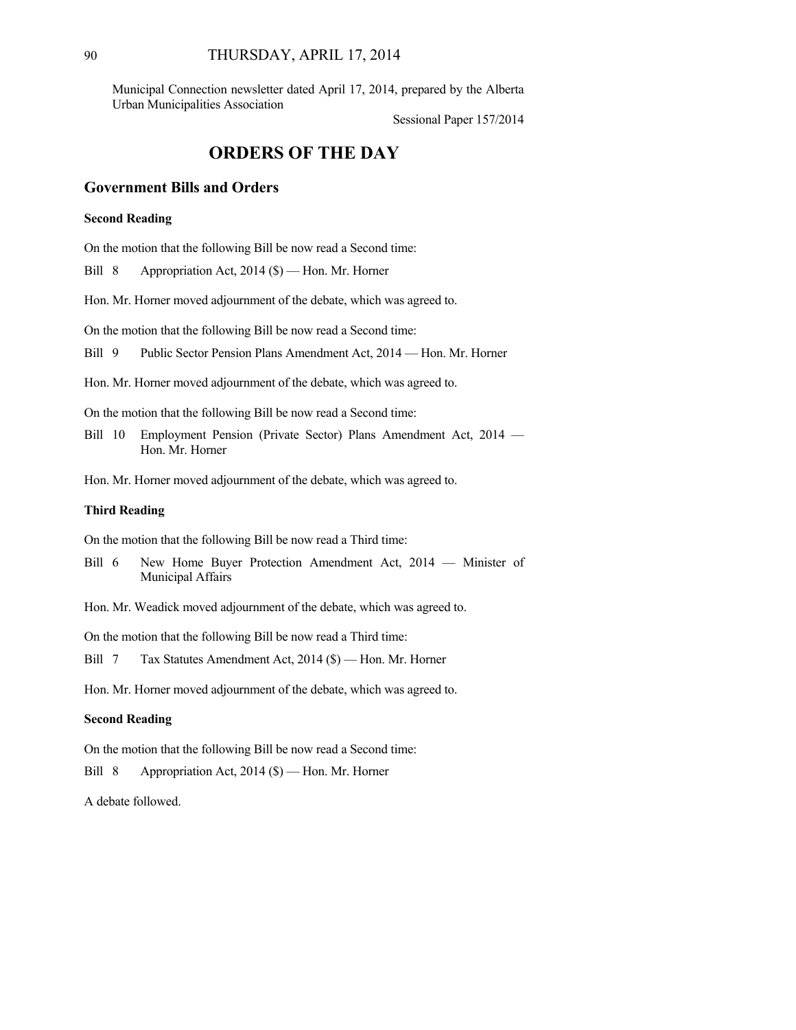Municipal Connection newsletter dated April 17, 2014, prepared by the Alberta Urban Municipalities Association

Sessional Paper 157/2014

# ORDERS OF THE DAY

## Government Bills and Orders

### Second Reading

On the motion that the following Bill be now read a Second time:

Bill 8 Appropriation Act, 2014 ($) — Hon. Mr. Horner

Hon. Mr. Horner moved adjournment of the debate, which was agreed to.

On the motion that the following Bill be now read a Second time:

Bill 9 Public Sector Pension Plans Amendment Act, 2014 — Hon. Mr. Horner

Hon. Mr. Horner moved adjournment of the debate, which was agreed to.

On the motion that the following Bill be now read a Second time:

Bill 10 Employment Pension (Private Sector) Plans Amendment Act, 2014 — Hon. Mr. Horner

Hon. Mr. Horner moved adjournment of the debate, which was agreed to.

### Third Reading

On the motion that the following Bill be now read a Third time:

Bill 6 New Home Buyer Protection Amendment Act, 2014 — Minister of Municipal Affairs

Hon. Mr. Weadick moved adjournment of the debate, which was agreed to.

On the motion that the following Bill be now read a Third time:

Bill 7 Tax Statutes Amendment Act, 2014 ($) — Hon. Mr. Horner

Hon. Mr. Horner moved adjournment of the debate, which was agreed to.

### Second Reading

On the motion that the following Bill be now read a Second time:

Bill 8 Appropriation Act, 2014 ($) — Hon. Mr. Horner

A debate followed.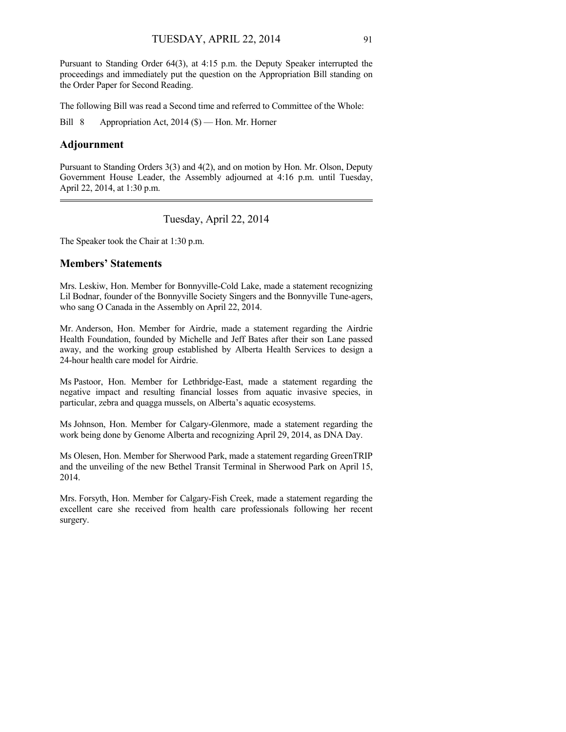Pursuant to Standing Order 64(3), at 4:15 p.m. the Deputy Speaker interrupted the proceedings and immediately put the question on the Appropriation Bill standing on the Order Paper for Second Reading.

The following Bill was read a Second time and referred to Committee of the Whole:

Bill 8 Appropriation Act, 2014 ($) — Hon. Mr. Horner

## Adjournment

Pursuant to Standing Orders 3(3) and 4(2), and on motion by Hon. Mr. Olson, Deputy Government House Leader, the Assembly adjourned at 4:16 p.m. until Tuesday, April 22, 2014, at 1:30 p.m.

---

# Tuesday, April 22, 2014

The Speaker took the Chair at 1:30 p.m.

## Members' Statements

Mrs. Leskiw, Hon. Member for Bonnyville-Cold Lake, made a statement recognizing Lil Bodnar, founder of the Bonnyville Society Singers and the Bonnyville Tune-agers, who sang O Canada in the Assembly on April 22, 2014.

Mr. Anderson, Hon. Member for Airdrie, made a statement regarding the Airdrie Health Foundation, founded by Michelle and Jeff Bates after their son Lane passed away, and the working group established by Alberta Health Services to design a 24-hour health care model for Airdrie.

Ms Pastoor, Hon. Member for Lethbridge-East, made a statement regarding the negative impact and resulting financial losses from aquatic invasive species, in particular, zebra and quagga mussels, on Alberta's aquatic ecosystems.

Ms Johnson, Hon. Member for Calgary-Glenmore, made a statement regarding the work being done by Genome Alberta and recognizing April 29, 2014, as DNA Day.

Ms Olesen, Hon. Member for Sherwood Park, made a statement regarding GreenTRIP and the unveiling of the new Bethel Transit Terminal in Sherwood Park on April 15, 2014.

Mrs. Forsyth, Hon. Member for Calgary-Fish Creek, made a statement regarding the excellent care she received from health care professionals following her recent surgery.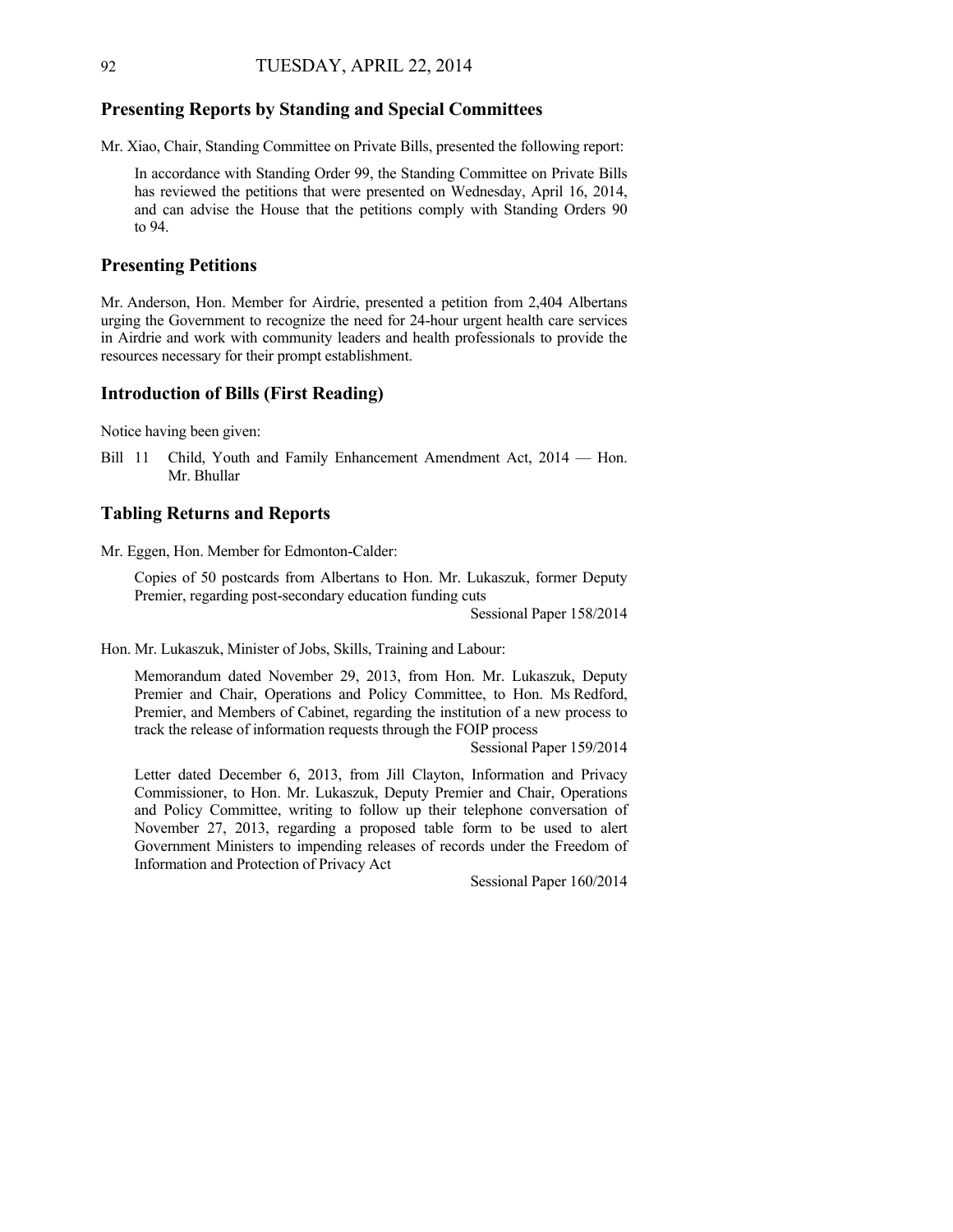## Presenting Reports by Standing and Special Committees

Mr. Xiao, Chair, Standing Committee on Private Bills, presented the following report:

> In accordance with Standing Order 99, the Standing Committee on Private Bills has reviewed the petitions that were presented on Wednesday, April 16, 2014, and can advise the House that the petitions comply with Standing Orders 90 to 94.

## Presenting Petitions

Mr. Anderson, Hon. Member for Airdrie, presented a petition from 2,404 Albertans urging the Government to recognize the need for 24-hour urgent health care services in Airdrie and work with community leaders and health professionals to provide the resources necessary for their prompt establishment.

## Introduction of Bills (First Reading)

Notice having been given:

Bill 11 Child, Youth and Family Enhancement Amendment Act, 2014 — Hon. Mr. Bhullar

## Tabling Returns and Reports

Mr. Eggen, Hon. Member for Edmonton-Calder:

> Copies of 50 postcards from Albertans to Hon. Mr. Lukaszuk, former Deputy Premier, regarding post-secondary education funding cuts
>
> Sessional Paper 158/2014

Hon. Mr. Lukaszuk, Minister of Jobs, Skills, Training and Labour:

> Memorandum dated November 29, 2013, from Hon. Mr. Lukaszuk, Deputy Premier and Chair, Operations and Policy Committee, to Hon. Ms Redford, Premier, and Members of Cabinet, regarding the institution of a new process to track the release of information requests through the FOIP process
>
> Sessional Paper 159/2014
>
> Letter dated December 6, 2013, from Jill Clayton, Information and Privacy Commissioner, to Hon. Mr. Lukaszuk, Deputy Premier and Chair, Operations and Policy Committee, writing to follow up their telephone conversation of November 27, 2013, regarding a proposed table form to be used to alert Government Ministers to impending releases of records under the Freedom of Information and Protection of Privacy Act
>
> Sessional Paper 160/2014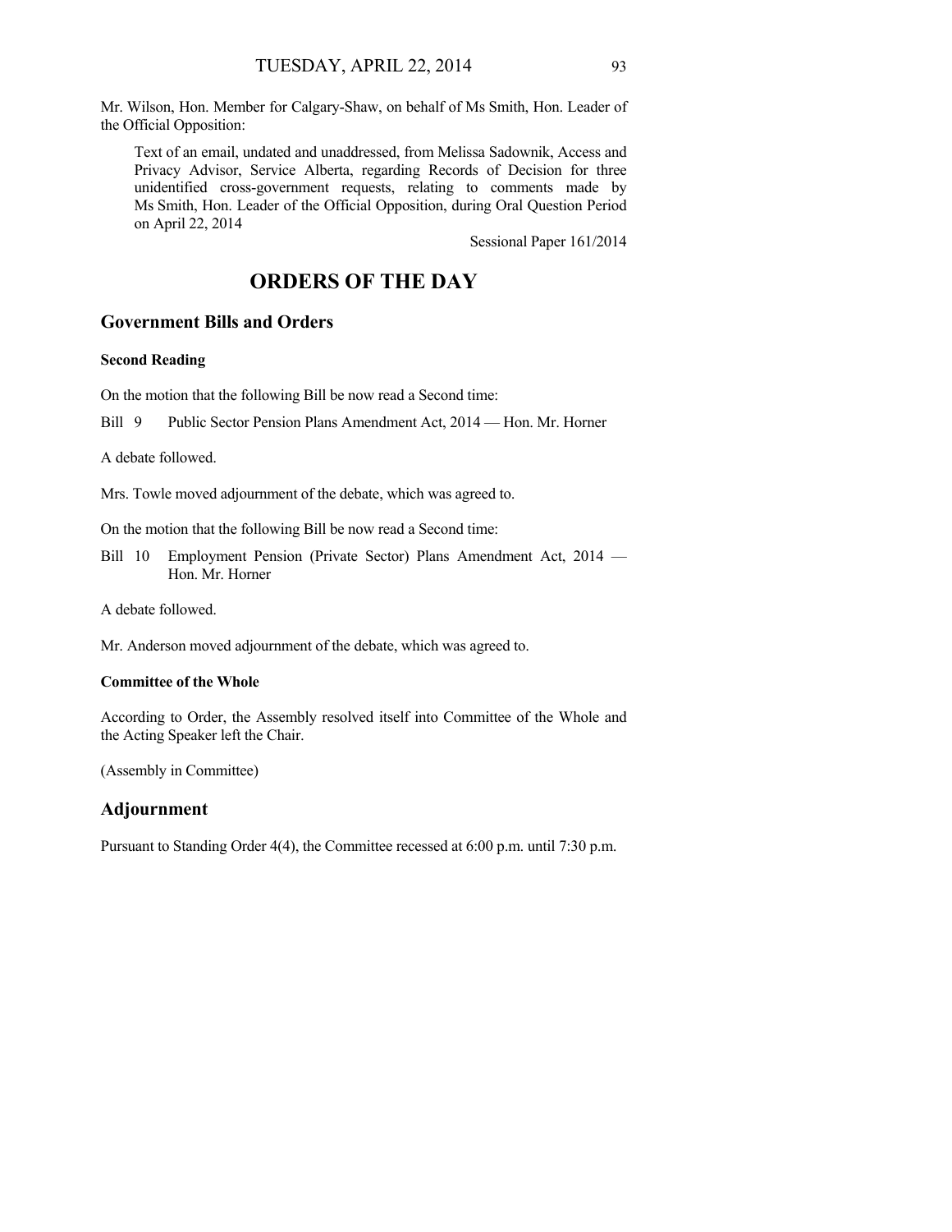Mr. Wilson, Hon. Member for Calgary-Shaw, on behalf of Ms Smith, Hon. Leader of the Official Opposition:

> Text of an email, undated and unaddressed, from Melissa Sadownik, Access and Privacy Advisor, Service Alberta, regarding Records of Decision for three unidentified cross-government requests, relating to comments made by Ms Smith, Hon. Leader of the Official Opposition, during Oral Question Period on April 22, 2014
>
> Sessional Paper 161/2014

# ORDERS OF THE DAY

## Government Bills and Orders

### Second Reading

On the motion that the following Bill be now read a Second time:

Bill 9 Public Sector Pension Plans Amendment Act, 2014 — Hon. Mr. Horner

A debate followed.

Mrs. Towle moved adjournment of the debate, which was agreed to.

On the motion that the following Bill be now read a Second time:

Bill 10 Employment Pension (Private Sector) Plans Amendment Act, 2014 — Hon. Mr. Horner

A debate followed.

Mr. Anderson moved adjournment of the debate, which was agreed to.

### Committee of the Whole

According to Order, the Assembly resolved itself into Committee of the Whole and the Acting Speaker left the Chair.

(Assembly in Committee)

## Adjournment

Pursuant to Standing Order 4(4), the Committee recessed at 6:00 p.m. until 7:30 p.m.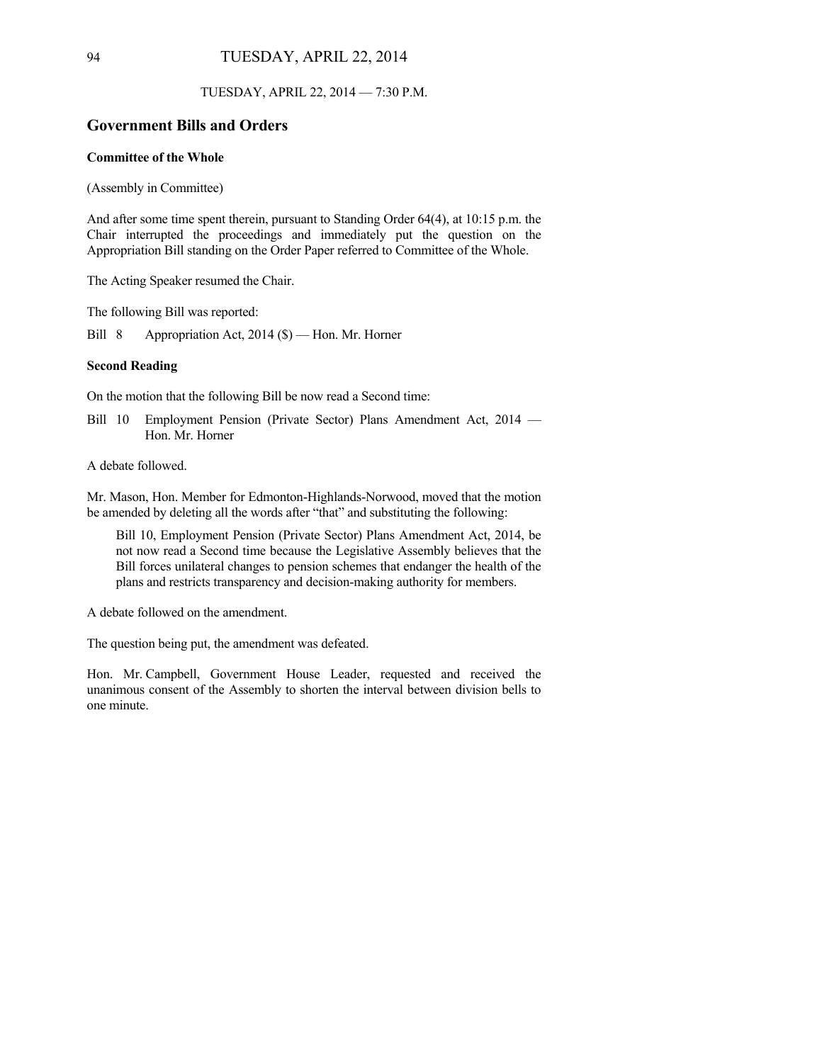TUESDAY, APRIL 22, 2014 — 7:30 P.M.

## Government Bills and Orders

### Committee of the Whole

(Assembly in Committee)

And after some time spent therein, pursuant to Standing Order 64(4), at 10:15 p.m. the Chair interrupted the proceedings and immediately put the question on the Appropriation Bill standing on the Order Paper referred to Committee of the Whole.

The Acting Speaker resumed the Chair.

The following Bill was reported:

Bill 8 Appropriation Act, 2014 ($) — Hon. Mr. Horner

### Second Reading

On the motion that the following Bill be now read a Second time:

Bill 10 Employment Pension (Private Sector) Plans Amendment Act, 2014 — Hon. Mr. Horner

A debate followed.

Mr. Mason, Hon. Member for Edmonton-Highlands-Norwood, moved that the motion be amended by deleting all the words after "that" and substituting the following:

> Bill 10, Employment Pension (Private Sector) Plans Amendment Act, 2014, be not now read a Second time because the Legislative Assembly believes that the Bill forces unilateral changes to pension schemes that endanger the health of the plans and restricts transparency and decision-making authority for members.

A debate followed on the amendment.

The question being put, the amendment was defeated.

Hon. Mr. Campbell, Government House Leader, requested and received the unanimous consent of the Assembly to shorten the interval between division bells to one minute.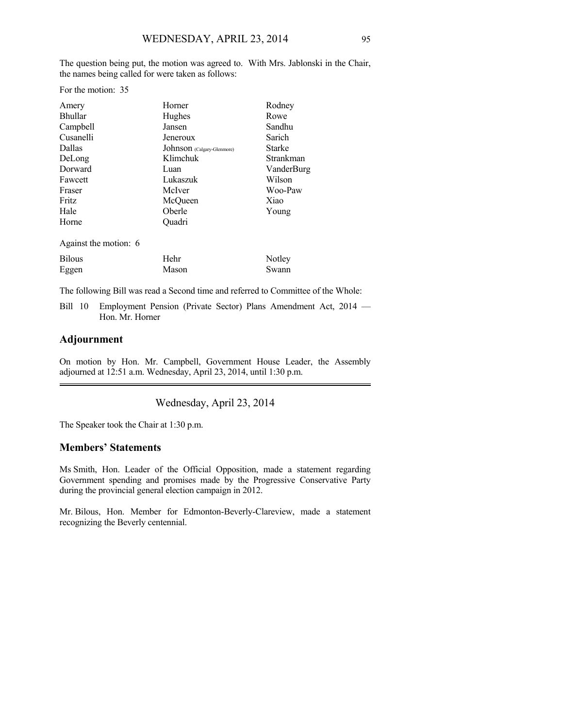The question being put, the motion was agreed to. With Mrs. Jablonski in the Chair, the names being called for were taken as follows:

For the motion: 35

| | | |
|---|---|---|
| Amery | Horner | Rodney |
| Bhullar | Hughes | Rowe |
| Campbell | Jansen | Sandhu |
| Cusanelli | Jeneroux | Sarich |
| Dallas | Johnson (Calgary-Glenmore) | Starke |
| DeLong | Klimchuk | Strankman |
| Dorward | Luan | VanderBurg |
| Fawcett | Lukaszuk | Wilson |
| Fraser | McIver | Woo-Paw |
| Fritz | McQueen | Xiao |
| Hale | Oberle | Young |
| Horne | Quadri | |

Against the motion: 6

| | | |
|---|---|---|
| Bilous | Hehr | Notley |
| Eggen | Mason | Swann |

The following Bill was read a Second time and referred to Committee of the Whole:

Bill 10 Employment Pension (Private Sector) Plans Amendment Act, 2014 — Hon. Mr. Horner

## Adjournment

On motion by Hon. Mr. Campbell, Government House Leader, the Assembly adjourned at 12:51 a.m. Wednesday, April 23, 2014, until 1:30 p.m.

---

Wednesday, April 23, 2014

The Speaker took the Chair at 1:30 p.m.

## Members' Statements

Ms Smith, Hon. Leader of the Official Opposition, made a statement regarding Government spending and promises made by the Progressive Conservative Party during the provincial general election campaign in 2012.

Mr. Bilous, Hon. Member for Edmonton-Beverly-Clareview, made a statement recognizing the Beverly centennial.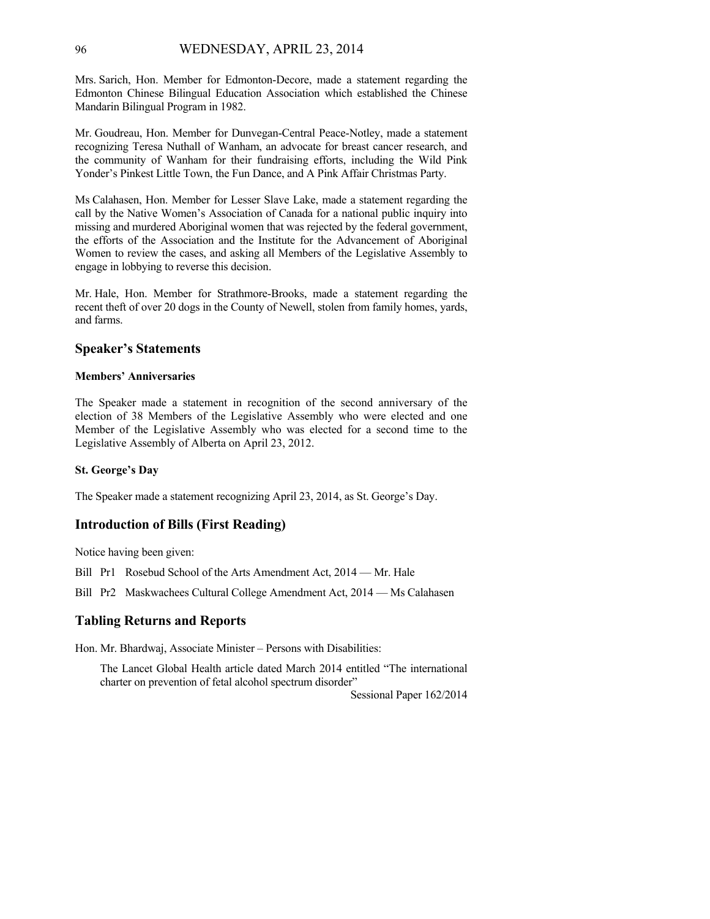Mrs. Sarich, Hon. Member for Edmonton-Decore, made a statement regarding the Edmonton Chinese Bilingual Education Association which established the Chinese Mandarin Bilingual Program in 1982.

Mr. Goudreau, Hon. Member for Dunvegan-Central Peace-Notley, made a statement recognizing Teresa Nuthall of Wanham, an advocate for breast cancer research, and the community of Wanham for their fundraising efforts, including the Wild Pink Yonder's Pinkest Little Town, the Fun Dance, and A Pink Affair Christmas Party.

Ms Calahasen, Hon. Member for Lesser Slave Lake, made a statement regarding the call by the Native Women's Association of Canada for a national public inquiry into missing and murdered Aboriginal women that was rejected by the federal government, the efforts of the Association and the Institute for the Advancement of Aboriginal Women to review the cases, and asking all Members of the Legislative Assembly to engage in lobbying to reverse this decision.

Mr. Hale, Hon. Member for Strathmore-Brooks, made a statement regarding the recent theft of over 20 dogs in the County of Newell, stolen from family homes, yards, and farms.

## Speaker's Statements

### Members' Anniversaries

The Speaker made a statement in recognition of the second anniversary of the election of 38 Members of the Legislative Assembly who were elected and one Member of the Legislative Assembly who was elected for a second time to the Legislative Assembly of Alberta on April 23, 2012.

### St. George's Day

The Speaker made a statement recognizing April 23, 2014, as St. George's Day.

## Introduction of Bills (First Reading)

Notice having been given:

Bill Pr1 Rosebud School of the Arts Amendment Act, 2014 — Mr. Hale

Bill Pr2 Maskwachees Cultural College Amendment Act, 2014 — Ms Calahasen

## Tabling Returns and Reports

Hon. Mr. Bhardwaj, Associate Minister – Persons with Disabilities:

> The Lancet Global Health article dated March 2014 entitled "The international charter on prevention of fetal alcohol spectrum disorder"
>
> Sessional Paper 162/2014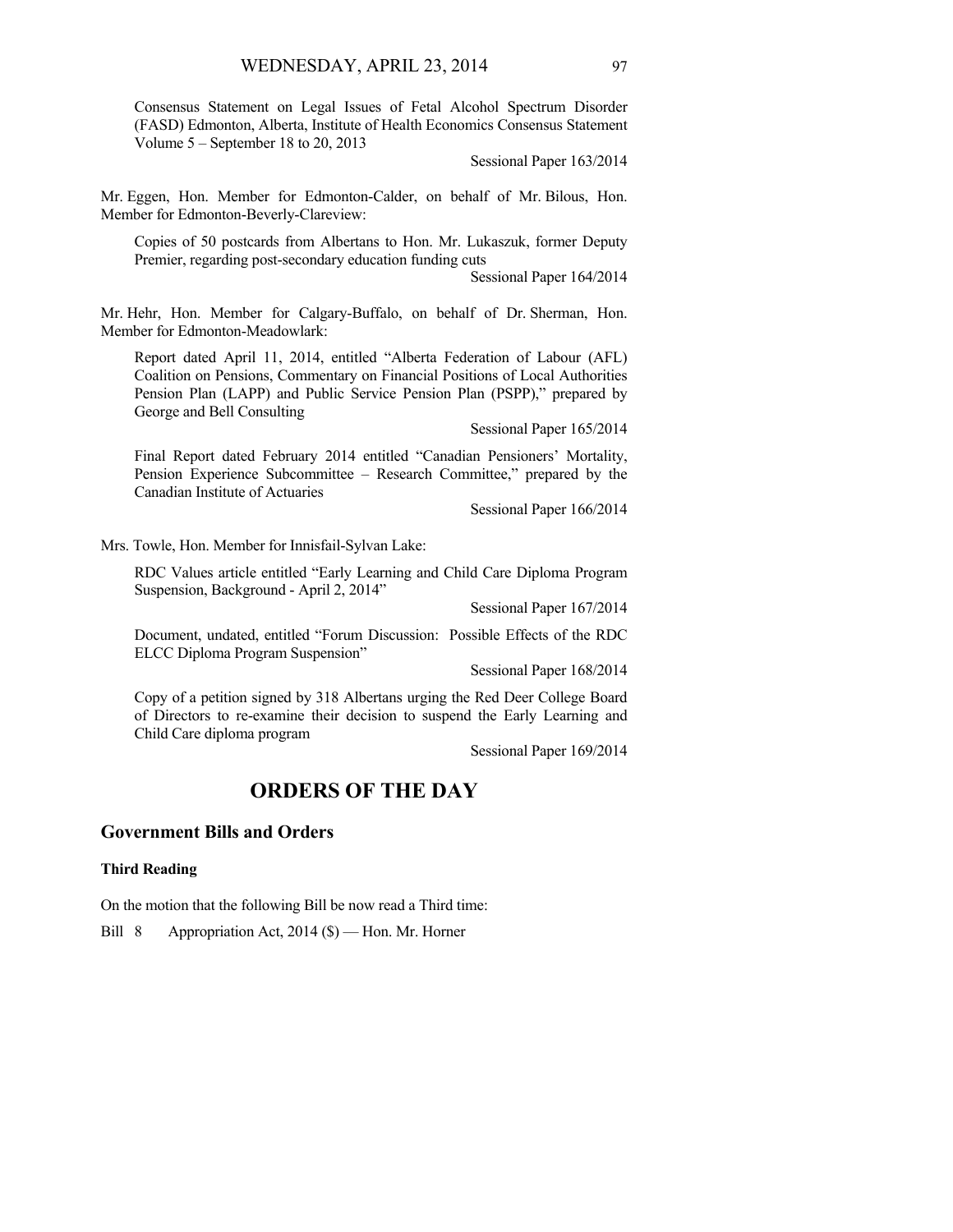Consensus Statement on Legal Issues of Fetal Alcohol Spectrum Disorder (FASD) Edmonton, Alberta, Institute of Health Economics Consensus Statement Volume 5 – September 18 to 20, 2013

Sessional Paper 163/2014

Mr. Eggen, Hon. Member for Edmonton-Calder, on behalf of Mr. Bilous, Hon. Member for Edmonton-Beverly-Clareview:

Copies of 50 postcards from Albertans to Hon. Mr. Lukaszuk, former Deputy Premier, regarding post-secondary education funding cuts

Sessional Paper 164/2014

Mr. Hehr, Hon. Member for Calgary-Buffalo, on behalf of Dr. Sherman, Hon. Member for Edmonton-Meadowlark:

Report dated April 11, 2014, entitled "Alberta Federation of Labour (AFL) Coalition on Pensions, Commentary on Financial Positions of Local Authorities Pension Plan (LAPP) and Public Service Pension Plan (PSPP)," prepared by George and Bell Consulting

Sessional Paper 165/2014

Final Report dated February 2014 entitled "Canadian Pensioners' Mortality, Pension Experience Subcommittee – Research Committee," prepared by the Canadian Institute of Actuaries

Sessional Paper 166/2014

Mrs. Towle, Hon. Member for Innisfail-Sylvan Lake:

RDC Values article entitled "Early Learning and Child Care Diploma Program Suspension, Background - April 2, 2014"

Sessional Paper 167/2014

Document, undated, entitled "Forum Discussion: Possible Effects of the RDC ELCC Diploma Program Suspension"

Sessional Paper 168/2014

Copy of a petition signed by 318 Albertans urging the Red Deer College Board of Directors to re-examine their decision to suspend the Early Learning and Child Care diploma program

Sessional Paper 169/2014

# ORDERS OF THE DAY

## Government Bills and Orders

### Third Reading

On the motion that the following Bill be now read a Third time:

Bill 8 Appropriation Act, 2014 ($) — Hon. Mr. Horner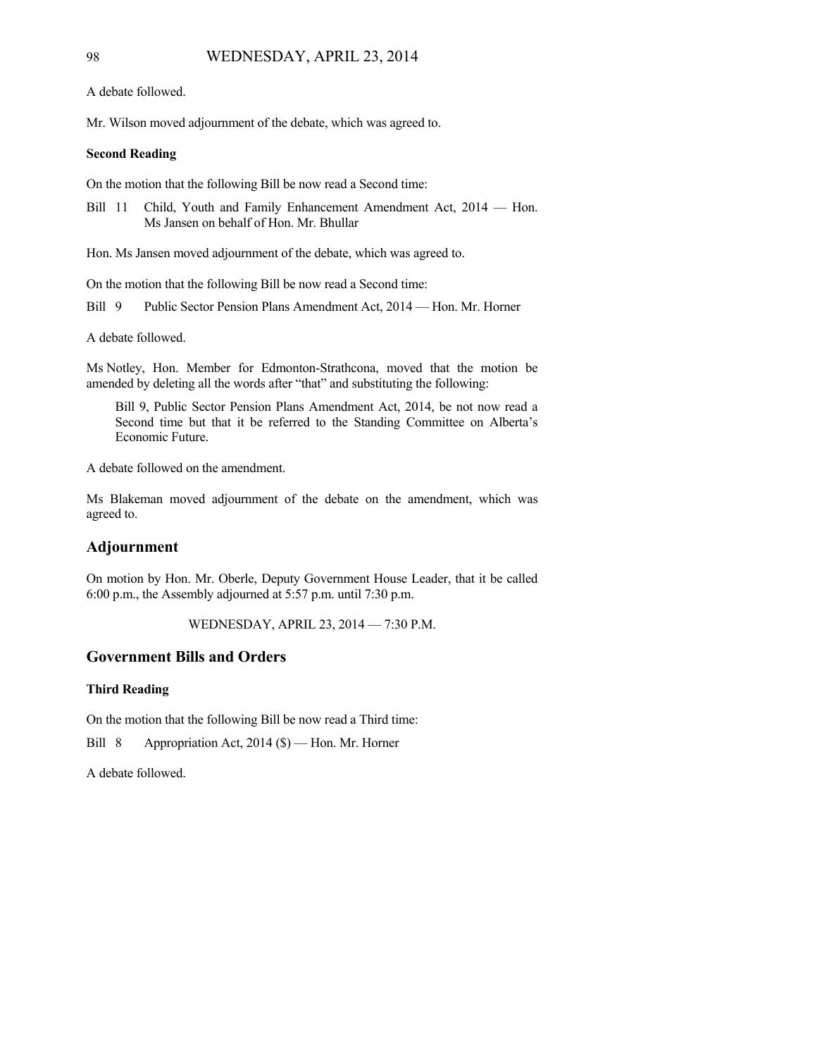A debate followed.

Mr. Wilson moved adjournment of the debate, which was agreed to.

**Second Reading**

On the motion that the following Bill be now read a Second time:

Bill 11 Child, Youth and Family Enhancement Amendment Act, 2014 — Hon. Ms Jansen on behalf of Hon. Mr. Bhullar

Hon. Ms Jansen moved adjournment of the debate, which was agreed to.

On the motion that the following Bill be now read a Second time:

Bill 9 Public Sector Pension Plans Amendment Act, 2014 — Hon. Mr. Horner

A debate followed.

Ms Notley, Hon. Member for Edmonton-Strathcona, moved that the motion be amended by deleting all the words after "that" and substituting the following:

> Bill 9, Public Sector Pension Plans Amendment Act, 2014, be not now read a Second time but that it be referred to the Standing Committee on Alberta's Economic Future.

A debate followed on the amendment.

Ms Blakeman moved adjournment of the debate on the amendment, which was agreed to.

## Adjournment

On motion by Hon. Mr. Oberle, Deputy Government House Leader, that it be called 6:00 p.m., the Assembly adjourned at 5:57 p.m. until 7:30 p.m.

WEDNESDAY, APRIL 23, 2014 — 7:30 P.M.

## Government Bills and Orders

**Third Reading**

On the motion that the following Bill be now read a Third time:

Bill 8 Appropriation Act, 2014 ($) — Hon. Mr. Horner

A debate followed.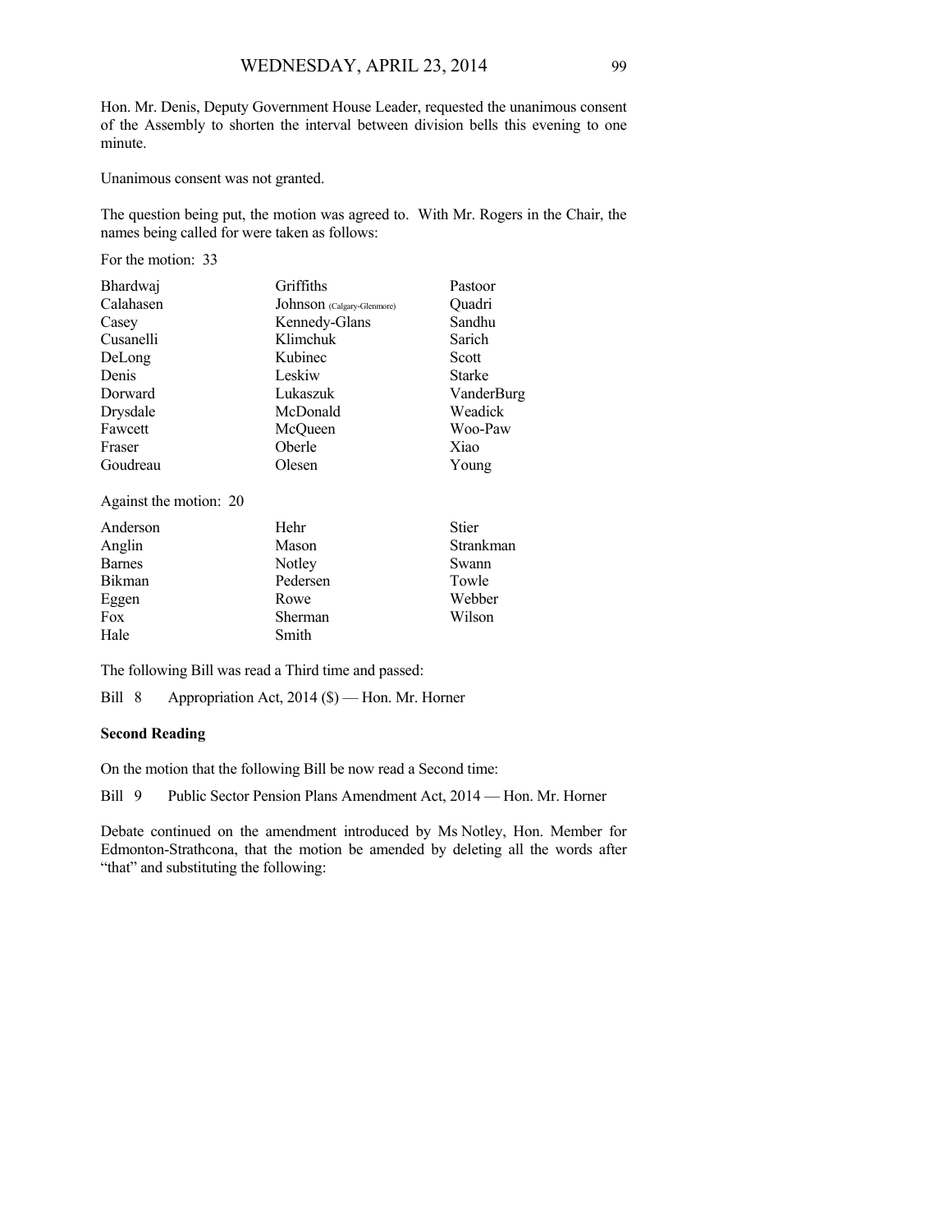Hon. Mr. Denis, Deputy Government House Leader, requested the unanimous consent of the Assembly to shorten the interval between division bells this evening to one minute.

Unanimous consent was not granted.

The question being put, the motion was agreed to. With Mr. Rogers in the Chair, the names being called for were taken as follows:

For the motion: 33

| | | |
|---|---|---|
| Bhardwaj | Griffiths | Pastoor |
| Calahasen | Johnson (Calgary-Glenmore) | Quadri |
| Casey | Kennedy-Glans | Sandhu |
| Cusanelli | Klimchuk | Sarich |
| DeLong | Kubinec | Scott |
| Denis | Leskiw | Starke |
| Dorward | Lukaszuk | VanderBurg |
| Drysdale | McDonald | Weadick |
| Fawcett | McQueen | Woo-Paw |
| Fraser | Oberle | Xiao |
| Goudreau | Olesen | Young |

Against the motion: 20

| | | |
|---|---|---|
| Anderson | Hehr | Stier |
| Anglin | Mason | Strankman |
| Barnes | Notley | Swann |
| Bikman | Pedersen | Towle |
| Eggen | Rowe | Webber |
| Fox | Sherman | Wilson |
| Hale | Smith | |

The following Bill was read a Third time and passed:

Bill 8 Appropriation Act, 2014 ($) — Hon. Mr. Horner

**Second Reading**

On the motion that the following Bill be now read a Second time:

Bill 9 Public Sector Pension Plans Amendment Act, 2014 — Hon. Mr. Horner

Debate continued on the amendment introduced by Ms Notley, Hon. Member for Edmonton-Strathcona, that the motion be amended by deleting all the words after "that" and substituting the following: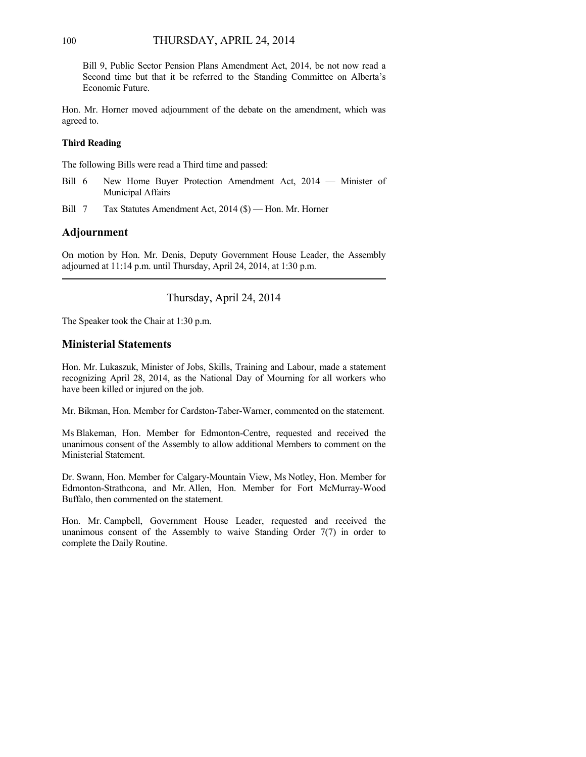Bill 9, Public Sector Pension Plans Amendment Act, 2014, be not now read a Second time but that it be referred to the Standing Committee on Alberta's Economic Future.

Hon. Mr. Horner moved adjournment of the debate on the amendment, which was agreed to.

**Third Reading**

The following Bills were read a Third time and passed:

- Bill 6 New Home Buyer Protection Amendment Act, 2014 — Minister of Municipal Affairs
- Bill 7 Tax Statutes Amendment Act, 2014 ($) — Hon. Mr. Horner

## Adjournment

On motion by Hon. Mr. Denis, Deputy Government House Leader, the Assembly adjourned at 11:14 p.m. until Thursday, April 24, 2014, at 1:30 p.m.

---

Thursday, April 24, 2014

The Speaker took the Chair at 1:30 p.m.

## Ministerial Statements

Hon. Mr. Lukaszuk, Minister of Jobs, Skills, Training and Labour, made a statement recognizing April 28, 2014, as the National Day of Mourning for all workers who have been killed or injured on the job.

Mr. Bikman, Hon. Member for Cardston-Taber-Warner, commented on the statement.

Ms Blakeman, Hon. Member for Edmonton-Centre, requested and received the unanimous consent of the Assembly to allow additional Members to comment on the Ministerial Statement.

Dr. Swann, Hon. Member for Calgary-Mountain View, Ms Notley, Hon. Member for Edmonton-Strathcona, and Mr. Allen, Hon. Member for Fort McMurray-Wood Buffalo, then commented on the statement.

Hon. Mr. Campbell, Government House Leader, requested and received the unanimous consent of the Assembly to waive Standing Order 7(7) in order to complete the Daily Routine.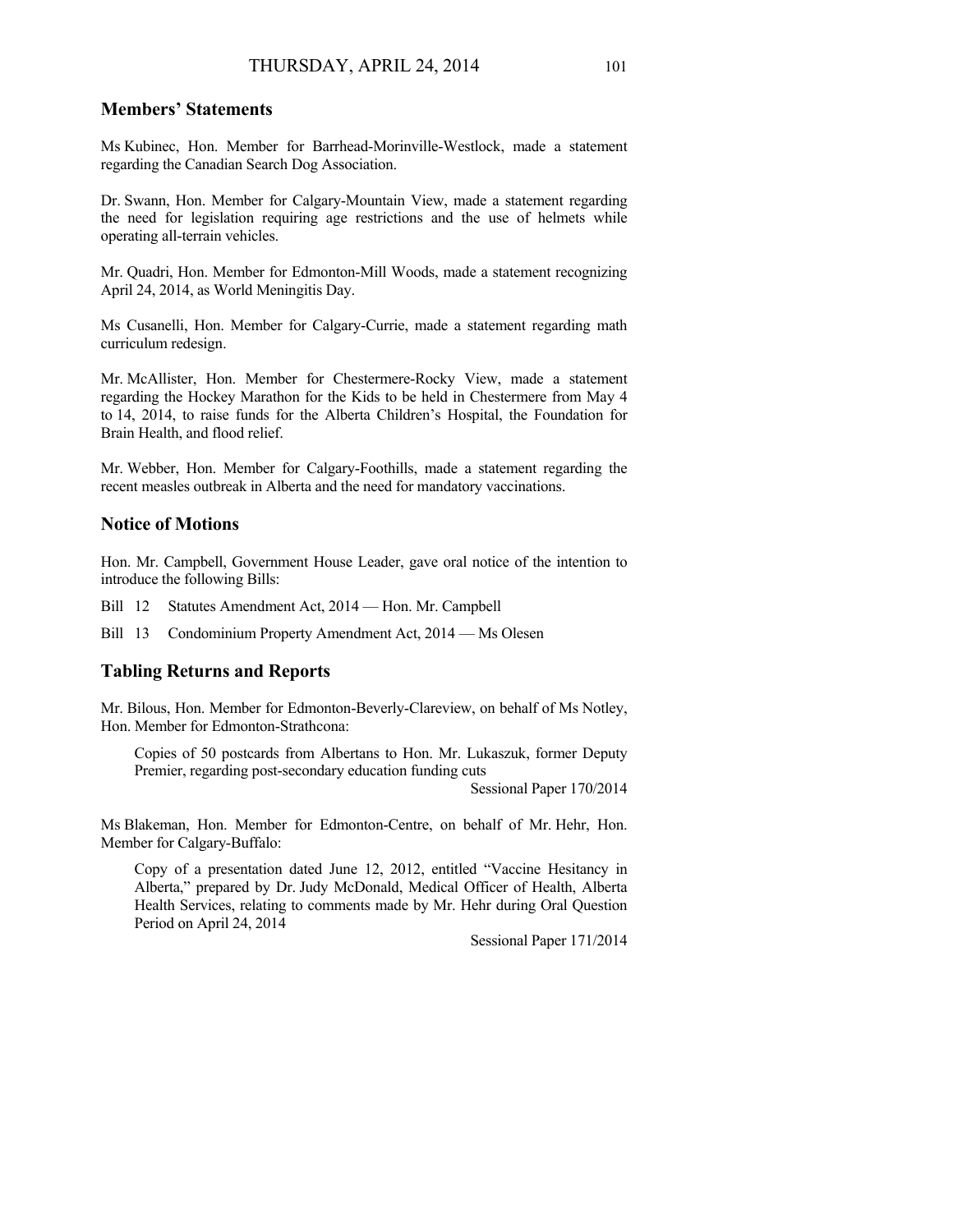## Members' Statements

Ms Kubinec, Hon. Member for Barrhead-Morinville-Westlock, made a statement regarding the Canadian Search Dog Association.

Dr. Swann, Hon. Member for Calgary-Mountain View, made a statement regarding the need for legislation requiring age restrictions and the use of helmets while operating all-terrain vehicles.

Mr. Quadri, Hon. Member for Edmonton-Mill Woods, made a statement recognizing April 24, 2014, as World Meningitis Day.

Ms Cusanelli, Hon. Member for Calgary-Currie, made a statement regarding math curriculum redesign.

Mr. McAllister, Hon. Member for Chestermere-Rocky View, made a statement regarding the Hockey Marathon for the Kids to be held in Chestermere from May 4 to 14, 2014, to raise funds for the Alberta Children's Hospital, the Foundation for Brain Health, and flood relief.

Mr. Webber, Hon. Member for Calgary-Foothills, made a statement regarding the recent measles outbreak in Alberta and the need for mandatory vaccinations.

## Notice of Motions

Hon. Mr. Campbell, Government House Leader, gave oral notice of the intention to introduce the following Bills:

Bill 12 Statutes Amendment Act, 2014 — Hon. Mr. Campbell

Bill 13 Condominium Property Amendment Act, 2014 — Ms Olesen

## Tabling Returns and Reports

Mr. Bilous, Hon. Member for Edmonton-Beverly-Clareview, on behalf of Ms Notley, Hon. Member for Edmonton-Strathcona:

> Copies of 50 postcards from Albertans to Hon. Mr. Lukaszuk, former Deputy Premier, regarding post-secondary education funding cuts
>
> Sessional Paper 170/2014

Ms Blakeman, Hon. Member for Edmonton-Centre, on behalf of Mr. Hehr, Hon. Member for Calgary-Buffalo:

> Copy of a presentation dated June 12, 2012, entitled "Vaccine Hesitancy in Alberta," prepared by Dr. Judy McDonald, Medical Officer of Health, Alberta Health Services, relating to comments made by Mr. Hehr during Oral Question Period on April 24, 2014
>
> Sessional Paper 171/2014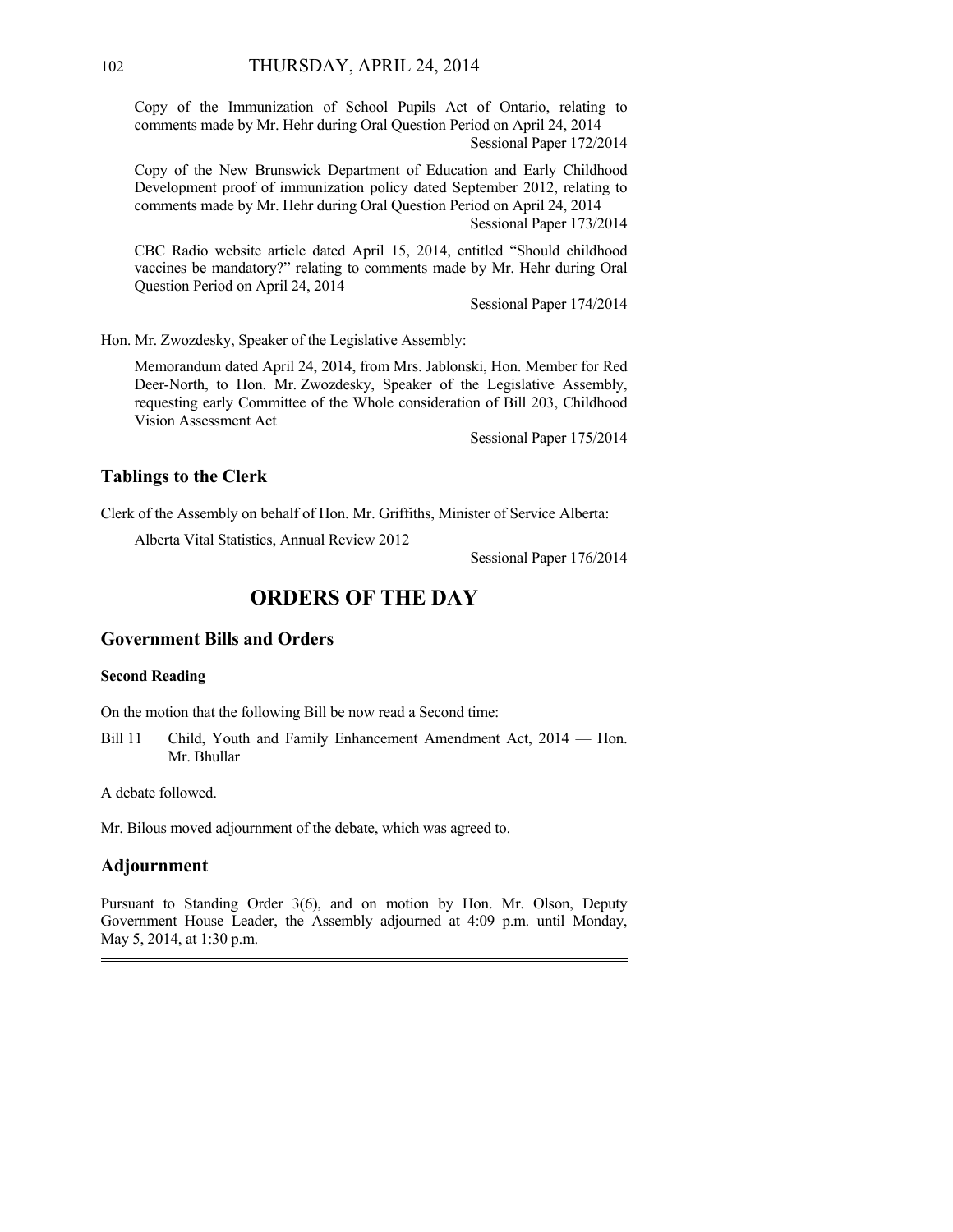Copy of the Immunization of School Pupils Act of Ontario, relating to comments made by Mr. Hehr during Oral Question Period on April 24, 2014

Sessional Paper 172/2014

Copy of the New Brunswick Department of Education and Early Childhood Development proof of immunization policy dated September 2012, relating to comments made by Mr. Hehr during Oral Question Period on April 24, 2014

Sessional Paper 173/2014

CBC Radio website article dated April 15, 2014, entitled "Should childhood vaccines be mandatory?" relating to comments made by Mr. Hehr during Oral Question Period on April 24, 2014

Sessional Paper 174/2014

Hon. Mr. Zwozdesky, Speaker of the Legislative Assembly:

Memorandum dated April 24, 2014, from Mrs. Jablonski, Hon. Member for Red Deer-North, to Hon. Mr. Zwozdesky, Speaker of the Legislative Assembly, requesting early Committee of the Whole consideration of Bill 203, Childhood Vision Assessment Act

Sessional Paper 175/2014

## Tablings to the Clerk

Clerk of the Assembly on behalf of Hon. Mr. Griffiths, Minister of Service Alberta:

Alberta Vital Statistics, Annual Review 2012

Sessional Paper 176/2014

# ORDERS OF THE DAY

## Government Bills and Orders

### Second Reading

On the motion that the following Bill be now read a Second time:

Bill 11 Child, Youth and Family Enhancement Amendment Act, 2014 — Hon. Mr. Bhullar

A debate followed.

Mr. Bilous moved adjournment of the debate, which was agreed to.

## Adjournment

Pursuant to Standing Order 3(6), and on motion by Hon. Mr. Olson, Deputy Government House Leader, the Assembly adjourned at 4:09 p.m. until Monday, May 5, 2014, at 1:30 p.m.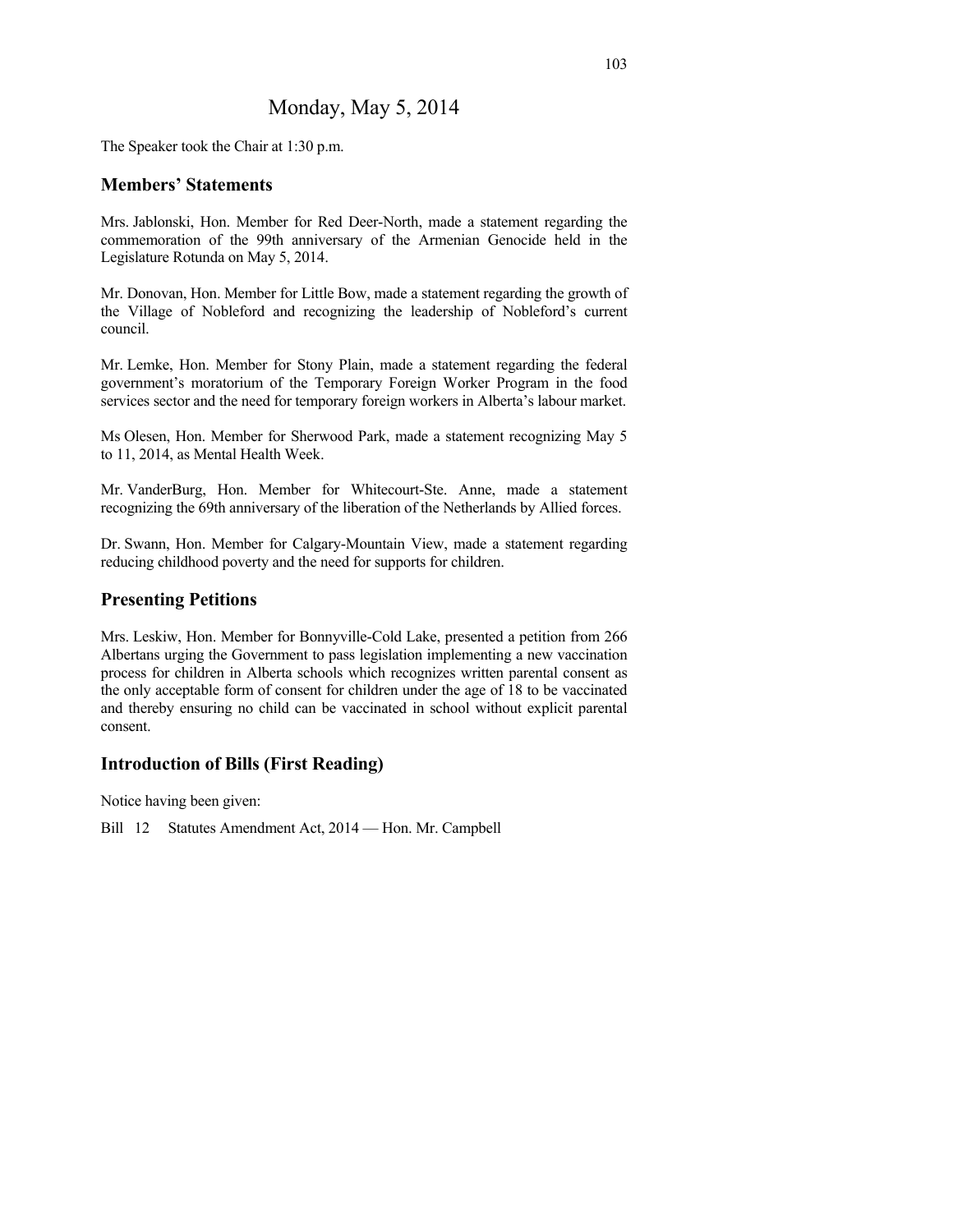# Monday, May 5, 2014

The Speaker took the Chair at 1:30 p.m.

## Members' Statements

Mrs. Jablonski, Hon. Member for Red Deer-North, made a statement regarding the commemoration of the 99th anniversary of the Armenian Genocide held in the Legislature Rotunda on May 5, 2014.

Mr. Donovan, Hon. Member for Little Bow, made a statement regarding the growth of the Village of Nobleford and recognizing the leadership of Nobleford's current council.

Mr. Lemke, Hon. Member for Stony Plain, made a statement regarding the federal government's moratorium of the Temporary Foreign Worker Program in the food services sector and the need for temporary foreign workers in Alberta's labour market.

Ms Olesen, Hon. Member for Sherwood Park, made a statement recognizing May 5 to 11, 2014, as Mental Health Week.

Mr. VanderBurg, Hon. Member for Whitecourt-Ste. Anne, made a statement recognizing the 69th anniversary of the liberation of the Netherlands by Allied forces.

Dr. Swann, Hon. Member for Calgary-Mountain View, made a statement regarding reducing childhood poverty and the need for supports for children.

## Presenting Petitions

Mrs. Leskiw, Hon. Member for Bonnyville-Cold Lake, presented a petition from 266 Albertans urging the Government to pass legislation implementing a new vaccination process for children in Alberta schools which recognizes written parental consent as the only acceptable form of consent for children under the age of 18 to be vaccinated and thereby ensuring no child can be vaccinated in school without explicit parental consent.

## Introduction of Bills (First Reading)

Notice having been given:

Bill 12 Statutes Amendment Act, 2014 — Hon. Mr. Campbell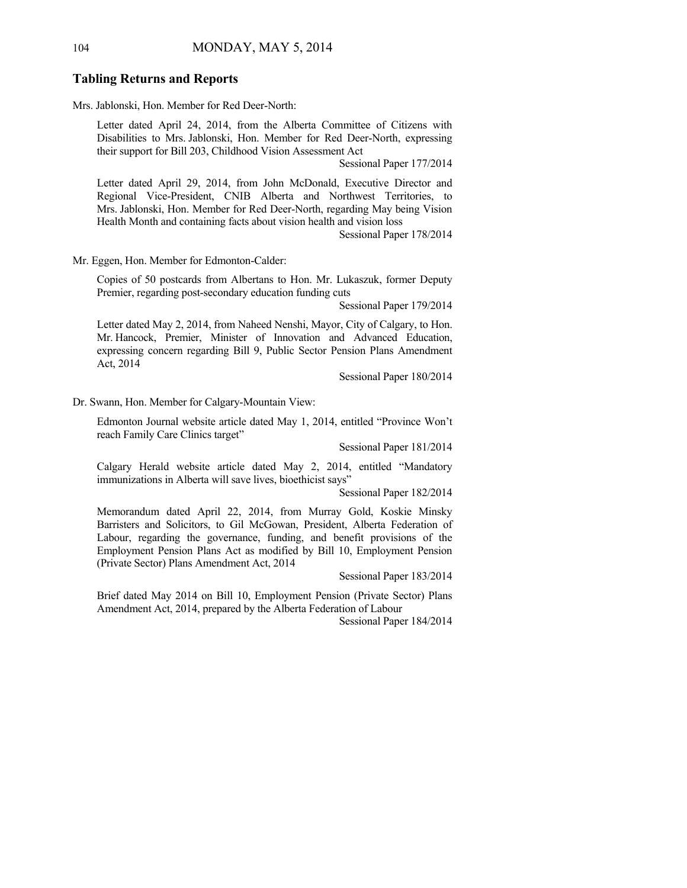## Tabling Returns and Reports

Mrs. Jablonski, Hon. Member for Red Deer-North:

Letter dated April 24, 2014, from the Alberta Committee of Citizens with Disabilities to Mrs. Jablonski, Hon. Member for Red Deer-North, expressing their support for Bill 203, Childhood Vision Assessment Act

Sessional Paper 177/2014

Letter dated April 29, 2014, from John McDonald, Executive Director and Regional Vice-President, CNIB Alberta and Northwest Territories, to Mrs. Jablonski, Hon. Member for Red Deer-North, regarding May being Vision Health Month and containing facts about vision health and vision loss

Sessional Paper 178/2014

Mr. Eggen, Hon. Member for Edmonton-Calder:

Copies of 50 postcards from Albertans to Hon. Mr. Lukaszuk, former Deputy Premier, regarding post-secondary education funding cuts

Sessional Paper 179/2014

Letter dated May 2, 2014, from Naheed Nenshi, Mayor, City of Calgary, to Hon. Mr. Hancock, Premier, Minister of Innovation and Advanced Education, expressing concern regarding Bill 9, Public Sector Pension Plans Amendment Act, 2014

Sessional Paper 180/2014

Dr. Swann, Hon. Member for Calgary-Mountain View:

Edmonton Journal website article dated May 1, 2014, entitled "Province Won't reach Family Care Clinics target"

Sessional Paper 181/2014

Calgary Herald website article dated May 2, 2014, entitled "Mandatory immunizations in Alberta will save lives, bioethicist says"

Sessional Paper 182/2014

Memorandum dated April 22, 2014, from Murray Gold, Koskie Minsky Barristers and Solicitors, to Gil McGowan, President, Alberta Federation of Labour, regarding the governance, funding, and benefit provisions of the Employment Pension Plans Act as modified by Bill 10, Employment Pension (Private Sector) Plans Amendment Act, 2014

Sessional Paper 183/2014

Brief dated May 2014 on Bill 10, Employment Pension (Private Sector) Plans Amendment Act, 2014, prepared by the Alberta Federation of Labour

Sessional Paper 184/2014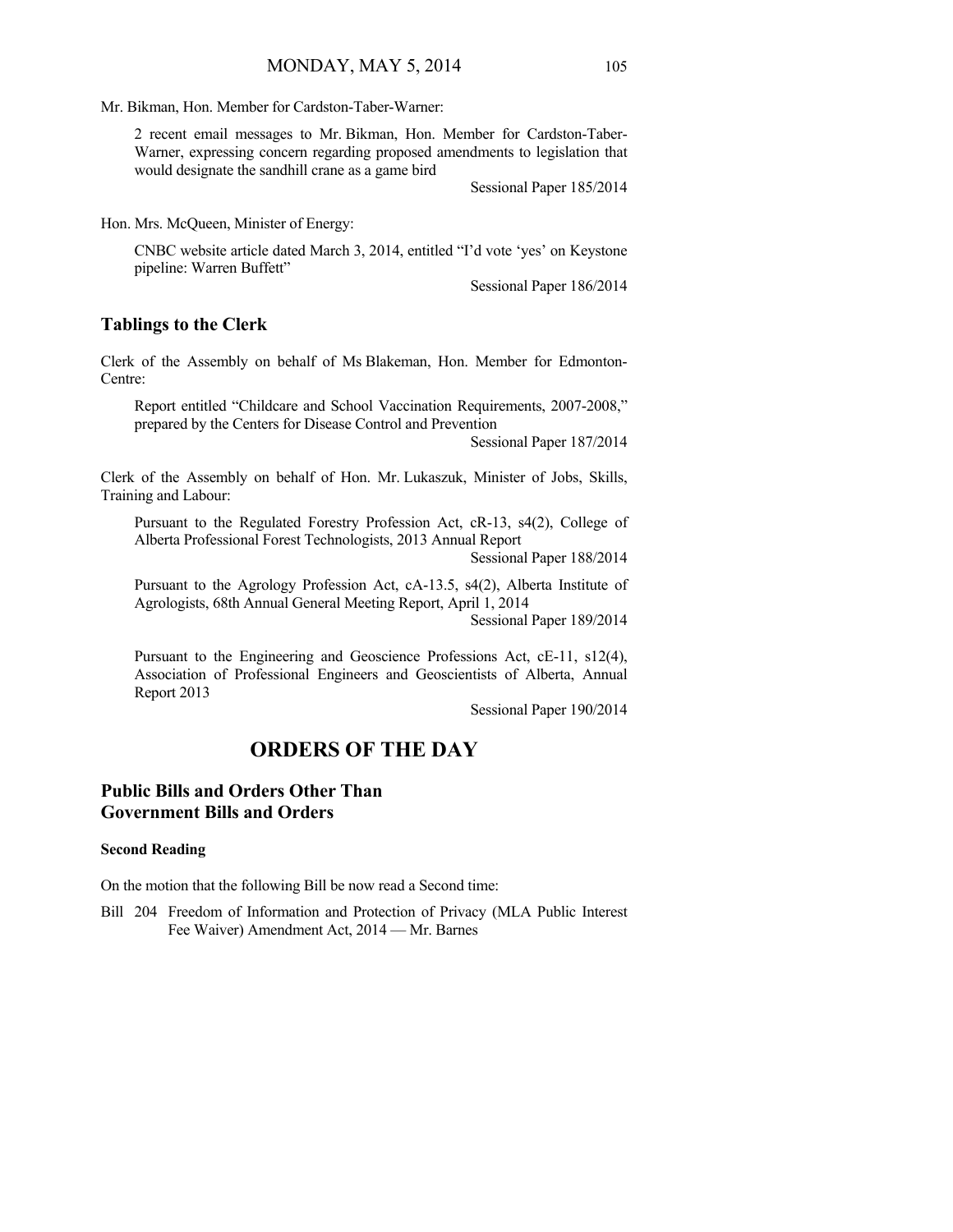Mr. Bikman, Hon. Member for Cardston-Taber-Warner:

2 recent email messages to Mr. Bikman, Hon. Member for Cardston-Taber-Warner, expressing concern regarding proposed amendments to legislation that would designate the sandhill crane as a game bird

Sessional Paper 185/2014

Hon. Mrs. McQueen, Minister of Energy:

CNBC website article dated March 3, 2014, entitled "I'd vote 'yes' on Keystone pipeline: Warren Buffett"

Sessional Paper 186/2014

## Tablings to the Clerk

Clerk of the Assembly on behalf of Ms Blakeman, Hon. Member for Edmonton-Centre:

Report entitled "Childcare and School Vaccination Requirements, 2007-2008," prepared by the Centers for Disease Control and Prevention

Sessional Paper 187/2014

Clerk of the Assembly on behalf of Hon. Mr. Lukaszuk, Minister of Jobs, Skills, Training and Labour:

Pursuant to the Regulated Forestry Profession Act, cR-13, s4(2), College of Alberta Professional Forest Technologists, 2013 Annual Report

Sessional Paper 188/2014

Pursuant to the Agrology Profession Act, cA-13.5, s4(2), Alberta Institute of Agrologists, 68th Annual General Meeting Report, April 1, 2014

Sessional Paper 189/2014

Pursuant to the Engineering and Geoscience Professions Act, cE-11, s12(4), Association of Professional Engineers and Geoscientists of Alberta, Annual Report 2013

Sessional Paper 190/2014

# ORDERS OF THE DAY

## Public Bills and Orders Other Than Government Bills and Orders

### Second Reading

On the motion that the following Bill be now read a Second time:

Bill 204 Freedom of Information and Protection of Privacy (MLA Public Interest Fee Waiver) Amendment Act, 2014 — Mr. Barnes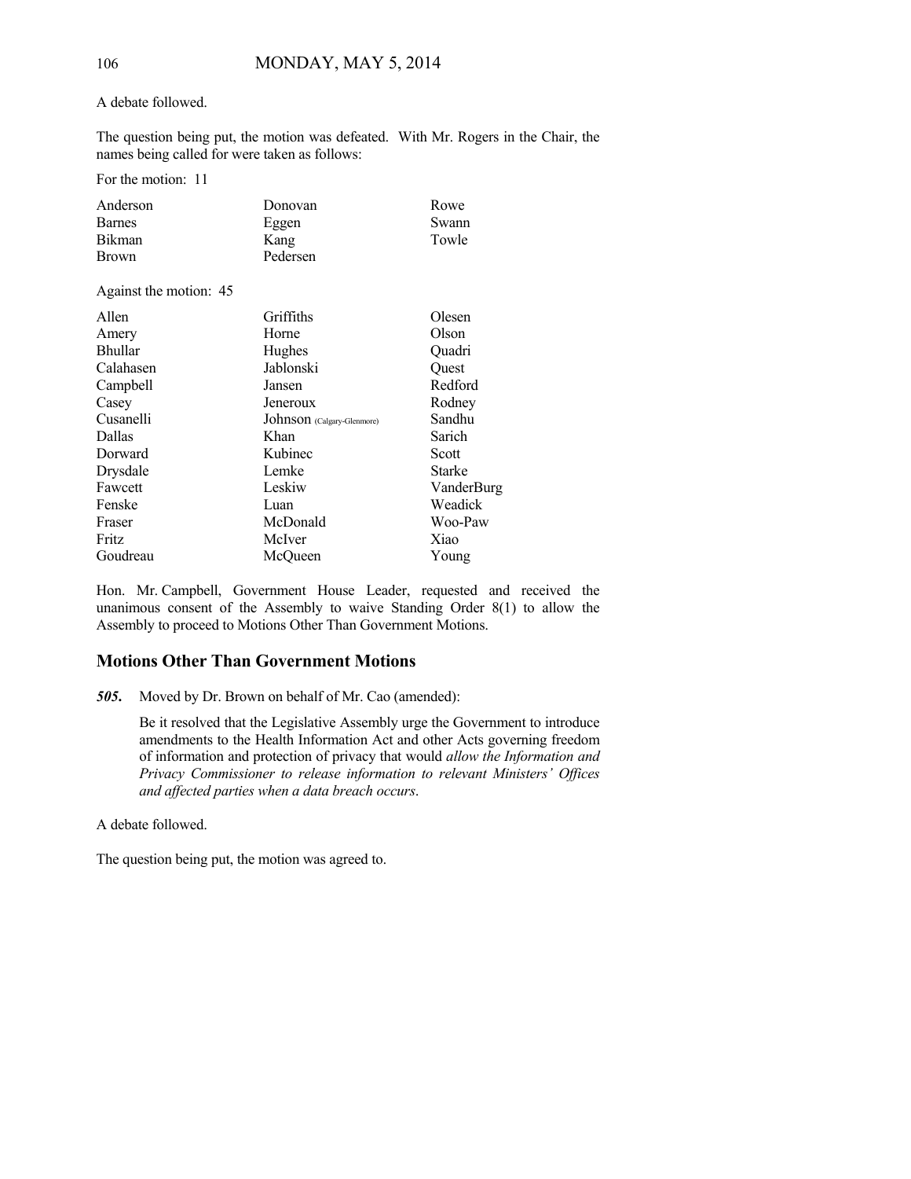A debate followed.

The question being put, the motion was defeated. With Mr. Rogers in the Chair, the names being called for were taken as follows:

For the motion: 11

| | | |
|---|---|---|
| Anderson | Donovan | Rowe |
| Barnes | Eggen | Swann |
| Bikman | Kang | Towle |
| Brown | Pedersen | |

Against the motion: 45

| | | |
|---|---|---|
| Allen | Griffiths | Olesen |
| Amery | Horne | Olson |
| Bhullar | Hughes | Quadri |
| Calahasen | Jablonski | Quest |
| Campbell | Jansen | Redford |
| Casey | Jeneroux | Rodney |
| Cusanelli | Johnson (Calgary-Glenmore) | Sandhu |
| Dallas | Khan | Sarich |
| Dorward | Kubinec | Scott |
| Drysdale | Lemke | Starke |
| Fawcett | Leskiw | VanderBurg |
| Fenske | Luan | Weadick |
| Fraser | McDonald | Woo-Paw |
| Fritz | McIver | Xiao |
| Goudreau | McQueen | Young |

Hon. Mr. Campbell, Government House Leader, requested and received the unanimous consent of the Assembly to waive Standing Order 8(1) to allow the Assembly to proceed to Motions Other Than Government Motions.

## Motions Other Than Government Motions

***505.*** Moved by Dr. Brown on behalf of Mr. Cao (amended):

Be it resolved that the Legislative Assembly urge the Government to introduce amendments to the Health Information Act and other Acts governing freedom of information and protection of privacy that would *allow the Information and Privacy Commissioner to release information to relevant Ministers' Offices and affected parties when a data breach occurs*.

A debate followed.

The question being put, the motion was agreed to.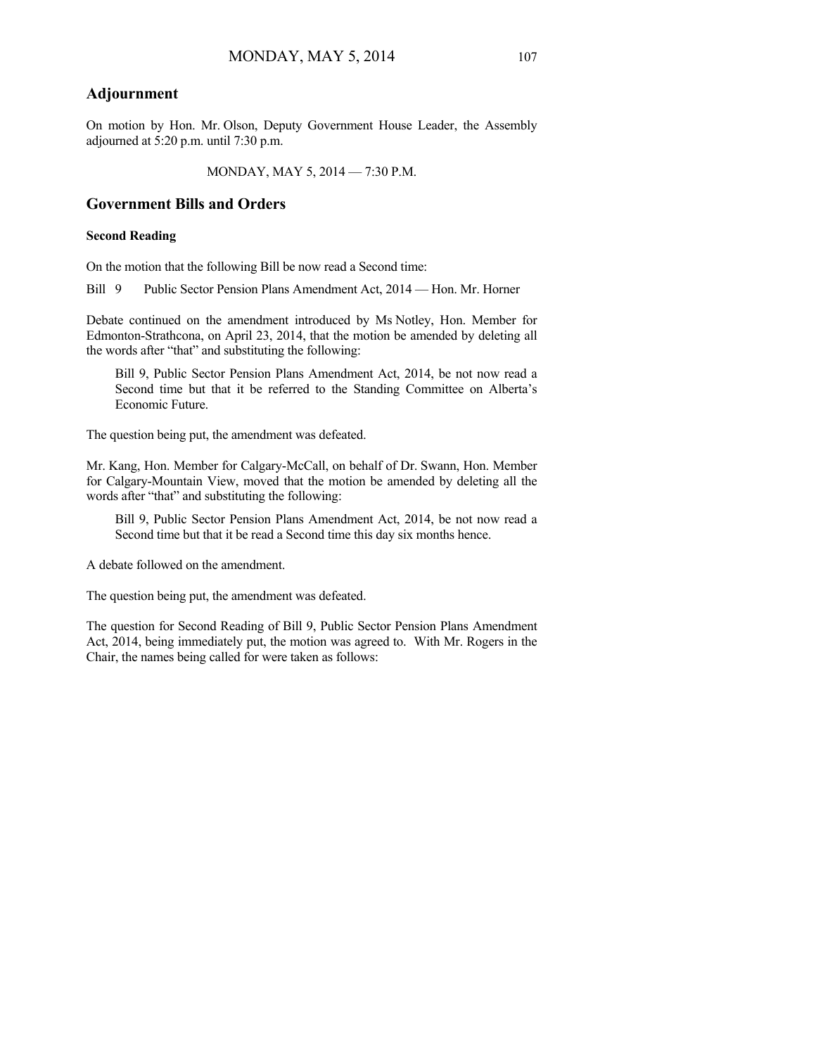## Adjournment

On motion by Hon. Mr. Olson, Deputy Government House Leader, the Assembly adjourned at 5:20 p.m. until 7:30 p.m.

MONDAY, MAY 5, 2014 — 7:30 P.M.

## Government Bills and Orders

### Second Reading

On the motion that the following Bill be now read a Second time:

Bill 9 Public Sector Pension Plans Amendment Act, 2014 — Hon. Mr. Horner

Debate continued on the amendment introduced by Ms Notley, Hon. Member for Edmonton-Strathcona, on April 23, 2014, that the motion be amended by deleting all the words after "that" and substituting the following:

> Bill 9, Public Sector Pension Plans Amendment Act, 2014, be not now read a Second time but that it be referred to the Standing Committee on Alberta's Economic Future.

The question being put, the amendment was defeated.

Mr. Kang, Hon. Member for Calgary-McCall, on behalf of Dr. Swann, Hon. Member for Calgary-Mountain View, moved that the motion be amended by deleting all the words after "that" and substituting the following:

> Bill 9, Public Sector Pension Plans Amendment Act, 2014, be not now read a Second time but that it be read a Second time this day six months hence.

A debate followed on the amendment.

The question being put, the amendment was defeated.

The question for Second Reading of Bill 9, Public Sector Pension Plans Amendment Act, 2014, being immediately put, the motion was agreed to. With Mr. Rogers in the Chair, the names being called for were taken as follows: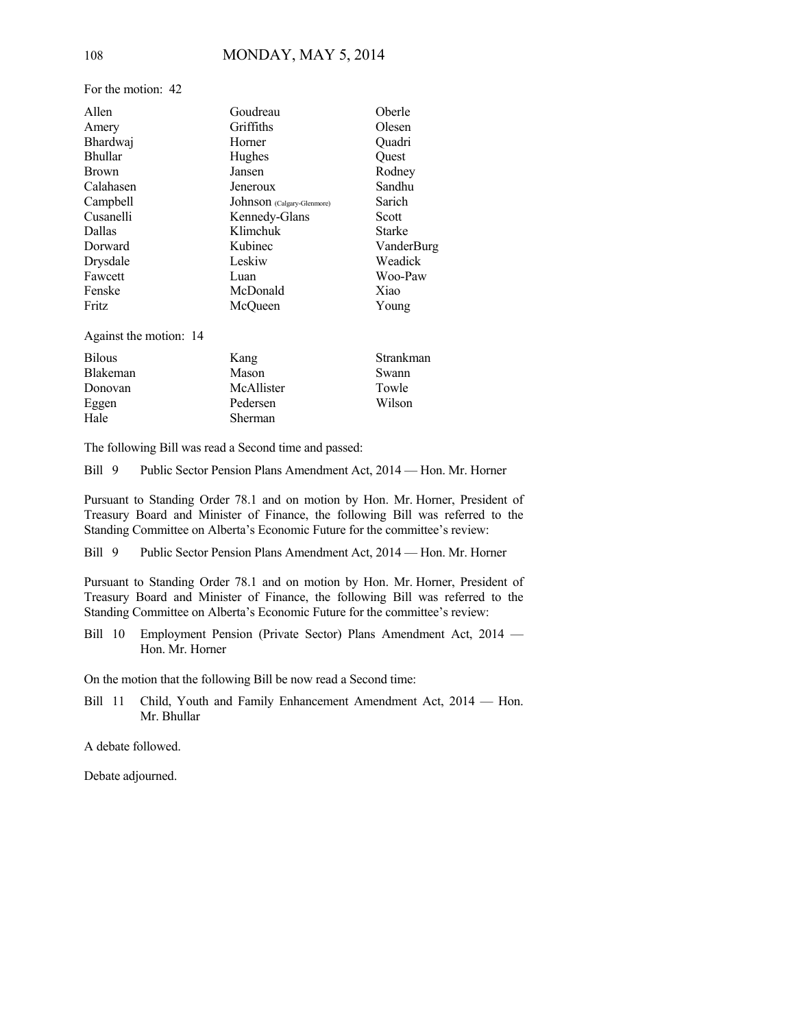For the motion: 42

| | | |
|---|---|---|
| Allen | Goudreau | Oberle |
| Amery | Griffiths | Olesen |
| Bhardwaj | Horner | Quadri |
| Bhullar | Hughes | Quest |
| Brown | Jansen | Rodney |
| Calahasen | Jeneroux | Sandhu |
| Campbell | Johnson (Calgary-Glenmore) | Sarich |
| Cusanelli | Kennedy-Glans | Scott |
| Dallas | Klimchuk | Starke |
| Dorward | Kubinec | VanderBurg |
| Drysdale | Leskiw | Weadick |
| Fawcett | Luan | Woo-Paw |
| Fenske | McDonald | Xiao |
| Fritz | McQueen | Young |

Against the motion: 14

| | | |
|---|---|---|
| Bilous | Kang | Strankman |
| Blakeman | Mason | Swann |
| Donovan | McAllister | Towle |
| Eggen | Pedersen | Wilson |
| Hale | Sherman | |

The following Bill was read a Second time and passed:

Bill 9 Public Sector Pension Plans Amendment Act, 2014 — Hon. Mr. Horner

Pursuant to Standing Order 78.1 and on motion by Hon. Mr. Horner, President of Treasury Board and Minister of Finance, the following Bill was referred to the Standing Committee on Alberta's Economic Future for the committee's review:

Bill 9 Public Sector Pension Plans Amendment Act, 2014 — Hon. Mr. Horner

Pursuant to Standing Order 78.1 and on motion by Hon. Mr. Horner, President of Treasury Board and Minister of Finance, the following Bill was referred to the Standing Committee on Alberta's Economic Future for the committee's review:

Bill 10 Employment Pension (Private Sector) Plans Amendment Act, 2014 — Hon. Mr. Horner

On the motion that the following Bill be now read a Second time:

Bill 11 Child, Youth and Family Enhancement Amendment Act, 2014 — Hon. Mr. Bhullar

A debate followed.

Debate adjourned.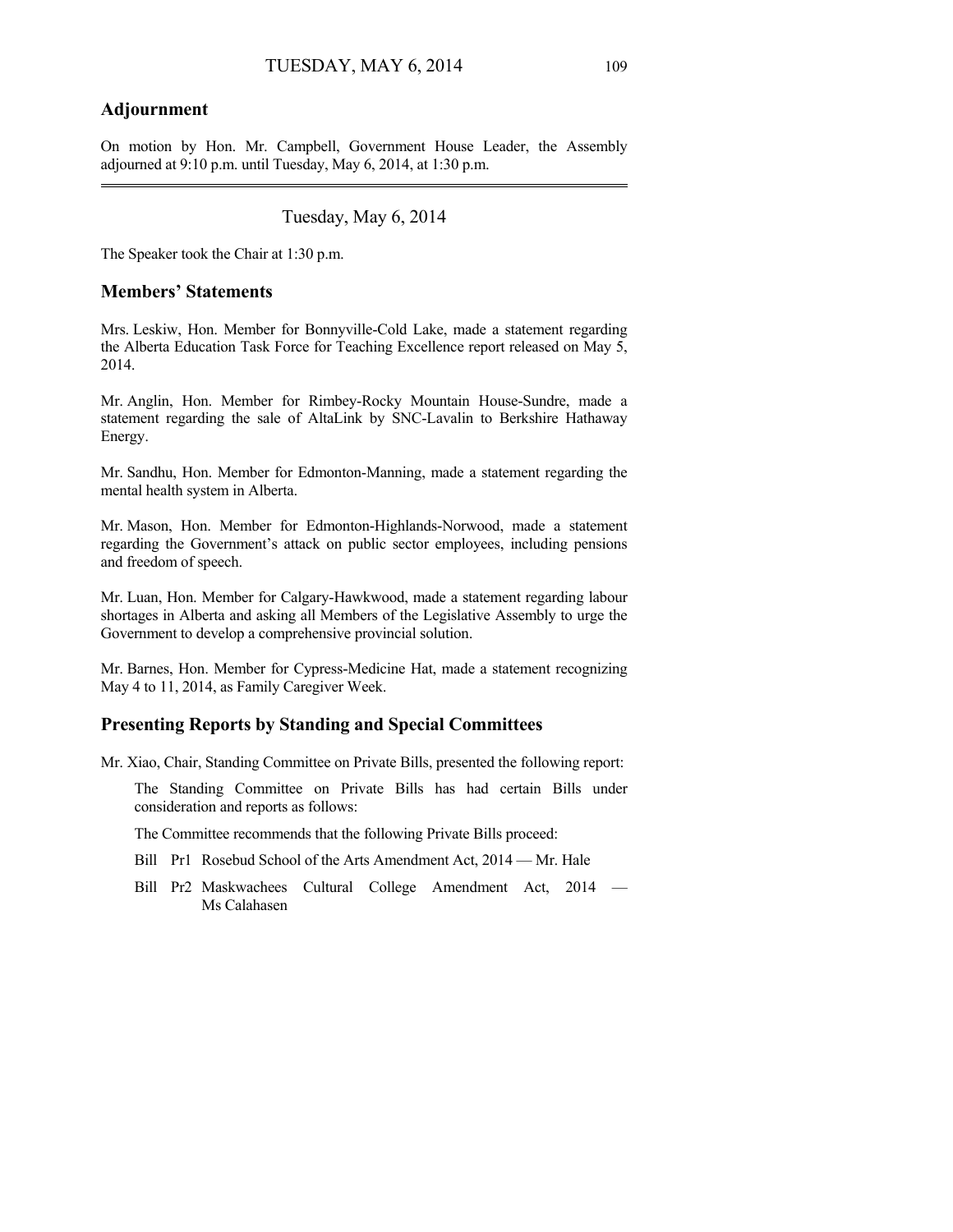## Adjournment

On motion by Hon. Mr. Campbell, Government House Leader, the Assembly adjourned at 9:10 p.m. until Tuesday, May 6, 2014, at 1:30 p.m.

---

Tuesday, May 6, 2014

The Speaker took the Chair at 1:30 p.m.

## Members' Statements

Mrs. Leskiw, Hon. Member for Bonnyville-Cold Lake, made a statement regarding the Alberta Education Task Force for Teaching Excellence report released on May 5, 2014.

Mr. Anglin, Hon. Member for Rimbey-Rocky Mountain House-Sundre, made a statement regarding the sale of AltaLink by SNC-Lavalin to Berkshire Hathaway Energy.

Mr. Sandhu, Hon. Member for Edmonton-Manning, made a statement regarding the mental health system in Alberta.

Mr. Mason, Hon. Member for Edmonton-Highlands-Norwood, made a statement regarding the Government's attack on public sector employees, including pensions and freedom of speech.

Mr. Luan, Hon. Member for Calgary-Hawkwood, made a statement regarding labour shortages in Alberta and asking all Members of the Legislative Assembly to urge the Government to develop a comprehensive provincial solution.

Mr. Barnes, Hon. Member for Cypress-Medicine Hat, made a statement recognizing May 4 to 11, 2014, as Family Caregiver Week.

## Presenting Reports by Standing and Special Committees

Mr. Xiao, Chair, Standing Committee on Private Bills, presented the following report:

> The Standing Committee on Private Bills has had certain Bills under consideration and reports as follows:
>
> The Committee recommends that the following Private Bills proceed:
>
> Bill Pr1 Rosebud School of the Arts Amendment Act, 2014 — Mr. Hale
>
> Bill Pr2 Maskwachees Cultural College Amendment Act, 2014 — Ms Calahasen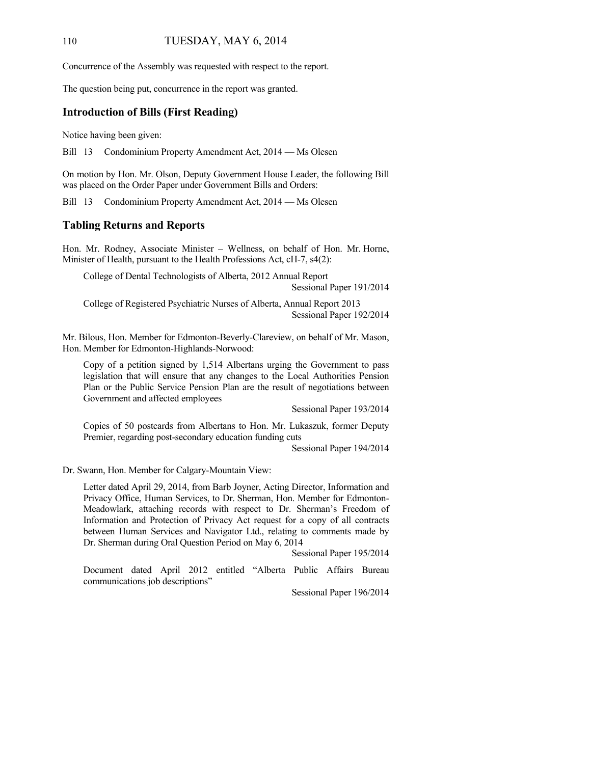Concurrence of the Assembly was requested with respect to the report.

The question being put, concurrence in the report was granted.

## Introduction of Bills (First Reading)

Notice having been given:

Bill 13 Condominium Property Amendment Act, 2014 — Ms Olesen

On motion by Hon. Mr. Olson, Deputy Government House Leader, the following Bill was placed on the Order Paper under Government Bills and Orders:

Bill 13 Condominium Property Amendment Act, 2014 — Ms Olesen

## Tabling Returns and Reports

Hon. Mr. Rodney, Associate Minister – Wellness, on behalf of Hon. Mr. Horne, Minister of Health, pursuant to the Health Professions Act, cH-7, s4(2):

College of Dental Technologists of Alberta, 2012 Annual Report
Sessional Paper 191/2014

College of Registered Psychiatric Nurses of Alberta, Annual Report 2013
Sessional Paper 192/2014

Mr. Bilous, Hon. Member for Edmonton-Beverly-Clareview, on behalf of Mr. Mason, Hon. Member for Edmonton-Highlands-Norwood:

Copy of a petition signed by 1,514 Albertans urging the Government to pass legislation that will ensure that any changes to the Local Authorities Pension Plan or the Public Service Pension Plan are the result of negotiations between Government and affected employees
Sessional Paper 193/2014

Copies of 50 postcards from Albertans to Hon. Mr. Lukaszuk, former Deputy Premier, regarding post-secondary education funding cuts
Sessional Paper 194/2014

Dr. Swann, Hon. Member for Calgary-Mountain View:

Letter dated April 29, 2014, from Barb Joyner, Acting Director, Information and Privacy Office, Human Services, to Dr. Sherman, Hon. Member for Edmonton-Meadowlark, attaching records with respect to Dr. Sherman's Freedom of Information and Protection of Privacy Act request for a copy of all contracts between Human Services and Navigator Ltd., relating to comments made by Dr. Sherman during Oral Question Period on May 6, 2014
Sessional Paper 195/2014

Document dated April 2012 entitled "Alberta Public Affairs Bureau communications job descriptions"
Sessional Paper 196/2014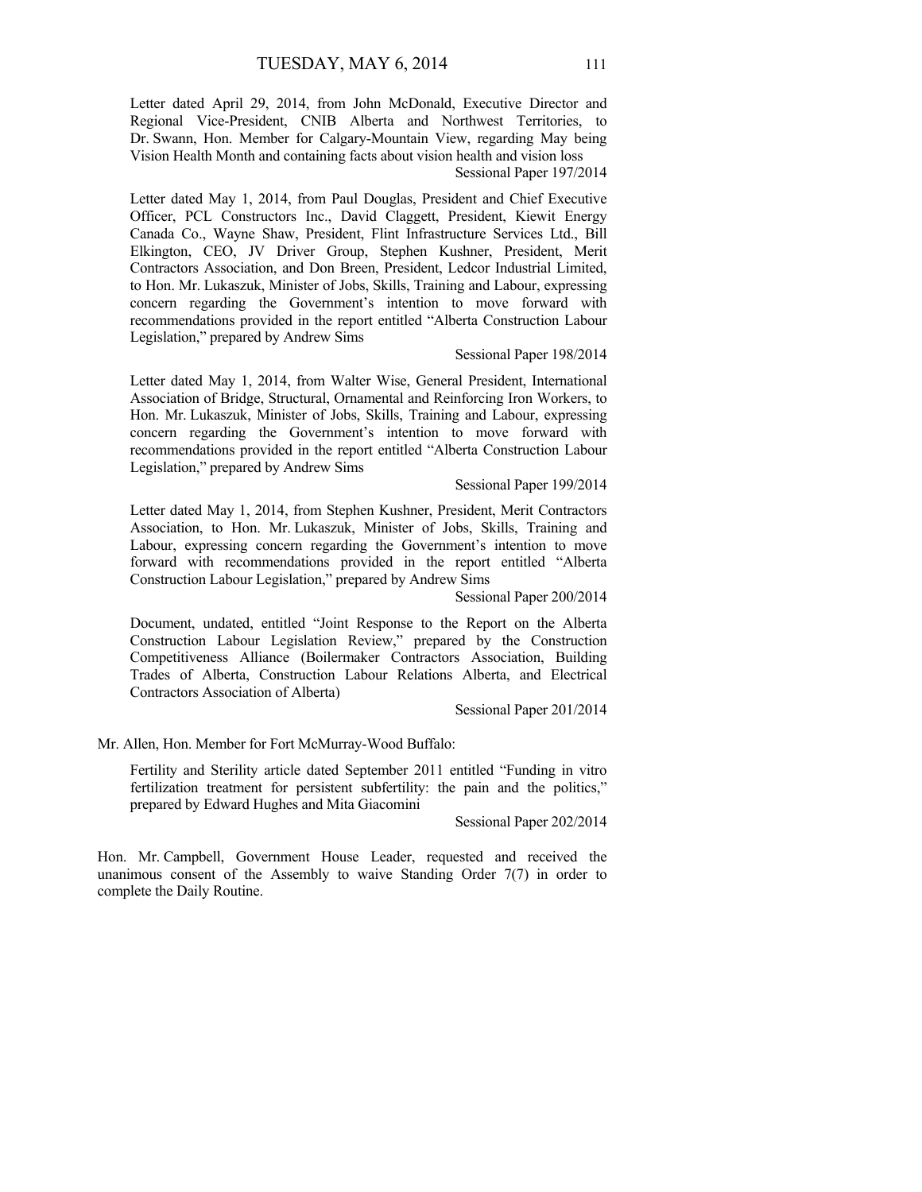Letter dated April 29, 2014, from John McDonald, Executive Director and Regional Vice-President, CNIB Alberta and Northwest Territories, to Dr. Swann, Hon. Member for Calgary-Mountain View, regarding May being Vision Health Month and containing facts about vision health and vision loss

Sessional Paper 197/2014

Letter dated May 1, 2014, from Paul Douglas, President and Chief Executive Officer, PCL Constructors Inc., David Claggett, President, Kiewit Energy Canada Co., Wayne Shaw, President, Flint Infrastructure Services Ltd., Bill Elkington, CEO, JV Driver Group, Stephen Kushner, President, Merit Contractors Association, and Don Breen, President, Ledcor Industrial Limited, to Hon. Mr. Lukaszuk, Minister of Jobs, Skills, Training and Labour, expressing concern regarding the Government's intention to move forward with recommendations provided in the report entitled "Alberta Construction Labour Legislation," prepared by Andrew Sims

Sessional Paper 198/2014

Letter dated May 1, 2014, from Walter Wise, General President, International Association of Bridge, Structural, Ornamental and Reinforcing Iron Workers, to Hon. Mr. Lukaszuk, Minister of Jobs, Skills, Training and Labour, expressing concern regarding the Government's intention to move forward with recommendations provided in the report entitled "Alberta Construction Labour Legislation," prepared by Andrew Sims

Sessional Paper 199/2014

Letter dated May 1, 2014, from Stephen Kushner, President, Merit Contractors Association, to Hon. Mr. Lukaszuk, Minister of Jobs, Skills, Training and Labour, expressing concern regarding the Government's intention to move forward with recommendations provided in the report entitled "Alberta Construction Labour Legislation," prepared by Andrew Sims

Sessional Paper 200/2014

Document, undated, entitled "Joint Response to the Report on the Alberta Construction Labour Legislation Review," prepared by the Construction Competitiveness Alliance (Boilermaker Contractors Association, Building Trades of Alberta, Construction Labour Relations Alberta, and Electrical Contractors Association of Alberta)

Sessional Paper 201/2014

Mr. Allen, Hon. Member for Fort McMurray-Wood Buffalo:

Fertility and Sterility article dated September 2011 entitled "Funding in vitro fertilization treatment for persistent subfertility: the pain and the politics," prepared by Edward Hughes and Mita Giacomini

Sessional Paper 202/2014

Hon. Mr. Campbell, Government House Leader, requested and received the unanimous consent of the Assembly to waive Standing Order 7(7) in order to complete the Daily Routine.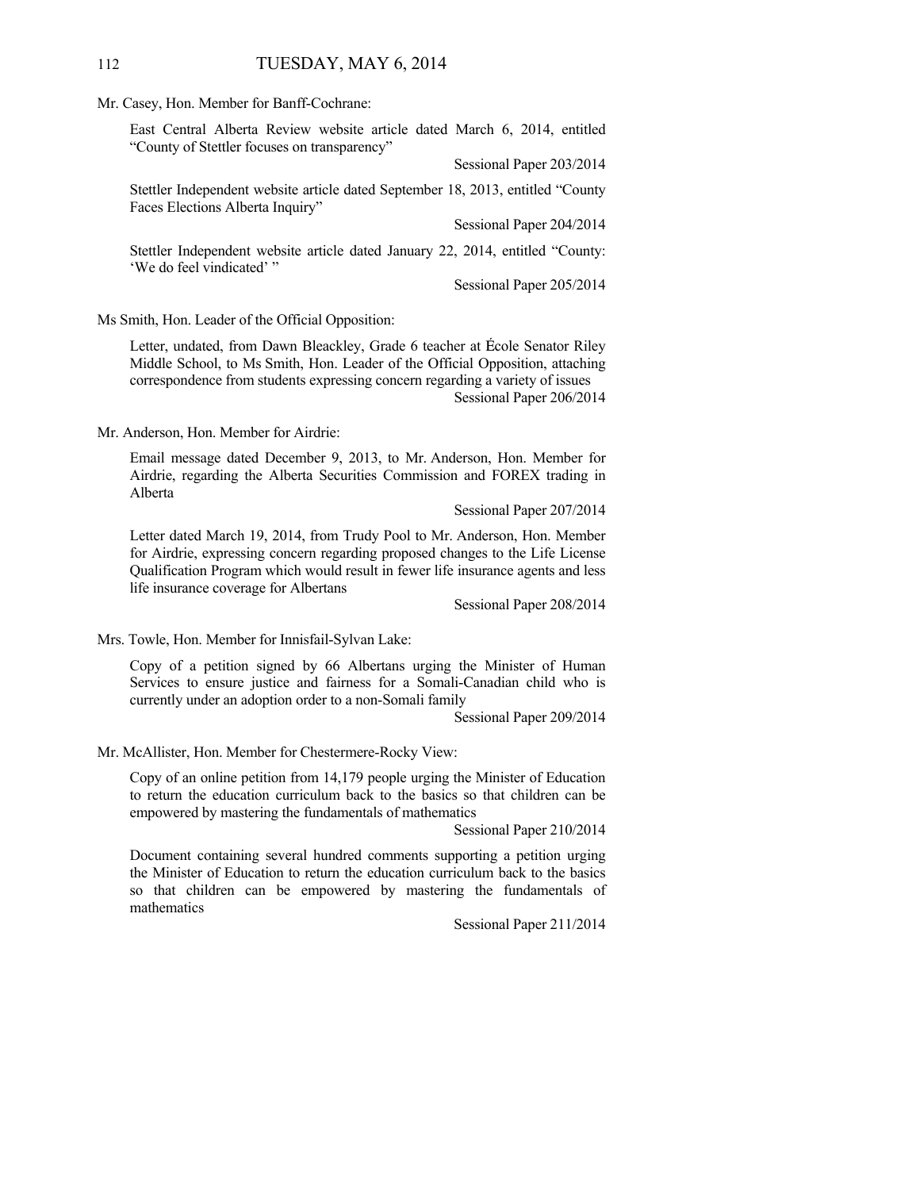Mr. Casey, Hon. Member for Banff-Cochrane:

East Central Alberta Review website article dated March 6, 2014, entitled "County of Stettler focuses on transparency"

Sessional Paper 203/2014

Stettler Independent website article dated September 18, 2013, entitled "County Faces Elections Alberta Inquiry"

Sessional Paper 204/2014

Stettler Independent website article dated January 22, 2014, entitled "County: 'We do feel vindicated' "

Sessional Paper 205/2014

Ms Smith, Hon. Leader of the Official Opposition:

Letter, undated, from Dawn Bleackley, Grade 6 teacher at École Senator Riley Middle School, to Ms Smith, Hon. Leader of the Official Opposition, attaching correspondence from students expressing concern regarding a variety of issues

Sessional Paper 206/2014

Mr. Anderson, Hon. Member for Airdrie:

Email message dated December 9, 2013, to Mr. Anderson, Hon. Member for Airdrie, regarding the Alberta Securities Commission and FOREX trading in Alberta

Sessional Paper 207/2014

Letter dated March 19, 2014, from Trudy Pool to Mr. Anderson, Hon. Member for Airdrie, expressing concern regarding proposed changes to the Life License Qualification Program which would result in fewer life insurance agents and less life insurance coverage for Albertans

Sessional Paper 208/2014

Mrs. Towle, Hon. Member for Innisfail-Sylvan Lake:

Copy of a petition signed by 66 Albertans urging the Minister of Human Services to ensure justice and fairness for a Somali-Canadian child who is currently under an adoption order to a non-Somali family

Sessional Paper 209/2014

Mr. McAllister, Hon. Member for Chestermere-Rocky View:

Copy of an online petition from 14,179 people urging the Minister of Education to return the education curriculum back to the basics so that children can be empowered by mastering the fundamentals of mathematics

Sessional Paper 210/2014

Document containing several hundred comments supporting a petition urging the Minister of Education to return the education curriculum back to the basics so that children can be empowered by mastering the fundamentals of mathematics

Sessional Paper 211/2014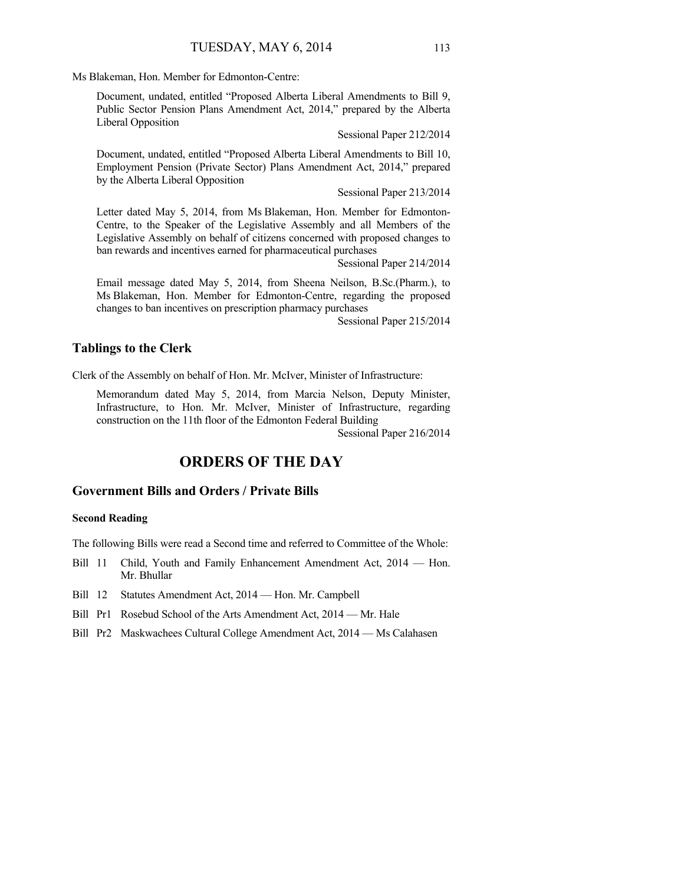Ms Blakeman, Hon. Member for Edmonton-Centre:

Document, undated, entitled "Proposed Alberta Liberal Amendments to Bill 9, Public Sector Pension Plans Amendment Act, 2014," prepared by the Alberta Liberal Opposition

Sessional Paper 212/2014

Document, undated, entitled "Proposed Alberta Liberal Amendments to Bill 10, Employment Pension (Private Sector) Plans Amendment Act, 2014," prepared by the Alberta Liberal Opposition

Sessional Paper 213/2014

Letter dated May 5, 2014, from Ms Blakeman, Hon. Member for Edmonton-Centre, to the Speaker of the Legislative Assembly and all Members of the Legislative Assembly on behalf of citizens concerned with proposed changes to ban rewards and incentives earned for pharmaceutical purchases

Sessional Paper 214/2014

Email message dated May 5, 2014, from Sheena Neilson, B.Sc.(Pharm.), to Ms Blakeman, Hon. Member for Edmonton-Centre, regarding the proposed changes to ban incentives on prescription pharmacy purchases

Sessional Paper 215/2014

## Tablings to the Clerk

Clerk of the Assembly on behalf of Hon. Mr. McIver, Minister of Infrastructure:

Memorandum dated May 5, 2014, from Marcia Nelson, Deputy Minister, Infrastructure, to Hon. Mr. McIver, Minister of Infrastructure, regarding construction on the 11th floor of the Edmonton Federal Building

Sessional Paper 216/2014

# ORDERS OF THE DAY

## Government Bills and Orders / Private Bills

### Second Reading

The following Bills were read a Second time and referred to Committee of the Whole:

- Bill 11 Child, Youth and Family Enhancement Amendment Act, 2014 — Hon. Mr. Bhullar
- Bill 12 Statutes Amendment Act, 2014 — Hon. Mr. Campbell
- Bill Pr1 Rosebud School of the Arts Amendment Act, 2014 — Mr. Hale
- Bill Pr2 Maskwachees Cultural College Amendment Act, 2014 — Ms Calahasen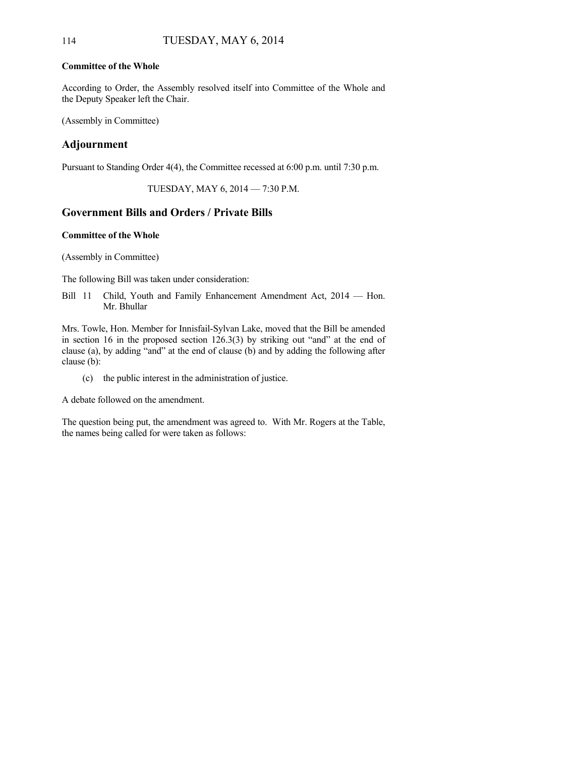**Committee of the Whole**

According to Order, the Assembly resolved itself into Committee of the Whole and the Deputy Speaker left the Chair.

(Assembly in Committee)

## Adjournment

Pursuant to Standing Order 4(4), the Committee recessed at 6:00 p.m. until 7:30 p.m.

TUESDAY, MAY 6, 2014 — 7:30 P.M.

## Government Bills and Orders / Private Bills

**Committee of the Whole**

(Assembly in Committee)

The following Bill was taken under consideration:

Bill 11 Child, Youth and Family Enhancement Amendment Act, 2014 — Hon. Mr. Bhullar

Mrs. Towle, Hon. Member for Innisfail-Sylvan Lake, moved that the Bill be amended in section 16 in the proposed section 126.3(3) by striking out "and" at the end of clause (a), by adding "and" at the end of clause (b) and by adding the following after clause (b):

(c) the public interest in the administration of justice.

A debate followed on the amendment.

The question being put, the amendment was agreed to. With Mr. Rogers at the Table, the names being called for were taken as follows: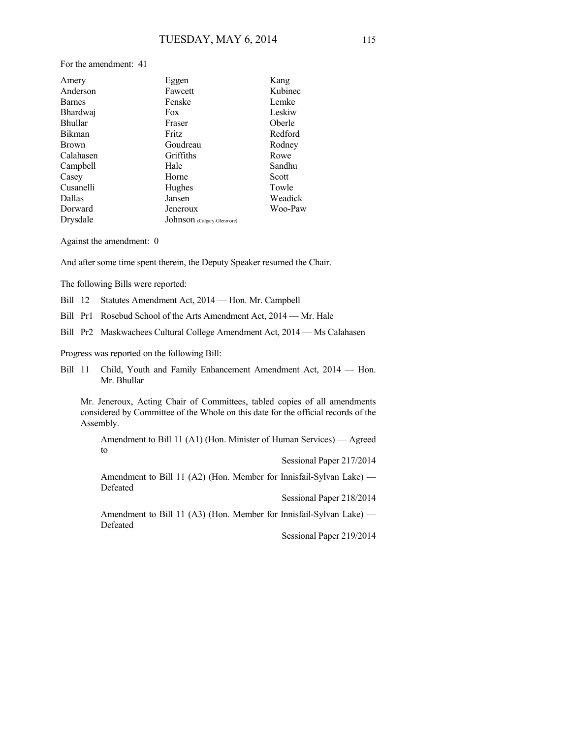For the amendment: 41

| | | |
|---|---|---|
| Amery | Eggen | Kang |
| Anderson | Fawcett | Kubinec |
| Barnes | Fenske | Lemke |
| Bhardwaj | Fox | Leskiw |
| Bhullar | Fraser | Oberle |
| Bikman | Fritz | Redford |
| Brown | Goudreau | Rodney |
| Calahasen | Griffiths | Rowe |
| Campbell | Hale | Sandhu |
| Casey | Horne | Scott |
| Cusanelli | Hughes | Towle |
| Dallas | Jansen | Weadick |
| Dorward | Jeneroux | Woo-Paw |
| Drysdale | Johnson (Calgary-Glenmore) | |

Against the amendment: 0

And after some time spent therein, the Deputy Speaker resumed the Chair.

The following Bills were reported:

Bill 12 Statutes Amendment Act, 2014 — Hon. Mr. Campbell

Bill Pr1 Rosebud School of the Arts Amendment Act, 2014 — Mr. Hale

Bill Pr2 Maskwachees Cultural College Amendment Act, 2014 — Ms Calahasen

Progress was reported on the following Bill:

Bill 11 Child, Youth and Family Enhancement Amendment Act, 2014 — Hon. Mr. Bhullar

Mr. Jeneroux, Acting Chair of Committees, tabled copies of all amendments considered by Committee of the Whole on this date for the official records of the Assembly.

Amendment to Bill 11 (A1) (Hon. Minister of Human Services) — Agreed to

Sessional Paper 217/2014

Amendment to Bill 11 (A2) (Hon. Member for Innisfail-Sylvan Lake) — Defeated

Sessional Paper 218/2014

Amendment to Bill 11 (A3) (Hon. Member for Innisfail-Sylvan Lake) — Defeated

Sessional Paper 219/2014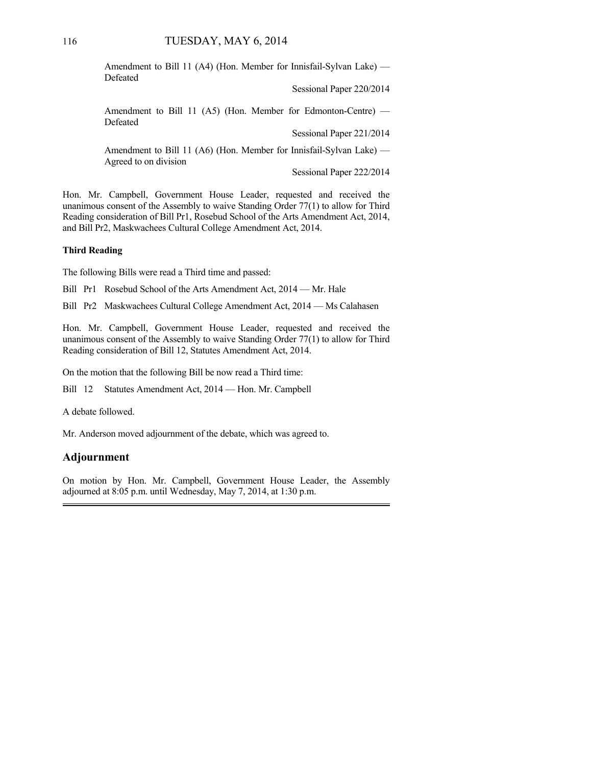Amendment to Bill 11 (A4) (Hon. Member for Innisfail-Sylvan Lake) — Defeated

Sessional Paper 220/2014

Amendment to Bill 11 (A5) (Hon. Member for Edmonton-Centre) — Defeated

Sessional Paper 221/2014

Amendment to Bill 11 (A6) (Hon. Member for Innisfail-Sylvan Lake) — Agreed to on division

Sessional Paper 222/2014

Hon. Mr. Campbell, Government House Leader, requested and received the unanimous consent of the Assembly to waive Standing Order 77(1) to allow for Third Reading consideration of Bill Pr1, Rosebud School of the Arts Amendment Act, 2014, and Bill Pr2, Maskwachees Cultural College Amendment Act, 2014.

**Third Reading**

The following Bills were read a Third time and passed:

Bill Pr1 Rosebud School of the Arts Amendment Act, 2014 — Mr. Hale

Bill Pr2 Maskwachees Cultural College Amendment Act, 2014 — Ms Calahasen

Hon. Mr. Campbell, Government House Leader, requested and received the unanimous consent of the Assembly to waive Standing Order 77(1) to allow for Third Reading consideration of Bill 12, Statutes Amendment Act, 2014.

On the motion that the following Bill be now read a Third time:

Bill 12 Statutes Amendment Act, 2014 — Hon. Mr. Campbell

A debate followed.

Mr. Anderson moved adjournment of the debate, which was agreed to.

## Adjournment

On motion by Hon. Mr. Campbell, Government House Leader, the Assembly adjourned at 8:05 p.m. until Wednesday, May 7, 2014, at 1:30 p.m.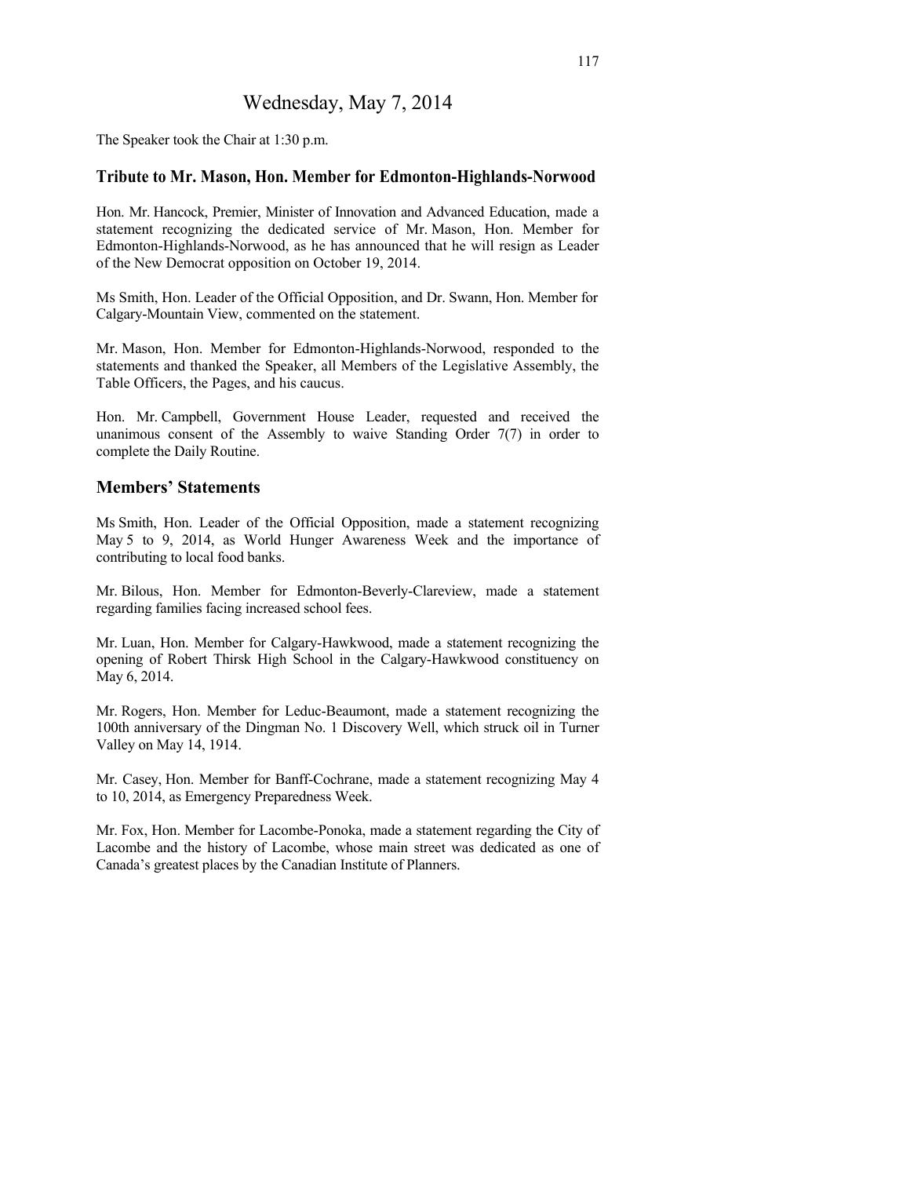# Wednesday, May 7, 2014

The Speaker took the Chair at 1:30 p.m.

## Tribute to Mr. Mason, Hon. Member for Edmonton-Highlands-Norwood

Hon. Mr. Hancock, Premier, Minister of Innovation and Advanced Education, made a statement recognizing the dedicated service of Mr. Mason, Hon. Member for Edmonton-Highlands-Norwood, as he has announced that he will resign as Leader of the New Democrat opposition on October 19, 2014.

Ms Smith, Hon. Leader of the Official Opposition, and Dr. Swann, Hon. Member for Calgary-Mountain View, commented on the statement.

Mr. Mason, Hon. Member for Edmonton-Highlands-Norwood, responded to the statements and thanked the Speaker, all Members of the Legislative Assembly, the Table Officers, the Pages, and his caucus.

Hon. Mr. Campbell, Government House Leader, requested and received the unanimous consent of the Assembly to waive Standing Order 7(7) in order to complete the Daily Routine.

## Members' Statements

Ms Smith, Hon. Leader of the Official Opposition, made a statement recognizing May 5 to 9, 2014, as World Hunger Awareness Week and the importance of contributing to local food banks.

Mr. Bilous, Hon. Member for Edmonton-Beverly-Clareview, made a statement regarding families facing increased school fees.

Mr. Luan, Hon. Member for Calgary-Hawkwood, made a statement recognizing the opening of Robert Thirsk High School in the Calgary-Hawkwood constituency on May 6, 2014.

Mr. Rogers, Hon. Member for Leduc-Beaumont, made a statement recognizing the 100th anniversary of the Dingman No. 1 Discovery Well, which struck oil in Turner Valley on May 14, 1914.

Mr. Casey, Hon. Member for Banff-Cochrane, made a statement recognizing May 4 to 10, 2014, as Emergency Preparedness Week.

Mr. Fox, Hon. Member for Lacombe-Ponoka, made a statement regarding the City of Lacombe and the history of Lacombe, whose main street was dedicated as one of Canada's greatest places by the Canadian Institute of Planners.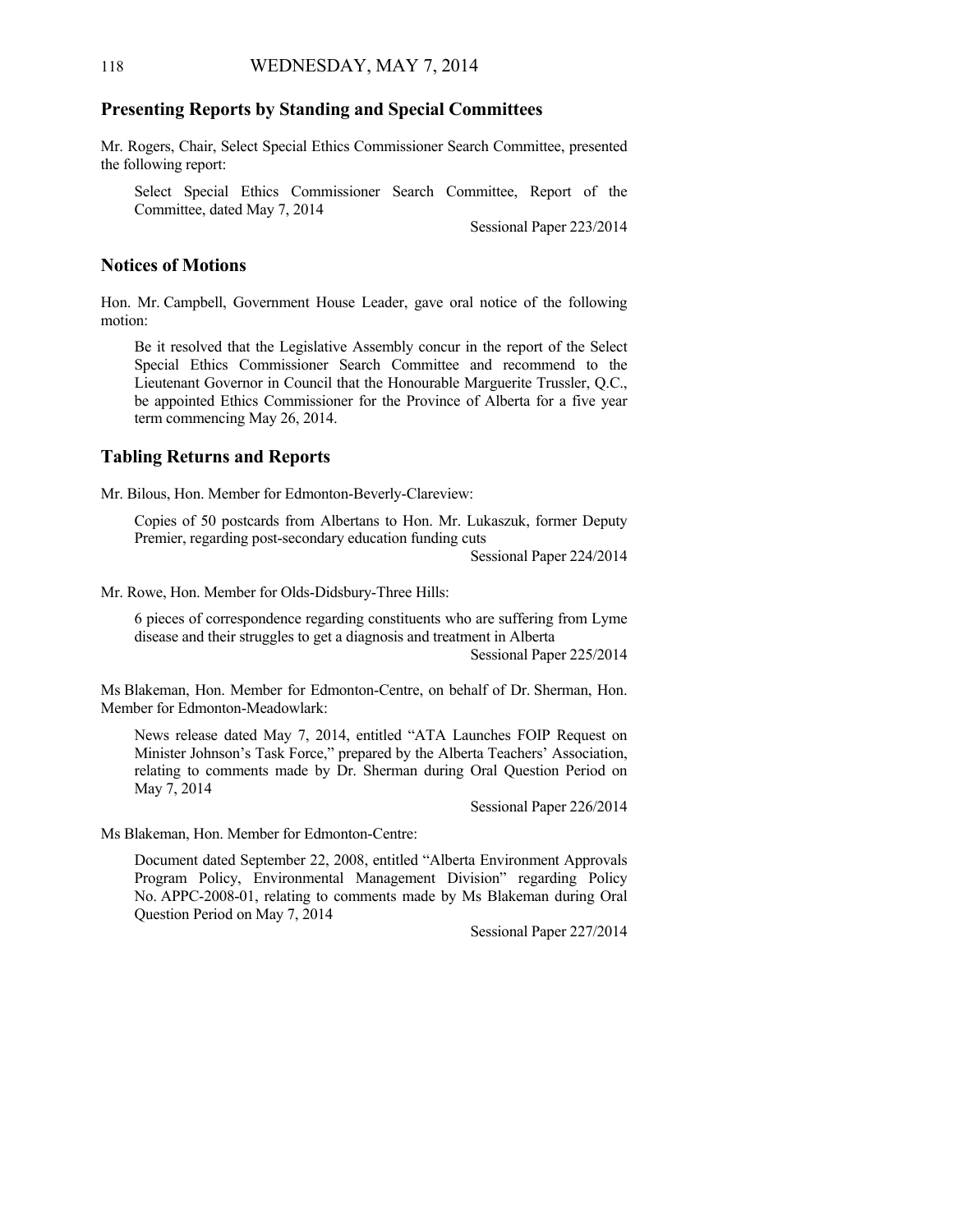## Presenting Reports by Standing and Special Committees

Mr. Rogers, Chair, Select Special Ethics Commissioner Search Committee, presented the following report:

> Select Special Ethics Commissioner Search Committee, Report of the Committee, dated May 7, 2014
>
> Sessional Paper 223/2014

## Notices of Motions

Hon. Mr. Campbell, Government House Leader, gave oral notice of the following motion:

> Be it resolved that the Legislative Assembly concur in the report of the Select Special Ethics Commissioner Search Committee and recommend to the Lieutenant Governor in Council that the Honourable Marguerite Trussler, Q.C., be appointed Ethics Commissioner for the Province of Alberta for a five year term commencing May 26, 2014.

## Tabling Returns and Reports

Mr. Bilous, Hon. Member for Edmonton-Beverly-Clareview:

> Copies of 50 postcards from Albertans to Hon. Mr. Lukaszuk, former Deputy Premier, regarding post-secondary education funding cuts
>
> Sessional Paper 224/2014

Mr. Rowe, Hon. Member for Olds-Didsbury-Three Hills:

> 6 pieces of correspondence regarding constituents who are suffering from Lyme disease and their struggles to get a diagnosis and treatment in Alberta
>
> Sessional Paper 225/2014

Ms Blakeman, Hon. Member for Edmonton-Centre, on behalf of Dr. Sherman, Hon. Member for Edmonton-Meadowlark:

> News release dated May 7, 2014, entitled "ATA Launches FOIP Request on Minister Johnson's Task Force," prepared by the Alberta Teachers' Association, relating to comments made by Dr. Sherman during Oral Question Period on May 7, 2014
>
> Sessional Paper 226/2014

Ms Blakeman, Hon. Member for Edmonton-Centre:

> Document dated September 22, 2008, entitled "Alberta Environment Approvals Program Policy, Environmental Management Division" regarding Policy No. APPC-2008-01, relating to comments made by Ms Blakeman during Oral Question Period on May 7, 2014
>
> Sessional Paper 227/2014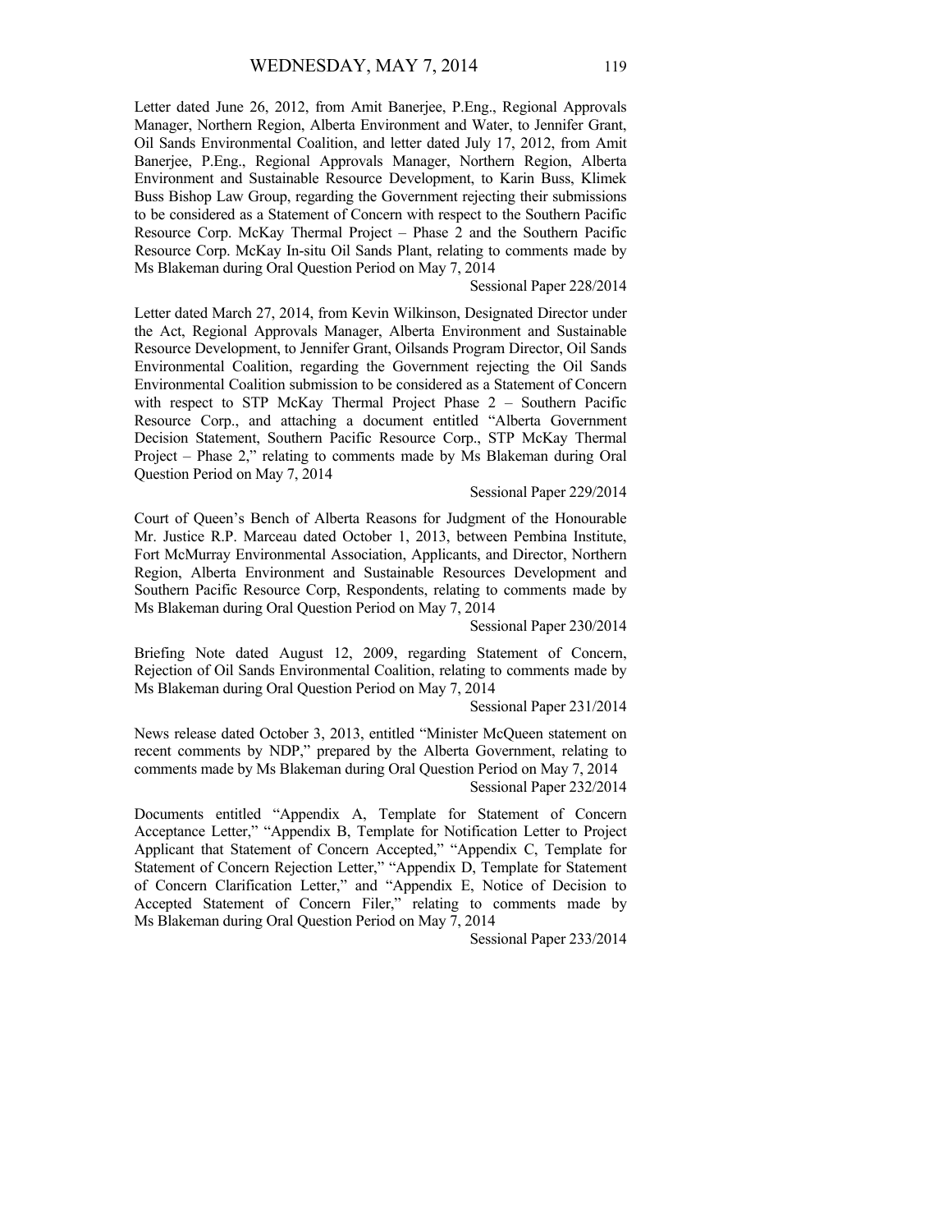Letter dated June 26, 2012, from Amit Banerjee, P.Eng., Regional Approvals Manager, Northern Region, Alberta Environment and Water, to Jennifer Grant, Oil Sands Environmental Coalition, and letter dated July 17, 2012, from Amit Banerjee, P.Eng., Regional Approvals Manager, Northern Region, Alberta Environment and Sustainable Resource Development, to Karin Buss, Klimek Buss Bishop Law Group, regarding the Government rejecting their submissions to be considered as a Statement of Concern with respect to the Southern Pacific Resource Corp. McKay Thermal Project – Phase 2 and the Southern Pacific Resource Corp. McKay In-situ Oil Sands Plant, relating to comments made by Ms Blakeman during Oral Question Period on May 7, 2014

Sessional Paper 228/2014

Letter dated March 27, 2014, from Kevin Wilkinson, Designated Director under the Act, Regional Approvals Manager, Alberta Environment and Sustainable Resource Development, to Jennifer Grant, Oilsands Program Director, Oil Sands Environmental Coalition, regarding the Government rejecting the Oil Sands Environmental Coalition submission to be considered as a Statement of Concern with respect to STP McKay Thermal Project Phase 2 – Southern Pacific Resource Corp., and attaching a document entitled "Alberta Government Decision Statement, Southern Pacific Resource Corp., STP McKay Thermal Project – Phase 2," relating to comments made by Ms Blakeman during Oral Question Period on May 7, 2014

Sessional Paper 229/2014

Court of Queen's Bench of Alberta Reasons for Judgment of the Honourable Mr. Justice R.P. Marceau dated October 1, 2013, between Pembina Institute, Fort McMurray Environmental Association, Applicants, and Director, Northern Region, Alberta Environment and Sustainable Resources Development and Southern Pacific Resource Corp, Respondents, relating to comments made by Ms Blakeman during Oral Question Period on May 7, 2014

Sessional Paper 230/2014

Briefing Note dated August 12, 2009, regarding Statement of Concern, Rejection of Oil Sands Environmental Coalition, relating to comments made by Ms Blakeman during Oral Question Period on May 7, 2014

Sessional Paper 231/2014

News release dated October 3, 2013, entitled "Minister McQueen statement on recent comments by NDP," prepared by the Alberta Government, relating to comments made by Ms Blakeman during Oral Question Period on May 7, 2014

Sessional Paper 232/2014

Documents entitled "Appendix A, Template for Statement of Concern Acceptance Letter," "Appendix B, Template for Notification Letter to Project Applicant that Statement of Concern Accepted," "Appendix C, Template for Statement of Concern Rejection Letter," "Appendix D, Template for Statement of Concern Clarification Letter," and "Appendix E, Notice of Decision to Accepted Statement of Concern Filer," relating to comments made by Ms Blakeman during Oral Question Period on May 7, 2014

Sessional Paper 233/2014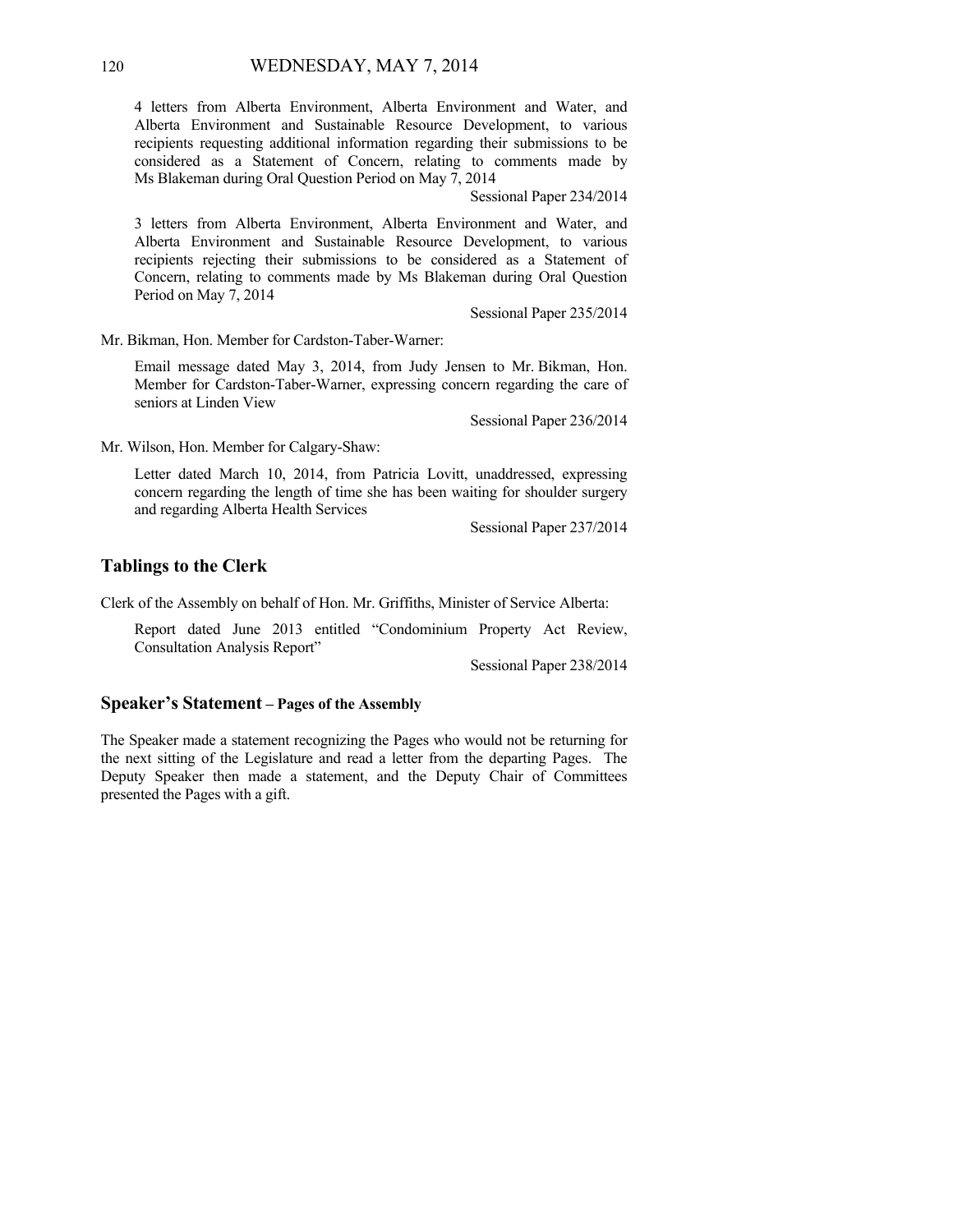4 letters from Alberta Environment, Alberta Environment and Water, and Alberta Environment and Sustainable Resource Development, to various recipients requesting additional information regarding their submissions to be considered as a Statement of Concern, relating to comments made by Ms Blakeman during Oral Question Period on May 7, 2014

Sessional Paper 234/2014

3 letters from Alberta Environment, Alberta Environment and Water, and Alberta Environment and Sustainable Resource Development, to various recipients rejecting their submissions to be considered as a Statement of Concern, relating to comments made by Ms Blakeman during Oral Question Period on May 7, 2014

Sessional Paper 235/2014

Mr. Bikman, Hon. Member for Cardston-Taber-Warner:

Email message dated May 3, 2014, from Judy Jensen to Mr. Bikman, Hon. Member for Cardston-Taber-Warner, expressing concern regarding the care of seniors at Linden View

Sessional Paper 236/2014

Mr. Wilson, Hon. Member for Calgary-Shaw:

Letter dated March 10, 2014, from Patricia Lovitt, unaddressed, expressing concern regarding the length of time she has been waiting for shoulder surgery and regarding Alberta Health Services

Sessional Paper 237/2014

## Tablings to the Clerk

Clerk of the Assembly on behalf of Hon. Mr. Griffiths, Minister of Service Alberta:

Report dated June 2013 entitled "Condominium Property Act Review, Consultation Analysis Report"

Sessional Paper 238/2014

## Speaker's Statement – Pages of the Assembly

The Speaker made a statement recognizing the Pages who would not be returning for the next sitting of the Legislature and read a letter from the departing Pages. The Deputy Speaker then made a statement, and the Deputy Chair of Committees presented the Pages with a gift.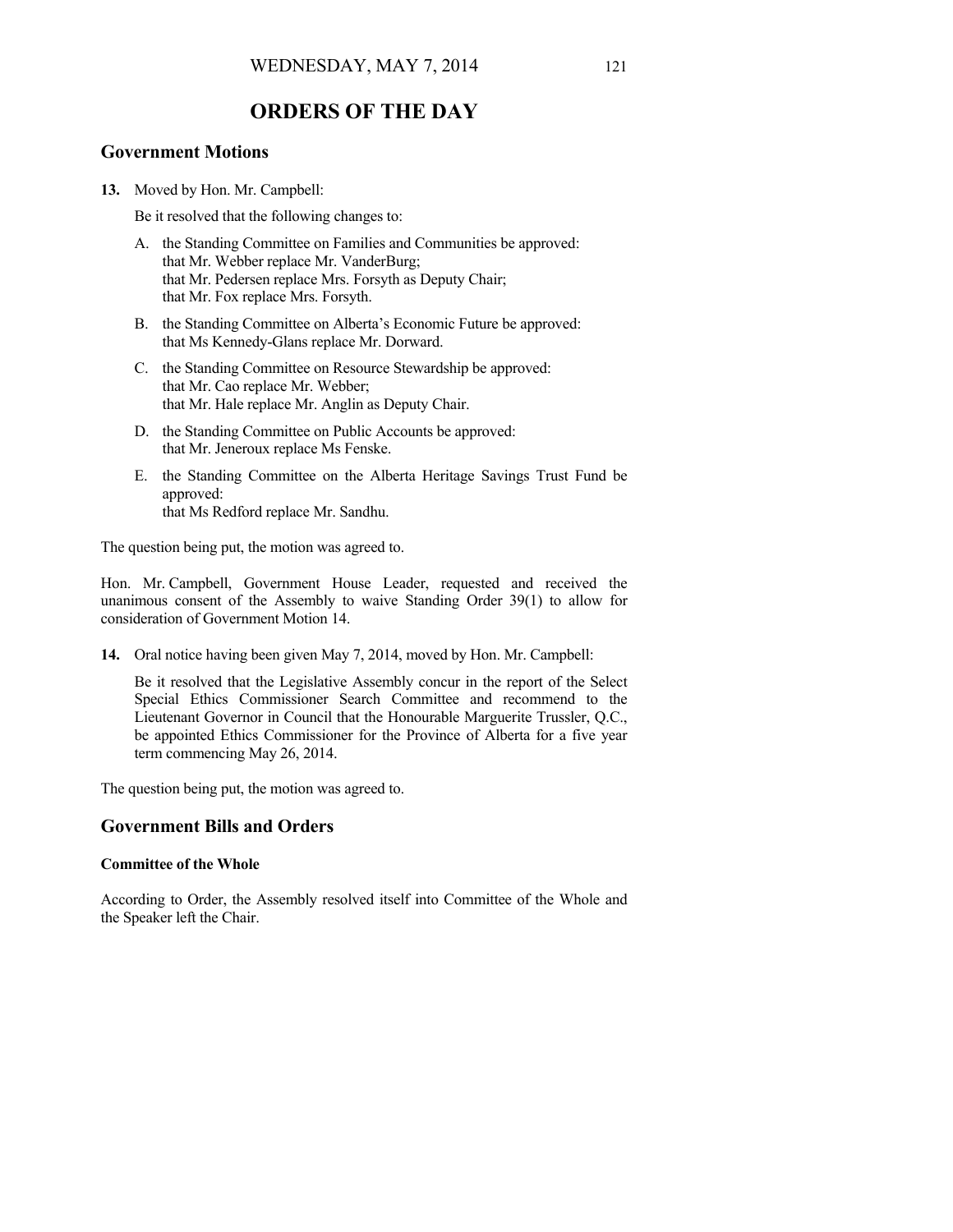# ORDERS OF THE DAY

## Government Motions

**13.** Moved by Hon. Mr. Campbell:

Be it resolved that the following changes to:

A. the Standing Committee on Families and Communities be approved:
that Mr. Webber replace Mr. VanderBurg;
that Mr. Pedersen replace Mrs. Forsyth as Deputy Chair;
that Mr. Fox replace Mrs. Forsyth.

B. the Standing Committee on Alberta's Economic Future be approved:
that Ms Kennedy-Glans replace Mr. Dorward.

C. the Standing Committee on Resource Stewardship be approved:
that Mr. Cao replace Mr. Webber;
that Mr. Hale replace Mr. Anglin as Deputy Chair.

D. the Standing Committee on Public Accounts be approved:
that Mr. Jeneroux replace Ms Fenske.

E. the Standing Committee on the Alberta Heritage Savings Trust Fund be approved:
that Ms Redford replace Mr. Sandhu.

The question being put, the motion was agreed to.

Hon. Mr. Campbell, Government House Leader, requested and received the unanimous consent of the Assembly to waive Standing Order 39(1) to allow for consideration of Government Motion 14.

**14.** Oral notice having been given May 7, 2014, moved by Hon. Mr. Campbell:

Be it resolved that the Legislative Assembly concur in the report of the Select Special Ethics Commissioner Search Committee and recommend to the Lieutenant Governor in Council that the Honourable Marguerite Trussler, Q.C., be appointed Ethics Commissioner for the Province of Alberta for a five year term commencing May 26, 2014.

The question being put, the motion was agreed to.

## Government Bills and Orders

### Committee of the Whole

According to Order, the Assembly resolved itself into Committee of the Whole and the Speaker left the Chair.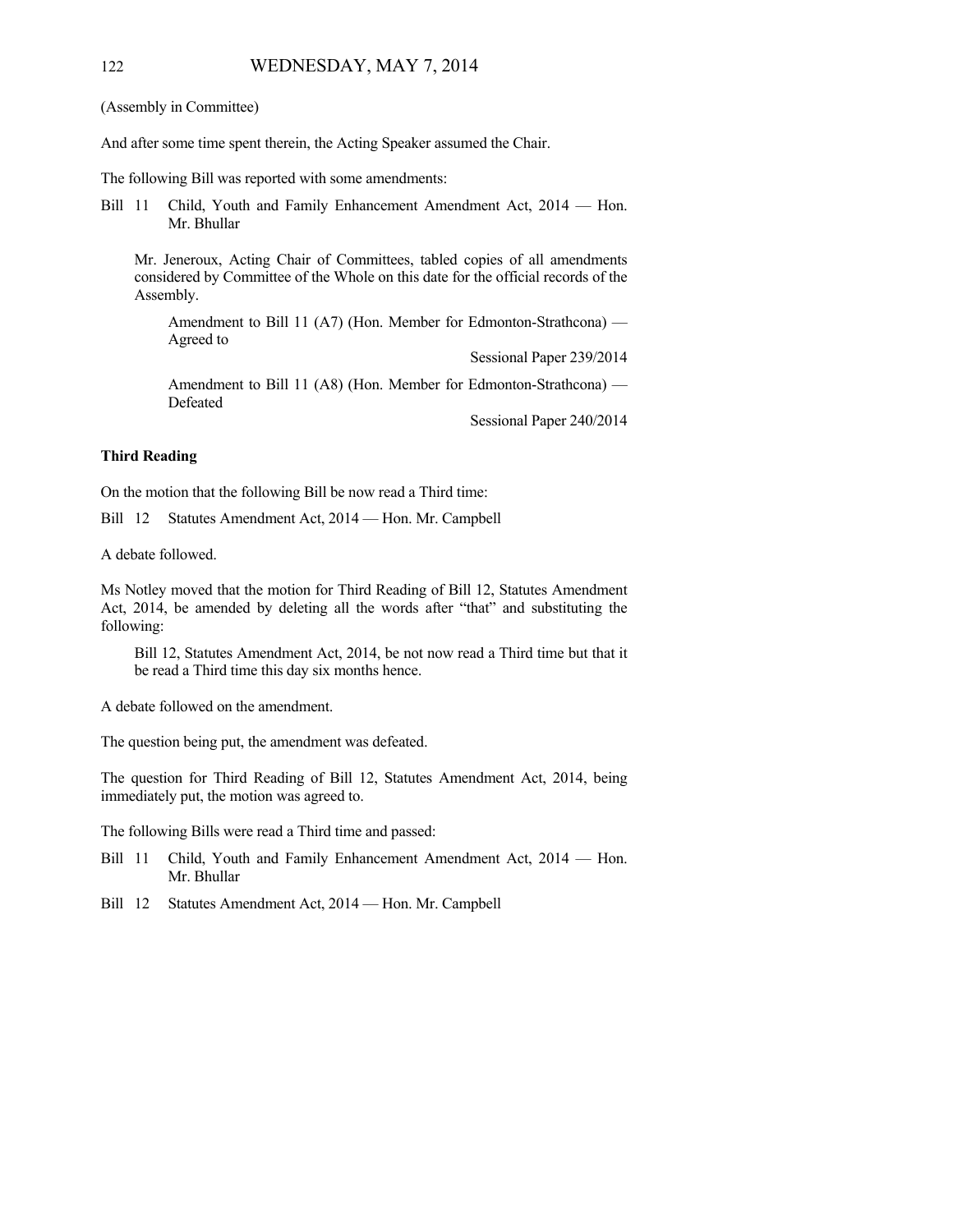(Assembly in Committee)

And after some time spent therein, the Acting Speaker assumed the Chair.

The following Bill was reported with some amendments:

Bill 11 Child, Youth and Family Enhancement Amendment Act, 2014 — Hon. Mr. Bhullar

Mr. Jeneroux, Acting Chair of Committees, tabled copies of all amendments considered by Committee of the Whole on this date for the official records of the Assembly.

Amendment to Bill 11 (A7) (Hon. Member for Edmonton-Strathcona) — Agreed to

Sessional Paper 239/2014

Amendment to Bill 11 (A8) (Hon. Member for Edmonton-Strathcona) — Defeated

Sessional Paper 240/2014

**Third Reading**

On the motion that the following Bill be now read a Third time:

Bill 12 Statutes Amendment Act, 2014 — Hon. Mr. Campbell

A debate followed.

Ms Notley moved that the motion for Third Reading of Bill 12, Statutes Amendment Act, 2014, be amended by deleting all the words after "that" and substituting the following:

Bill 12, Statutes Amendment Act, 2014, be not now read a Third time but that it be read a Third time this day six months hence.

A debate followed on the amendment.

The question being put, the amendment was defeated.

The question for Third Reading of Bill 12, Statutes Amendment Act, 2014, being immediately put, the motion was agreed to.

The following Bills were read a Third time and passed:

Bill 11 Child, Youth and Family Enhancement Amendment Act, 2014 — Hon. Mr. Bhullar

Bill 12 Statutes Amendment Act, 2014 — Hon. Mr. Campbell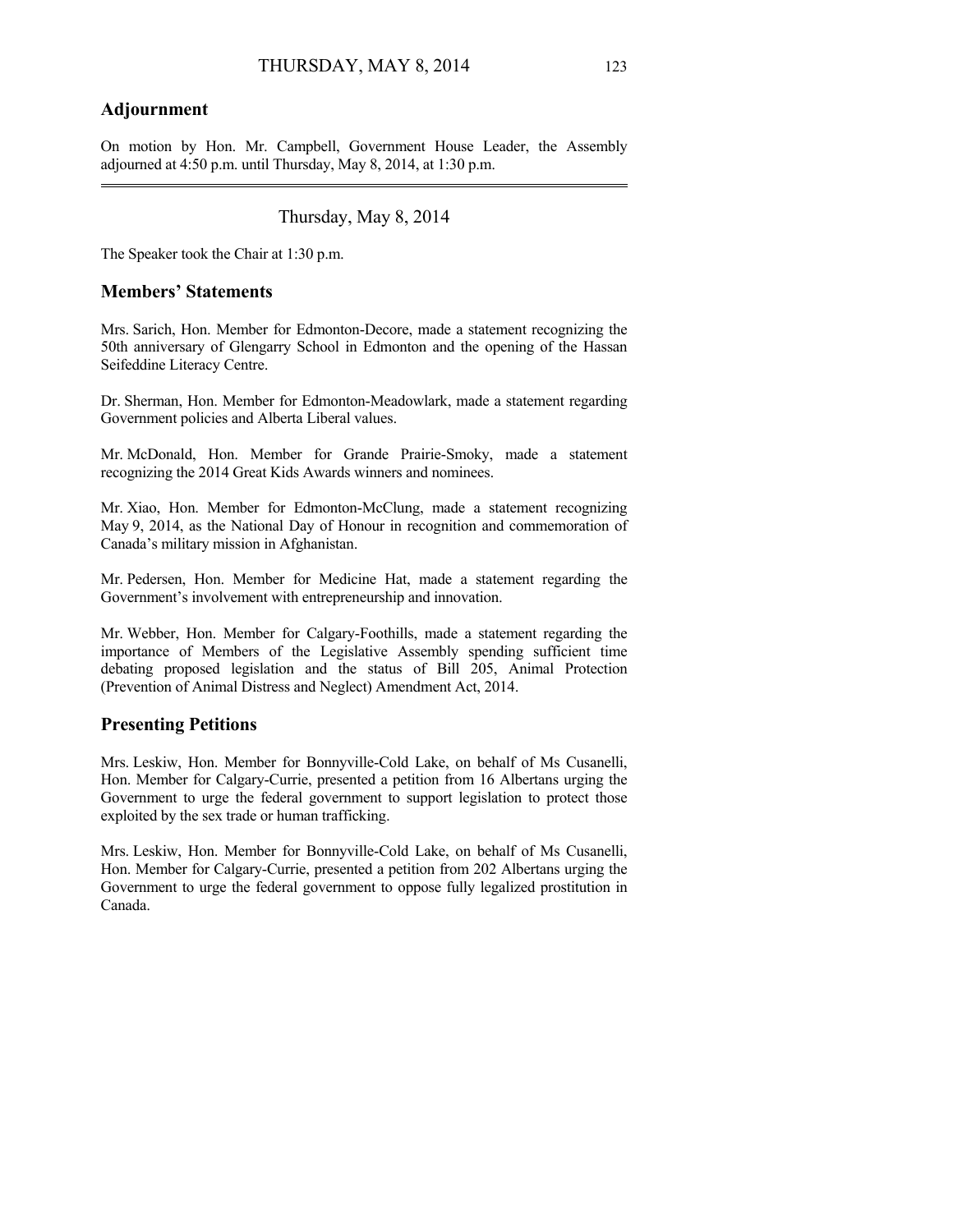## Adjournment

On motion by Hon. Mr. Campbell, Government House Leader, the Assembly adjourned at 4:50 p.m. until Thursday, May 8, 2014, at 1:30 p.m.

---

Thursday, May 8, 2014

The Speaker took the Chair at 1:30 p.m.

## Members' Statements

Mrs. Sarich, Hon. Member for Edmonton-Decore, made a statement recognizing the 50th anniversary of Glengarry School in Edmonton and the opening of the Hassan Seifeddine Literacy Centre.

Dr. Sherman, Hon. Member for Edmonton-Meadowlark, made a statement regarding Government policies and Alberta Liberal values.

Mr. McDonald, Hon. Member for Grande Prairie-Smoky, made a statement recognizing the 2014 Great Kids Awards winners and nominees.

Mr. Xiao, Hon. Member for Edmonton-McClung, made a statement recognizing May 9, 2014, as the National Day of Honour in recognition and commemoration of Canada's military mission in Afghanistan.

Mr. Pedersen, Hon. Member for Medicine Hat, made a statement regarding the Government's involvement with entrepreneurship and innovation.

Mr. Webber, Hon. Member for Calgary-Foothills, made a statement regarding the importance of Members of the Legislative Assembly spending sufficient time debating proposed legislation and the status of Bill 205, Animal Protection (Prevention of Animal Distress and Neglect) Amendment Act, 2014.

## Presenting Petitions

Mrs. Leskiw, Hon. Member for Bonnyville-Cold Lake, on behalf of Ms Cusanelli, Hon. Member for Calgary-Currie, presented a petition from 16 Albertans urging the Government to urge the federal government to support legislation to protect those exploited by the sex trade or human trafficking.

Mrs. Leskiw, Hon. Member for Bonnyville-Cold Lake, on behalf of Ms Cusanelli, Hon. Member for Calgary-Currie, presented a petition from 202 Albertans urging the Government to urge the federal government to oppose fully legalized prostitution in Canada.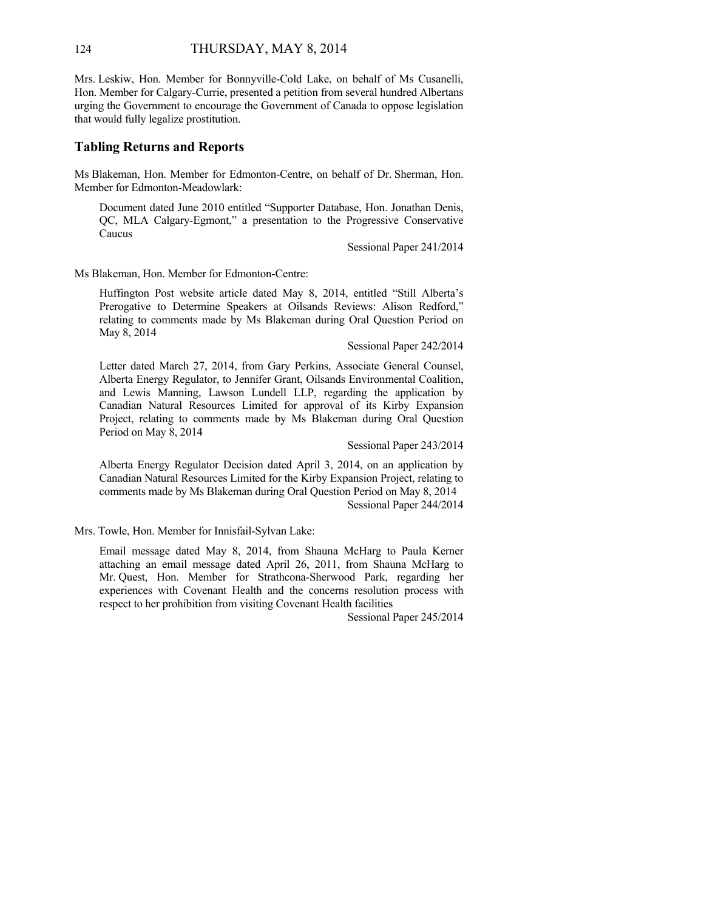Mrs. Leskiw, Hon. Member for Bonnyville-Cold Lake, on behalf of Ms Cusanelli, Hon. Member for Calgary-Currie, presented a petition from several hundred Albertans urging the Government to encourage the Government of Canada to oppose legislation that would fully legalize prostitution.

## Tabling Returns and Reports

Ms Blakeman, Hon. Member for Edmonton-Centre, on behalf of Dr. Sherman, Hon. Member for Edmonton-Meadowlark:

> Document dated June 2010 entitled "Supporter Database, Hon. Jonathan Denis, QC, MLA Calgary-Egmont," a presentation to the Progressive Conservative Caucus
>
> Sessional Paper 241/2014

Ms Blakeman, Hon. Member for Edmonton-Centre:

> Huffington Post website article dated May 8, 2014, entitled "Still Alberta's Prerogative to Determine Speakers at Oilsands Reviews: Alison Redford," relating to comments made by Ms Blakeman during Oral Question Period on May 8, 2014
>
> Sessional Paper 242/2014
>
> Letter dated March 27, 2014, from Gary Perkins, Associate General Counsel, Alberta Energy Regulator, to Jennifer Grant, Oilsands Environmental Coalition, and Lewis Manning, Lawson Lundell LLP, regarding the application by Canadian Natural Resources Limited for approval of its Kirby Expansion Project, relating to comments made by Ms Blakeman during Oral Question Period on May 8, 2014
>
> Sessional Paper 243/2014
>
> Alberta Energy Regulator Decision dated April 3, 2014, on an application by Canadian Natural Resources Limited for the Kirby Expansion Project, relating to comments made by Ms Blakeman during Oral Question Period on May 8, 2014
>
> Sessional Paper 244/2014

Mrs. Towle, Hon. Member for Innisfail-Sylvan Lake:

> Email message dated May 8, 2014, from Shauna McHarg to Paula Kerner attaching an email message dated April 26, 2011, from Shauna McHarg to Mr. Quest, Hon. Member for Strathcona-Sherwood Park, regarding her experiences with Covenant Health and the concerns resolution process with respect to her prohibition from visiting Covenant Health facilities
>
> Sessional Paper 245/2014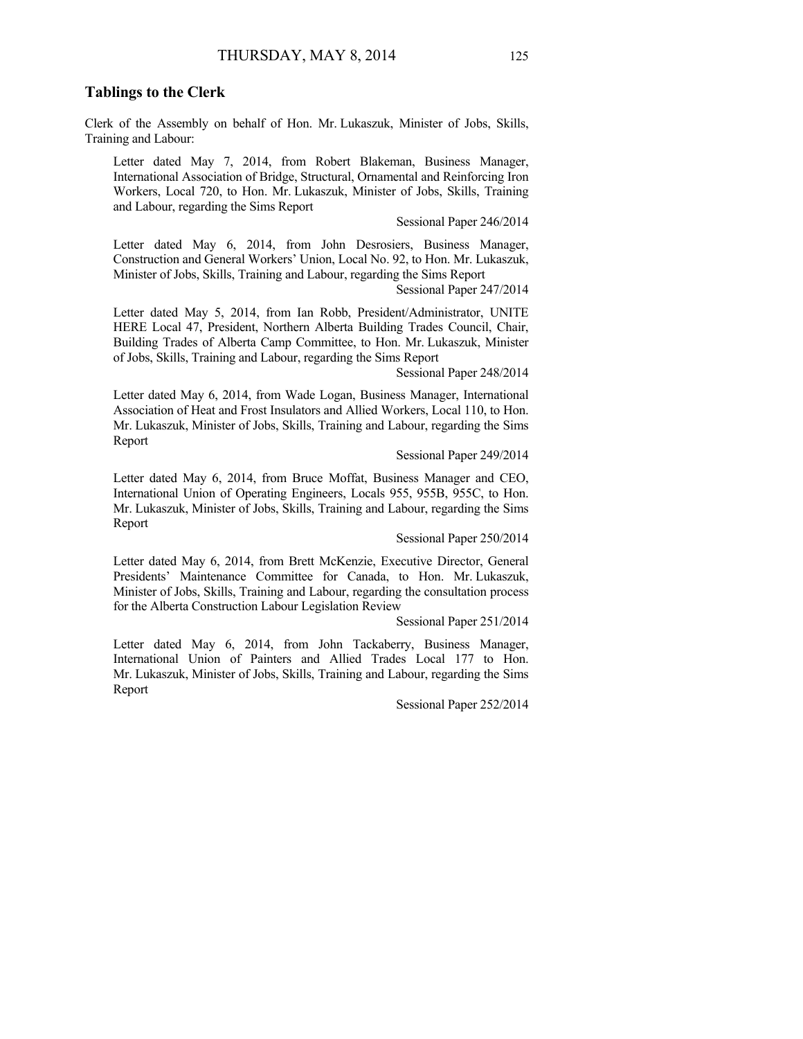## Tablings to the Clerk

Clerk of the Assembly on behalf of Hon. Mr. Lukaszuk, Minister of Jobs, Skills, Training and Labour:

Letter dated May 7, 2014, from Robert Blakeman, Business Manager, International Association of Bridge, Structural, Ornamental and Reinforcing Iron Workers, Local 720, to Hon. Mr. Lukaszuk, Minister of Jobs, Skills, Training and Labour, regarding the Sims Report

Sessional Paper 246/2014

Letter dated May 6, 2014, from John Desrosiers, Business Manager, Construction and General Workers' Union, Local No. 92, to Hon. Mr. Lukaszuk, Minister of Jobs, Skills, Training and Labour, regarding the Sims Report

Sessional Paper 247/2014

Letter dated May 5, 2014, from Ian Robb, President/Administrator, UNITE HERE Local 47, President, Northern Alberta Building Trades Council, Chair, Building Trades of Alberta Camp Committee, to Hon. Mr. Lukaszuk, Minister of Jobs, Skills, Training and Labour, regarding the Sims Report

Sessional Paper 248/2014

Letter dated May 6, 2014, from Wade Logan, Business Manager, International Association of Heat and Frost Insulators and Allied Workers, Local 110, to Hon. Mr. Lukaszuk, Minister of Jobs, Skills, Training and Labour, regarding the Sims Report

Sessional Paper 249/2014

Letter dated May 6, 2014, from Bruce Moffat, Business Manager and CEO, International Union of Operating Engineers, Locals 955, 955B, 955C, to Hon. Mr. Lukaszuk, Minister of Jobs, Skills, Training and Labour, regarding the Sims Report

Sessional Paper 250/2014

Letter dated May 6, 2014, from Brett McKenzie, Executive Director, General Presidents' Maintenance Committee for Canada, to Hon. Mr. Lukaszuk, Minister of Jobs, Skills, Training and Labour, regarding the consultation process for the Alberta Construction Labour Legislation Review

Sessional Paper 251/2014

Letter dated May 6, 2014, from John Tackaberry, Business Manager, International Union of Painters and Allied Trades Local 177 to Hon. Mr. Lukaszuk, Minister of Jobs, Skills, Training and Labour, regarding the Sims Report

Sessional Paper 252/2014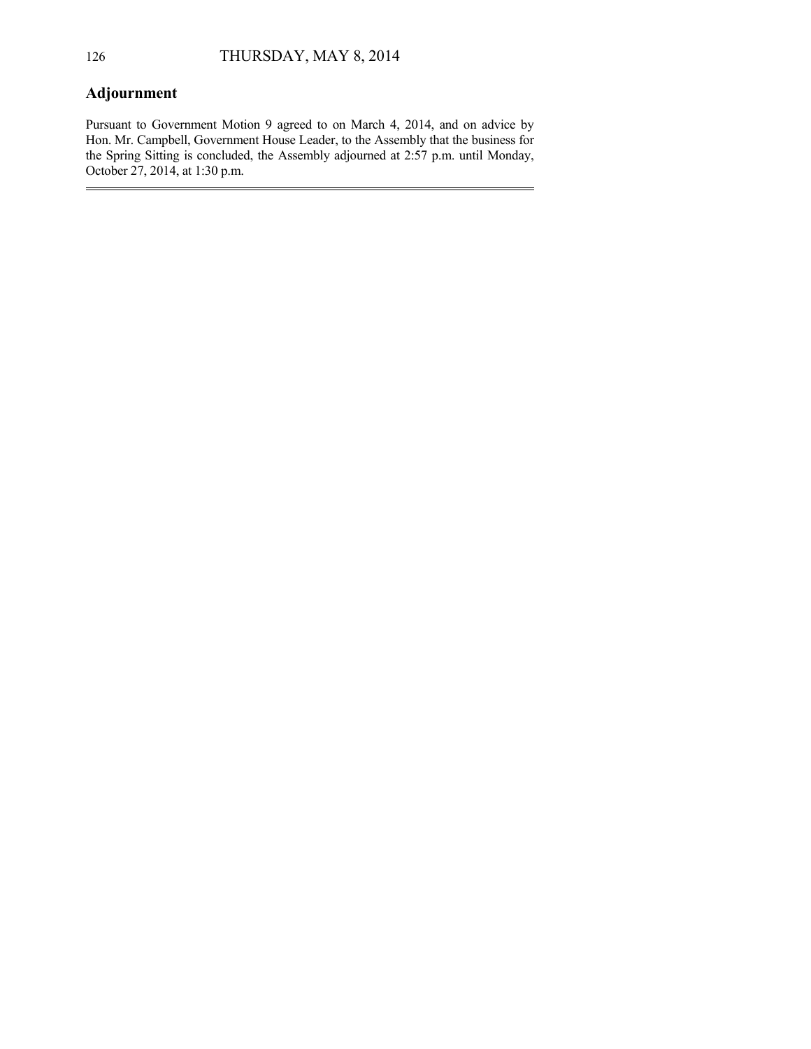## Adjournment

Pursuant to Government Motion 9 agreed to on March 4, 2014, and on advice by Hon. Mr. Campbell, Government House Leader, to the Assembly that the business for the Spring Sitting is concluded, the Assembly adjourned at 2:57 p.m. until Monday, October 27, 2014, at 1:30 p.m.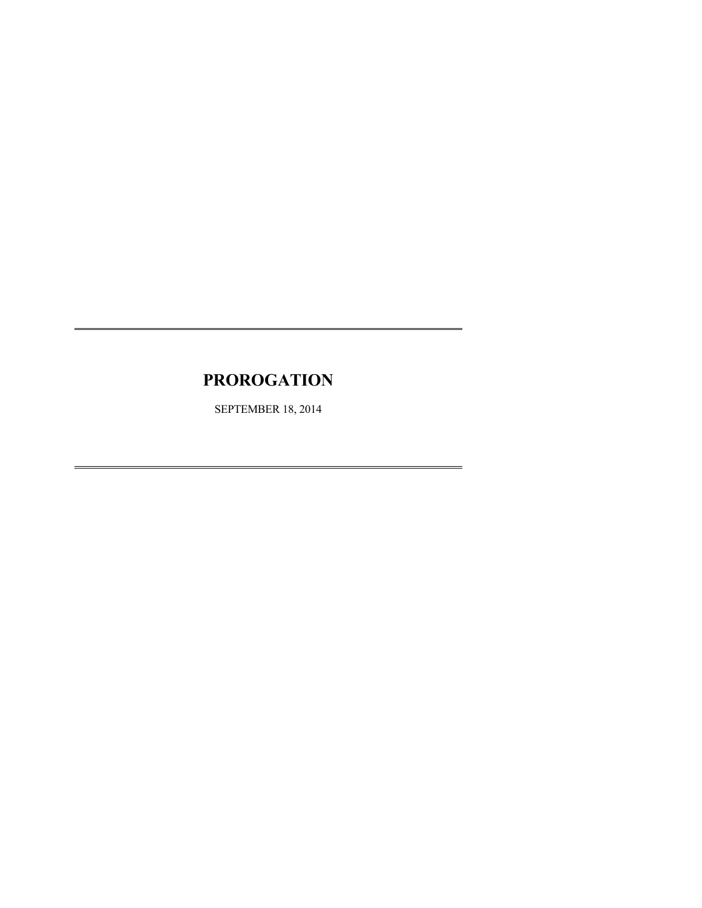# PROROGATION

SEPTEMBER 18, 2014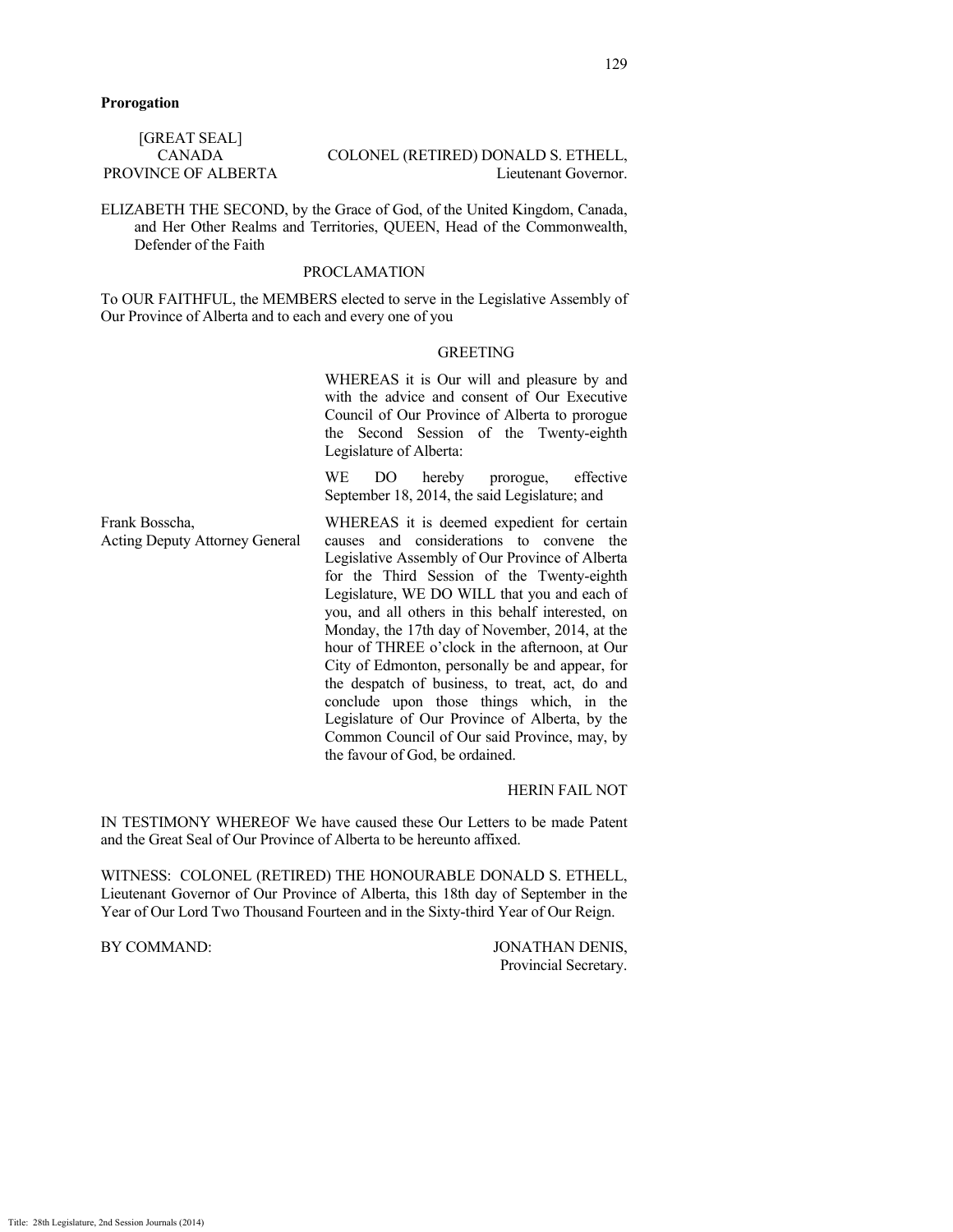**Prorogation**

[GREAT SEAL]
CANADA
PROVINCE OF ALBERTA

COLONEL (RETIRED) DONALD S. ETHELL,
Lieutenant Governor.

ELIZABETH THE SECOND, by the Grace of God, of the United Kingdom, Canada, and Her Other Realms and Territories, QUEEN, Head of the Commonwealth, Defender of the Faith

PROCLAMATION

To OUR FAITHFUL, the MEMBERS elected to serve in the Legislative Assembly of Our Province of Alberta and to each and every one of you

GREETING

WHEREAS it is Our will and pleasure by and with the advice and consent of Our Executive Council of Our Province of Alberta to prorogue the Second Session of the Twenty-eighth Legislature of Alberta:

WE DO hereby prorogue, effective September 18, 2014, the said Legislature; and

Frank Bosscha,
Acting Deputy Attorney General

WHEREAS it is deemed expedient for certain causes and considerations to convene the Legislative Assembly of Our Province of Alberta for the Third Session of the Twenty-eighth Legislature, WE DO WILL that you and each of you, and all others in this behalf interested, on Monday, the 17th day of November, 2014, at the hour of THREE o'clock in the afternoon, at Our City of Edmonton, personally be and appear, for the despatch of business, to treat, act, do and conclude upon those things which, in the Legislature of Our Province of Alberta, by the Common Council of Our said Province, may, by the favour of God, be ordained.

HERIN FAIL NOT

IN TESTIMONY WHEREOF We have caused these Our Letters to be made Patent and the Great Seal of Our Province of Alberta to be hereunto affixed.

WITNESS: COLONEL (RETIRED) THE HONOURABLE DONALD S. ETHELL, Lieutenant Governor of Our Province of Alberta, this 18th day of September in the Year of Our Lord Two Thousand Fourteen and in the Sixty-third Year of Our Reign.

BY COMMAND:

JONATHAN DENIS,
Provincial Secretary.